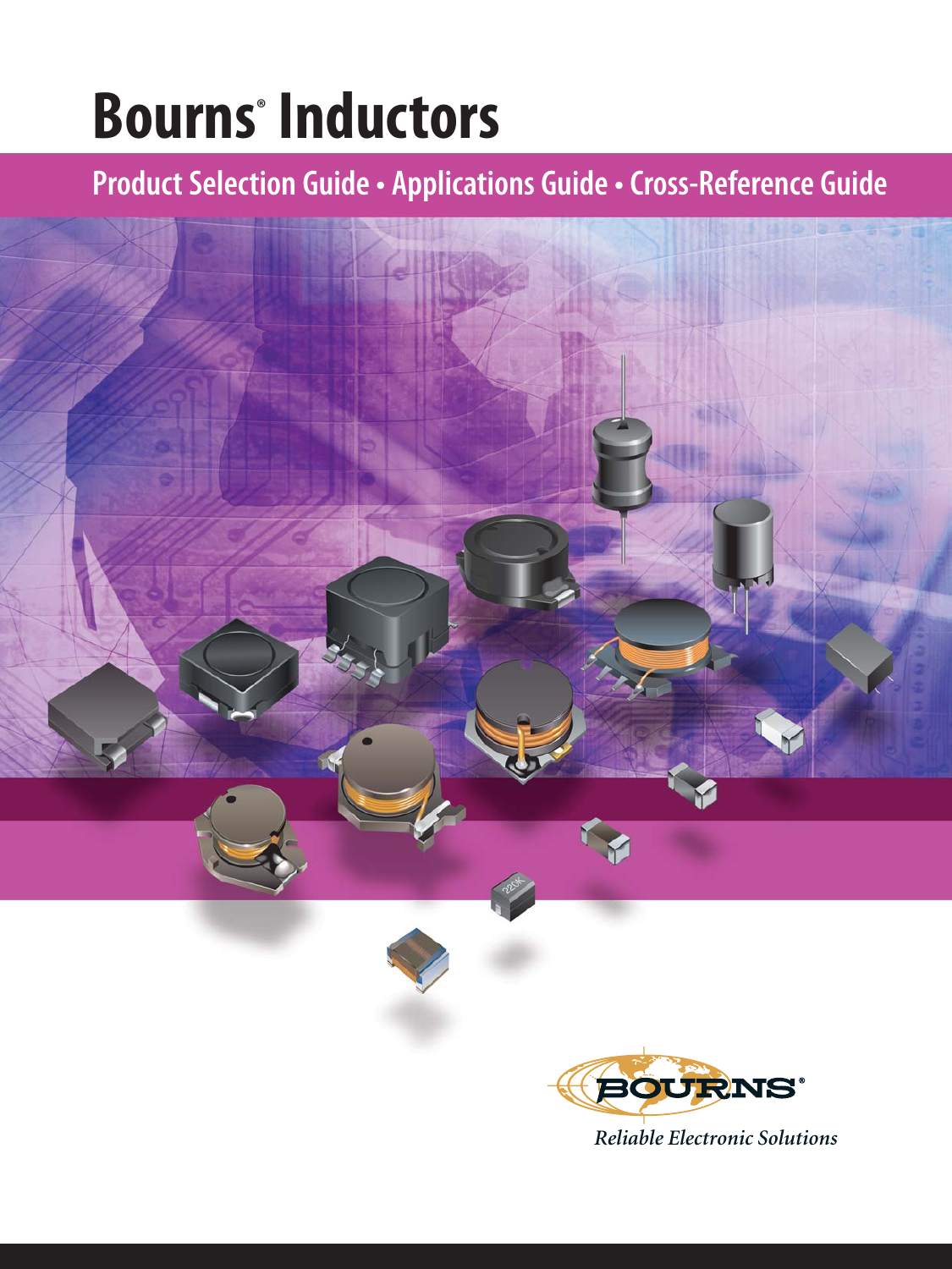# Bourns® Inductors

## Product Selection Guide • Applications Guide • Cross-Reference Guide

BOURNS®

*Reliable Electronic Solutions*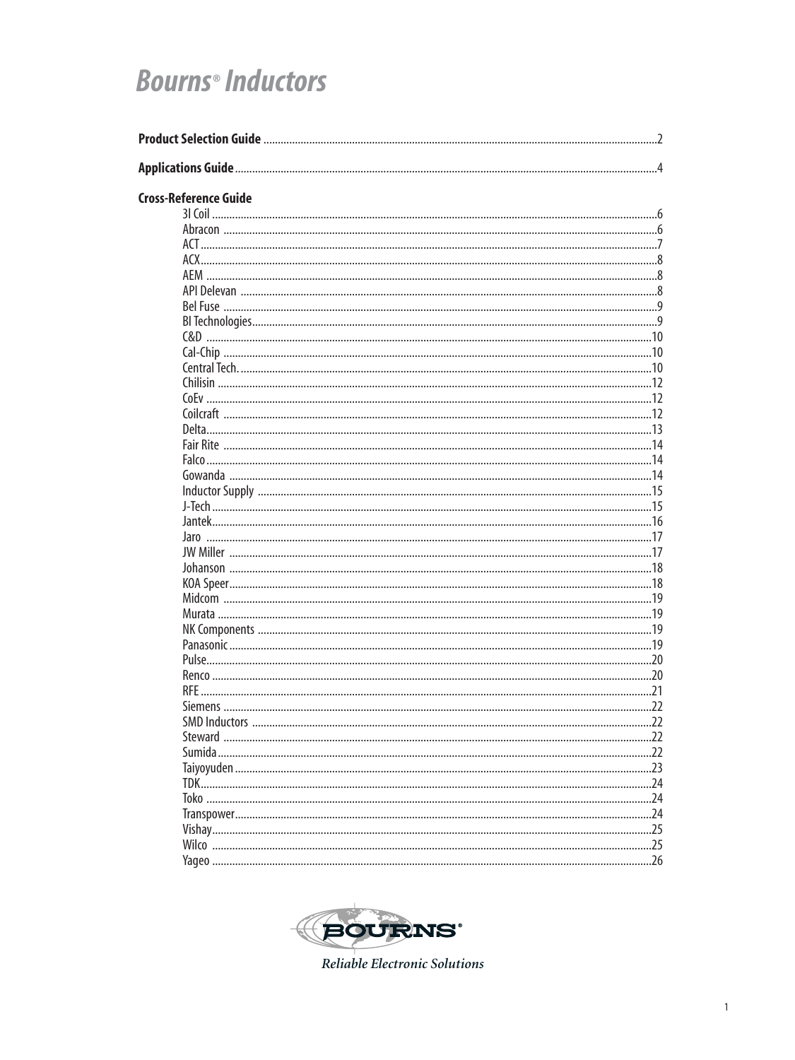# Bourns® Inductors

**Product Selection Guide** .......... 2

**Applications Guide** .......... 4

**Cross-Reference Guide**

- 3I Coil .......... 6
- Abracon .......... 6
- ACT .......... 7
- ACX .......... 8
- AEM .......... 8
- API Delevan .......... 8
- Bel Fuse .......... 9
- BI Technologies .......... 9
- C&D .......... 10
- Cal-Chip .......... 10
- Central Tech. .......... 10
- Chilisin .......... 12
- CoEv .......... 12
- Coilcraft .......... 12
- Delta .......... 13
- Fair Rite .......... 14
- Falco .......... 14
- Gowanda .......... 14
- Inductor Supply .......... 15
- J-Tech .......... 15
- Jantek .......... 16
- Jaro .......... 17
- JW Miller .......... 17
- Johanson .......... 18
- KOA Speer .......... 18
- Midcom .......... 19
- Murata .......... 19
- NK Components .......... 19
- Panasonic .......... 19
- Pulse .......... 20
- Renco .......... 20
- RFE .......... 21
- Siemens .......... 22
- SMD Inductors .......... 22
- Steward .......... 22
- Sumida .......... 22
- Taiyoyuden .......... 23
- TDK .......... 24
- Toko .......... 24
- Transpower .......... 24
- Vishay .......... 25
- Wilco .......... 25
- Yageo .......... 26

BOURNS®

*Reliable Electronic Solutions*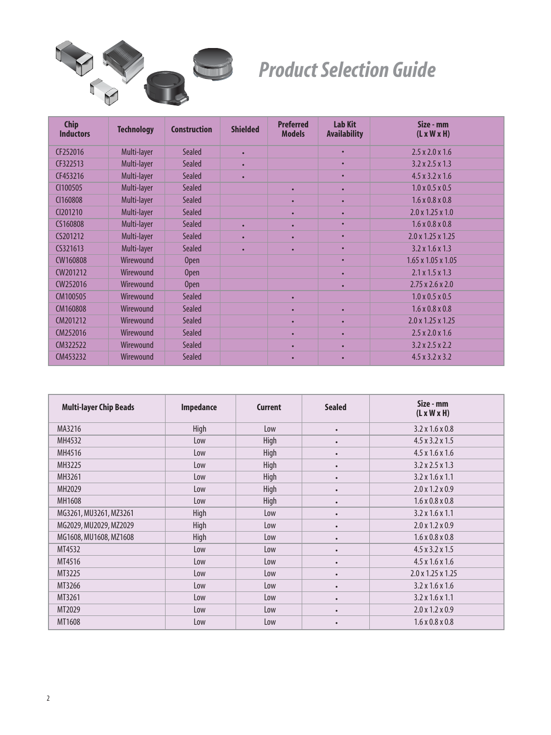# Product Selection Guide

| Chip Inductors | Technology | Construction | Shielded | Preferred Models | Lab Kit Availability | Size - mm (L x W x H) |
|---|---|---|---|---|---|---|
| CF252016 | Multi-layer | Sealed | • | | • | 2.5 x 2.0 x 1.6 |
| CF322513 | Multi-layer | Sealed | • | | • | 3.2 x 2.5 x 1.3 |
| CF453216 | Multi-layer | Sealed | • | | • | 4.5 x 3.2 x 1.6 |
| CI100505 | Multi-layer | Sealed | | • | • | 1.0 x 0.5 x 0.5 |
| CI160808 | Multi-layer | Sealed | | • | • | 1.6 x 0.8 x 0.8 |
| CI201210 | Multi-layer | Sealed | | • | • | 2.0 x 1.25 x 1.0 |
| CS160808 | Multi-layer | Sealed | • | • | • | 1.6 x 0.8 x 0.8 |
| CS201212 | Multi-layer | Sealed | • | • | • | 2.0 x 1.25 x 1.25 |
| CS321613 | Multi-layer | Sealed | • | • | • | 3.2 x 1.6 x 1.3 |
| CW160808 | Wirewound | Open | | | • | 1.65 x 1.05 x 1.05 |
| CW201212 | Wirewound | Open | | | • | 2.1 x 1.5 x 1.3 |
| CW252016 | Wirewound | Open | | | • | 2.75 x 2.6 x 2.0 |
| CM100505 | Wirewound | Sealed | | • | | 1.0 x 0.5 x 0.5 |
| CM160808 | Wirewound | Sealed | | • | • | 1.6 x 0.8 x 0.8 |
| CM201212 | Wirewound | Sealed | | • | • | 2.0 x 1.25 x 1.25 |
| CM252016 | Wirewound | Sealed | | • | • | 2.5 x 2.0 x 1.6 |
| CM322522 | Wirewound | Sealed | | • | • | 3.2 x 2.5 x 2.2 |
| CM453232 | Wirewound | Sealed | | • | • | 4.5 x 3.2 x 3.2 |

| Multi-layer Chip Beads | Impedance | Current | Sealed | Size - mm (L x W x H) |
|---|---|---|---|---|
| MA3216 | High | Low | • | 3.2 x 1.6 x 0.8 |
| MH4532 | Low | High | • | 4.5 x 3.2 x 1.5 |
| MH4516 | Low | High | • | 4.5 x 1.6 x 1.6 |
| MH3225 | Low | High | • | 3.2 x 2.5 x 1.3 |
| MH3261 | Low | High | • | 3.2 x 1.6 x 1.1 |
| MH2029 | Low | High | • | 2.0 x 1.2 x 0.9 |
| MH1608 | Low | High | • | 1.6 x 0.8 x 0.8 |
| MG3261, MU3261, MZ3261 | High | Low | • | 3.2 x 1.6 x 1.1 |
| MG2029, MU2029, MZ2029 | High | Low | • | 2.0 x 1.2 x 0.9 |
| MG1608, MU1608, MZ1608 | High | Low | • | 1.6 x 0.8 x 0.8 |
| MT4532 | Low | Low | • | 4.5 x 3.2 x 1.5 |
| MT4516 | Low | Low | • | 4.5 x 1.6 x 1.6 |
| MT3225 | Low | Low | • | 2.0 x 1.25 x 1.25 |
| MT3266 | Low | Low | • | 3.2 x 1.6 x 1.6 |
| MT3261 | Low | Low | • | 3.2 x 1.6 x 1.1 |
| MT2029 | Low | Low | • | 2.0 x 1.2 x 0.9 |
| MT1608 | Low | Low | • | 1.6 x 0.8 x 0.8 |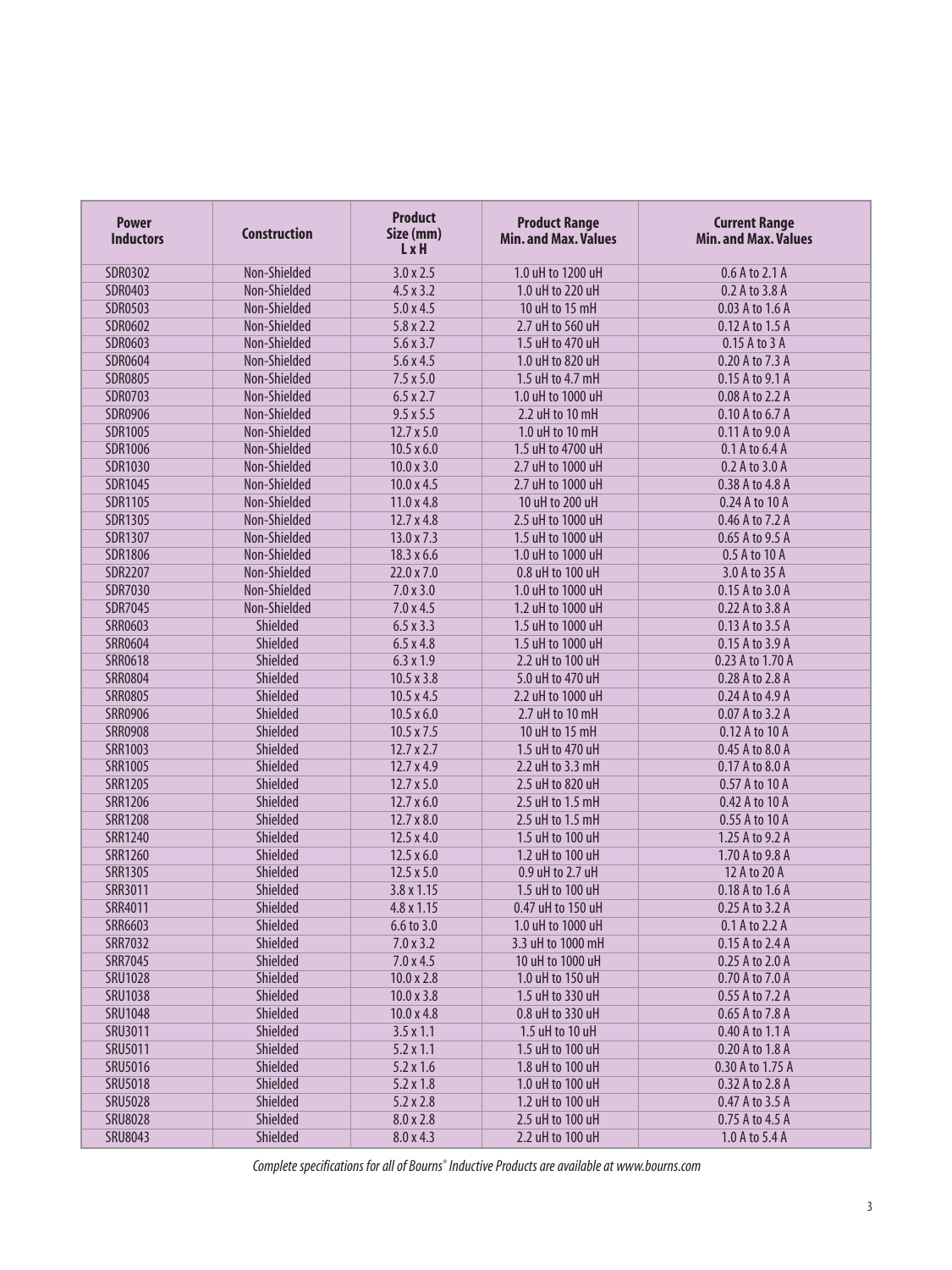| Power Inductors | Construction | Product Size (mm) L x H | Product Range Min. and Max. Values | Current Range Min. and Max. Values |
|---|---|---|---|---|
| SDR0302 | Non-Shielded | 3.0 x 2.5 | 1.0 uH to 1200 uH | 0.6 A to 2.1 A |
| SDR0403 | Non-Shielded | 4.5 x 3.2 | 1.0 uH to 220 uH | 0.2 A to 3.8 A |
| SDR0503 | Non-Shielded | 5.0 x 4.5 | 10 uH to 15 mH | 0.03 A to 1.6 A |
| SDR0602 | Non-Shielded | 5.8 x 2.2 | 2.7 uH to 560 uH | 0.12 A to 1.5 A |
| SDR0603 | Non-Shielded | 5.6 x 3.7 | 1.5 uH to 470 uH | 0.15 A to 3 A |
| SDR0604 | Non-Shielded | 5.6 x 4.5 | 1.0 uH to 820 uH | 0.20 A to 7.3 A |
| SDR0805 | Non-Shielded | 7.5 x 5.0 | 1.5 uH to 4.7 mH | 0.15 A to 9.1 A |
| SDR0703 | Non-Shielded | 6.5 x 2.7 | 1.0 uH to 1000 uH | 0.08 A to 2.2 A |
| SDR0906 | Non-Shielded | 9.5 x 5.5 | 2.2 uH to 10 mH | 0.10 A to 6.7 A |
| SDR1005 | Non-Shielded | 12.7 x 5.0 | 1.0 uH to 10 mH | 0.11 A to 9.0 A |
| SDR1006 | Non-Shielded | 10.5 x 6.0 | 1.5 uH to 4700 uH | 0.1 A to 6.4 A |
| SDR1030 | Non-Shielded | 10.0 x 3.0 | 2.7 uH to 1000 uH | 0.2 A to 3.0 A |
| SDR1045 | Non-Shielded | 10.0 x 4.5 | 2.7 uH to 1000 uH | 0.38 A to 4.8 A |
| SDR1105 | Non-Shielded | 11.0 x 4.8 | 10 uH to 200 uH | 0.24 A to 10 A |
| SDR1305 | Non-Shielded | 12.7 x 4.8 | 2.5 uH to 1000 uH | 0.46 A to 7.2 A |
| SDR1307 | Non-Shielded | 13.0 x 7.3 | 1.5 uH to 1000 uH | 0.65 A to 9.5 A |
| SDR1806 | Non-Shielded | 18.3 x 6.6 | 1.0 uH to 1000 uH | 0.5 A to 10 A |
| SDR2207 | Non-Shielded | 22.0 x 7.0 | 0.8 uH to 100 uH | 3.0 A to 35 A |
| SDR7030 | Non-Shielded | 7.0 x 3.0 | 1.0 uH to 1000 uH | 0.15 A to 3.0 A |
| SDR7045 | Non-Shielded | 7.0 x 4.5 | 1.2 uH to 1000 uH | 0.22 A to 3.8 A |
| SRR0603 | Shielded | 6.5 x 3.3 | 1.5 uH to 1000 uH | 0.13 A to 3.5 A |
| SRR0604 | Shielded | 6.5 x 4.8 | 1.5 uH to 1000 uH | 0.15 A to 3.9 A |
| SRR0618 | Shielded | 6.3 x 1.9 | 2.2 uH to 100 uH | 0.23 A to 1.70 A |
| SRR0804 | Shielded | 10.5 x 3.8 | 5.0 uH to 470 uH | 0.28 A to 2.8 A |
| SRR0805 | Shielded | 10.5 x 4.5 | 2.2 uH to 1000 uH | 0.24 A to 4.9 A |
| SRR0906 | Shielded | 10.5 x 6.0 | 2.7 uH to 10 mH | 0.07 A to 3.2 A |
| SRR0908 | Shielded | 10.5 x 7.5 | 10 uH to 15 mH | 0.12 A to 10 A |
| SRR1003 | Shielded | 12.7 x 2.7 | 1.5 uH to 470 uH | 0.45 A to 8.0 A |
| SRR1005 | Shielded | 12.7 x 4.9 | 2.2 uH to 3.3 mH | 0.17 A to 8.0 A |
| SRR1205 | Shielded | 12.7 x 5.0 | 2.5 uH to 820 uH | 0.57 A to 10 A |
| SRR1206 | Shielded | 12.7 x 6.0 | 2.5 uH to 1.5 mH | 0.42 A to 10 A |
| SRR1208 | Shielded | 12.7 x 8.0 | 2.5 uH to 1.5 mH | 0.55 A to 10 A |
| SRR1240 | Shielded | 12.5 x 4.0 | 1.5 uH to 100 uH | 1.25 A to 9.2 A |
| SRR1260 | Shielded | 12.5 x 6.0 | 1.2 uH to 100 uH | 1.70 A to 9.8 A |
| SRR1305 | Shielded | 12.5 x 5.0 | 0.9 uH to 2.7 uH | 12 A to 20 A |
| SRR3011 | Shielded | 3.8 x 1.15 | 1.5 uH to 100 uH | 0.18 A to 1.6 A |
| SRR4011 | Shielded | 4.8 x 1.15 | 0.47 uH to 150 uH | 0.25 A to 3.2 A |
| SRR6603 | Shielded | 6.6 to 3.0 | 1.0 uH to 1000 uH | 0.1 A to 2.2 A |
| SRR7032 | Shielded | 7.0 x 3.2 | 3.3 uH to 1000 mH | 0.15 A to 2.4 A |
| SRR7045 | Shielded | 7.0 x 4.5 | 10 uH to 1000 uH | 0.25 A to 2.0 A |
| SRU1028 | Shielded | 10.0 x 2.8 | 1.0 uH to 150 uH | 0.70 A to 7.0 A |
| SRU1038 | Shielded | 10.0 x 3.8 | 1.5 uH to 330 uH | 0.55 A to 7.2 A |
| SRU1048 | Shielded | 10.0 x 4.8 | 0.8 uH to 330 uH | 0.65 A to 7.8 A |
| SRU3011 | Shielded | 3.5 x 1.1 | 1.5 uH to 10 uH | 0.40 A to 1.1 A |
| SRU5011 | Shielded | 5.2 x 1.1 | 1.5 uH to 100 uH | 0.20 A to 1.8 A |
| SRU5016 | Shielded | 5.2 x 1.6 | 1.8 uH to 100 uH | 0.30 A to 1.75 A |
| SRU5018 | Shielded | 5.2 x 1.8 | 1.0 uH to 100 uH | 0.32 A to 2.8 A |
| SRU5028 | Shielded | 5.2 x 2.8 | 1.2 uH to 100 uH | 0.47 A to 3.5 A |
| SRU8028 | Shielded | 8.0 x 2.8 | 2.5 uH to 100 uH | 0.75 A to 4.5 A |
| SRU8043 | Shielded | 8.0 x 4.3 | 2.2 uH to 100 uH | 1.0 A to 5.4 A |

*Complete specifications for all of Bourns® Inductive Products are available at www.bourns.com*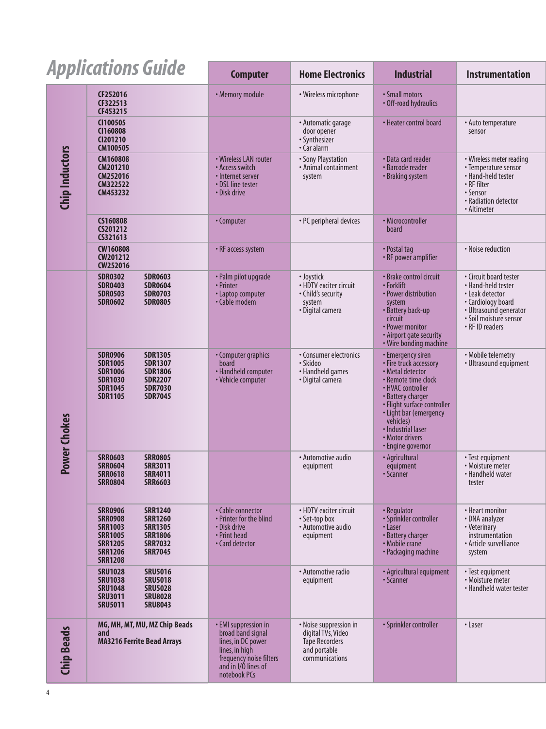# Applications Guide

| Category | Part Numbers | Computer | Home Electronics | Industrial | Instrumentation |
|---|---|---|---|---|---|
| Chip Inductors | CF252016<br>CF322513<br>CF453215 | • Memory module | • Wireless microphone | • Small motors<br>• Off-road hydraulics | |
| | CI100505<br>CI160808<br>CI201210<br>CM100505 | | • Automatic garage door opener<br>• Synthesizer<br>• Car alarm | • Heater control board | • Auto temperature sensor |
| | CM160808<br>CM201210<br>CM252016<br>CM322522<br>CM453232 | • Wireless LAN router<br>• Access switch<br>• Internet server<br>• DSL line tester<br>• Disk drive | • Sony Playstation<br>• Animal containment system | • Data card reader<br>• Barcode reader<br>• Braking system | • Wireless meter reading<br>• Temperature sensor<br>• Hand-held tester<br>• RF filter<br>• Sensor<br>• Radiation detector<br>• Altimeter |
| | CS160808<br>CS201212<br>CS321613 | • Computer | • PC peripheral devices | • Microcontroller board | |
| | CW160808<br>CW201212<br>CW252016 | • RF access system | | • Postal tag<br>• RF power amplifier | • Noise reduction |
| Power Chokes | SDR0302, SDR0403, SDR0503, SDR0602, SDR0603, SDR0604, SDR0703, SDR0805 | • Palm pilot upgrade<br>• Printer<br>• Laptop computer<br>• Cable modem | • Joystick<br>• HDTV exciter circuit<br>• Child's security system<br>• Digital camera | • Brake control circuit<br>• Forklift<br>• Power distribution system<br>• Battery back-up circuit<br>• Power monitor<br>• Airport gate security<br>• Wire bonding machine | • Circuit board tester<br>• Hand-held tester<br>• Leak detector<br>• Cardiology board<br>• Ultrasound generator<br>• Soil moisture sensor<br>• RF ID readers |
| | SDR0906, SDR1005, SDR1006, SDR1030, SDR1045, SDR1105, SDR1305, SDR1307, SDR1806, SDR2207, SDR7030, SDR7045 | • Computer graphics board<br>• Handheld computer<br>• Vehicle computer | • Consumer electronics<br>• Skidoo<br>• Handheld games<br>• Digital camera | • Emergency siren<br>• Fire truck accessory<br>• Metal detector<br>• Remote time clock<br>• HVAC controller<br>• Battery charger<br>• Flight surface controller<br>• Light bar (emergency vehicles)<br>• Industrial laser<br>• Motor drivers<br>• Engine governor | • Mobile telemetry<br>• Ultrasound equipment |
| | SRR0603, SRR0604, SRR0618, SRR0804, SRR0805, SRR3011, SRR4011, SRR6603 | | • Automotive audio equipment | • Agricultural equipment<br>• Scanner | • Test equipment<br>• Moisture meter<br>• Handheld water tester |
| | SRR0906, SRR0908, SRR1003, SRR1005, SRR1205, SRR1206, SRR1208, SRR1240, SRR1260, SRR1305, SRR1806, SRR7032, SRR7045 | • Cable connector<br>• Printer for the blind<br>• Disk drive<br>• Print head<br>• Card detector | • HDTV exciter circuit<br>• Set-top box<br>• Automotive audio equipment | • Regulator<br>• Sprinkler controller<br>• Laser<br>• Battery charger<br>• Mobile crane<br>• Packaging machine | • Heart monitor<br>• DNA analyzer<br>• Veterinary instrumentation<br>• Article surveilliance system |
| | SRU1028, SRU1038, SRU1048, SRU3011, SRU5011, SRU5016, SRU5018, SRU5028, SRU8028, SRU8043 | | • Automotive radio equipment | • Agricultural equipment<br>• Scanner | • Test equipment<br>• Moisture meter<br>• Handheld water tester |
| Chip Beads | MG, MH, MT, MU, MZ Chip Beads and MA3216 Ferrite Bead Arrays | • EMI suppression in broad band signal lines, in DC power lines, in high frequency noise filters and in I/O lines of notebook PCs | • Noise suppression in digital TVs, Video Tape Recorders and portable communications | • Sprinkler controller | • Laser |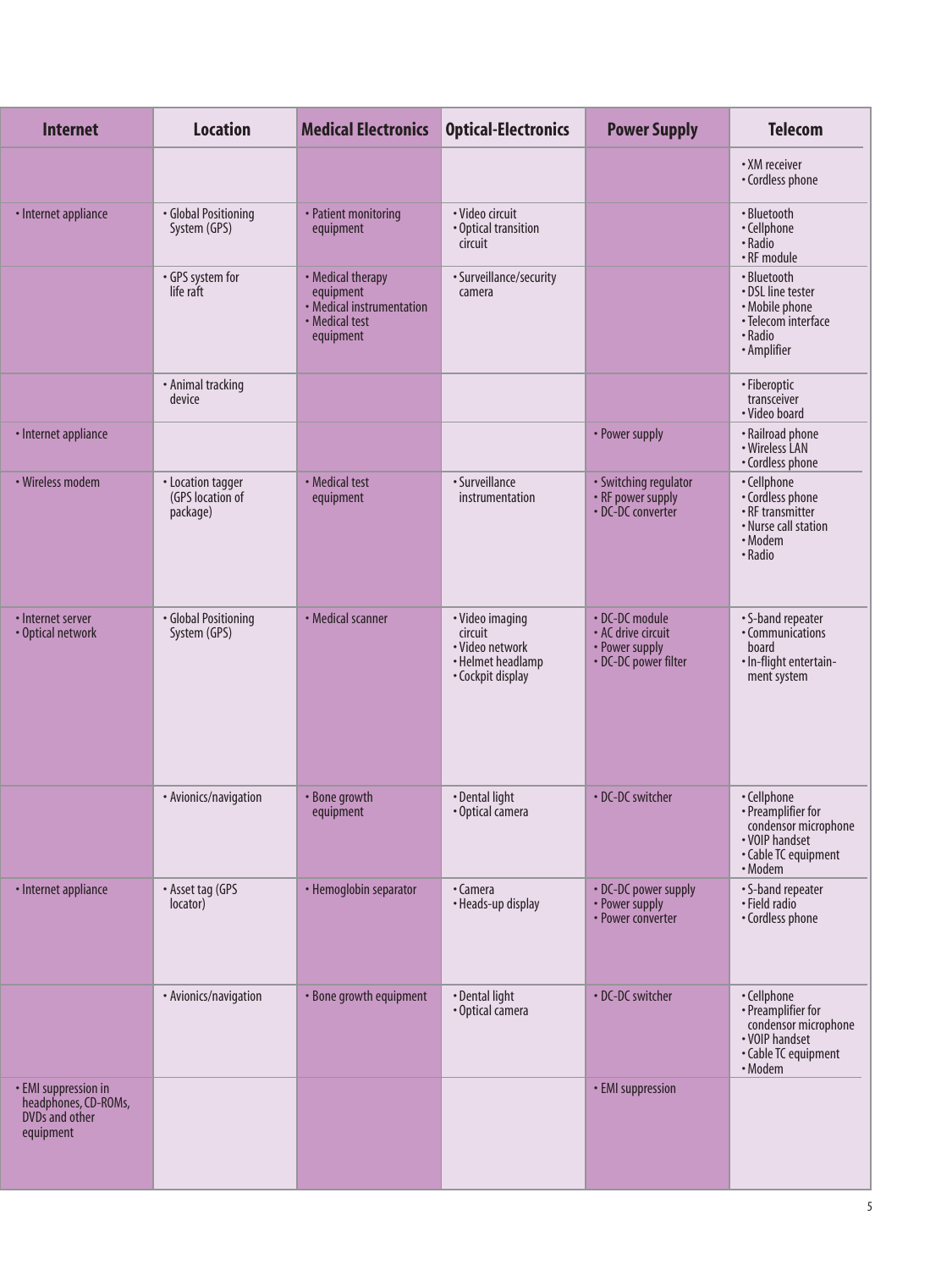| Internet | Location | Medical Electronics | Optical-Electronics | Power Supply | Telecom |
|---|---|---|---|---|---|
| | | | | | • XM receiver<br>• Cordless phone |
| • Internet appliance | • Global Positioning System (GPS) | • Patient monitoring equipment | • Video circuit<br>• Optical transition circuit | | • Bluetooth<br>• Cellphone<br>• Radio<br>• RF module |
| | • GPS system for life raft | • Medical therapy equipment<br>• Medical instrumentation<br>• Medical test equipment | • Surveillance/security camera | | • Bluetooth<br>• DSL line tester<br>• Mobile phone<br>• Telecom interface<br>• Radio<br>• Amplifier |
| | • Animal tracking device | | | | • Fiberoptic transceiver<br>• Video board |
| • Internet appliance | | | | • Power supply | • Railroad phone<br>• Wireless LAN<br>• Cordless phone |
| • Wireless modem | • Location tagger (GPS location of package) | • Medical test equipment | • Surveillance instrumentation | • Switching regulator<br>• RF power supply<br>• DC-DC converter | • Cellphone<br>• Cordless phone<br>• RF transmitter<br>• Nurse call station<br>• Modem<br>• Radio |
| • Internet server<br>• Optical network | • Global Positioning System (GPS) | • Medical scanner | • Video imaging circuit<br>• Video network<br>• Helmet headlamp<br>• Cockpit display | • DC-DC module<br>• AC drive circuit<br>• Power supply<br>• DC-DC power filter | • S-band repeater<br>• Communications board<br>• In-flight entertainment system |
| | • Avionics/navigation | • Bone growth equipment | • Dental light<br>• Optical camera | • DC-DC switcher | • Cellphone<br>• Preamplifier for condensor microphone<br>• VOIP handset<br>• Cable TC equipment<br>• Modem |
| • Internet appliance | • Asset tag (GPS locator) | • Hemoglobin separator | • Camera<br>• Heads-up display | • DC-DC power supply<br>• Power supply<br>• Power converter | • S-band repeater<br>• Field radio<br>• Cordless phone |
| | • Avionics/navigation | • Bone growth equipment | • Dental light<br>• Optical camera | • DC-DC switcher | • Cellphone<br>• Preamplifier for condensor microphone<br>• VOIP handset<br>• Cable TC equipment<br>• Modem |
| • EMI suppression in headphones, CD-ROMs, DVDs and other equipment | | | | • EMI suppression | |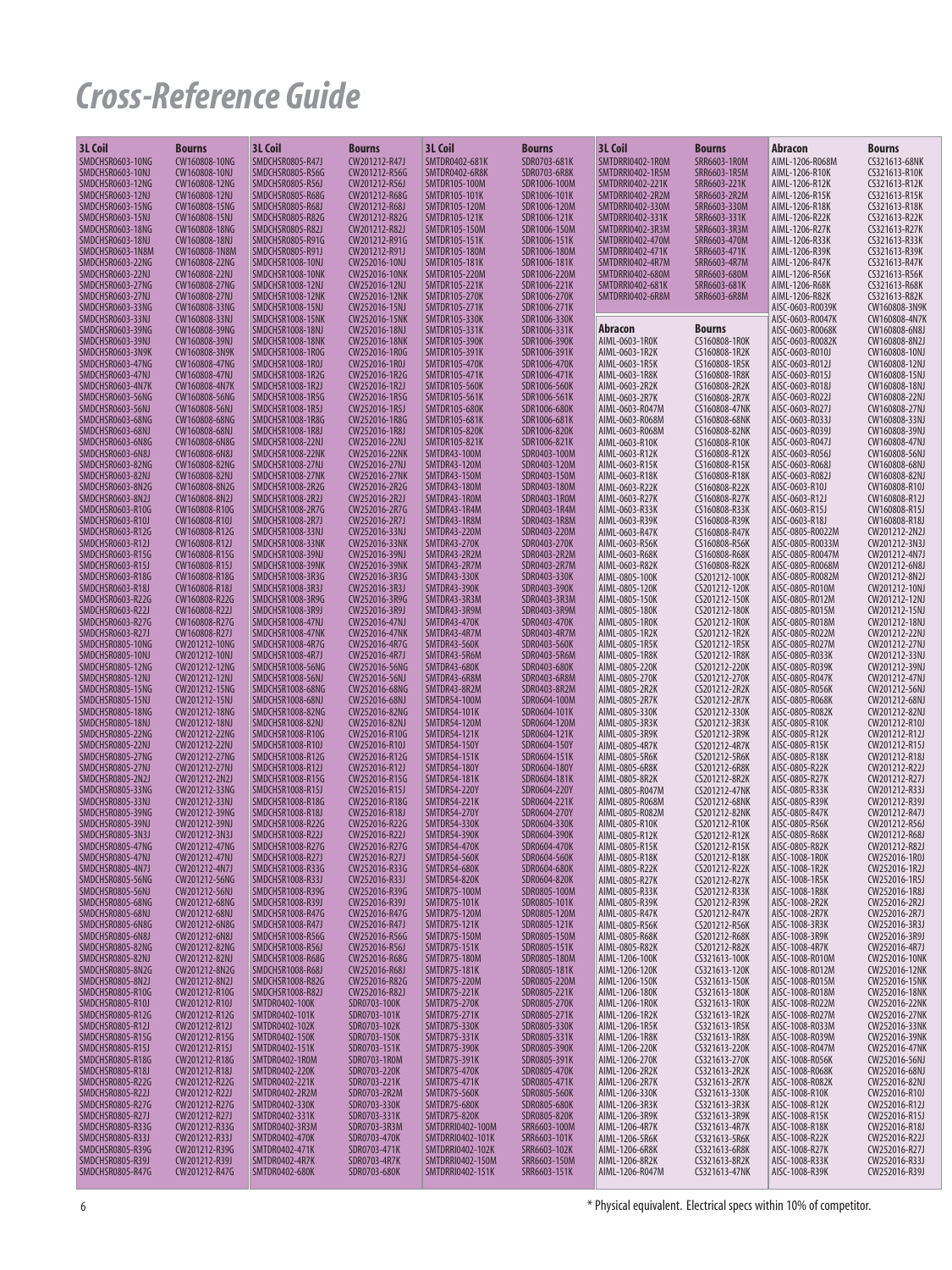# Cross-Reference Guide

| 3L Coil | Bourns |
|---|---|
| SMDCHSR0603-10NG | CW160808-10NG |
| SMDCHSR0603-10NJ | CW160808-10NJ |
| SMDCHSR0603-12NG | CW160808-12NG |
| SMDCHSR0603-12NJ | CW160808-12NJ |
| SMDCHSR0603-15NG | CW160808-15NG |
| SMDCHSR0603-15NJ | CW160808-15NJ |
| SMDCHSR0603-18NG | CW160808-18NG |
| SMDCHSR0603-18NJ | CW160808-18NJ |
| SMDCHSR0603-1N8M | CW160808-1N8M |
| SMDCHSR0603-22NG | CW160808-22NG |
| SMDCHSR0603-22NJ | CW160808-22NJ |
| SMDCHSR0603-27NG | CW160808-27NG |
| SMDCHSR0603-27NJ | CW160808-27NJ |
| SMDCHSR0603-33NG | CW160808-33NG |
| SMDCHSR0603-33NJ | CW160808-33NJ |
| SMDCHSR0603-39NG | CW160808-39NG |
| SMDCHSR0603-39NJ | CW160808-39NJ |
| SMDCHSR0603-3N9K | CW160808-3N9K |
| SMDCHSR0603-47NG | CW160808-47NG |
| SMDCHSR0603-47NJ | CW160808-47NJ |
| SMDCHSR0603-4N7K | CW160808-4N7K |
| SMDCHSR0603-56NG | CW160808-56NG |
| SMDCHSR0603-56NJ | CW160808-56NJ |
| SMDCHSR0603-68NG | CW160808-68NG |
| SMDCHSR0603-68NJ | CW160808-68NJ |
| SMDCHSR0603-6N8G | CW160808-6N8G |
| SMDCHSR0603-6N8J | CW160808-6N8J |
| SMDCHSR0603-82NG | CW160808-82NG |
| SMDCHSR0603-82NJ | CW160808-82NJ |
| SMDCHSR0603-8N2G | CW160808-8N2G |
| SMDCHSR0603-8N2J | CW160808-8N2J |
| SMDCHSR0603-R10G | CW160808-R10G |
| SMDCHSR0603-R10J | CW160808-R10J |
| SMDCHSR0603-R12G | CW160808-R12G |
| SMDCHSR0603-R12J | CW160808-R12J |
| SMDCHSR0603-R15G | CW160808-R15G |
| SMDCHSR0603-R15J | CW160808-R15J |
| SMDCHSR0603-R18G | CW160808-R18G |
| SMDCHSR0603-R18J | CW160808-R18J |
| SMDCHSR0603-R22G | CW160808-R22G |
| SMDCHSR0603-R22J | CW160808-R22J |
| SMDCHSR0603-R27G | CW160808-R27G |
| SMDCHSR0603-R27J | CW160808-R27J |
| SMDCHSR0805-10NG | CW201212-10NG |
| SMDCHSR0805-10NJ | CW201212-10NJ |
| SMDCHSR0805-12NG | CW201212-12NG |
| SMDCHSR0805-12NJ | CW201212-12NJ |
| SMDCHSR0805-15NG | CW201212-15NG |
| SMDCHSR0805-15NJ | CW201212-15NJ |
| SMDCHSR0805-18NG | CW201212-18NG |
| SMDCHSR0805-18NJ | CW201212-18NJ |
| SMDCHSR0805-22NG | CW201212-22NG |
| SMDCHSR0805-22NJ | CW201212-22NJ |
| SMDCHSR0805-27NG | CW201212-27NG |
| SMDCHSR0805-27NJ | CW201212-27NJ |
| SMDCHSR0805-2N2J | CW201212-2N2J |
| SMDCHSR0805-33NG | CW201212-33NG |
| SMDCHSR0805-33NJ | CW201212-33NJ |
| SMDCHSR0805-39NG | CW201212-39NG |
| SMDCHSR0805-39NJ | CW201212-39NJ |
| SMDCHSR0805-3N3J | CW201212-3N3J |
| SMDCHSR0805-47NG | CW201212-47NG |
| SMDCHSR0805-47NJ | CW201212-47NJ |
| SMDCHSR0805-4N7J | CW201212-4N7J |
| SMDCHSR0805-56NG | CW201212-56NG |
| SMDCHSR0805-56NJ | CW201212-56NJ |
| SMDCHSR0805-68NG | CW201212-68NG |
| SMDCHSR0805-68NJ | CW201212-68NJ |
| SMDCHSR0805-6N8G | CW201212-6N8G |
| SMDCHSR0805-6N8J | CW201212-6N8J |
| SMDCHSR0805-82NG | CW201212-82NG |
| SMDCHSR0805-82NJ | CW201212-82NJ |
| SMDCHSR0805-8N2G | CW201212-8N2G |
| SMDCHSR0805-8N2J | CW201212-8N2J |
| SMDCHSR0805-R10G | CW201212-R10G |
| SMDCHSR0805-R10J | CW201212-R10J |
| SMDCHSR0805-R12G | CW201212-R12G |
| SMDCHSR0805-R12J | CW201212-R12J |
| SMDCHSR0805-R15G | CW201212-R15G |
| SMDCHSR0805-R15J | CW201212-R15J |
| SMDCHSR0805-R18G | CW201212-R18G |
| SMDCHSR0805-R18J | CW201212-R18J |
| SMDCHSR0805-R22G | CW201212-R22G |
| SMDCHSR0805-R22J | CW201212-R22J |
| SMDCHSR0805-R27G | CW201212-R27G |
| SMDCHSR0805-R27J | CW201212-R27J |
| SMDCHSR0805-R33G | CW201212-R33G |
| SMDCHSR0805-R33J | CW201212-R33J |
| SMDCHSR0805-R39G | CW201212-R39G |
| SMDCHSR0805-R39J | CW201212-R39J |
| SMDCHSR0805-R47G | CW201212-R47G |

| 3L Coil | Bourns |
|---|---|
| SMDCHSR0805-R47J | CW201212-R47J |
| SMDCHSR0805-R56G | CW201212-R56G |
| SMDCHSR0805-R56J | CW201212-R56J |
| SMDCHSR0805-R68G | CW201212-R68G |
| SMDCHSR0805-R68J | CW201212-R68J |
| SMDCHSR0805-R82G | CW201212-R82G |
| SMDCHSR0805-R82J | CW201212-R82J |
| SMDCHSR0805-R91G | CW201212-R91G |
| SMDCHSR0805-R91J | CW201212-R91J |
| SMDCHSR1008-10NJ | CW252016-10NJ |
| SMDCHSR1008-10NK | CW252016-10NK |
| SMDCHSR1008-12NJ | CW252016-12NJ |
| SMDCHSR1008-12NK | CW252016-12NK |
| SMDCHSR1008-15NJ | CW252016-15NJ |
| SMDCHSR1008-15NK | CW252016-15NK |
| SMDCHSR1008-18NJ | CW252016-18NJ |
| SMDCHSR1008-18NK | CW252016-18NK |
| SMDCHSR1008-1R0G | CW252016-1R0G |
| SMDCHSR1008-1R0J | CW252016-1R0J |
| SMDCHSR1008-1R2G | CW252016-1R2G |
| SMDCHSR1008-1R2J | CW252016-1R2J |
| SMDCHSR1008-1R5G | CW252016-1R5G |
| SMDCHSR1008-1R5J | CW252016-1R5J |
| SMDCHSR1008-1R8G | CW252016-1R8G |
| SMDCHSR1008-1R8J | CW252016-1R8J |
| SMDCHSR1008-22NJ | CW252016-22NJ |
| SMDCHSR1008-22NK | CW252016-22NK |
| SMDCHSR1008-27NJ | CW252016-27NJ |
| SMDCHSR1008-27NK | CW252016-27NK |
| SMDCHSR1008-2R2G | CW252016-2R2G |
| SMDCHSR1008-2R2J | CW252016-2R2J |
| SMDCHSR1008-2R7G | CW252016-2R7G |
| SMDCHSR1008-2R7J | CW252016-2R7J |
| SMDCHSR1008-33NJ | CW252016-33NJ |
| SMDCHSR1008-33NK | CW252016-33NK |
| SMDCHSR1008-39NJ | CW252016-39NJ |
| SMDCHSR1008-39NK | CW252016-39NK |
| SMDCHSR1008-3R3G | CW252016-3R3G |
| SMDCHSR1008-3R3J | CW252016-3R3J |
| SMDCHSR1008-3R9G | CW252016-3R9G |
| SMDCHSR1008-3R9J | CW252016-3R9J |
| SMDCHSR1008-47NJ | CW252016-47NJ |
| SMDCHSR1008-47NK | CW252016-47NK |
| SMDCHSR1008-4R7G | CW252016-4R7G |
| SMDCHSR1008-4R7J | CW252016-4R7J |
| SMDCHSR1008-56NG | CW252016-56NG |
| SMDCHSR1008-56NJ | CW252016-56NJ |
| SMDCHSR1008-68NG | CW252016-68NG |
| SMDCHSR1008-68NJ | CW252016-68NJ |
| SMDCHSR1008-82NG | CW252016-82NG |
| SMDCHSR1008-82NJ | CW252016-82NJ |
| SMDCHSR1008-R10G | CW252016-R10G |
| SMDCHSR1008-R10J | CW252016-R10J |
| SMDCHSR1008-R12G | CW252016-R12G |
| SMDCHSR1008-R12J | CW252016-R12J |
| SMDCHSR1008-R15G | CW252016-R15G |
| SMDCHSR1008-R15J | CW252016-R15J |
| SMDCHSR1008-R18G | CW252016-R18G |
| SMDCHSR1008-R18J | CW252016-R18J |
| SMDCHSR1008-R22G | CW252016-R22G |
| SMDCHSR1008-R22J | CW252016-R22J |
| SMDCHSR1008-R27G | CW252016-R27G |
| SMDCHSR1008-R27J | CW252016-R27J |
| SMDCHSR1008-R33G | CW252016-R33G |
| SMDCHSR1008-R33J | CW252016-R33J |
| SMDCHSR1008-R39G | CW252016-R39G |
| SMDCHSR1008-R39J | CW252016-R39J |
| SMDCHSR1008-R47G | CW252016-R47G |
| SMDCHSR1008-R47J | CW252016-R47J |
| SMDCHSR1008-R56G | CW252016-R56G |
| SMDCHSR1008-R56J | CW252016-R56J |
| SMDCHSR1008-R68G | CW252016-R68G |
| SMDCHSR1008-R68J | CW252016-R68J |
| SMDCHSR1008-R82G | CW252016-R82G |
| SMDCHSR1008-R82J | CW252016-R82J |
| SMTDR0402-100K | SDR0703-100K |
| SMTDR0402-101K | SDR0703-101K |
| SMTDR0402-102K | SDR0703-102K |
| SMTDR0402-150K | SDR0703-150K |
| SMTDR0402-151K | SDR0703-151K |
| SMTDR0402-1R0M | SDR0703-1R0M |
| SMTDR0402-220K | SDR0703-220K |
| SMTDR0402-221K | SDR0703-221K |
| SMTDR0402-2R2M | SDR0703-2R2M |
| SMTDR0402-330K | SDR0703-330K |
| SMTDR0402-331K | SDR0703-331K |
| SMTDR0402-3R3M | SDR0703-3R3M |
| SMTDR0402-470K | SDR0703-470K |
| SMTDR0402-471K | SDR0703-471K |
| SMTDR0402-4R7K | SDR0703-4R7K |
| SMTDR0402-680K | SDR0703-680K |

| 3L Coil | Bourns |
|---|---|
| SMTDR0402-681K | SDR0703-681K |
| SMTDR0402-6R8K | SDR0703-6R8K |
| SMTDR105-100M | SDR1006-100M |
| SMTDR105-101K | SDR1006-101K |
| SMTDR105-120M | SDR1006-120M |
| SMTDR105-121K | SDR1006-121K |
| SMTDR105-150M | SDR1006-150M |
| SMTDR105-151K | SDR1006-151K |
| SMTDR105-180M | SDR1006-180M |
| SMTDR105-181K | SDR1006-181K |
| SMTDR105-220M | SDR1006-220M |
| SMTDR105-221K | SDR1006-221K |
| SMTDR105-270K | SDR1006-270K |
| SMTDR105-271K | SDR1006-271K |
| SMTDR105-330K | SDR1006-330K |
| SMTDR105-331K | SDR1006-331K |
| SMTDR105-390K | SDR1006-390K |
| SMTDR105-391K | SDR1006-391K |
| SMTDR105-470K | SDR1006-470K |
| SMTDR105-471K | SDR1006-471K |
| SMTDR105-560K | SDR1006-560K |
| SMTDR105-561K | SDR1006-561K |
| SMTDR105-680K | SDR1006-680K |
| SMTDR105-681K | SDR1006-681K |
| SMTDR105-820K | SDR1006-820K |
| SMTDR105-821K | SDR1006-821K |
| SMTDR43-100M | SDR0403-100M |
| SMTDR43-120M | SDR0403-120M |
| SMTDR43-150M | SDR0403-150M |
| SMTDR43-180M | SDR0403-180M |
| SMTDR43-1R0M | SDR0403-1R0M |
| SMTDR43-1R4M | SDR0403-1R4M |
| SMTDR43-1R8M | SDR0403-1R8M |
| SMTDR43-220M | SDR0403-220M |
| SMTDR43-270K | SDR0403-270K |
| SMTDR43-2R2M | SDR0403-2R2M |
| SMTDR43-2R7M | SDR0403-2R7M |
| SMTDR43-330K | SDR0403-330K |
| SMTDR43-390K | SDR0403-390K |
| SMTDR43-3R3M | SDR0403-3R3M |
| SMTDR43-3R9M | SDR0403-3R9M |
| SMTDR43-470K | SDR0403-470K |
| SMTDR43-4R7M | SDR0403-4R7M |
| SMTDR43-560K | SDR0403-560K |
| SMTDR43-5R6M | SDR0403-5R6M |
| SMTDR43-680K | SDR0403-680K |
| SMTDR43-6R8M | SDR0403-6R8M |
| SMTDR43-8R2M | SDR0403-8R2M |
| SMTDR54-100M | SDR0604-100M |
| SMTDR54-101K | SDR0604-101K |
| SMTDR54-120M | SDR0604-120M |
| SMTDR54-121K | SDR0604-121K |
| SMTDR54-150Y | SDR0604-150Y |
| SMTDR54-151K | SDR0604-151K |
| SMTDR54-180Y | SDR0604-180Y |
| SMTDR54-181K | SDR0604-181K |
| SMTDR54-220Y | SDR0604-220Y |
| SMTDR54-221K | SDR0604-221K |
| SMTDR54-270Y | SDR0604-270Y |
| SMTDR54-330K | SDR0604-330K |
| SMTDR54-390K | SDR0604-390K |
| SMTDR54-470K | SDR0604-470K |
| SMTDR54-560K | SDR0604-560K |
| SMTDR54-680K | SDR0604-680K |
| SMTDR54-820K | SDR0604-820K |
| SMTDR75-100M | SDR0805-100M |
| SMTDR75-101K | SDR0805-101K |
| SMTDR75-120M | SDR0805-120M |
| SMTDR75-121K | SDR0805-121K |
| SMTDR75-150M | SDR0805-150M |
| SMTDR75-151K | SDR0805-151K |
| SMTDR75-180M | SDR0805-180M |
| SMTDR75-181K | SDR0805-181K |
| SMTDR75-220M | SDR0805-220M |
| SMTDR75-221K | SDR0805-221K |
| SMTDR75-270K | SDR0805-270K |
| SMTDR75-271K | SDR0805-271K |
| SMTDR75-330K | SDR0805-330K |
| SMTDR75-331K | SDR0805-331K |
| SMTDR75-390K | SDR0805-390K |
| SMTDR75-391K | SDR0805-391K |
| SMTDR75-470K | SDR0805-470K |
| SMTDR75-471K | SDR0805-471K |
| SMTDR75-560K | SDR0805-560K |
| SMTDR75-680K | SDR0805-680K |
| SMTDR75-820K | SDR0805-820K |
| SMTDRRI0402-100M | SRR6603-100M |
| SMTDRRI0402-101K | SRR6603-101K |
| SMTDRRI0402-102K | SRR6603-102K |
| SMTDRRI0402-150M | SRR6603-150M |
| SMTDRRI0402-151K | SRR6603-151K |

| 3L Coil | Bourns |
|---|---|
| SMTDRRI0402-1R0M | SRR6603-1R0M |
| SMTDRRI0402-1R5M | SRR6603-1R5M |
| SMTDRRI0402-221K | SRR6603-221K |
| SMTDRRI0402-2R2M | SRR6603-2R2M |
| SMTDRRI0402-330M | SRR6603-330M |
| SMTDRRI0402-331K | SRR6603-331K |
| SMTDRRI0402-3R3M | SRR6603-3R3M |
| SMTDRRI0402-470M | SRR6603-470M |
| SMTDRRI0402-471K | SRR6603-471K |
| SMTDRRI0402-4R7M | SRR6603-4R7M |
| SMTDRRI0402-680M | SRR6603-680M |
| SMTDRRI0402-681K | SRR6603-681K |
| SMTDRRI0402-6R8M | SRR6603-6R8M |

| Abracon | Bourns |
|---|---|
| AIML-0603-1R0K | CS160808-1R0K |
| AIML-0603-1R2K | CS160808-1R2K |
| AIML-0603-1R5K | CS160808-1R5K |
| AIML-0603-1R8K | CS160808-1R8K |
| AIML-0603-2R2K | CS160808-2R2K |
| AIML-0603-2R7K | CS160808-2R7K |
| AIML-0603-R047M | CS160808-47NK |
| AIML-0603-R068M | CS160808-68NK |
| AIML-0603-R068M | CS160808-82NK |
| AIML-0603-R10K | CS160808-R10K |
| AIML-0603-R12K | CS160808-R12K |
| AIML-0603-R15K | CS160808-R15K |
| AIML-0603-R18K | CS160808-R18K |
| AIML-0603-R22K | CS160808-R22K |
| AIML-0603-R27K | CS160808-R27K |
| AIML-0603-R33K | CS160808-R33K |
| AIML-0603-R39K | CS160808-R39K |
| AIML-0603-R47K | CS160808-R47K |
| AIML-0603-R56K | CS160808-R56K |
| AIML-0603-R68K | CS160808-R68K |
| AIML-0603-R82K | CS160808-R82K |
| AIML-0805-100K | CS201212-100K |
| AIML-0805-120K | CS201212-120K |
| AIML-0805-150K | CS201212-150K |
| AIML-0805-180K | CS201212-180K |
| AIML-0805-1R0K | CS201212-1R0K |
| AIML-0805-1R2K | CS201212-1R2K |
| AIML-0805-1R5K | CS201212-1R5K |
| AIML-0805-1R8K | CS201212-1R8K |
| AIML-0805-220K | CS201212-220K |
| AIML-0805-270K | CS201212-270K |
| AIML-0805-2R2K | CS201212-2R2K |
| AIML-0805-2R7K | CS201212-2R7K |
| AIML-0805-330K | CS201212-330K |
| AIML-0805-3R3K | CS201212-3R3K |
| AIML-0805-3R9K | CS201212-3R9K |
| AIML-0805-4R7K | CS201212-4R7K |
| AIML-0805-5R6K | CS201212-5R6K |
| AIML-0805-6R8K | CS201212-6R8K |
| AIML-0805-8R2K | CS201212-8R2K |
| AIML-0805-R047M | CS201212-47NK |
| AIML-0805-R068M | CS201212-68NK |
| AIML-0805-R082M | CS201212-82NK |
| AIML-0805-R10K | CS201212-R10K |
| AIML-0805-R12K | CS201212-R12K |
| AIML-0805-R15K | CS201212-R15K |
| AIML-0805-R18K | CS201212-R18K |
| AIML-0805-R22K | CS201212-R22K |
| AIML-0805-R27K | CS201212-R27K |
| AIML-0805-R33K | CS201212-R33K |
| AIML-0805-R39K | CS201212-R39K |
| AIML-0805-R47K | CS201212-R47K |
| AIML-0805-R56K | CS201212-R56K |
| AIML-0805-R68K | CS201212-R68K |
| AIML-0805-R82K | CS201212-R82K |
| AIML-1206-100K | CS321613-100K |
| AIML-1206-120K | CS321613-120K |
| AIML-1206-150K | CS321613-150K |
| AIML-1206-180K | CS321613-180K |
| AIML-1206-1R0K | CS321613-1R0K |
| AIML-1206-1R2K | CS321613-1R2K |
| AIML-1206-1R5K | CS321613-1R5K |
| AIML-1206-1R8K | CS321613-1R8K |
| AIML-1206-220K | CS321613-220K |
| AIML-1206-270K | CS321613-270K |
| AIML-1206-2R2K | CS321613-2R2K |
| AIML-1206-2R7K | CS321613-2R7K |
| AIML-1206-330K | CS321613-330K |
| AIML-1206-3R3K | CS321613-3R3K |
| AIML-1206-3R9K | CS321613-3R9K |
| AIML-1206-4R7K | CS321613-4R7K |
| AIML-1206-5R6K | CS321613-5R6K |
| AIML-1206-6R8K | CS321613-6R8K |
| AIML-1206-8R2K | CS321613-8R2K |
| AIML-1206-R047M | CS321613-47NK |

| Abracon | Bourns |
|---|---|
| AIML-1206-R068M | CS321613-68NK |
| AIML-1206-R10K | CS321613-R10K |
| AIML-1206-R12K | CS321613-R12K |
| AIML-1206-R15K | CS321613-R15K |
| AIML-1206-R18K | CS321613-R18K |
| AIML-1206-R22K | CS321613-R22K |
| AIML-1206-R27K | CS321613-R27K |
| AIML-1206-R33K | CS321613-R33K |
| AIML-1206-R39K | CS321613-R39K |
| AIML-1206-R47K | CS321613-R47K |
| AIML-1206-R56K | CS321613-R56K |
| AIML-1206-R68K | CS321613-R68K |
| AIML-1206-R82K | CS321613-R82K |
| AISC-0603-R0039K | CW160808-3N9K |
| AISC-0603-R0047K | CW160808-4N7K |
| AISC-0603-R0068K | CW160808-6N8J |
| AISC-0603-R0082K | CW160808-8N2J |
| AISC-0603-R010J | CW160808-10NJ |
| AISC-0603-R012J | CW160808-12NJ |
| AISC-0603-R015J | CW160808-15NJ |
| AISC-0603-R018J | CW160808-18NJ |
| AISC-0603-R022J | CW160808-22NJ |
| AISC-0603-R027J | CW160808-27NJ |
| AISC-0603-R033J | CW160808-33NJ |
| AISC-0603-R039J | CW160808-39NJ |
| AISC-0603-R047J | CW160808-47NJ |
| AISC-0603-R056J | CW160808-56NJ |
| AISC-0603-R068J | CW160808-68NJ |
| AISC-0603-R082J | CW160808-82NJ |
| AISC-0603-R10J | CW160808-R10J |
| AISC-0603-R12J | CW160808-R12J |
| AISC-0603-R15J | CW160808-R15J |
| AISC-0603-R18J | CW160808-R18J |
| AISC-0805-R0022M | CW201212-2N2J |
| AISC-0805-R0033M | CW201212-3N3J |
| AISC-0805-R0047M | CW201212-4N7J |
| AISC-0805-R0068M | CW201212-6N8J |
| AISC-0805-R0082M | CW201212-8N2J |
| AISC-0805-R010M | CW201212-10NJ |
| AISC-0805-R012M | CW201212-12NJ |
| AISC-0805-R015M | CW201212-15NJ |
| AISC-0805-R018M | CW201212-18NJ |
| AISC-0805-R022M | CW201212-22NJ |
| AISC-0805-R027M | CW201212-27NJ |
| AISC-0805-R033K | CW201212-33NJ |
| AISC-0805-R039K | CW201212-39NJ |
| AISC-0805-R047K | CW201212-47NJ |
| AISC-0805-R056K | CW201212-56NJ |
| AISC-0805-R068K | CW201212-68NJ |
| AISC-0805-R082K | CW201212-82NJ |
| AISC-0805-R10K | CW201212-R10J |
| AISC-0805-R12K | CW201212-R12J |
| AISC-0805-R15K | CW201212-R15J |
| AISC-0805-R18K | CW201212-R18J |
| AISC-0805-R22K | CW201212-R22J |
| AISC-0805-R27K | CW201212-R27J |
| AISC-0805-R33K | CW201212-R33J |
| AISC-0805-R39K | CW201212-R39J |
| AISC-0805-R47K | CW201212-R47J |
| AISC-0805-R56K | CW201212-R56J |
| AISC-0805-R68K | CW201212-R68J |
| AISC-0805-R82K | CW201212-R82J |
| AISC-1008-1R0K | CW252016-1R0J |
| AISC-1008-1R2K | CW252016-1R2J |
| AISC-1008-1R5K | CW252016-1R5J |
| AISC-1008-1R8K | CW252016-1R8J |
| AISC-1008-2R2K | CW252016-2R2J |
| AISC-1008-2R7K | CW252016-2R7J |
| AISC-1008-3R3K | CW252016-3R3J |
| AISC-1008-3R9K | CW252016-3R9J |
| AISC-1008-4R7K | CW252016-4R7J |
| AISC-1008-R010M | CW252016-10NK |
| AISC-1008-R012M | CW252016-12NK |
| AISC-1008-R015M | CW252016-15NK |
| AISC-1008-R018M | CW252016-18NK |
| AISC-1008-R022M | CW252016-22NK |
| AISC-1008-R027M | CW252016-27NK |
| AISC-1008-R033M | CW252016-33NK |
| AISC-1008-R039M | CW252016-39NK |
| AISC-1008-R047M | CW252016-47NK |
| AISC-1008-R056K | CW252016-56NJ |
| AISC-1008-R068K | CW252016-68NJ |
| AISC-1008-R082K | CW252016-82NJ |
| AISC-1008-R10K | CW252016-R10J |
| AISC-1008-R12K | CW252016-R12J |
| AISC-1008-R15K | CW252016-R15J |
| AISC-1008-R18K | CW252016-R18J |
| AISC-1008-R22K | CW252016-R22J |
| AISC-1008-R27K | CW252016-R27J |
| AISC-1008-R33K | CW252016-R33J |
| AISC-1008-R39K | CW252016-R39J |

\* Physical equivalent. Electrical specs within 10% of competitor.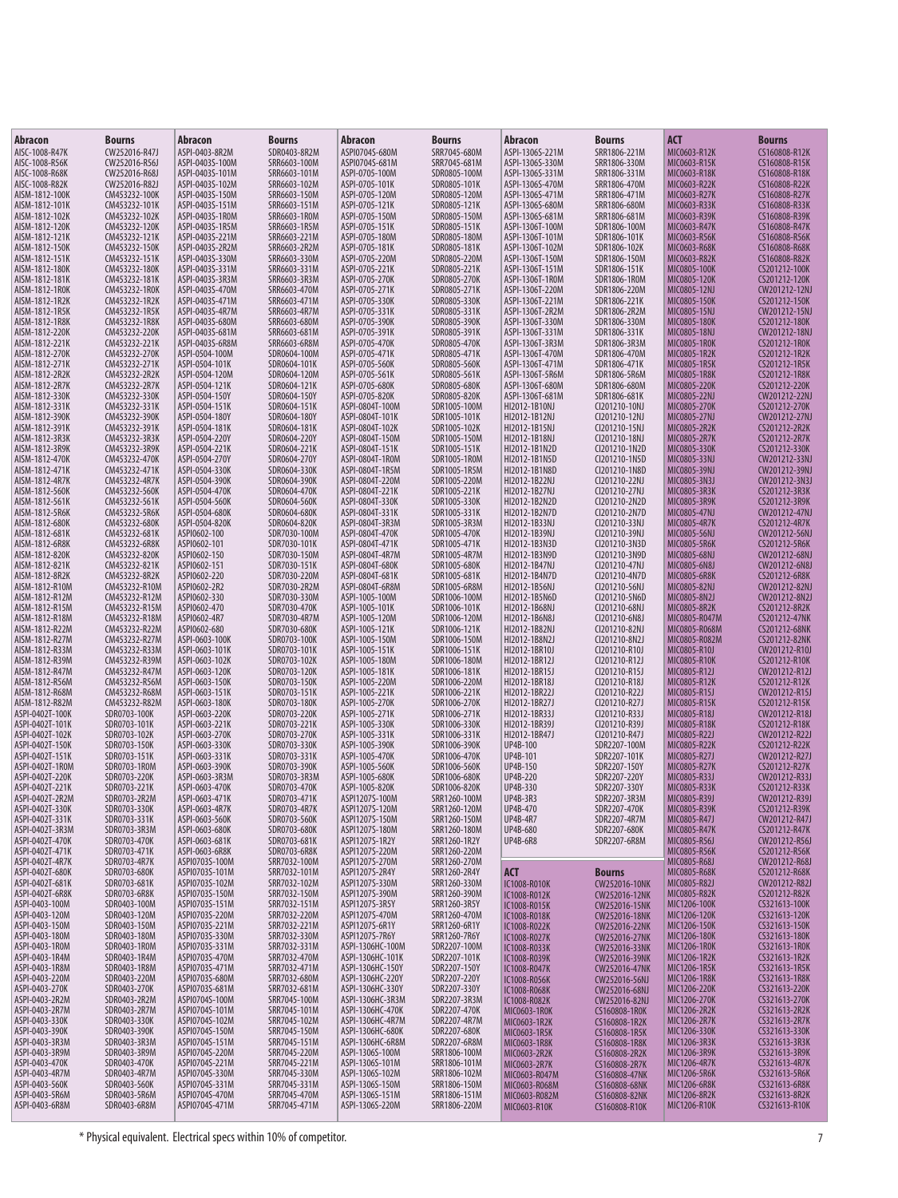| Abracon | Bourns |
|---|---|
| AISC-1008-R47K | CW252016-R47J |
| AISC-1008-R56K | CW252016-R56J |
| AISC-1008-R68K | CW252016-R68J |
| AISC-1008-R82K | CW252016-R82J |
| AISM-1812-100K | CM453232-100K |
| AISM-1812-101K | CM453232-101K |
| AISM-1812-102K | CM453232-102K |
| AISM-1812-120K | CM453232-120K |
| AISM-1812-121K | CM453232-121K |
| AISM-1812-150K | CM453232-150K |
| AISM-1812-151K | CM453232-151K |
| AISM-1812-180K | CM453232-180K |
| AISM-1812-181K | CM453232-181K |
| AISM-1812-1R0K | CM453232-1R0K |
| AISM-1812-1R2K | CM453232-1R2K |
| AISM-1812-1R5K | CM453232-1R5K |
| AISM-1812-1R8K | CM453232-1R8K |
| AISM-1812-220K | CM453232-220K |
| AISM-1812-221K | CM453232-221K |
| AISM-1812-270K | CM453232-270K |
| AISM-1812-271K | CM453232-271K |
| AISM-1812-2R2K | CM453232-2R2K |
| AISM-1812-2R7K | CM453232-2R7K |
| AISM-1812-330K | CM453232-330K |
| AISM-1812-331K | CM453232-331K |
| AISM-1812-390K | CM453232-390K |
| AISM-1812-391K | CM453232-391K |
| AISM-1812-3R3K | CM453232-3R3K |
| AISM-1812-3R9K | CM453232-3R9K |
| AISM-1812-470K | CM453232-470K |
| AISM-1812-471K | CM453232-471K |
| AISM-1812-4R7K | CM453232-4R7K |
| AISM-1812-560K | CM453232-560K |
| AISM-1812-561K | CM453232-561K |
| AISM-1812-5R6K | CM453232-5R6K |
| AISM-1812-680K | CM453232-680K |
| AISM-1812-681K | CM453232-681K |
| AISM-1812-6R8K | CM453232-6R8K |
| AISM-1812-820K | CM453232-820K |
| AISM-1812-821K | CM453232-821K |
| AISM-1812-8R2K | CM453232-8R2K |
| AISM-1812-R10M | CM453232-R10M |
| AISM-1812-R12M | CM453232-R12M |
| AISM-1812-R15M | CM453232-R15M |
| AISM-1812-R18M | CM453232-R18M |
| AISM-1812-R22M | CM453232-R22M |
| AISM-1812-R27M | CM453232-R27M |
| AISM-1812-R33M | CM453232-R33M |
| AISM-1812-R39M | CM453232-R39M |
| AISM-1812-R47M | CM453232-R47M |
| AISM-1812-R56M | CM453232-R56M |
| AISM-1812-R68M | CM453232-R68M |
| AISM-1812-R82M | CM453232-R82M |
| ASPI-0402T-100K | SDR0703-100K |
| ASPI-0402T-101K | SDR0703-101K |
| ASPI-0402T-102K | SDR0703-102K |
| ASPI-0402T-150K | SDR0703-150K |
| ASPI-0402T-151K | SDR0703-151K |
| ASPI-0402T-1R0M | SDR0703-1R0M |
| ASPI-0402T-220K | SDR0703-220K |
| ASPI-0402T-221K | SDR0703-221K |
| ASPI-0402T-2R2M | SDR0703-2R2M |
| ASPI-0402T-330K | SDR0703-330K |
| ASPI-0402T-331K | SDR0703-331K |
| ASPI-0402T-3R3M | SDR0703-3R3M |
| ASPI-0402T-470K | SDR0703-470K |
| ASPI-0402T-471K | SDR0703-471K |
| ASPI-0402T-4R7K | SDR0703-4R7K |
| ASPI-0402T-680K | SDR0703-680K |
| ASPI-0402T-681K | SDR0703-681K |
| ASPI-0402T-6R8K | SDR0703-6R8K |
| ASPI-0403-100M | SDR0403-100M |
| ASPI-0403-120M | SDR0403-120M |
| ASPI-0403-150M | SDR0403-150M |
| ASPI-0403-180M | SDR0403-180M |
| ASPI-0403-1R0M | SDR0403-1R0M |
| ASPI-0403-1R4M | SDR0403-1R4M |
| ASPI-0403-1R8M | SDR0403-1R8M |
| ASPI-0403-220M | SDR0403-220M |
| ASPI-0403-270K | SDR0403-270K |
| ASPI-0403-2R2M | SDR0403-2R2M |
| ASPI-0403-2R7M | SDR0403-2R7M |
| ASPI-0403-330K | SDR0403-330K |
| ASPI-0403-390K | SDR0403-390K |
| ASPI-0403-3R3M | SDR0403-3R3M |
| ASPI-0403-3R9M | SDR0403-3R9M |
| ASPI-0403-470K | SDR0403-470K |
| ASPI-0403-4R7M | SDR0403-4R7M |
| ASPI-0403-560K | SDR0403-560K |
| ASPI-0403-5R6M | SDR0403-5R6M |
| ASPI-0403-6R8M | SDR0403-6R8M |

| Abracon | Bourns |
|---|---|
| ASPI-0403-8R2M | SDR0403-8R2M |
| ASPI-0403S-100M | SRR6603-100M |
| ASPI-0403S-101M | SRR6603-101M |
| ASPI-0403S-102M | SRR6603-102M |
| ASPI-0403S-150M | SRR6603-150M |
| ASPI-0403S-151M | SRR6603-151M |
| ASPI-0403S-1R0M | SRR6603-1R0M |
| ASPI-0403S-1R5M | SRR6603-1R5M |
| ASPI-0403S-221M | SRR6603-221M |
| ASPI-0403S-2R2M | SRR6603-2R2M |
| ASPI-0403S-330M | SRR6603-330M |
| ASPI-0403S-331M | SRR6603-331M |
| ASPI-0403S-3R3M | SRR6603-3R3M |
| ASPI-0403S-470M | SRR6603-470M |
| ASPI-0403S-471M | SRR6603-471M |
| ASPI-0403S-4R7M | SRR6603-4R7M |
| ASPI-0403S-680M | SRR6603-680M |
| ASPI-0403S-681M | SRR6603-681M |
| ASPI-0403S-6R8M | SRR6603-6R8M |
| ASPI-0504-100M | SDR0604-100M |
| ASPI-0504-101K | SDR0604-101K |
| ASPI-0504-120M | SDR0604-120M |
| ASPI-0504-121K | SDR0604-121K |
| ASPI-0504-150Y | SDR0604-150Y |
| ASPI-0504-151K | SDR0604-151K |
| ASPI-0504-180Y | SDR0604-180Y |
| ASPI-0504-181K | SDR0604-181K |
| ASPI-0504-220Y | SDR0604-220Y |
| ASPI-0504-221K | SDR0604-221K |
| ASPI-0504-270Y | SDR0604-270Y |
| ASPI-0504-330K | SDR0604-330K |
| ASPI-0504-390K | SDR0604-390K |
| ASPI-0504-470K | SDR0604-470K |
| ASPI-0504-560K | SDR0604-560K |
| ASPI-0504-680K | SDR0604-680K |
| ASPI-0504-820K | SDR0604-820K |
| ASPI0602-100 | SDR7030-100M |
| ASPI0602-101 | SDR7030-101K |
| ASPI0602-150 | SDR7030-150M |
| ASPI0602-151 | SDR7030-151K |
| ASPI0602-220 | SDR7030-220M |
| ASPI0602-2R2 | SDR7030-2R2M |
| ASPI0602-330 | SDR7030-330M |
| ASPI0602-470 | SDR7030-470K |
| ASPI0602-4R7 | SDR7030-4R7M |
| ASPI0602-680 | SDR7030-680K |
| ASPI-0603-100K | SDR0703-100K |
| ASPI-0603-101K | SDR0703-101K |
| ASPI-0603-102K | SDR0703-102K |
| ASPI-0603-120K | SDR0703-120K |
| ASPI-0603-150K | SDR0703-150K |
| ASPI-0603-151K | SDR0703-151K |
| ASPI-0603-180K | SDR0703-180K |
| ASPI-0603-220K | SDR0703-220K |
| ASPI-0603-221K | SDR0703-221K |
| ASPI-0603-270K | SDR0703-270K |
| ASPI-0603-330K | SDR0703-330K |
| ASPI-0603-331K | SDR0703-331K |
| ASPI-0603-390K | SDR0703-390K |
| ASPI-0603-3R3M | SDR0703-3R3M |
| ASPI-0603-470K | SDR0703-470K |
| ASPI-0603-471K | SDR0703-471K |
| ASPI-0603-4R7K | SDR0703-4R7K |
| ASPI-0603-560K | SDR0703-560K |
| ASPI-0603-680K | SDR0703-680K |
| ASPI-0603-681K | SDR0703-681K |
| ASPI-0603-6R8K | SDR0703-6R8K |
| ASPI0703S-100M | SRR7032-100M |
| ASPI0703S-101M | SRR7032-101M |
| ASPI0703S-102M | SRR7032-102M |
| ASPI0703S-150M | SRR7032-150M |
| ASPI0703S-151M | SRR7032-151M |
| ASPI0703S-220M | SRR7032-220M |
| ASPI0703S-221M | SRR7032-221M |
| ASPI0703S-330M | SRR7032-330M |
| ASPI0703S-331M | SRR7032-331M |
| ASPI0703S-470M | SRR7032-470M |
| ASPI0703S-471M | SRR7032-471M |
| ASPI0703S-680M | SRR7032-680M |
| ASPI0703S-681M | SRR7032-681M |
| ASPI0704S-100M | SRR7045-100M |
| ASPI0704S-101M | SRR7045-101M |
| ASPI0704S-102M | SRR7045-102M |
| ASPI0704S-150M | SRR7045-150M |
| ASPI0704S-151M | SRR7045-151M |
| ASPI0704S-220M | SRR7045-220M |
| ASPI0704S-221M | SRR7045-221M |
| ASPI0704S-330M | SRR7045-330M |
| ASPI0704S-331M | SRR7045-331M |
| ASPI0704S-470M | SRR7045-470M |
| ASPI0704S-471M | SRR7045-471M |

| Abracon | Bourns |
|---|---|
| ASPI0704S-680M | SRR7045-680M |
| ASPI0704S-681M | SRR7045-681M |
| ASPI-0705-100M | SDR0805-100M |
| ASPI-0705-101K | SDR0805-101K |
| ASPI-0705-120M | SDR0805-120M |
| ASPI-0705-121K | SDR0805-121K |
| ASPI-0705-150M | SDR0805-150M |
| ASPI-0705-151K | SDR0805-151K |
| ASPI-0705-180M | SDR0805-180M |
| ASPI-0705-181K | SDR0805-181K |
| ASPI-0705-220M | SDR0805-220M |
| ASPI-0705-221K | SDR0805-221K |
| ASPI-0705-270K | SDR0805-270K |
| ASPI-0705-271K | SDR0805-271K |
| ASPI-0705-330K | SDR0805-330K |
| ASPI-0705-331K | SDR0805-331K |
| ASPI-0705-390K | SDR0805-390K |
| ASPI-0705-391K | SDR0805-391K |
| ASPI-0705-470K | SDR0805-470K |
| ASPI-0705-471K | SDR0805-471K |
| ASPI-0705-560K | SDR0805-560K |
| ASPI-0705-561K | SDR0805-561K |
| ASPI-0705-680K | SDR0805-680K |
| ASPI-0705-820K | SDR0805-820K |
| ASPI-0804T-100M | SDR1005-100M |
| ASPI-0804T-101K | SDR1005-101K |
| ASPI-0804T-102K | SDR1005-102K |
| ASPI-0804T-150M | SDR1005-150M |
| ASPI-0804T-151K | SDR1005-151K |
| ASPI-0804T-1R0M | SDR1005-1R0M |
| ASPI-0804T-1R5M | SDR1005-1R5M |
| ASPI-0804T-220M | SDR1005-220M |
| ASPI-0804T-221K | SDR1005-221K |
| ASPI-0804T-330K | SDR1005-330K |
| ASPI-0804T-331K | SDR1005-331K |
| ASPI-0804T-3R3M | SDR1005-3R3M |
| ASPI-0804T-470K | SDR1005-470K |
| ASPI-0804T-471K | SDR1005-471K |
| ASPI-0804T-4R7M | SDR1005-4R7M |
| ASPI-0804T-680K | SDR1005-680K |
| ASPI-0804T-681K | SDR1005-681K |
| ASPI-0804T-6R8M | SDR1005-6R8M |
| ASPI-1005-100M | SDR1006-100M |
| ASPI-1005-101K | SDR1006-101K |
| ASPI-1005-120M | SDR1006-120M |
| ASPI-1005-121K | SDR1006-121K |
| ASPI-1005-150M | SDR1006-150M |
| ASPI-1005-151K | SDR1006-151K |
| ASPI-1005-180M | SDR1006-180M |
| ASPI-1005-181K | SDR1006-181K |
| ASPI-1005-220M | SDR1006-220M |
| ASPI-1005-221K | SDR1006-221K |
| ASPI-1005-270K | SDR1006-270K |
| ASPI-1005-271K | SDR1006-271K |
| ASPI-1005-330K | SDR1006-330K |
| ASPI-1005-331K | SDR1006-331K |
| ASPI-1005-390K | SDR1006-390K |
| ASPI-1005-470K | SDR1006-470K |
| ASPI-1005-560K | SDR1006-560K |
| ASPI-1005-680K | SDR1006-680K |
| ASPI-1005-820K | SDR1006-820K |
| ASPI1207S-100M | SRR1260-100M |
| ASPI1207S-120M | SRR1260-120M |
| ASPI1207S-150M | SRR1260-150M |
| ASPI1207S-180M | SRR1260-180M |
| ASPI1207S-1R2Y | SRR1260-1R2Y |
| ASPI1207S-220M | SRR1260-220M |
| ASPI1207S-270M | SRR1260-270M |
| ASPI1207S-2R4Y | SRR1260-2R4Y |
| ASPI1207S-330M | SRR1260-330M |
| ASPI1207S-390M | SRR1260-390M |
| ASPI1207S-3R5Y | SRR1260-3R5Y |
| ASPI1207S-470M | SRR1260-470M |
| ASPI1207S-6R1Y | SRR1260-6R1Y |
| ASPI1207S-7R6Y | SRR1260-7R6Y |
| ASPI-1306HC-100M | SDR2207-100M |
| ASPI-1306HC-101K | SDR2207-101K |
| ASPI-1306HC-150Y | SDR2207-150Y |
| ASPI-1306HC-220Y | SDR2207-220Y |
| ASPI-1306HC-330Y | SDR2207-330Y |
| ASPI-1306HC-3R3M | SDR2207-3R3M |
| ASPI-1306HC-470K | SDR2207-470K |
| ASPI-1306HC-4R7M | SDR2207-4R7M |
| ASPI-1306HC-680K | SDR2207-680K |
| ASPI-1306HC-6R8M | SDR2207-6R8M |
| ASPI-1306S-100M | SRR1806-100M |
| ASPI-1306S-101M | SRR1806-101M |
| ASPI-1306S-102M | SRR1806-102M |
| ASPI-1306S-150M | SRR1806-150M |
| ASPI-1306S-151M | SRR1806-151M |
| ASPI-1306S-220M | SRR1806-220M |

| Abracon | Bourns |
|---|---|
| ASPI-1306S-221M | SRR1806-221M |
| ASPI-1306S-330M | SRR1806-330M |
| ASPI-1306S-331M | SRR1806-331M |
| ASPI-1306S-470M | SRR1806-470M |
| ASPI-1306S-471M | SRR1806-471M |
| ASPI-1306S-680M | SRR1806-680M |
| ASPI-1306S-681M | SRR1806-681M |
| ASPI-1306T-100M | SDR1806-100M |
| ASPI-1306T-101M | SDR1806-101K |
| ASPI-1306T-102M | SDR1806-102K |
| ASPI-1306T-150M | SDR1806-150M |
| ASPI-1306T-151M | SDR1806-151K |
| ASPI-1306T-1R0M | SDR1806-1R0M |
| ASPI-1306T-220M | SDR1806-220M |
| ASPI-1306T-221M | SDR1806-221K |
| ASPI-1306T-2R2M | SDR1806-2R2M |
| ASPI-1306T-330M | SDR1806-330M |
| ASPI-1306T-331M | SDR1806-331K |
| ASPI-1306T-3R3M | SDR1806-3R3M |
| ASPI-1306T-470M | SDR1806-470M |
| ASPI-1306T-471M | SDR1806-471K |
| ASPI-1306T-5R6M | SDR1806-5R6M |
| ASPI-1306T-680M | SDR1806-680M |
| ASPI-1306T-681M | SDR1806-681K |
| HI2012-1B10NJ | CI201210-10NJ |
| HI2012-1B12NJ | CI201210-12NJ |
| HI2012-1B15NJ | CI201210-15NJ |
| HI2012-1B18NJ | CI201210-18NJ |
| HI2012-1B1N2D | CI201210-1N2D |
| HI2012-1B1N5D | CI201210-1N5D |
| HI2012-1B1N8D | CI201210-1N8D |
| HI2012-1B22NJ | CI201210-22NJ |
| HI2012-1B27NJ | CI201210-27NJ |
| HI2012-1B2N2D | CI201210-2N2D |
| HI2012-1B2N7D | CI201210-2N7D |
| HI2012-1B33NJ | CI201210-33NJ |
| HI2012-1B39NJ | CI201210-39NJ |
| HI2012-1B3N3D | CI201210-3N3D |
| HI2012-1B3N9D | CI201210-3N9D |
| HI2012-1B47NJ | CI201210-47NJ |
| HI2012-1B4N7D | CI201210-4N7D |
| HI2012-1B56NJ | CI201210-56NJ |
| HI2012-1B5N6D | CI201210-5N6D |
| HI2012-1B68NJ | CI201210-68NJ |
| HI2012-1B6N8J | CI201210-6N8J |
| HI2012-1B82NJ | CI201210-82NJ |
| HI2012-1B8N2J | CI201210-8N2J |
| HI2012-1BR10J | CI201210-R10J |
| HI2012-1BR12J | CI201210-R12J |
| HI2012-1BR15J | CI201210-R15J |
| HI2012-1BR18J | CI201210-R18J |
| HI2012-1BR22J | CI201210-R22J |
| HI2012-1BR27J | CI201210-R27J |
| HI2012-1BR33J | CI201210-R33J |
| HI2012-1BR39J | CI201210-R39J |
| HI2012-1BR47J | CI201210-R47J |
| UP4B-100 | SDR2207-100M |
| UP4B-101 | SDR2207-101K |
| UP4B-150 | SDR2207-150Y |
| UP4B-220 | SDR2207-220Y |
| UP4B-330 | SDR2207-330Y |
| UP4B-3R3 | SDR2207-3R3M |
| UP4B-470 | SDR2207-470K |
| UP4B-4R7 | SDR2207-4R7M |
| UP4B-680 | SDR2207-680K |
| UP4B-6R8 | SDR2207-6R8M |

| ACT | Bourns |
|---|---|
| IC1008-R010K | CW252016-10NK |
| IC1008-R012K | CW252016-12NK |
| IC1008-R015K | CW252016-15NK |
| IC1008-R018K | CW252016-18NK |
| IC1008-R022K | CW252016-22NK |
| IC1008-R027K | CW252016-27NK |
| IC1008-R033K | CW252016-33NK |
| IC1008-R039K | CW252016-39NK |
| IC1008-R047K | CW252016-47NK |
| IC1008-R056K | CW252016-56NJ |
| IC1008-R068K | CW252016-68NJ |
| IC1008-R082K | CW252016-82NJ |
| MIC0603-1R0K | CS160808-1R0K |
| MIC0603-1R2K | CS160808-1R2K |
| MIC0603-1R5K | CS160808-1R5K |
| MIC0603-1R8K | CS160808-1R8K |
| MIC0603-2R2K | CS160808-2R2K |
| MIC0603-2R7K | CS160808-2R7K |
| MIC0603-R047M | CS160808-47NK |
| MIC0603-R068M | CS160808-68NK |
| MIC0603-R082M | CS160808-82NK |
| MIC0603-R10K | CS160808-R10K |

| ACT | Bourns |
|---|---|
| MIC0603-R12K | CS160808-R12K |
| MIC0603-R15K | CS160808-R15K |
| MIC0603-R18K | CS160808-R18K |
| MIC0603-R22K | CS160808-R22K |
| MIC0603-R27K | CS160808-R27K |
| MIC0603-R33K | CS160808-R33K |
| MIC0603-R39K | CS160808-R39K |
| MIC0603-R47K | CS160808-R47K |
| MIC0603-R56K | CS160808-R56K |
| MIC0603-R68K | CS160808-R68K |
| MIC0603-R82K | CS160808-R82K |
| MIC0805-100K | CS201212-100K |
| MIC0805-120K | CS201212-120K |
| MIC0805-12NJ | CW201212-12NJ |
| MIC0805-150K | CS201212-150K |
| MIC0805-15NJ | CW201212-15NJ |
| MIC0805-180K | CS201212-180K |
| MIC0805-18NJ | CW201212-18NJ |
| MIC0805-1R0K | CS201212-1R0K |
| MIC0805-1R2K | CS201212-1R2K |
| MIC0805-1R5K | CS201212-1R5K |
| MIC0805-1R8K | CS201212-1R8K |
| MIC0805-220K | CS201212-220K |
| MIC0805-22NJ | CW201212-22NJ |
| MIC0805-270K | CS201212-270K |
| MIC0805-27NJ | CW201212-27NJ |
| MIC0805-2R2K | CS201212-2R2K |
| MIC0805-2R7K | CS201212-2R7K |
| MIC0805-330K | CS201212-330K |
| MIC0805-33NJ | CW201212-33NJ |
| MIC0805-39NJ | CW201212-39NJ |
| MIC0805-3N3J | CW201212-3N3J |
| MIC0805-3R3K | CS201212-3R3K |
| MIC0805-3R9K | CS201212-3R9K |
| MIC0805-47NJ | CW201212-47NJ |
| MIC0805-4R7K | CS201212-4R7K |
| MIC0805-56NJ | CW201212-56NJ |
| MIC0805-5R6K | CS201212-5R6K |
| MIC0805-68NJ | CW201212-68NJ |
| MIC0805-6N8J | CW201212-6N8J |
| MIC0805-6R8K | CS201212-6R8K |
| MIC0805-82NJ | CW201212-82NJ |
| MIC0805-8N2J | CW201212-8N2J |
| MIC0805-8R2K | CS201212-8R2K |
| MIC0805-R047M | CS201212-47NK |
| MIC0805-R068M | CS201212-68NK |
| MIC0805-R082M | CS201212-82NK |
| MIC0805-R10J | CW201212-R10J |
| MIC0805-R10K | CS201212-R10K |
| MIC0805-R12J | CW201212-R12J |
| MIC0805-R12K | CS201212-R12K |
| MIC0805-R15J | CW201212-R15J |
| MIC0805-R15K | CS201212-R15K |
| MIC0805-R18J | CW201212-R18J |
| MIC0805-R18K | CS201212-R18K |
| MIC0805-R22J | CW201212-R22J |
| MIC0805-R22K | CS201212-R22K |
| MIC0805-R27J | CW201212-R27J |
| MIC0805-R27K | CS201212-R27K |
| MIC0805-R33J | CW201212-R33J |
| MIC0805-R33K | CS201212-R33K |
| MIC0805-R39J | CW201212-R39J |
| MIC0805-R39K | CS201212-R39K |
| MIC0805-R47J | CW201212-R47J |
| MIC0805-R47K | CS201212-R47K |
| MIC0805-R56J | CW201212-R56J |
| MIC0805-R56K | CS201212-R56K |
| MIC0805-R68J | CW201212-R68J |
| MIC0805-R68K | CS201212-R68K |
| MIC0805-R82J | CW201212-R82J |
| MIC0805-R82K | CS201212-R82K |
| MIC1206-100K | CS321613-100K |
| MIC1206-120K | CS321613-120K |
| MIC1206-150K | CS321613-150K |
| MIC1206-180K | CS321613-180K |
| MIC1206-1R0K | CS321613-1R0K |
| MIC1206-1R2K | CS321613-1R2K |
| MIC1206-1R5K | CS321613-1R5K |
| MIC1206-1R8K | CS321613-1R8K |
| MIC1206-220K | CS321613-220K |
| MIC1206-270K | CS321613-270K |
| MIC1206-2R2K | CS321613-2R2K |
| MIC1206-2R7K | CS321613-2R7K |
| MIC1206-330K | CS321613-330K |
| MIC1206-3R3K | CS321613-3R3K |
| MIC1206-3R9K | CS321613-3R9K |
| MIC1206-4R7K | CS321613-4R7K |
| MIC1206-5R6K | CS321613-5R6K |
| MIC1206-6R8K | CS321613-6R8K |
| MIC1206-8R2K | CS321613-8R2K |
| MIC1206-R10K | CS321613-R10K |

* Physical equivalent. Electrical specs within 10% of competitor.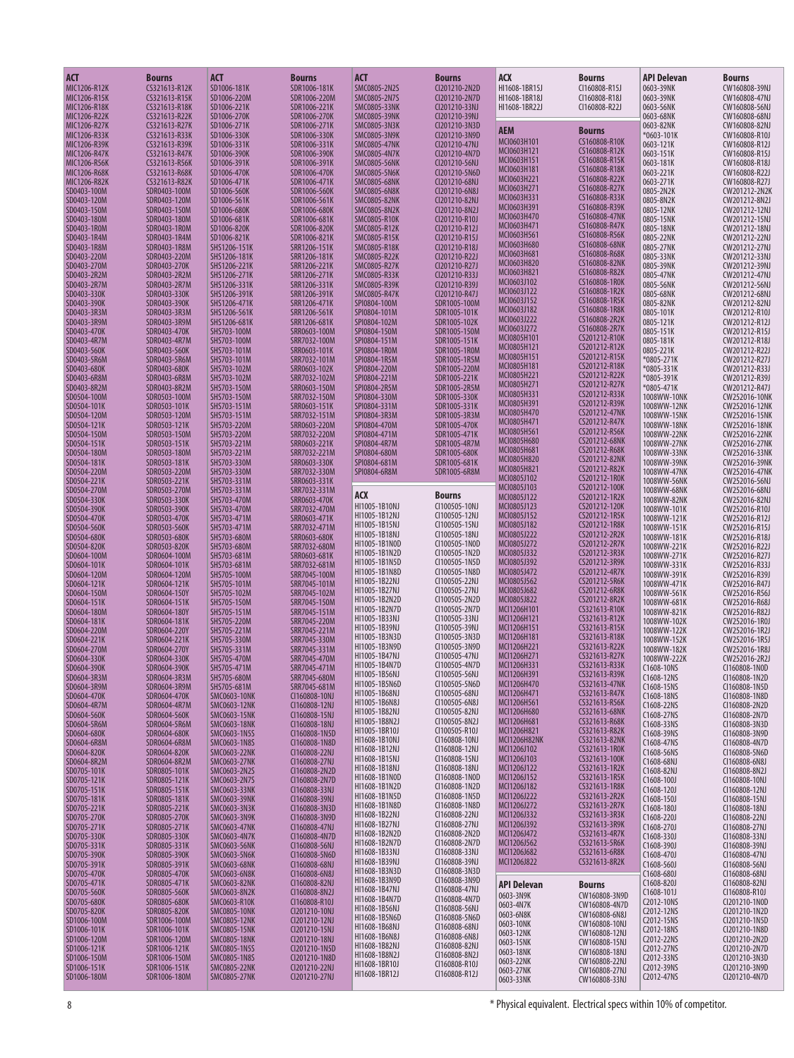| ACT | Bourns |
|---|---|
| MIC1206-R12K | CS321613-R12K |
| MIC1206-R15K | CS321613-R15K |
| MIC1206-R18K | CS321613-R18K |
| MIC1206-R22K | CS321613-R22K |
| MIC1206-R27K | CS321613-R27K |
| MIC1206-R33K | CS321613-R33K |
| MIC1206-R39K | CS321613-R39K |
| MIC1206-R47K | CS321613-R47K |
| MIC1206-R56K | CS321613-R56K |
| MIC1206-R68K | CS321613-R68K |
| MIC1206-R82K | CS321613-R82K |
| SD0403-100M | SDR0403-100M |
| SD0403-120M | SDR0403-120M |
| SD0403-150M | SDR0403-150M |
| SD0403-180M | SDR0403-180M |
| SD0403-1R0M | SDR0403-1R0M |
| SD0403-1R4M | SDR0403-1R4M |
| SD0403-1R8M | SDR0403-1R8M |
| SD0403-220M | SDR0403-220M |
| SD0403-270M | SDR0403-270K |
| SD0403-2R2M | SDR0403-2R2M |
| SD0403-2R7M | SDR0403-2R7M |
| SD0403-330K | SDR0403-330K |
| SD0403-390K | SDR0403-390K |
| SD0403-3R3M | SDR0403-3R3M |
| SD0403-3R9M | SDR0403-3R9M |
| SD0403-470K | SDR0403-470K |
| SD0403-4R7M | SDR0403-4R7M |
| SD0403-560K | SDR0403-560K |
| SD0403-5R6M | SDR0403-5R6M |
| SD0403-680K | SDR0403-680K |
| SD0403-6R8M | SDR0403-6R8M |
| SD0403-8R2M | SDR0403-8R2M |
| SD0504-100M | SDR0503-100M |
| SD0504-101K | SDR0503-101K |
| SD0504-120M | SDR0503-120M |
| SD0504-121K | SDR0503-121K |
| SD0504-150M | SDR0503-150M |
| SD0504-151K | SDR0503-151K |
| SD0504-180M | SDR0503-180M |
| SD0504-181K | SDR0503-181K |
| SD0504-220M | SDR0503-220M |
| SD0504-221K | SDR0503-221K |
| SD0504-270M | SDR0503-270M |
| SD0504-330K | SDR0503-330K |
| SD0504-390K | SDR0503-390K |
| SD0504-470K | SDR0503-470K |
| SD0504-560K | SDR0503-560K |
| SD0504-680K | SDR0503-680K |
| SD0504-820K | SDR0503-820K |
| SD0604-100M | SDR0604-100M |
| SD0604-101K | SDR0604-101K |
| SD0604-120M | SDR0604-120M |
| SD0604-121K | SDR0604-121K |
| SD0604-150M | SDR0604-150Y |
| SD0604-151K | SDR0604-151K |
| SD0604-180M | SDR0604-180Y |
| SD0604-181K | SDR0604-181K |
| SD0604-220M | SDR0604-220Y |
| SD0604-221K | SDR0604-221K |
| SD0604-270M | SDR0604-270Y |
| SD0604-330K | SDR0604-330K |
| SD0604-390K | SDR0604-390K |
| SD0604-3R3M | SDR0604-3R3M |
| SD0604-3R9M | SDR0604-3R9M |
| SD0604-470K | SDR0604-470K |
| SD0604-4R7M | SDR0604-4R7M |
| SD0604-560K | SDR0604-560K |
| SD0604-5R6M | SDR0604-5R6M |
| SD0604-680K | SDR0604-680K |
| SD0604-6R8M | SDR0604-6R8M |
| SD0604-820K | SDR0604-820K |
| SD0604-8R2M | SDR0604-8R2M |
| SD0705-101K | SDR0805-101K |
| SD0705-121K | SDR0805-121K |
| SD0705-151K | SDR0805-151K |
| SD0705-181K | SDR0805-181K |
| SD0705-221K | SDR0805-221K |
| SD0705-270K | SDR0805-270K |
| SD0705-271K | SDR0805-271K |
| SD0705-330K | SDR0805-330K |
| SD0705-331K | SDR0805-331K |
| SD0705-390K | SDR0805-390K |
| SD0705-391K | SDR0805-391K |
| SD0705-470K | SDR0805-470K |
| SD0705-471K | SDR0805-471K |
| SD0705-560K | SDR0805-560K |
| SD0705-680K | SDR0805-680K |
| SD0705-820K | SDR0805-820K |
| SD1006-100M | SDR1006-100M |
| SD1006-101K | SDR1006-101K |
| SD1006-120M | SDR1006-120M |
| SD1006-121K | SDR1006-121K |
| SD1006-150M | SDR1006-150M |
| SD1006-151K | SDR1006-151K |
| SD1006-180M | SDR1006-180M |

| ACT | Bourns |
|---|---|
| SD1006-181K | SDR1006-181K |
| SD1006-220M | SDR1006-220M |
| SD1006-221K | SDR1006-221K |
| SD1006-270K | SDR1006-270K |
| SD1006-271K | SDR1006-271K |
| SD1006-330K | SDR1006-330K |
| SD1006-331K | SDR1006-331K |
| SD1006-390K | SDR1006-390K |
| SD1006-391K | SDR1006-391K |
| SD1006-470K | SDR1006-470K |
| SD1006-471K | SDR1006-471K |
| SD1006-560K | SDR1006-560K |
| SD1006-561K | SDR1006-561K |
| SD1006-680K | SDR1006-680K |
| SD1006-681K | SDR1006-681K |
| SD1006-820K | SDR1006-820K |
| SD1006-821K | SDR1006-821K |
| SHS1206-151K | SRR1206-151K |
| SHS1206-181K | SRR1206-181K |
| SHS1206-221K | SRR1206-221K |
| SHS1206-271K | SRR1206-271K |
| SHS1206-331K | SRR1206-331K |
| SHS1206-391K | SRR1206-391K |
| SHS1206-471K | SRR1206-471K |
| SHS1206-561K | SRR1206-561K |
| SHS1206-681K | SRR1206-681K |
| SHS703-100M | SRR0603-100M |
| SHS703-100M | SRR7032-100M |
| SHS703-101M | SRR0603-101K |
| SHS703-101M | SRR7032-101M |
| SHS703-102M | SRR0603-102K |
| SHS703-102M | SRR7032-102M |
| SHS703-150M | SRR0603-150M |
| SHS703-150M | SRR7032-150M |
| SHS703-151M | SRR0603-151K |
| SHS703-151M | SRR7032-151M |
| SHS703-220M | SRR0603-220M |
| SHS703-220M | SRR7032-220M |
| SHS703-221M | SRR0603-221K |
| SHS703-221M | SRR7032-221M |
| SHS703-330M | SRR0603-330K |
| SHS703-330M | SRR7032-330M |
| SHS703-331M | SRR0603-331K |
| SHS703-331M | SRR7032-331M |
| SHS703-470M | SRR0603-470K |
| SHS703-470M | SRR7032-470M |
| SHS703-471M | SRR0603-471K |
| SHS703-471M | SRR7032-471M |
| SHS703-680M | SRR0603-680K |
| SHS703-680M | SRR7032-680M |
| SHS703-681M | SRR0603-681K |
| SHS703-681M | SRR7032-681M |
| SHS705-100M | SRR7045-100M |
| SHS705-101M | SRR7045-101M |
| SHS705-102M | SRR7045-102M |
| SHS705-150M | SRR7045-150M |
| SHS705-151M | SRR7045-151M |
| SHS705-220M | SRR7045-220M |
| SHS705-221M | SRR7045-221M |
| SHS705-330M | SRR7045-330M |
| SHS705-331M | SRR7045-331M |
| SHS705-470M | SRR7045-470M |
| SHS705-471M | SRR7045-471M |
| SHS705-680M | SRR7045-680M |
| SHS705-681M | SRR7045-681M |
| SMC0603-10NK | CI160808-10NJ |
| SMC0603-12NK | CI160808-12NJ |
| SMC0603-15NK | CI160808-15NJ |
| SMC0603-18NK | CI160808-18NJ |
| SMC0603-1N5S | CI160808-1N5D |
| SMC0603-1N8S | CI160808-1N8D |
| SMC0603-22NK | CI160808-22NJ |
| SMC0603-27NK | CI160808-27NJ |
| SMC0603-2N2S | CI160808-2N2D |
| SMC0603-2N7S | CI160808-2N7D |
| SMC0603-33NK | CI160808-33NJ |
| SMC0603-39NK | CI160808-39NJ |
| SMC0603-3N3K | CI160808-3N3D |
| SMC0603-3N9K | CI160808-3N9D |
| SMC0603-47NK | CI160808-47NJ |
| SMC0603-4N7K | CI160808-4N7D |
| SMC0603-56NK | CI160808-56NJ |
| SMC0603-5N6K | CI160808-5N6D |
| SMC0603-68NK | CI160808-68NJ |
| SMC0603-6N8K | CI160808-6N8J |
| SMC0603-82NK | CI160808-82NJ |
| SMC0603-8N2K | CI160808-8N2J |
| SMC0603-R10K | CI160808-R10J |
| SMC0805-10NK | CI201210-10NJ |
| SMC0805-12NK | CI201210-12NJ |
| SMC0805-15NK | CI201210-15NJ |
| SMC0805-18NK | CI201210-18NJ |
| SMC0805-1N5S | CI201210-1N5D |
| SMC0805-1N8S | CI201210-1N8D |
| SMC0805-22NK | CI201210-22NJ |
| SMC0805-27NK | CI201210-27NJ |

| ACT | Bourns |
|---|---|
| SMC0805-2N2S | CI201210-2N2D |
| SMC0805-2N7S | CI201210-2N7D |
| SMC0805-33NK | CI201210-33NJ |
| SMC0805-39NK | CI201210-39NJ |
| SMC0805-3N3K | CI201210-3N3D |
| SMC0805-3N9K | CI201210-3N9D |
| SMC0805-47NK | CI201210-47NJ |
| SMC0805-4N7K | CI201210-4N7D |
| SMC0805-56NK | CI201210-56NJ |
| SMC0805-5N6K | CI201210-5N6D |
| SMC0805-68NK | CI201210-68NJ |
| SMC0805-6N8K | CI201210-6N8J |
| SMC0805-82NK | CI201210-82NJ |
| SMC0805-8N2K | CI201210-8N2J |
| SMC0805-R10K | CI201210-R10J |
| SMC0805-R12K | CI201210-R12J |
| SMC0805-R15K | CI201210-R15J |
| SMC0805-R18K | CI201210-R18J |
| SMC0805-R22K | CI201210-R22J |
| SMC0805-R27K | CI201210-R27J |
| SMC0805-R33K | CI201210-R33J |
| SMC0805-R39K | CI201210-R39J |
| SMC0805-R47K | CI201210-R47J |
| SPI0804-100M | SDR1005-100M |
| SPI0804-101M | SDR1005-101K |
| SPI0804-102M | SDR1005-102K |
| SPI0804-150M | SDR1005-150M |
| SPI0804-151M | SDR1005-151K |
| SPI0804-1R0M | SDR1005-1R0M |
| SPI0804-1R5M | SDR1005-1R5M |
| SPI0804-220M | SDR1005-220M |
| SPI0804-221M | SDR1005-221K |
| SPI0804-2R5M | SDR1005-2R5M |
| SPI0804-330M | SDR1005-330K |
| SPI0804-331M | SDR1005-331K |
| SPI0804-3R3M | SDR1005-3R3M |
| SPI0804-470M | SDR1005-470K |
| SPI0804-471M | SDR1005-471K |
| SPI0804-4R7M | SDR1005-4R7M |
| SPI0804-680M | SDR1005-680K |
| SPI0804-681M | SDR1005-681K |
| SPI0804-6R8M | SDR1005-6R8M |

| ACX | Bourns |
|---|---|
| HI1005-1B10NJ | CI100505-10NJ |
| HI1005-1B12NJ | CI100505-12NJ |
| HI1005-1B15NJ | CI100505-15NJ |
| HI1005-1B18NJ | CI100505-18NJ |
| HI1005-1B1N0D | CI100505-1N0D |
| HI1005-1B1N2D | CI100505-1N2D |
| HI1005-1B1N5D | CI100505-1N5D |
| HI1005-1B1N8D | CI100505-1N8D |
| HI1005-1B22NJ | CI100505-22NJ |
| HI1005-1B27NJ | CI100505-27NJ |
| HI1005-1B2N2D | CI100505-2N2D |
| HI1005-1B2N7D | CI100505-2N7D |
| HI1005-1B33NJ | CI100505-33NJ |
| HI1005-1B39NJ | CI100505-39NJ |
| HI1005-1B3N3D | CI100505-3N3D |
| HI1005-1B3N9D | CI100505-3N9D |
| HI1005-1B47NJ | CI100505-47NJ |
| HI1005-1B4N7D | CI100505-4N7D |
| HI1005-1B56NJ | CI100505-56NJ |
| HI1005-1B5N6D | CI100505-5N6D |
| HI1005-1B68NJ | CI100505-68NJ |
| HI1005-1B6N8J | CI100505-6N8J |
| HI1005-1B82NJ | CI100505-82NJ |
| HI1005-1B8N2J | CI100505-8N2J |
| HI1005-1BR10J | CI100505-R10J |
| HI1608-1B10NJ | CI160808-10NJ |
| HI1608-1B12NJ | CI160808-12NJ |
| HI1608-1B15NJ | CI160808-15NJ |
| HI1608-1B18NJ | CI160808-18NJ |
| HI1608-1B1N0D | CI160808-1N0D |
| HI1608-1B1N2D | CI160808-1N2D |
| HI1608-1B1N5D | CI160808-1N5D |
| HI1608-1B1N8D | CI160808-1N8D |
| HI1608-1B22NJ | CI160808-22NJ |
| HI1608-1B27NJ | CI160808-27NJ |
| HI1608-1B2N2D | CI160808-2N2D |
| HI1608-1B2N7D | CI160808-2N7D |
| HI1608-1B33NJ | CI160808-33NJ |
| HI1608-1B39NJ | CI160808-39NJ |
| HI1608-1B3N3D | CI160808-3N3D |
| HI1608-1B3N9D | CI160808-3N9D |
| HI1608-1B47NJ | CI160808-47NJ |
| HI1608-1B4N7D | CI160808-4N7D |
| HI1608-1B56NJ | CI160808-56NJ |
| HI1608-1B5N6D | CI160808-5N6D |
| HI1608-1B68NJ | CI160808-68NJ |
| HI1608-1B6N8J | CI160808-6N8J |
| HI1608-1B82NJ | CI160808-82NJ |
| HI1608-1B8N2J | CI160808-8N2J |
| HI1608-1BR10J | CI160808-R10J |
| HI1608-1BR12J | CI160808-R12J |

| ACX | Bourns |
|---|---|
| HI1608-1BR15J | CI160808-R15J |
| HI1608-1BR18J | CI160808-R18J |
| HI1608-1BR22J | CI160808-R22J |

| AEM | Bourns |
|---|---|
| MCI0603H101 | CS160808-R10K |
| MCI0603H121 | CS160808-R12K |
| MCI0603H151 | CS160808-R15K |
| MCI0603H181 | CS160808-R18K |
| MCI0603H221 | CS160808-R22K |
| MCI0603H271 | CS160808-R27K |
| MCI0603H331 | CS160808-R33K |
| MCI0603H391 | CS160808-R39K |
| MCI0603H470 | CS160808-47NK |
| MCI0603H471 | CS160808-R47K |
| MCI0603H561 | CS160808-R56K |
| MCI0603H680 | CS160808-68NK |
| MCI0603H681 | CS160808-R68K |
| MCI0603H820 | CS160808-82NK |
| MCI0603H821 | CS160808-R82K |
| MCI0603J102 | CS160808-1R0K |
| MCI0603J122 | CS160808-1R2K |
| MCI0603J152 | CS160808-1R5K |
| MCI0603J182 | CS160808-1R8K |
| MCI0603J222 | CS160808-2R2K |
| MCI0603J272 | CS160808-2R7K |
| MCI0805H101 | CS201212-R10K |
| MCI0805H121 | CS201212-R12K |
| MCI0805H151 | CS201212-R15K |
| MCI0805H181 | CS201212-R18K |
| MCI0805H221 | CS201212-R22K |
| MCI0805H271 | CS201212-R27K |
| MCI0805H331 | CS201212-R33K |
| MCI0805H391 | CS201212-R39K |
| MCI0805H470 | CS201212-47NK |
| MCI0805H471 | CS201212-R47K |
| MCI0805H561 | CS201212-R56K |
| MCI0805H680 | CS201212-68NK |
| MCI0805H681 | CS201212-R68K |
| MCI0805H820 | CS201212-82NK |
| MCI0805H821 | CS201212-R82K |
| MCI0805J102 | CS201212-1R0K |
| MCI0805J103 | CS201212-100K |
| MCI0805J122 | CS201212-1R2K |
| MCI0805J123 | CS201212-120K |
| MCI0805J152 | CS201212-1R5K |
| MCI0805J182 | CS201212-1R8K |
| MCI0805J222 | CS201212-2R2K |
| MCI0805J272 | CS201212-2R7K |
| MCI0805J332 | CS201212-3R3K |
| MCI0805J392 | CS201212-3R9K |
| MCI0805J472 | CS201212-4R7K |
| MCI0805J562 | CS201212-5R6K |
| MCI0805J682 | CS201212-6R8K |
| MCI0805J822 | CS201212-8R2K |
| MCI1206H101 | CS321613-R10K |
| MCI1206H121 | CS321613-R12K |
| MCI1206H151 | CS321613-R15K |
| MCI1206H181 | CS321613-R18K |
| MCI1206H221 | CS321613-R22K |
| MCI1206H271 | CS321613-R27K |
| MCI1206H331 | CS321613-R33K |
| MCI1206H391 | CS321613-R39K |
| MCI1206H470 | CS321613-47NK |
| MCI1206H471 | CS321613-R47K |
| MCI1206H561 | CS321613-R56K |
| MCI1206H680 | CS321613-68NK |
| MCI1206H681 | CS321613-R68K |
| MCI1206H821 | CS321613-R82K |
| MCI1206H82NK | CS321613-82NK |
| MCI1206J102 | CS321613-1R0K |
| MCI1206J103 | CS321613-100K |
| MCI1206J122 | CS321613-1R2K |
| MCI1206J152 | CS321613-1R5K |
| MCI1206J182 | CS321613-1R8K |
| MCI1206J222 | CS321613-2R2K |
| MCI1206J272 | CS321613-2R7K |
| MCI1206J332 | CS321613-3R3K |
| MCI1206J392 | CS321613-3R9K |
| MCI1206J472 | CS321613-4R7K |
| MCI1206J562 | CS321613-5R6K |
| MCI1206J682 | CS321613-6R8K |
| MCI1206J822 | CS321613-8R2K |

| API Delevan | Bourns |
|---|---|
| 0603-3N9K | CW160808-3N9D |
| 0603-4N7K | CW160808-4N7D |
| 0603-6N8K | CW160808-6N8J |
| 0603-10NK | CW160808-10NJ |
| 0603-12NK | CW160808-12NJ |
| 0603-15NK | CW160808-15NJ |
| 0603-18NK | CW160808-18NJ |
| 0603-22NK | CW160808-22NJ |
| 0603-27NK | CW160808-27NJ |
| 0603-33NK | CW160808-33NJ |

| API Delevan | Bourns |
|---|---|
| 0603-39NK | CW160808-39NJ |
| 0603-39NK | CW160808-47NJ |
| 0603-56NK | CW160808-56NJ |
| 0603-68NK | CW160808-68NJ |
| 0603-82NK | CW160808-82NJ |
| *0603-101K | CW160808-R10J |
| 0603-121K | CW160808-R12J |
| 0603-151K | CW160808-R15J |
| 0603-181K | CW160808-R18J |
| 0603-221K | CW160808-R22J |
| 0603-271K | CW160808-R27J |
| 0805-2N2K | CW201212-2N2K |
| 0805-8N2K | CW201212-8N2J |
| 0805-12NK | CW201212-12NJ |
| 0805-15NK | CW201212-15NJ |
| 0805-18NK | CW201212-18NJ |
| 0805-22NK | CW201212-22NJ |
| 0805-27NK | CW201212-27NJ |
| 0805-33NK | CW201212-33NJ |
| 0805-39NK | CW201212-39NJ |
| 0805-47NK | CW201212-47NJ |
| 0805-56NK | CW201212-56NJ |
| 0805-68NK | CW201212-68NJ |
| 0805-82NK | CW201212-82NJ |
| 0805-101K | CW201212-R10J |
| 0805-121K | CW201212-R12J |
| 0805-151K | CW201212-R15J |
| 0805-181K | CW201212-R18J |
| 0805-221K | CW201212-R22J |
| *0805-271K | CW201212-R27J |
| *0805-331K | CW201212-R33J |
| *0805-391K | CW201212-R39J |
| *0805-471K | CW201212-R47J |
| 1008WW-10NK | CW252016-10NK |
| 1008WW-12NK | CW252016-12NK |
| 1008WW-15NK | CW252016-15NK |
| 1008WW-18NK | CW252016-18NK |
| 1008WW-22NK | CW252016-22NK |
| 1008WW-27NK | CW252016-27NK |
| 1008WW-33NK | CW252016-33NK |
| 1008WW-39NK | CW252016-39NK |
| 1008WW-47NK | CW252016-47NK |
| 1008WW-56NK | CW252016-56NJ |
| 1008WW-68NK | CW252016-68NJ |
| 1008WW-82NK | CW252016-82NJ |
| 1008WW-101K | CW252016-R10J |
| 1008WW-121K | CW252016-R12J |
| 1008WW-151K | CW252016-R15J |
| 1008WW-181K | CW252016-R18J |
| 1008WW-221K | CW252016-R22J |
| 1008WW-271K | CW252016-R27J |
| 1008WW-331K | CW252016-R33J |
| 1008WW-391K | CW252016-R39J |
| 1008WW-471K | CW252016-R47J |
| 1008WW-561K | CW252016-R56J |
| 1008WW-681K | CW252016-R68J |
| 1008WW-821K | CW252016-R82J |
| 1008WW-102K | CW252016-1R0J |
| 1008WW-122K | CW252016-1R2J |
| 1008WW-152K | CW252016-1R5J |
| 1008WW-182K | CW252016-1R8J |
| 1008WW-222K | CW252016-2R2J |
| C1608-10NS | CI160808-1N0D |
| C1608-12NS | CI160808-1N2D |
| C1608-15NS | CI160808-1N5D |
| C1608-18NS | CI160808-1N8D |
| C1608-22NS | CI160808-2N2D |
| C1608-27NS | CI160808-2N7D |
| C1608-33NS | CI160808-3N3D |
| C1608-39NS | CI160808-3N9D |
| C1608-47NS | CI160808-4N7D |
| C1608-56NS | CI160808-5N6D |
| C1608-68NJ | CI160808-6N8J |
| C1608-82NJ | CI160808-8N2J |
| C1608-100J | CI160808-10NJ |
| C1608-120J | CI160808-12NJ |
| C1608-150J | CI160808-15NJ |
| C1608-180J | CI160808-18NJ |
| C1608-220J | CI160808-22NJ |
| C1608-270J | CI160808-27NJ |
| C1608-330J | CI160808-33NJ |
| C1608-390J | CI160808-39NJ |
| C1608-470J | CI160808-47NJ |
| C1608-560J | CI160808-56NJ |
| C1608-680J | CI160808-68NJ |
| C1608-820J | CI160808-82NJ |
| C1608-101J | CI160808-R10J |
| C2012-10NS | CI201210-1N0D |
| C2012-12NS | CI201210-1N2D |
| C2012-15NS | CI201210-1N5D |
| C2012-18NS | CI201210-1N8D |
| C2012-22NS | CI201210-2N2D |
| C2012-27NS | CI201210-2N7D |
| C2012-33NS | CI201210-3N3D |
| C2012-39NS | CI201210-3N9D |
| C2012-47NS | CI201210-4N7D |

\* Physical equivalent. Electrical specs within 10% of competitor.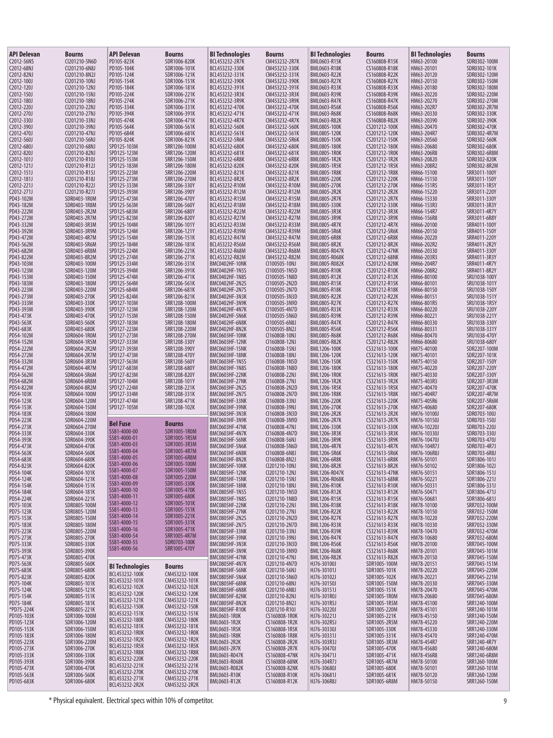| API Delevan | Bourns |
|---|---|
| C2012-56NS | CI201210-5N6D |
| C2012-68NJ | CI201210-6N8J |
| C2012-82NJ | CI201210-8N2J |
| C2012-100J | CI201210-10NJ |
| C2012-120J | CI201210-12NJ |
| C2012-150J | CI201210-15NJ |
| C2012-180J | CI201210-18NJ |
| C2012-220J | CI201210-22NJ |
| C2012-270J | CI201210-27NJ |
| C2012-330J | CI201210-33NJ |
| C2012-390J | CI201210-39NJ |
| C2012-470J | CI201210-47NJ |
| C2012-560J | CI201210-56NJ |
| C2012-680J | CI201210-68NJ |
| C2012-820J | CI201210-82NJ |
| C2012-101J | CI201210-R10J |
| C2012-121J | CI201210-R12J |
| C2012-151J | CI201210-R15J |
| C2012-181J | CI201210-R18J |
| C2012-221J | CI201210-R22J |
| C2012-271J | CI201210-R27J |
| PD43-102M | SDR0403-1R0M |
| PD43-182M | SDR0403-1R8M |
| PD43-222M | SDR0403-2R2M |
| PD43-272M | SDR0403-2R7M |
| PD43-332M | SDR0403-3R3M |
| PD43-392M | SDR0403-3R9M |
| PD43-472M | SDR0403-4R7M |
| PD43-562M | SDR0403-5R6M |
| PD43-682M | SDR0403-6R8M |
| PD43-822M | SDR0403-8R2M |
| PD43-103M | SDR0403-100M |
| PD43-123M | SDR0403-120M |
| PD43-153M | SDR0403-150M |
| PD43-183M | SDR0403-180M |
| PD43-223M | SDR0403-220M |
| PD43-273M | SDR0403-270K |
| PD43-333M | SDR0403-330K |
| PD43-393M | SDR0403-390K |
| PD43-473K | SDR0403-470K |
| PD43-563K | SDR0403-560K |
| PD43-683K | SDR0403-680K |
| PD54-102M | SDR0604-1R0M |
| PD54-152M | SDR0604-1R5M |
| PD54-222M | SDR0604-2R2M |
| PD54-272M | SDR0604-2R7M |
| PD54-332M | SDR0604-3R3M |
| PD54-472M | SDR0604-4R7M |
| PD54-562M | SDR0604-5R6M |
| PD54-682M | SDR0604-6R8M |
| PD54-822M | SDR0604-8R2M |
| PD54-103K | SDR0604-100M |
| PD54-123K | SDR0604-120M |
| PD54-153K | SDR0604-150M |
| PD54-183K | SDR0604-180M |
| PD54-223K | SDR0604-220M |
| PD54-273K | SDR0604-270M |
| PD54-333K | SDR0604-330K |
| PD54-393K | SDR0604-390K |
| PD54-473K | SDR0604-470K |
| PD54-563K | SDR0604-560K |
| PD54-683K | SDR0604-680K |
| PD54-823K | SDR0604-820K |
| PD54-104K | SDR0604-101K |
| PD54-124K | SDR0604-121K |
| PD54-154K | SDR0604-151K |
| PD54-184K | SDR0604-181K |
| PD54-224K | SDR0604-221K |
| PD75-103K | SDR0805-100M |
| PD75-123K | SDR0805-120M |
| PD75-153K | SDR0805-150M |
| PD75-183K | SDR0805-180M |
| PD75-223K | SDR0805-220M |
| PD75-273K | SDR0805-270K |
| PD75-333K | SDR0805-330K |
| PD75-393K | SDR0805-390K |
| PD75-473K | SDR0805-470K |
| PD75-563K | SDR0805-560K |
| PD75-683K | SDR0805-680K |
| PD75-823K | SDR0805-820K |
| PD75-104K | SDR0805-101K |
| PD75-124K | SDR0805-121K |
| PD75-154K | SDR0805-151K |
| PD75-184K | SDR0805-181K |
| *PD75-224K | SDR0805-221K |
| PD105-103K | SDR1006-100M |
| PD105-123K | SDR1006-120M |
| PD105-153K | SDR1006-150M |
| PD105-183K | SDR1006-180M |
| PD105-223K | SDR1006-220M |
| PD105-273K | SDR1006-270K |
| PD105-333K | SDR1006-330K |
| PD105-393K | SDR1006-390K |
| PD105-473K | SDR1006-470K |
| PD105-563K | SDR1006-560K |
| PD105-683K | SDR1006-680K |

| API Delevan | Bourns |
|---|---|
| PD105-823K | SDR1006-820K |
| PD105-104K | SDR1006-101K |
| PD105-124K | SDR1006-121K |
| PD105-154K | SDR1006-151K |
| PD105-184K | SDR1006-181K |
| PD105-224K | SDR1006-221K |
| PD105-274K | SDR1006-271K |
| PD105-334K | SDR1006-331K |
| PD105-394K | SDR1006-391K |
| PD105-474K | SDR1006-471K |
| PD105-564K | SDR1006-561K |
| PD105-684K | SDR1006-681K |
| PD105-824K | SDR1006-821K |
| SPD125-103M | SRR1206-100M |
| SPD125-123M | SRR1206-120M |
| SPD125-153M | SRR1206-150M |
| SPD125-183M | SRR1206-180M |
| SPD125-223M | SRR1206-220M |
| SPD125-273M | SRR1206-270M |
| SPD125-333M | SRR1206-330Y |
| SPD125-393M | SRR1206-390Y |
| SPD125-473M | SRR1206-470Y |
| SPD125-563M | SRR1206-560Y |
| SPD125-683M | SRR1206-680Y |
| SPD125-823M | SRR1206-820Y |
| SPD125-104M | SRR1206-101Y |
| SPD125-124M | SRR1206-121Y |
| SPD125-154M | SRR1206-151K |
| SPD125-184M | SRR1206-181K |
| SPD125-224M | SRR1206-221K |
| SPD125-274M | SRR1206-271K |
| SPD125-334M | SRR1206-331K |
| SPD125-394M | SRR1206-391K |
| SPD125-474M | SRR1206-471K |
| SPD125-564M | SRR1206-561K |
| SPD125-684M | SRR1206-681K |
| SPD125-824M | SRR1206-821K |
| SPD127-103M | SRR1208-100M |
| SPD127-123M | SRR1208-120M |
| SPD127-153M | SRR1208-150M |
| SPD127-183M | SRR1208-180M |
| SPD127-223M | SRR1208-220M |
| SPD127-273M | SRR1208-270M |
| SPD127-333M | SRR1208-330Y |
| SPD127-393M | SRR1208-390Y |
| SPD127-473M | SRR1208-470Y |
| SPD127-563M | SRR1208-560Y |
| SPD127-683M | SRR1208-680Y |
| SPD127-823M | SRR1208-820Y |
| SPD127-104M | SRR1208-101Y |
| SPD127-224M | SRR1208-221K |
| SPD127-334M | SRR1208-331K |
| SPD127-474M | SRR1208-471K |
| SPD127-105M | SRR1208-102K |

| Bel Fuse | Bourns |
|---|---|
| SS81-4000-00 | SDR1005-1R0M |
| SS81-4000-01 | SDR1005-1R5M |
| SS81-4000-03 | SDR1005-3R3M |
| SS81-4000-04 | SDR1005-4R7M |
| SS81-4000-05 | SDR1005-6R8M |
| SS81-4000-06 | SDR1005-100M |
| SS81-4000-07 | SDR1005-150M |
| SS81-4000-08 | SDR1005-220M |
| SS81-4000-09 | SDR1005-330K |
| SS81-4000-10 | SDR1005-470K |
| SS81-4000-11 | SDR1005-680K |
| SS81-4000-12 | SDR1005-101K |
| SS81-4000-13 | SDR1005-151K |
| SS81-4000-14 | SDR1005-221K |
| SS81-4000-15 | SDR1005-331K |
| SS81-4000-16 | SDR1005-471K |
| SS81-4000-54 | SRR1005-4R7M |
| SS81-4000-55 | SDR0703-100K |
| SS81-4000-56 | SRR1005-470Y |

| BI Technologies | Bourns |
|---|---|
| BCL453232-100K | CM453232-100K |
| BCL453232-101K | CM453232-101K |
| BCL453232-102K | CM453232-102K |
| BCL453232-120K | CM453232-120K |
| BCL453232-121K | CM453232-121K |
| BCL453232-150K | CM453232-150K |
| BCL453232-151K | CM453232-151K |
| BCL453232-180K | CM453232-180K |
| BCL453232-181K | CM453232-181K |
| BCL453232-1R0K | CM453232-1R0K |
| BCL453232-1R2K | CM453232-1R2K |
| BCL453232-1R5K | CM453232-1R5K |
| BCL453232-1R8K | CM453232-1R8K |
| BCL453232-220K | CM453232-220K |
| BCL453232-221K | CM453232-221K |
| BCL453232-270K | CM453232-270K |
| BCL453232-271K | CM453232-271K |
| BCL453232-2R2K | CM453232-2R2K |
| BCL453232-2R7K | CM453232-2R7K |
| BCL453232-330K | CM453232-330K |
| BCL453232-331K | CM453232-331K |
| BCL453232-390K | CM453232-390K |
| BCL453232-391K | CM453232-391K |
| BCL453232-3R3K | CM453232-3R3K |
| BCL453232-3R9K | CM453232-3R9K |
| BCL453232-470K | CM453232-470K |
| BCL453232-471K | CM453232-471K |
| BCL453232-4R7K | CM453232-4R7K |
| BCL453232-560K | CM453232-560K |
| BCL453232-561K | CM453232-561K |
| BCL453232-5R6K | CM453232-5R6K |
| BCL453232-680K | CM453232-680K |
| BCL453232-681K | CM453232-681K |
| BCL453232-6R8K | CM453232-6R8K |
| BCL453232-820K | CM453232-820K |
| BCL453232-821K | CM453232-821K |
| BCL453232-8R2K | CM453232-8R2K |
| BCL453232-R10M | CM453232-R10M |
| BCL453232-R12M | CM453232-R12M |
| BCL453232-R15M | CM453232-R15M |
| BCL453232-R18M | CM453232-R18M |
| BCL453232-R22M | CM453232-R22M |
| BCL453232-R27M | CM453232-R27M |
| BCL453232-R33M | CM453232-R33M |
| BCL453232-R39M | CM453232-R39M |
| BCL453232-R47M | CM453232-R47M |
| BCL453232-R56M | CM453232-R56M |
| BCL453232-R68M | CM453232-R68M |
| BCL453232-R82M | CM453232-R82M |
| BMC0402HF-10NK | CI100505-10NJ |
| BMC0402HF-1N5S | CI100505-1N5D |
| BMC0402HF-1N8S | CI100505-1N8D |
| BMC0402HF-2N2S | CI100505-2N2D |
| BMC0402HF-2N7S | CI100505-2N7D |
| BMC0402HF-3N3K | CI100505-3N3D |
| BMC0402HF-3N9K | CI100505-3N9D |
| BMC0402HF-4N7K | CI100505-4N7D |
| BMC0402HF-5N6K | CI100505-5N6D |
| BMC0402HF-6N8K | CI100505-6N8J |
| BMC0402HF-8N2K | CI100505-8N2J |
| BMC0603HF-10NK | CI160808-10NJ |
| BMC0603HF-12NK | CI160808-12NJ |
| BMC0603HF-15NK | CI160808-15NJ |
| BMC0603HF-18NK | CI160808-18NJ |
| BMC0603HF-1N5S | CI160808-1N5D |
| BMC0603HF-1N8S | CI160808-1N8D |
| BMC0603HF-22NK | CI160808-22NJ |
| BMC0603HF-27NK | CI160808-27NJ |
| BMC0603HF-2N2S | CI160808-2N2D |
| BMC0603HF-2N7S | CI160808-2N7D |
| BMC0603HF-33NK | CI160808-33NJ |
| BMC0603HF-39NK | CI160808-39NJ |
| BMC0603HF-3N3K | CI160808-3N3D |
| BMC0603HF-3N9K | CI160808-3N9D |
| BMC0603HF-47NK | CI160808-47NJ |
| BMC0603HF-4N7K | CI160808-4N7D |
| BMC0603HF-56NK | CI160808-56NJ |
| BMC0603HF-5N6K | CI160808-5N6D |
| BMC0603HF-6N8K | CI160808-6N8J |
| BMC0603HF-8N2K | CI160808-8N2J |
| BMC0805HF-10NK | CI201210-10NJ |
| BMC0805HF-12NK | CI201210-12NJ |
| BMC0805HF-15NK | CI201210-15NJ |
| BMC0805HF-18NK | CI201210-18NJ |
| BMC0805HF-1N5S | CI201210-1N5D |
| BMC0805HF-1N8S | CI201210-1N8D |
| BMC0805HF-22NK | CI201210-22NJ |
| BMC0805HF-27NK | CI201210-27NJ |
| BMC0805HF-2N2S | CI201210-2N2D |
| BMC0805HF-2N7S | CI201210-2N7D |
| BMC0805HF-33NK | CI201210-33NJ |
| BMC0805HF-39NK | CI201210-39NJ |
| BMC0805HF-3N3K | CI201210-3N3D |
| BMC0805HF-3N9K | CI201210-3N9D |
| BMC0805HF-47NK | CI201210-47NJ |
| BMC0805HF-4N7K | CI201210-4N7D |
| BMC0805HF-56NK | CI201210-56NJ |
| BMC0805HF-5N6K | CI201210-5N6D |
| BMC0805HF-68NK | CI201210-68NJ |
| BMC0805HF-6N8K | CI201210-6N8J |
| BMC0805HF-82NK | CI201210-82NJ |
| BMC0805HF-8N2K | CI201210-8N2J |
| BMC0805HF-R10K | CI201210-R10J |
| BML0603-1R0K | CS160808-1R0K |
| BML0603-1R2K | CS160808-1R2K |
| BML0603-1R5K | CS160808-1R5K |
| BML0603-1R8K | CS160808-1R8K |
| BML0603-2R2K | CS160808-2R2K |
| BML0603-2R7K | CS160808-2R7K |
| BML0603-R047K | CS160808-47NK |
| BML0603-R068K | CS160808-68NK |
| BML0603-R082K | CS160808-82NK |
| BML0603-R10K | CS160808-R10K |
| BML0603-R12K | CS160808-R12K |

| BI Technologies | Bourns |
|---|---|
| BML0603-R15K | CS160808-R15K |
| BML0603-R18K | CS160808-R18K |
| BML0603-R22K | CS160808-R22K |
| BML0603-R27K | CS160808-R27K |
| BML0603-R33K | CS160808-R33K |
| BML0603-R39K | CS160808-R39K |
| BML0603-R47K | CS160808-R47K |
| BML0603-R56K | CS160808-R56K |
| BML0603-R68K | CS160808-R68K |
| BML0603-R82K | CS160808-R82K |
| BML0805-100K | CS201212-100K |
| BML0805-120K | CS201212-120K |
| BML0805-150K | CS201212-150K |
| BML0805-180K | CS201212-180K |
| BML0805-1R0K | CS201212-1R0K |
| BML0805-1R2K | CS201212-1R2K |
| BML0805-1R5K | CS201212-1R5K |
| BML0805-1R8K | CS201212-1R8K |
| BML0805-220K | CS201212-220K |
| BML0805-270K | CS201212-270K |
| BML0805-2R2K | CS201212-2R2K |
| BML0805-2R7K | CS201212-2R7K |
| BML0805-330K | CS201212-330K |
| BML0805-3R3K | CS201212-3R3K |
| BML0805-3R9K | CS201212-3R9K |
| BML0805-4R7K | CS201212-4R7K |
| BML0805-5R6K | CS201212-5R6K |
| BML0805-6R8K | CS201212-6R8K |
| BML0805-8R2K | CS201212-8R2K |
| BML0805-R047K | CS201212-47NK |
| BML0805-R068K | CS201212-68NK |
| BML0805-R082K | CS201212-82NK |
| BML0805-R10K | CS201212-R10K |
| BML0805-R12K | CS201212-R12K |
| BML0805-R15K | CS201212-R15K |
| BML0805-R18K | CS201212-R18K |
| BML0805-R22K | CS201212-R22K |
| BML0805-R27K | CS201212-R27K |
| BML0805-R33K | CS201212-R33K |
| BML0805-R39K | CS201212-R39K |
| BML0805-R47K | CS201212-R47K |
| BML0805-R56K | CS201212-R56K |
| BML0805-R68K | CS201212-R68K |
| BML0805-R82K | CS201212-R82K |
| BML1206-100K | CS321613-100K |
| BML1206-120K | CS321613-120K |
| BML1206-150K | CS321613-150K |
| BML1206-180K | CS321613-180K |
| BML1206-1R0K | CS321613-1R0K |
| BML1206-1R2K | CS321613-1R2K |
| BML1206-1R5K | CS321613-1R5K |
| BML1206-1R8K | CS321613-1R8K |
| BML1206-220K | CS321613-220K |
| BML1206-270K | CS321613-270K |
| BML1206-2R2K | CS321613-2R2K |
| BML1206-2R7K | CS321613-2R7K |
| BML1206-330K | CS321613-330K |
| BML1206-3R3K | CS321613-3R3K |
| BML1206-3R9K | CS321613-3R9K |
| BML1206-4R7K | CS321613-4R7K |
| BML1206-5R6K | CS321613-5R6K |
| BML1206-6R8K | CS321613-6R8K |
| BML1206-8R2K | CS321613-8R2K |
| BML1206-R047K | CS321613-47NK |
| BML1206-R068K | CS321613-68NK |
| BML1206-R10K | CS321613-R10K |
| BML1206-R12K | CS321613-R12K |
| BML1206-R15K | CS321613-R15K |
| BML1206-R18K | CS321613-R18K |
| BML1206-R22K | CS321613-R22K |
| BML1206-R27K | CS321613-R27K |
| BML1206-R33K | CS321613-R33K |
| BML1206-R39K | CS321613-R39K |
| BML1206-R47K | CS321613-R47K |
| BML1206-R56K | CS321613-R56K |
| BML1206-R68K | CS321613-R68K |
| BML1206-R82K | CS321613-R82K |
| HJ76-30100J | SDR1005-100M |
| HJ76-30101J | SDR1005-101K |
| HJ76-30102J | SDR1005-102K |
| HJ76-30150J | SDR1005-150M |
| HJ76-30151J | SDR1005-151K |
| HJ76-301R0J | SDR1005-1R0M |
| HJ76-301R5J | SDR1005-1R5M |
| HJ76-30220J | SDR1005-220M |
| HJ76-30221J | SDR1005-221K |
| HJ76-302R5J | SDR1005-2R5M |
| HJ76-30330J | SDR1005-330K |
| HJ76-30331J | SDR1005-331K |
| HJ76-303R3J | SDR1005-3R3M |
| HJ76-30470J | SDR1005-470K |
| HJ76-30471J | SDR1005-471K |
| HJ76-304R7J | SDR1005-4R7M |
| HJ76-30680J | SDR1005-680K |
| HJ76-30681J | SDR1005-681K |
| HJ76-306R8J | SDR1005-6R8M |

| BI Technologies | Bourns |
|---|---|
| HM63-20100 | SDR0302-100M |
| HM63-20101 | SDR0302-101K |
| HM63-20120 | SDR0302-120M |
| HM63-20150 | SDR0302-150M |
| HM63-20180 | SDR0302-180M |
| HM63-20220 | SDR0302-220M |
| HM63-20270 | SDR0302-270M |
| HM63-202R7 | SDR0302-2R7M |
| HM63-20330 | SDR0302-330K |
| HM63-20390 | SDR0302-390K |
| HM63-20470 | SDR0302-470K |
| HM63-204R7 | SDR0302-4R7M |
| HM63-20560 | SDR0302-560K |
| HM63-20680 | SDR0302-680K |
| HM63-206R8 | SDR0302-6R8M |
| HM63-20820 | SDR0302-820K |
| HM63-208R2 | SDR0302-8R2M |
| HM66-15100 | SRR3011-100Y |
| HM66-15150 | SRR3011-150Y |
| HM66-151R5 | SRR3011-1R5Y |
| HM66-15220 | SRR3011-220Y |
| HM66-15330 | SRR3011-330Y |
| HM66-153R3 | SRR3011-3R3Y |
| HM66-154R7 | SRR3011-4R7Y |
| HM66-156R8 | SRR3011-6R8Y |
| HM66-20100 | SRR4011-100Y |
| HM66-20150 | SRR4011-150Y |
| HM66-20220 | SRR4011-220Y |
| HM66-202R2 | SRR4011-2R2Y |
| HM66-20330 | SRR4011-330Y |
| HM66-203R3 | SRR4011-3R3Y |
| HM66-204R7 | SRR4011-4R7Y |
| HM66-208R2 | SRR4011-8R2Y |
| HM66-80100 | SRU1038-100Y |
| HM66-80101 | SRU1038-101Y |
| HM66-80150 | SRU1038-150Y |
| HM66-80151 | SRU1038-151Y |
| HM66-801R5 | SRU1038-1R5Y |
| HM66-80220 | SRU1038-220Y |
| HM66-80221 | SRU1038-221Y |
| HM66-80330 | SRU1038-330Y |
| HM66-80331 | SRU1038-331Y |
| HM66-80470 | SRU1038-470Y |
| HM66-80680 | SRU1038-680Y |
| HM75-40100 | SDR2207-100M |
| HM75-40101 | SDR2207-101K |
| HM75-40150 | SDR2207-150Y |
| HM75-40220 | SDR2207-220Y |
| HM75-40330 | SDR2207-330Y |
| HM75-403R3 | SDR2207-3R3M |
| HM75-40470 | SDR2207-470K |
| HM75-404R7 | SDR2207-4R7M |
| HM75-405R6 | SDR2207-5R6M |
| HM75-40680 | SDR2207-680K |
| HM76-10100J | SDR0703-100J |
| HM76-10150J | SDR0703-150J |
| HM76-10220J | SDR0703-220J |
| HM76-10330J | SDR0703-330J |
| HM76-10470J | SDR0703-470J |
| HM76-104R7J | SDR0703-4R7J |
| HM76-106R8J | SDR0703-6R8J |
| HM76-50101 | SDR1806-101J |
| HM76-50102 | SDR1806-102J |
| HM76-50151 | SDR1806-151J |
| HM76-50221 | SDR1806-221J |
| HM76-50331 | SDR1806-331J |
| HM76-50471 | SDR1806-471J |
| HM76-50681 | SDR1806-681J |
| HM78-10100 | SRR7032-100M |
| HM78-10150 | SRR7032-150M |
| HM78-10220 | SRR7032-220M |
| HM78-10330 | SRR7032-330M |
| HM78-10470 | SRR7032-470M |
| HM78-10680 | SRR7032-680M |
| HM78-20100 | SRR7045-100M |
| HM78-20101 | SRR7045-101M |
| HM78-20150 | SRR7045-150M |
| HM78-20151 | SRR7045-151M |
| HM78-20220 | SRR7045-220M |
| HM78-20221 | SRR7045-221M |
| HM78-20330 | SRR7045-330M |
| HM78-20470 | SRR7045-470M |
| HM78-20680 | SRR7045-680M |
| HM78-45100 | SRR1240-100M |
| HM78-45101 | SRR1240-101M |
| HM78-45150 | SRR1240-150M |
| HM78-45220 | SRR1240-220M |
| HM78-45330 | SRR1240-330M |
| HM78-45470 | SRR1240-470M |
| HM78-454R7 | SRR1240-4R7Y |
| HM78-45680 | SRR1240-680M |
| HM78-456R8 | SRR1240-6R8M |
| HM78-50100 | SRR1260-100M |
| HM78-50101 | SRR1260-101M |
| HM78-50120 | SRR1260-120M |
| HM78-50150 | SRR1260-150M |

\* Physical equivalent. Electrical specs within 10% of competitor.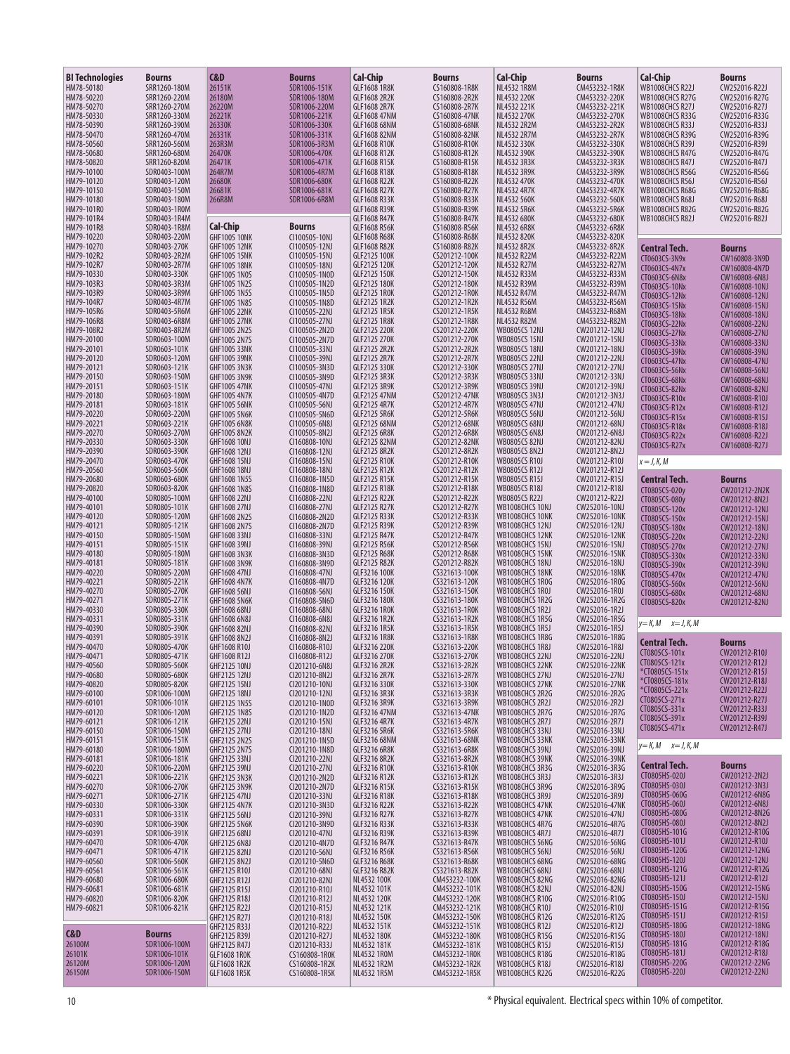| BI Technologies | Bourns |
|---|---|
| HM78-50180 | SRR1260-180M |
| HM78-50220 | SRR1260-220M |
| HM78-50270 | SRR1260-270M |
| HM78-50330 | SRR1260-330M |
| HM78-50390 | SRR1260-390M |
| HM78-50470 | SRR1260-470M |
| HM78-50560 | SRR1260-560M |
| HM78-50680 | SRR1260-680M |
| HM78-50820 | SRR1260-820M |
| HM79-10100 | SDR0403-100M |
| HM79-10120 | SDR0403-120M |
| HM79-10150 | SDR0403-150M |
| HM79-10180 | SDR0403-180M |
| HM79-101R0 | SDR0403-1R0M |
| HM79-101R4 | SDR0403-1R4M |
| HM79-101R8 | SDR0403-1R8M |
| HM79-10220 | SDR0403-220M |
| HM79-10270 | SDR0403-270K |
| HM79-102R2 | SDR0403-2R2M |
| HM79-102R7 | SDR0403-2R7M |
| HM79-10330 | SDR0403-330K |
| HM79-103R3 | SDR0403-3R3M |
| HM79-103R9 | SDR0403-3R9M |
| HM79-104R7 | SDR0403-4R7M |
| HM79-105R6 | SDR0403-5R6M |
| HM79-106R8 | SDR0403-6R8M |
| HM79-108R2 | SDR0403-8R2M |
| HM79-20100 | SDR0603-100M |
| HM79-20101 | SDR0603-101K |
| HM79-20120 | SDR0603-120M |
| HM79-20121 | SDR0603-121K |
| HM79-20150 | SDR0603-150M |
| HM79-20151 | SDR0603-151K |
| HM79-20180 | SDR0603-180M |
| HM79-20181 | SDR0603-181K |
| HM79-20220 | SDR0603-220M |
| HM79-20221 | SDR0603-221K |
| HM79-20270 | SDR0603-270M |
| HM79-20330 | SDR0603-330K |
| HM79-20390 | SDR0603-390K |
| HM79-20470 | SDR0603-470K |
| HM79-20560 | SDR0603-560K |
| HM79-20680 | SDR0603-680K |
| HM79-20820 | SDR0603-820K |
| HM79-40100 | SDR0805-100M |
| HM79-40101 | SDR0805-101K |
| HM79-40120 | SDR0805-120M |
| HM79-40121 | SDR0805-121K |
| HM79-40150 | SDR0805-150M |
| HM79-40151 | SDR0805-151K |
| HM79-40180 | SDR0805-180M |
| HM79-40181 | SDR0805-181K |
| HM79-40220 | SDR0805-220M |
| HM79-40221 | SDR0805-221K |
| HM79-40270 | SDR0805-270K |
| HM79-40271 | SDR0805-271K |
| HM79-40330 | SDR0805-330K |
| HM79-40331 | SDR0805-331K |
| HM79-40390 | SDR0805-390K |
| HM79-40391 | SDR0805-391K |
| HM79-40470 | SDR0805-470K |
| HM79-40471 | SDR0805-471K |
| HM79-40560 | SDR0805-560K |
| HM79-40680 | SDR0805-680K |
| HM79-40820 | SDR0805-820K |
| HM79-60100 | SDR1006-100M |
| HM79-60101 | SDR1006-101K |
| HM79-60120 | SDR1006-120M |
| HM79-60121 | SDR1006-121K |
| HM79-60150 | SDR1006-150M |
| HM79-60151 | SDR1006-151K |
| HM79-60180 | SDR1006-180M |
| HM79-60181 | SDR1006-181K |
| HM79-60220 | SDR1006-220M |
| HM79-60221 | SDR1006-221K |
| HM79-60270 | SDR1006-270K |
| HM79-60271 | SDR1006-271K |
| HM79-60330 | SDR1006-330K |
| HM79-60331 | SDR1006-331K |
| HM79-60390 | SDR1006-390K |
| HM79-60391 | SDR1006-391K |
| HM79-60470 | SDR1006-470K |
| HM79-60471 | SDR1006-471K |
| HM79-60560 | SDR1006-560K |
| HM79-60561 | SDR1006-561K |
| HM79-60680 | SDR1006-680K |
| HM79-60681 | SDR1006-681K |
| HM79-60820 | SDR1006-820K |
| HM79-60821 | SDR1006-821K |

| C&D | Bourns |
|---|---|
| 26100M | SDR1006-100M |
| 26101K | SDR1006-101K |
| 26120M | SDR1006-120M |
| 26150M | SDR1006-150M |
| 26151K | SDR1006-151K |
| 26180M | SDR1006-180M |
| 26220M | SDR1006-220M |
| 26221K | SDR1006-221K |
| 26330K | SDR1006-330K |
| 26331K | SDR1006-331K |
| 263R3M | SDR1006-3R3M |
| 26470K | SDR1006-470K |
| 26471K | SDR1006-471K |
| 264R7M | SDR1006-4R7M |
| 26680K | SDR1006-680K |
| 26681K | SDR1006-681K |
| 266R8M | SDR1006-6R8M |

| Cal-Chip | Bourns |
|---|---|
| GHF1005 10NK | CI100505-10NJ |
| GHF1005 12NK | CI100505-12NJ |
| GHF1005 15NK | CI100505-15NJ |
| GHF1005 18NK | CI100505-18NJ |
| GHF1005 1N0S | CI100505-1N0D |
| GHF1005 1N2S | CI100505-1N2D |
| GHF1005 1N5S | CI100505-1N5D |
| GHF1005 1N8S | CI100505-1N8D |
| GHF1005 22NK | CI100505-22NJ |
| GHF1005 27NK | CI100505-27NJ |
| GHF1005 2N2S | CI100505-2N2D |
| GHF1005 2N7S | CI100505-2N7D |
| GHF1005 33NK | CI100505-33NJ |
| GHF1005 39NK | CI100505-39NJ |
| GHF1005 3N3K | CI100505-3N3D |
| GHF1005 3N9K | CI100505-3N9D |
| GHF1005 47NK | CI100505-47NJ |
| GHF1005 4N7K | CI100505-4N7D |
| GHF1005 56NK | CI100505-56NJ |
| GHF1005 5N6K | CI100505-5N6D |
| GHF1005 6N8K | CI100505-6N8J |
| GHF1005 8N2K | CI100505-8N2J |
| GHF1608 10NJ | CI160808-10NJ |
| GHF1608 12NJ | CI160808-12NJ |
| GHF1608 15NJ | CI160808-15NJ |
| GHF1608 18NJ | CI160808-18NJ |
| GHF1608 1N5S | CI160808-1N5D |
| GHF1608 1N8S | CI160808-1N8D |
| GHF1608 22NJ | CI160808-22NJ |
| GHF1608 27NJ | CI160808-27NJ |
| GHF1608 2N2S | CI160808-2N2D |
| GHF1608 2N7S | CI160808-2N7D |
| GHF1608 33NJ | CI160808-33NJ |
| GHF1608 39NJ | CI160808-39NJ |
| GHF1608 3N3K | CI160808-3N3D |
| GHF1608 3N9K | CI160808-3N9D |
| GHF1608 47NJ | CI160808-47NJ |
| GHF1608 4N7K | CI160808-4N7D |
| GHF1608 56NJ | CI160808-56NJ |
| GHF1608 5N6K | CI160808-5N6D |
| GHF1608 68NJ | CI160808-68NJ |
| GHF1608 6N8J | CI160808-6N8J |
| GHF1608 82NJ | CI160808-82NJ |
| GHF1608 8N2J | CI160808-8N2J |
| GHF1608 R10J | CI160808-R10J |
| GHF1608 R12J | CI160808-R12J |
| GHF2125 10NJ | CI201210-6N8J |
| GHF2125 12NJ | CI201210-8N2J |
| GHF2125 15NJ | CI201210-10NJ |
| GHF2125 18NJ | CI201210-12NJ |
| GHF2125 1N5S | CI201210-1N0D |
| GHF2125 1N8S | CI201210-1N2D |
| GHF2125 22NJ | CI201210-15NJ |
| GHF2125 27NJ | CI201210-18NJ |
| GHF2125 2N2S | CI201210-1N5D |
| GHF2125 2N7S | CI201210-1N8D |
| GHF2125 33NJ | CI201210-22NJ |
| GHF2125 39NJ | CI201210-27NJ |
| GHF2125 3N3K | CI201210-2N2D |
| GHF2125 3N9K | CI201210-2N7D |
| GHF2125 47NJ | CI201210-33NJ |
| GHF2125 4N7K | CI201210-3N3D |
| GHF2125 56NJ | CI201210-39NJ |
| GHF2125 5N6K | CI201210-3N9D |
| GHF2125 68NJ | CI201210-47NJ |
| GHF2125 6N8J | CI201210-4N7D |
| GHF2125 82NJ | CI201210-56NJ |
| GHF2125 8N2J | CI201210-5N6D |
| GHF2125 R10J | CI201210-68NJ |
| GHF2125 R12J | CI201210-82NJ |
| GHF2125 R15J | CI201210-R10J |
| GHF2125 R18J | CI201210-R12J |
| GHF2125 R22J | CI201210-R15J |
| GHF2125 R27J | CI201210-R18J |
| GHF2125 R33J | CI201210-R22J |
| GHF2125 R39J | CI201210-R27J |
| GHF2125 R47J | CI201210-R33J |
| GLF1608 1R0K | CS160808-1R0K |
| GLF1608 1R2K | CS160808-1R2K |
| GLF1608 1R5K | CS160808-1R5K |
| GLF1608 1R8K | CS160808-1R8K |
| GLF1608 2R2K | CS160808-2R2K |
| GLF1608 2R7K | CS160808-2R7K |
| GLF1608 47NM | CS160808-47NK |
| GLF1608 68NM | CS160808-68NK |
| GLF1608 82NM | CS160808-82NK |
| GLF1608 R10K | CS160808-R10K |
| GLF1608 R12K | CS160808-R12K |
| GLF1608 R15K | CS160808-R15K |
| GLF1608 R18K | CS160808-R18K |
| GLF1608 R22K | CS160808-R22K |
| GLF1608 R27K | CS160808-R27K |
| GLF1608 R33K | CS160808-R33K |
| GLF1608 R39K | CS160808-R39K |
| GLF1608 R47K | CS160808-R47K |
| GLF1608 R56K | CS160808-R56K |
| GLF1608 R68K | CS160808-R68K |
| GLF1608 R82K | CS160808-R82K |
| GLF2125 100K | CS201212-100K |
| GLF2125 120K | CS201212-120K |
| GLF2125 150K | CS201212-150K |
| GLF2125 180K | CS201212-180K |
| GLF2125 1R0K | CS201212-1R0K |
| GLF2125 1R2K | CS201212-1R2K |
| GLF2125 1R5K | CS201212-1R5K |
| GLF2125 1R8K | CS201212-1R8K |
| GLF2125 220K | CS201212-220K |
| GLF2125 270K | CS201212-270K |
| GLF2125 2R2K | CS201212-2R2K |
| GLF2125 2R7K | CS201212-2R7K |
| GLF2125 330K | CS201212-330K |
| GLF2125 3R3K | CS201212-3R3K |
| GLF2125 3R9K | CS201212-3R9K |
| GLF2125 47NM | CS201212-47NK |
| GLF2125 4R7K | CS201212-4R7K |
| GLF2125 5R6K | CS201212-5R6K |
| GLF2125 68NM | CS201212-68NK |
| GLF2125 6R8K | CS201212-6R8K |
| GLF2125 82NM | CS201212-82NK |
| GLF2125 8R2K | CS201212-8R2K |
| GLF2125 R10K | CS201212-R10K |
| GLF2125 R12K | CS201212-R12K |
| GLF2125 R15K | CS201212-R15K |
| GLF2125 R18K | CS201212-R18K |
| GLF2125 R22K | CS201212-R22K |
| GLF2125 R27K | CS201212-R27K |
| GLF2125 R33K | CS201212-R33K |
| GLF2125 R39K | CS201212-R39K |
| GLF2125 R47K | CS201212-R47K |
| GLF2125 R56K | CS201212-R56K |
| GLF2125 R68K | CS201212-R68K |
| GLF2125 R82K | CS201212-R82K |
| GLF3216 100K | CS321613-100K |
| GLF3216 120K | CS321613-120K |
| GLF3216 150K | CS321613-150K |
| GLF3216 180K | CS321613-180K |
| GLF3216 1R0K | CS321613-1R0K |
| GLF3216 1R2K | CS321613-1R2K |
| GLF3216 1R5K | CS321613-1R5K |
| GLF3216 1R8K | CS321613-1R8K |
| GLF3216 220K | CS321613-220K |
| GLF3216 270K | CS321613-270K |
| GLF3216 2R2K | CS321613-2R2K |
| GLF3216 2R7K | CS321613-2R7K |
| GLF3216 330K | CS321613-330K |
| GLF3216 3R3K | CS321613-3R3K |
| GLF3216 3R9K | CS321613-3R9K |
| GLF3216 47NM | CS321613-47NK |
| GLF3216 4R7K | CS321613-4R7K |
| GLF3216 5R6K | CS321613-5R6K |
| GLF3216 68NM | CS321613-68NK |
| GLF3216 6R8K | CS321613-6R8K |
| GLF3216 8R2K | CS321613-8R2K |
| GLF3216 R10K | CS321613-R10K |
| GLF3216 R12K | CS321613-R12K |
| GLF3216 R15K | CS321613-R15K |
| GLF3216 R18K | CS321613-R18K |
| GLF3216 R22K | CS321613-R22K |
| GLF3216 R27K | CS321613-R27K |
| GLF3216 R33K | CS321613-R33K |
| GLF3216 R39K | CS321613-R39K |
| GLF3216 R47K | CS321613-R47K |
| GLF3216 R56K | CS321613-R56K |
| GLF3216 R68K | CS321613-R68K |
| GLF3216 R82K | CS321613-R82K |
| NL4532 100K | CM453232-100K |
| NL4532 101K | CM453232-101K |
| NL4532 120K | CM453232-120K |
| NL4532 121K | CM453232-121K |
| NL4532 150K | CM453232-150K |
| NL4532 151K | CM453232-151K |
| NL4532 180K | CM453232-180K |
| NL4532 181K | CM453232-181K |
| NL4532 1R0M | CM453232-1R0K |
| NL4532 1R2M | CM453232-1R2K |
| NL4532 1R5M | CM453232-1R5K |
| NL4532 1R8M | CM453232-1R8K |
| NL4532 220K | CM453232-220K |
| NL4532 221K | CM453232-221K |
| NL4532 270K | CM453232-270K |
| NL4532 2R2M | CM453232-2R2K |
| NL4532 2R7M | CM453232-2R7K |
| NL4532 330K | CM453232-330K |
| NL4532 390K | CM453232-390K |
| NL4532 3R3K | CM453232-3R3K |
| NL4532 3R9K | CM453232-3R9K |
| NL4532 470K | CM453232-470K |
| NL4532 4R7K | CM453232-4R7K |
| NL4532 560K | CM453232-560K |
| NL4532 5R6K | CM453232-5R6K |
| NL4532 680K | CM453232-680K |
| NL4532 6R8K | CM453232-6R8K |
| NL4532 820K | CM453232-820K |
| NL4532 8R2K | CM453232-8R2K |
| NL4532 R22M | CM453232-R22M |
| NL4532 R27M | CM453232-R27M |
| NL4532 R33M | CM453232-R33M |
| NL4532 R39M | CM453232-R39M |
| NL4532 R47M | CM453232-R47M |
| NL4532 R56M | CM453232-R56M |
| NL4532 R68M | CM453232-R68M |
| NL4532 R82M | CM453232-R82M |
| WB0805CS 12NJ | CW201212-12NJ |
| WB0805CS 15NJ | CW201212-15NJ |
| WB0805CS 18NJ | CW201212-18NJ |
| WB0805CS 22NJ | CW201212-22NJ |
| WB0805CS 27NJ | CW201212-27NJ |
| WB0805CS 33NJ | CW201212-33NJ |
| WB0805CS 39NJ | CW201212-39NJ |
| WB0805CS 3N3J | CW201212-3N3J |
| WB0805CS 47NJ | CW201212-47NJ |
| WB0805CS 56NJ | CW201212-56NJ |
| WB0805CS 68NJ | CW201212-68NJ |
| WB0805CS 6N8J | CW201212-6N8J |
| WB0805CS 82NJ | CW201212-82NJ |
| WB0805CS 8N2J | CW201212-8N2J |
| WB0805CS R10J | CW201212-R10J |
| WB0805CS R12J | CW201212-R12J |
| WB0805CS R15J | CW201212-R15J |
| WB0805CS R18J | CW201212-R18J |
| WB0805CS R22J | CW201212-R22J |
| WB1008CHCS 10NJ | CW252016-10NJ |
| WB1008CHCS 10NK | CW252016-10NK |
| WB1008CHCS 12NJ | CW252016-12NJ |
| WB1008CHCS 12NK | CW252016-12NK |
| WB1008CHCS 15NJ | CW252016-15NJ |
| WB1008CHCS 15NK | CW252016-15NK |
| WB1008CHCS 18NJ | CW252016-18NJ |
| WB1008CHCS 18NK | CW252016-18NK |
| WB1008CHCS 1R0G | CW252016-1R0G |
| WB1008CHCS 1R0J | CW252016-1R0J |
| WB1008CHCS 1R2G | CW252016-1R2G |
| WB1008CHCS 1R2J | CW252016-1R2J |
| WB1008CHCS 1R5G | CW252016-1R5G |
| WB1008CHCS 1R5J | CW252016-1R5J |
| WB1008CHCS 1R8G | CW252016-1R8G |
| WB1008CHCS 1R8J | CW252016-1R8J |
| WB1008CHCS 22NJ | CW252016-22NJ |
| WB1008CHCS 22NK | CW252016-22NK |
| WB1008CHCS 27NJ | CW252016-27NJ |
| WB1008CHCS 27NK | CW252016-27NK |
| WB1008CHCS 2R2G | CW252016-2R2G |
| WB1008CHCS 2R2J | CW252016-2R2J |
| WB1008CHCS 2R7G | CW252016-2R7G |
| WB1008CHCS 2R7J | CW252016-2R7J |
| WB1008CHCS 33NJ | CW252016-33NJ |
| WB1008CHCS 33NK | CW252016-33NK |
| WB1008CHCS 39NJ | CW252016-39NJ |
| WB1008CHCS 39NK | CW252016-39NK |
| WB1008CHCS 3R3G | CW252016-3R3G |
| WB1008CHCS 3R3J | CW252016-3R3J |
| WB1008CHCS 3R9G | CW252016-3R9G |
| WB1008CHCS 3R9J | CW252016-3R9J |
| WB1008CHCS 47NK | CW252016-47NK |
| WB1008CHCS 47NK | CW252016-47NJ |
| WB1008CHCS 4R7G | CW252016-4R7G |
| WB1008CHCS 4R7J | CW252016-4R7J |
| WB1008CHCS 56NG | CW252016-56NG |
| WB1008CHCS 56NJ | CW252016-56NJ |
| WB1008CHCS 68NG | CW252016-68NG |
| WB1008CHCS 68NJ | CW252016-68NJ |
| WB1008CHCS 82NG | CW252016-82NG |
| WB1008CHCS 82NJ | CW252016-82NJ |
| WB1008CHCS R10G | CW252016-R10G |
| WB1008CHCS R10J | CW252016-R10J |
| WB1008CHCS R12G | CW252016-R12G |
| WB1008CHCS R12J | CW252016-R12J |
| WB1008CHCS R15G | CW252016-R15G |
| WB1008CHCS R15J | CW252016-R15J |
| WB1008CHCS R18G | CW252016-R18G |
| WB1008CHCS R18J | CW252016-R18J |
| WB1008CHCS R22G | CW252016-R22G |
| WB1008CHCS R22J | CW252016-R22J |
| WB1008CHCS R27G | CW252016-R27G |
| WB1008CHCS R27J | CW252016-R27J |
| WB1008CHCS R33G | CW252016-R33G |
| WB1008CHCS R33J | CW252016-R33J |
| WB1008CHCS R39G | CW252016-R39G |
| WB1008CHCS R39J | CW252016-R39J |
| WB1008CHCS R47G | CW252016-R47G |
| WB1008CHCS R47J | CW252016-R47J |
| WB1008CHCS R56G | CW252016-R56G |
| WB1008CHCS R56J | CW252016-R56J |
| WB1008CHCS R68G | CW252016-R68G |
| WB1008CHCS R68J | CW252016-R68J |
| WB1008CHCS R82G | CW252016-R82G |
| WB1008CHCS R82J | CW252016-R82J |

| Central Tech. | Bourns |
|---|---|
| CT0603CS-3N9x | CW160808-3N9D |
| CT0603CS-4N7x | CW160808-4N7D |
| CT0603CS-6N8x | CW160808-6N8J |
| CT0603CS-10Nx | CW160808-10NJ |
| CT0603CS-12Nx | CW160808-12NJ |
| CT0603CS-15Nx | CW160808-15NJ |
| CT0603CS-18Nx | CW160808-18NJ |
| CT0603CS-22Nx | CW160808-22NJ |
| CT0603CS-27Nx | CW160808-27NJ |
| CT0603CS-33Nx | CW160808-33NJ |
| CT0603CS-39Nx | CW160808-39NJ |
| CT0603CS-47Nx | CW160808-47NJ |
| CT0603CS-56Nx | CW160808-56NJ |
| CT0603CS-68Nx | CW160808-68NJ |
| CT0603CS-82Nx | CW160808-82NJ |
| CT0603CS-R10x | CW160808-R10J |
| CT0603CS-R12x | CW160808-R12J |
| CT0603CS-R15x | CW160808-R15J |
| CT0603CS-R18x | CW160808-R18J |
| CT0603CS-R22x | CW160808-R22J |
| CT0603CS-R27x | CW160808-R27J |

*x = J, K, M*

| Central Tech. | Bourns |
|---|---|
| CT0805CS-020y | CW201212-2N2K |
| CT0805CS-080y | CW201212-8N2J |
| CT0805CS-120x | CW201212-12NJ |
| CT0805CS-150x | CW201212-15NJ |
| CT0805CS-180x | CW201212-18NJ |
| CT0805CS-220x | CW201212-22NJ |
| CT0805CS-270x | CW201212-27NJ |
| CT0805CS-330x | CW201212-33NJ |
| CT0805CS-390x | CW201212-39NJ |
| CT0805CS-470x | CW201212-47NJ |
| CT0805CS-560x | CW201212-56NJ |
| CT0805CS-680x | CW201212-68NJ |
| CT0805CS-820x | CW201212-82NJ |

*y = K, M    x = J, K, M*

| Central Tech. | Bourns |
|---|---|
| CT0805CS-101x | CW201212-R10J |
| CT0805CS-121x | CW201212-R12J |
| *CT0805CS-151x | CW201212-R15J |
| *CT0805CS-181x | CW201212-R18J |
| *CT0805CS-221x | CW201212-R22J |
| CT0805CS-271x | CW201212-R27J |
| CT0805CS-331x | CW201212-R33J |
| CT0805CS-391x | CW201212-R39J |
| CT0805CS-471x | CW201212-R47J |

*y = K, M    x = J, K, M*

| Central Tech. | Bourns |
|---|---|
| CT0805HS-020J | CW201212-2N2J |
| CT0805HS-030J | CW201212-3N3J |
| CT0805HS-060G | CW201212-6N8G |
| CT0805HS-060J | CW201212-6N8J |
| CT0805HS-080G | CW201212-8N2G |
| CT0805HS-080J | CW201212-8N2J |
| CT0805HS-101G | CW201212-R10G |
| CT0805HS-101J | CW201212-R10J |
| CT0805HS-120G | CW201212-12NG |
| CT0805HS-120J | CW201212-12NJ |
| CT0805HS-121G | CW201212-R12G |
| CT0805HS-121J | CW201212-R12J |
| CT0805HS-150G | CW201212-15NG |
| CT0805HS-150J | CW201212-15NJ |
| CT0805HS-151G | CW201212-R15G |
| CT0805HS-151J | CW201212-R15J |
| CT0805HS-180G | CW201212-18NG |
| CT0805HS-180J | CW201212-18NJ |
| CT0805HS-181G | CW201212-R18G |
| CT0805HS-181J | CW201212-R18J |
| CT0805HS-220G | CW201212-22NG |
| CT0805HS-220J | CW201212-22NJ |

\* Physical equivalent. Electrical specs within 10% of competitor.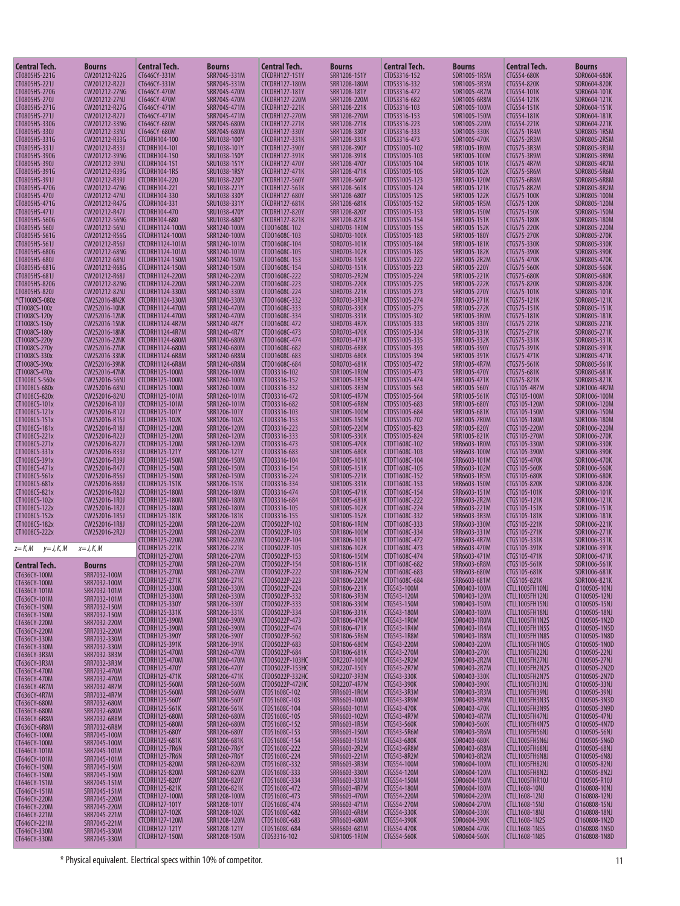| Central Tech. | Bourns |
|---|---|
| CT0805HS-221G | CW201212-R22G |
| CT0805HS-221J | CW201212-R22J |
| CT0805HS-270G | CW201212-27NG |
| CT0805HS-270J | CW201212-27NJ |
| CT0805HS-271G | CW201212-R27G |
| CT0805HS-271J | CW201212-R27J |
| CT0805HS-330G | CW201212-33NG |
| CT0805HS-330J | CW201212-33NJ |
| CT0805HS-331G | CW201212-R33G |
| CT0805HS-331J | CW201212-R33J |
| CT0805HS-390G | CW201212-39NG |
| CT0805HS-390J | CW201212-39NJ |
| CT0805HS-391G | CW201212-R39G |
| CT0805HS-391J | CW201212-R39J |
| CT0805HS-470G | CW201212-47NG |
| CT0805HS-470J | CW201212-47NJ |
| CT0805HS-471G | CW201212-R47G |
| CT0805HS-471J | CW201212-R47J |
| CT0805HS-560G | CW201212-56NG |
| CT0805HS-560J | CW201212-56NJ |
| CT0805HS-561G | CW201212-R56G |
| CT0805HS-561J | CW201212-R56J |
| CT0805HS-680G | CW201212-68NG |
| CT0805HS-680J | CW201212-68NJ |
| CT0805HS-681G | CW201212-R68G |
| CT0805HS-681J | CW201212-R68J |
| CT0805HS-820G | CW201212-82NG |
| CT0805HS-820J | CW201212-82NJ |
| *CT1008CS-080z | CW252016-8N2K |
| CT1008CS-100z | CW252016-10NK |
| CT1008CS-120y | CW252016-12NK |
| CT1008CS-150y | CW252016-15NK |
| CT1008CS-180y | CW252016-18NK |
| CT1008CS-220y | CW252016-22NK |
| CT1008CS-270y | CW252016-27NK |
| CT1008CS-330x | CW252016-33NK |
| CT1008CS-390x | CW252016-39NK |
| CT1008CS-470x | CW252016-47NK |
| CT1008C S-560x | CW252016-56NJ |
| CT1008CS-680x | CW252016-68NJ |
| CT1008CS-820x | CW252016-82NJ |
| CT1008CS-101x | CW252016-R10J |
| CT1008CS-121x | CW252016-R12J |
| CT1008CS-151x | CW252016-R15J |
| CT1008CS-181x | CW252016-R18J |
| CT1008CS-221x | CW252016-R22J |
| CT1008CS-271x | CW252016-R27J |
| CT1008CS-331x | CW252016-R33J |
| CT1008CS-391x | CW252016-R39J |
| CT1008CS-471x | CW252016-R47J |
| CT1008CS-561x | CW252016-R56J |
| CT1008CS-681x | CW252016-R68J |
| CT1008CS-821x | CW252016-R82J |
| CT1008CS-102x | CW252016-1R0J |
| CT1008CS-122x | CW252016-1R2J |
| CT1008CS-152x | CW252016-1R5J |
| CT1008CS-182x | CW252016-1R8J |
| CT1008CS-222x | CW252016-2R2J |

z= K, M    y= J, K, M    x= J, K, M

| Central Tech. | Bourns |
|---|---|
| CT636CY-100M | SRR7032-100M |
| CT636CY-100M | SRR7032-100M |
| CT636CY-101M | SRR7032-101M |
| CT636CY-101M | SRR7032-101M |
| CT636CY-150M | SRR7032-150M |
| CT636CY-150M | SRR7032-150M |
| CT636CY-220M | SRR7032-220M |
| CT636CY-220M | SRR7032-220M |
| CT636CY-330M | SRR7032-330M |
| CT636CY-330M | SRR7032-330M |
| CT636CY-3R3M | SRR7032-3R3M |
| CT636CY-3R3M | SRR7032-3R3M |
| CT636CY-470M | SRR7032-470M |
| CT636CY-470M | SRR7032-470M |
| CT636CY-4R7M | SRR7032-4R7M |
| CT636CY-4R7M | SRR7032-4R7M |
| CT636CY-680M | SRR7032-680M |
| CT636CY-680M | SRR7032-680M |
| CT636CY-6R8M | SRR7032-6R8M |
| CT636CY-6R8M | SRR7032-6R8M |
| CT646CY-100M | SRR7045-100M |
| CT646CY-100M | SRR7045-100M |
| CT646CY-101M | SRR7045-101M |
| CT646CY-101M | SRR7045-101M |
| CT646CY-150M | SRR7045-150M |
| CT646CY-150M | SRR7045-150M |
| CT646CY-151M | SRR7045-151M |
| CT646CY-151M | SRR7045-151M |
| CT646CY-220M | SRR7045-220M |
| CT646CY-220M | SRR7045-220M |
| CT646CY-221M | SRR7045-221M |
| CT646CY-221M | SRR7045-221M |
| CT646CY-330M | SRR7045-330M |
| CT646CY-330M | SRR7045-330M |

| Central Tech. | Bourns |
|---|---|
| CT646CY-331M | SRR7045-331M |
| CT646CY-331M | SRR7045-331M |
| CT646CY-470M | SRR7045-470M |
| CT646CY-470M | SRR7045-470M |
| CT646CY-471M | SRR7045-471M |
| CT646CY-471M | SRR7045-471M |
| CT646CY-680M | SRR7045-680M |
| CT646CY-680M | SRR7045-680M |
| CTCDRH104-100 | SRU1038-100Y |
| CTCDRH104-101 | SRU1038-101Y |
| CTCDRH104-150 | SRU1038-150Y |
| CTCDRH104-151 | SRU1038-151Y |
| CTCDRH104-1R5 | SRU1038-1R5Y |
| CTCDRH104-220 | SRU1038-220Y |
| CTCDRH104-221 | SRU1038-221Y |
| CTCDRH104-330 | SRU1038-330Y |
| CTCDRH104-331 | SRU1038-331Y |
| CTCDRH104-470 | SRU1038-470Y |
| CTCDRH104-680 | SRU1038-680Y |
| CTCDRH1124-100M | SRR1240-100M |
| CTCDRH1124-100M | SRR1240-100M |
| CTCDRH1124-101M | SRR1240-101M |
| CTCDRH1124-101M | SRR1240-101M |
| CTCDRH1124-150M | SRR1240-150M |
| CTCDRH1124-150M | SRR1240-150M |
| CTCDRH1124-220M | SRR1240-220M |
| CTCDRH1124-220M | SRR1240-220M |
| CTCDRH1124-330M | SRR1240-330M |
| CTCDRH1124-330M | SRR1240-330M |
| CTCDRH1124-470M | SRR1240-470M |
| CTCDRH1124-470M | SRR1240-470M |
| CTCDRH1124-4R7M | SRR1240-4R7Y |
| CTCDRH1124-4R7M | SRR1240-4R7Y |
| CTCDRH1124-680M | SRR1240-680M |
| CTCDRH1124-680M | SRR1240-680M |
| CTCDRH1124-6R8M | SRR1240-6R8M |
| CTCDRH1124-6R8M | SRR1240-6R8M |
| CTCDRH125-100M | SRR1206-100M |
| CTCDRH125-100M | SRR1260-100M |
| CTCDRH125-100M | SRR1260-100M |
| CTCDRH125-101M | SRR1260-101M |
| CTCDRH125-101M | SRR1260-101M |
| CTCDRH125-101Y | SRR1206-101Y |
| CTCDRH125-102K | SRR1206-102K |
| CTCDRH125-120M | SRR1260-120M |
| CTCDRH125-120M | SRR1260-120M |
| CTCDRH125-121Y | SRR1206-121Y |
| CTCDRH125-150M | SRR1206-150M |
| CTCDRH125-150M | SRR1260-150M |
| CTCDRH125-150M | SRR1260-150M |
| CTCDRH125-151K | SRR1206-151K |
| CTCDRH125-180M | SRR1206-180M |
| CTCDRH125-180M | SRR1260-180M |
| CTCDRH125-180M | SRR1260-180M |
| CTCDRH125-181K | SRR1206-181K |
| CTCDRH125-220M | SRR1206-220M |
| CTCDRH125-220M | SRR1260-220M |
| CTCDRH125-220M | SRR1260-220M |
| CTCDRH125-221K | SRR1206-221K |
| CTCDRH125-270M | SRR1206-270M |
| CTCDRH125-270M | SRR1260-270M |
| CTCDRH125-270M | SRR1260-270M |
| CTCDRH125-271K | SRR1206-271K |
| CTCDRH125-330M | SRR1260-330M |
| CTCDRH125-330M | SRR1260-330M |
| CTCDRH125-330Y | SRR1206-330Y |
| CTCDRH125-331K | SRR1206-331K |
| CTCDRH125-390M | SRR1260-390M |
| CTCDRH125-390M | SRR1260-390M |
| CTCDRH125-390Y | SRR1206-390Y |
| CTCDRH125-391K | SRR1206-391K |
| CTCDRH125-470M | SRR1260-470M |
| CTCDRH125-470M | SRR1260-470M |
| CTCDRH125-470Y | SRR1206-470Y |
| CTCDRH125-471K | SRR1206-471K |
| CTCDRH125-560M | SRR1260-560M |
| CTCDRH125-560M | SRR1260-560M |
| CTCDRH125-560Y | SRR1206-560Y |
| CTCDRH125-561K | SRR1206-561K |
| CTCDRH125-680M | SRR1260-680M |
| CTCDRH125-680M | SRR1260-680M |
| CTCDRH125-680Y | SRR1206-680Y |
| CTCDRH125-681K | SRR1206-681K |
| CTCDRH125-7R6N | SRR1260-7R6Y |
| CTCDRH125-7R6N | SRR1260-7R6Y |
| CTCDRH125-820M | SRR1260-820M |
| CTCDRH125-820M | SRR1260-820M |
| CTCDRH125-820Y | SRR1206-820Y |
| CTCDRH125-821K | SRR1206-821K |
| CTCDRH127-100M | SRR1208-100M |
| CTCDRH127-101Y | SRR1208-101Y |
| CTCDRH127-102K | SRR1208-102K |
| CTCDRH127-120M | SRR1208-120M |
| CTCDRH127-121Y | SRR1208-121Y |
| CTCDRH127-150M | SRR1208-150M |

| Central Tech. | Bourns |
|---|---|
| CTCDRH127-151Y | SRR1208-151Y |
| CTCDRH127-180M | SRR1208-180M |
| CTCDRH127-181Y | SRR1208-181Y |
| CTCDRH127-220M | SRR1208-220M |
| CTCDRH127-221K | SRR1208-221K |
| CTCDRH127-270M | SRR1208-270M |
| CTCDRH127-271K | SRR1208-271K |
| CTCDRH127-330Y | SRR1208-330Y |
| CTCDRH127-331K | SRR1208-331K |
| CTCDRH127-390Y | SRR1208-390Y |
| CTCDRH127-391K | SRR1208-391K |
| CTCDRH127-470Y | SRR1208-470Y |
| CTCDRH127-471K | SRR1208-471K |
| CTCDRH127-560Y | SRR1208-560Y |
| CTCDRH127-561K | SRR1208-561K |
| CTCDRH127-680Y | SRR1208-680Y |
| CTCDRH127-681K | SRR1208-681K |
| CTCDRH127-820Y | SRR1208-820Y |
| CTCDRH127-821K | SRR1208-821K |
| CTDO1608C-102 | SDR0703-1R0M |
| CTDO1608C-103 | SDR0703-100K |
| CTDO1608C-104 | SDR0703-101K |
| CTDO1608C-105 | SDR0703-102K |
| CTDO1608C-153 | SDR0703-150K |
| CTDO1608C-154 | SDR0703-151K |
| CTDO1608C-222 | SDR0703-2R2M |
| CTDO1608C-223 | SDR0703-220K |
| CTDO1608C-224 | SDR0703-221K |
| CTDO1608C-332 | SDR0703-3R3M |
| CTDO1608C-333 | SDR0703-330K |
| CTDO1608C-334 | SDR0703-331K |
| CTDO1608C-472 | SDR0703-4R7M |
| CTDO1608C-473 | SDR0703-470K |
| CTDO1608C-474 | SDR0703-471K |
| CTDO1608C-682 | SDR0703-6R8K |
| CTDO1608C-683 | SDR0703-680K |
| CTDO1608C-684 | SDR0703-681K |
| CTDO3316-102 | SDR1005-1R0M |
| CTDO3316-152 | SDR1005-1R5M |
| CTDO3316-332 | SDR1005-3R3M |
| CTDO3316-472 | SDR1005-4R7M |
| CTDO3316-682 | SDR1005-6R8M |
| CTDO3316-103 | SDR1005-100M |
| CTDO3316-153 | SDR1005-150M |
| CTDO3316-223 | SDR1005-220M |
| CTDO3316-333 | SDR1005-330K |
| CTDO3316-473 | SDR1005-470K |
| CTDO3316-683 | SDR1005-680K |
| CTDO3316-104 | SDR1005-101K |
| CTDO3316-154 | SDR1005-151K |
| CTDO3316-224 | SDR1005-221K |
| CTDO3316-334 | SDR1005-331K |
| CTDO3316-474 | SDR1005-471K |
| CTDO3316-684 | SDR1005-681K |
| CTDO3316-105 | SDR1005-102K |
| CTDO3316-155 | SDR1005-152K |
| CTDO5022P-102 | SDR1806-1R0M |
| CTDO5022P-103 | SDR1806-100M |
| CTDO5022P-104 | SDR1806-101K |
| CTDO5022P-105 | SDR1806-102K |
| CTDO5022P-153 | SDR1806-150M |
| CTDO5022P-154 | SDR1806-151K |
| CTDO5022P-222 | SDR1806-2R2M |
| CTDO5022P-223 | SDR1806-220M |
| CTDO5022P-224 | SDR1806-221K |
| CTDO5022P-332 | SDR1806-3R3M |
| CTDO5022P-333 | SDR1806-330M |
| CTDO5022P-334 | SDR1806-331K |
| CTDO5022P-473 | SDR1806-470M |
| CTDO5022P-474 | SDR1806-471K |
| CTDO5022P-562 | SDR1806-5R6M |
| CTDO5022P-683 | SDR1806-680M |
| CTDO5022P-684 | SDR1806-681K |
| CTDO5022P-103HC | SDR2207-100M |
| CTDO5022P-153HC | SDR2207-150Y |
| CTDO5022P-332HC | SDR2207-3R3M |
| CTDO5022P-472HC | SDR2207-4R7M |
| CTDS1608C-102 | SRR6603-1R0M |
| CTDS1608C-103 | SRR6603-100M |
| CTDS1608C-104 | SRR6603-101M |
| CTDS1608C-105 | SRR6603-102M |
| CTDS1608C-152 | SRR6603-1R5M |
| CTDS1608C-153 | SRR6603-150M |
| CTDS1608C-154 | SRR6603-151M |
| CTDS1608C-222 | SRR6603-2R2M |
| CTDS1608C-224 | SRR6603-221M |
| CTDS1608C-332 | SRR6603-3R3M |
| CTDS1608C-333 | SRR6603-330M |
| CTDS1608C-334 | SRR6603-331M |
| CTDS1608C-472 | SRR6603-4R7M |
| CTDS1608C-473 | SRR6603-470M |
| CTDS1608C-474 | SRR6603-471M |
| CTDS1608C-682 | SRR6603-6R8M |
| CTDS1608C-683 | SRR6603-680M |
| CTDS1608C-684 | SRR6603-681M |
| CTDS3316-102 | SDR1005-1R0M |

| Central Tech. | Bourns |
|---|---|
| CTDS3316-152 | SDR1005-1R5M |
| CTDS3316-332 | SDR1005-3R3M |
| CTDS3316-472 | SDR1005-4R7M |
| CTDS3316-682 | SDR1005-6R8M |
| CTDS3316-103 | SDR1005-100M |
| CTDS3316-153 | SDR1005-150M |
| CTDS3316-223 | SDR1005-220M |
| CTDS3316-333 | SDR1005-330K |
| CTDS3316-473 | SDR1005-470K |
| CTDSS1005-102 | SRR1005-1R0M |
| CTDSS1005-103 | SRR1005-100M |
| CTDSS1005-104 | SRR1005-101K |
| CTDSS1005-105 | SRR1005-102K |
| CTDSS1005-123 | SRR1005-120M |
| CTDSS1005-124 | SRR1005-121K |
| CTDSS1005-125 | SRR1005-122K |
| CTDSS1005-152 | SRR1005-1R5M |
| CTDSS1005-153 | SRR1005-150M |
| CTDSS1005-154 | SRR1005-151K |
| CTDSS1005-155 | SRR1005-152K |
| CTDSS1005-183 | SRR1005-180Y |
| CTDSS1005-184 | SRR1005-181K |
| CTDSS1005-185 | SRR1005-182K |
| CTDSS1005-222 | SRR1005-2R2M |
| CTDSS1005-223 | SRR1005-220Y |
| CTDSS1005-224 | SRR1005-221K |
| CTDSS1005-225 | SRR1005-222K |
| CTDSS1005-273 | SRR1005-270Y |
| CTDSS1005-274 | SRR1005-271K |
| CTDSS1005-275 | SRR1005-272K |
| CTDSS1005-302 | SRR1005-3R0M |
| CTDSS1005-333 | SRR1005-330Y |
| CTDSS1005-334 | SRR1005-331K |
| CTDSS1005-335 | SRR1005-332K |
| CTDSS1005-393 | SRR1005-390Y |
| CTDSS1005-394 | SRR1005-391K |
| CTDSS1005-472 | SRR1005-4R7M |
| CTDSS1005-473 | SRR1005-470Y |
| CTDSS1005-474 | SRR1005-471K |
| CTDSS1005-563 | SRR1005-560Y |
| CTDSS1005-564 | SRR1005-561K |
| CTDSS1005-683 | SRR1005-680Y |
| CTDSS1005-684 | SRR1005-681K |
| CTDSS1005-702 | SRR1005-7R0M |
| CTDSS1005-823 | SRR1005-820Y |
| CTDSS1005-824 | SRR1005-821K |
| CTDT1608C-102 | SRR6603-1R0M |
| CTDT1608C-103 | SRR6603-100M |
| CTDT1608C-104 | SRR6603-101M |
| CTDT1608C-105 | SRR6603-102M |
| CTDT1608C-152 | SRR6603-1R5M |
| CTDT1608C-153 | SRR6603-150M |
| CTDT1608C-154 | SRR6603-151M |
| CTDT1608C-222 | SRR6603-2R2M |
| CTDT1608C-224 | SRR6603-221M |
| CTDT1608C-332 | SRR6603-3R3M |
| CTDT1608C-333 | SRR6603-330M |
| CTDT1608C-334 | SRR6603-331M |
| CTDT1608C-472 | SRR6603-4R7M |
| CTDT1608C-473 | SRR6603-470M |
| CTDT1608C-474 | SRR6603-471M |
| CTDT1608C-682 | SRR6603-6R8M |
| CTDT1608C-683 | SRR6603-680M |
| CTDT1608C-684 | SRR6603-681M |
| CTGS43-100M | SDR0403-100M |
| CTGS43-120M | SDR0403-120M |
| CTGS43-150M | SDR0403-150M |
| CTGS43-180M | SDR0403-180M |
| CTGS43-1R0M | SDR0403-1R0M |
| CTGS43-1R4M | SDR0403-1R4M |
| CTGS43-1R8M | SDR0403-1R8M |
| CTGS43-220M | SDR0403-220M |
| CTGS43-270M | SDR0403-270K |
| CTGS43-2R2M | SDR0403-2R2M |
| CTGS43-2R7M | SDR0403-2R7M |
| CTGS43-330K | SDR0403-330K |
| CTGS43-390K | SDR0403-390K |
| CTGS43-3R3M | SDR0403-3R3M |
| CTGS43-3R9M | SDR0403-3R9M |
| CTGS43-470K | SDR0403-470K |
| CTGS43-4R7M | SDR0403-4R7M |
| CTGS43-560K | SDR0403-560K |
| CTGS43-5R6M | SDR0403-5R6M |
| CTGS43-680K | SDR0403-680K |
| CTGS43-6R8M | SDR0403-6R8M |
| CTGS43-8R2M | SDR0403-8R2M |
| CTGS54-100M | SDR0604-100M |
| CTGS54-120M | SDR0604-120M |
| CTGS54-150M | SDR0604-150M |
| CTGS54-180M | SDR0604-180M |
| CTGS54-220M | SDR0604-220M |
| CTGS54-270M | SDR0604-270M |
| CTGS54-330K | SDR0604-330K |
| CTGS54-390K | SDR0604-390K |
| CTGS54-470K | SDR0604-470K |
| CTGS54-560K | SDR0604-560K |

| Central Tech. | Bourns |
|---|---|
| CTGS54-680K | SDR0604-680K |
| CTGS54-820K | SDR0604-820K |
| CTGS54-101K | SDR0604-101K |
| CTGS54-121K | SDR0604-121K |
| CTGS54-151K | SDR0604-151K |
| CTGS54-181K | SDR0604-181K |
| CTGS54-221K | SDR0604-221K |
| CTGS75-1R4M | SDR0805-1R5M |
| CTGS75-2R3M | SDR0805-2R5M |
| CTGS75-3R3M | SDR0805-3R3M |
| CTGS75-3R9M | SDR0805-3R9M |
| CTGS75-4R7M | SDR0805-4R7M |
| CTGS75-5R6M | SDR0805-5R6M |
| CTGS75-6R8M | SDR0805-6R8M |
| CTGS75-8R2M | SDR0805-8R2M |
| CTGS75-100K | SDR0805-100M |
| CTGS75-120K | SDR0805-120M |
| CTGS75-150K | SDR0805-150M |
| CTGS75-180K | SDR0805-180M |
| CTGS75-220K | SDR0805-220M |
| CTGS75-270K | SDR0805-270K |
| CTGS75-330K | SDR0805-330K |
| CTGS75-390K | SDR0805-390K |
| CTGS75-470K | SDR0805-470K |
| CTGS75-560K | SDR0805-560K |
| CTGS75-680K | SDR0805-680K |
| CTGS75-820K | SDR0805-820K |
| CTGS75-101K | SDR0805-101K |
| CTGS75-121K | SDR0805-121K |
| CTGS75-151K | SDR0805-151K |
| CTGS75-181K | SDR0805-181K |
| CTGS75-221K | SDR0805-221K |
| CTGS75-271K | SDR0805-271K |
| CTGS75-331K | SDR0805-331K |
| CTGS75-391K | SDR0805-391K |
| CTGS75-471K | SDR0805-471K |
| CTGS75-561K | SDR0805-561K |
| CTGS75-681K | SDR0805-681K |
| CTGS75-821K | SDR0805-821K |
| CTGS105-4R7M | SDR1006-4R7M |
| CTGS105-100M | SDR1006-100M |
| CTGS105-120M | SDR1006-120M |
| CTGS105-150M | SDR1006-150M |
| CTGS105-180M | SDR1006-180M |
| CTGS105-220M | SDR1006-220M |
| CTGS105-270M | SDR1006-270K |
| CTGS105-330M | SDR1006-330K |
| CTGS105-390M | SDR1006-390K |
| CTGS105-470K | SDR1006-470K |
| CTGS105-560K | SDR1006-560K |
| CTGS105-680K | SDR1006-680K |
| CTGS105-820K | SDR1006-820K |
| CTGS105-101K | SDR1006-101K |
| CTGS105-121K | SDR1006-121K |
| CTGS105-151K | SDR1006-151K |
| CTGS105-181K | SDR1006-181K |
| CTGS105-221K | SDR1006-221K |
| CTGS105-271K | SDR1006-271K |
| CTGS105-331K | SDR1006-331K |
| CTGS105-391K | SDR1006-391K |
| CTGS105-471K | SDR1006-471K |
| CTGS105-561K | SDR1006-561K |
| CTGS105-681K | SDR1006-681K |
| CTGS105-821K | SDR1006-821K |
| CTLL1005FH10NJ | CI100505-10NJ |
| CTLL1005FH12NJ | CI100505-12NJ |
| CTLL1005FH15NJ | CI100505-15NJ |
| CTLL1005FH18NJ | CI100505-18NJ |
| CTLL1005FH1N2S | CI100505-1N2D |
| CTLL1005FH1N5S | CI100505-1N5D |
| CTLL1005FH1N8S | CI100505-1N8D |
| CTLL1005FH1N0S | CI100505-1N0D |
| CTLL1005FH22NJ | CI100505-22NJ |
| CTLL1005FH27NJ | CI100505-27NJ |
| CTLL1005FH2N2S | CI100505-2N2D |
| CTLL1005FH2N7S | CI100505-2N7D |
| CTLL1005FH33NJ | CI100505-33NJ |
| CTLL1005FH39NJ | CI100505-39NJ |
| CTLL1005FH3N3S | CI100505-3N3D |
| CTLL1005FH3N9S | CI100505-3N9D |
| CTLL1005FH47NJ | CI100505-47NJ |
| CTLL1005FH4N7S | CI100505-4N7D |
| CTLL1005FH56NJ | CI100505-56NJ |
| CTLL1005FH5N6J | CI100505-5N6D |
| CTLL1005FH68NJ | CI100505-68NJ |
| CTLL1005FH6N8J | CI100505-6N8J |
| CTLL1005FH82NJ | CI100505-82NJ |
| CTLL1005FH8N2J | CI100505-8N2J |
| CTLL1005FHR10J | CI100505-R10J |
| CTLL1608-10NJ | CI160808-10NJ |
| CTLL1608-12NJ | CI160808-12NJ |
| CTLL1608-15NJ | CI160808-15NJ |
| CTLL1608-18NJ | CI160808-18NJ |
| CTLL1608-1N2S | CI160808-1N2D |
| CTLL1608-1N5S | CI160808-1N5D |
| CTLL1608-1N8S | CI160808-1N8D |

\* Physical equivalent. Electrical specs within 10% of competitor.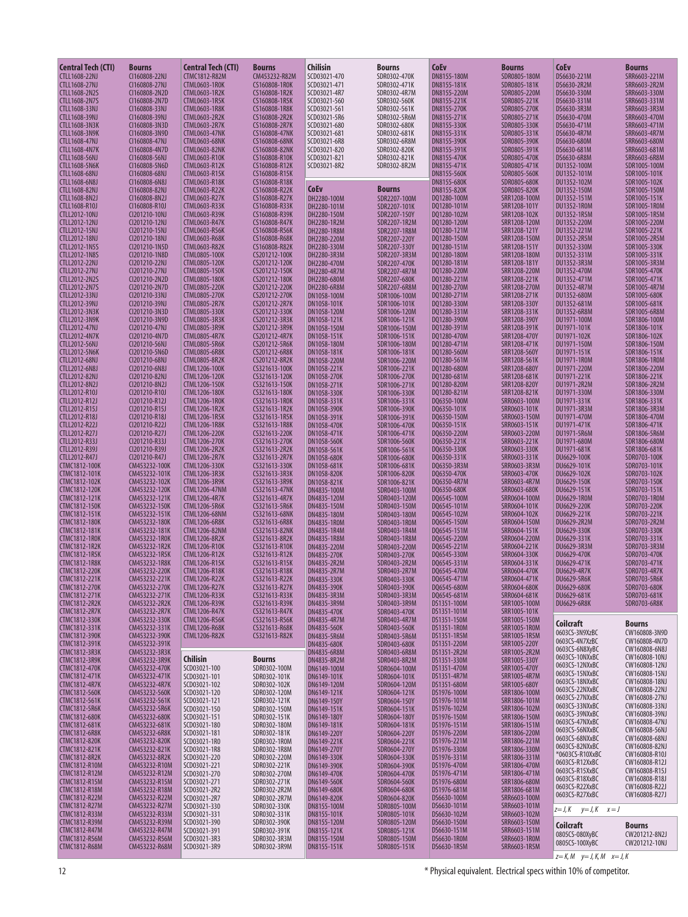| Central Tech (CTI) | Bourns |
|---|---|
| CTLL1608-22NJ | CI160808-22NJ |
| CTLL1608-27NJ | CI160808-27NJ |
| CTLL1608-2N2S | CI160808-2N2D |
| CTLL1608-2N7S | CI160808-2N7D |
| CTLL1608-33NJ | CI160808-33NJ |
| CTLL1608-39NJ | CI160808-39NJ |
| CTLL1608-3N3K | CI160808-3N3D |
| CTLL1608-3N9K | CI160808-3N9D |
| CTLL1608-47NJ | CI160808-47NJ |
| CTLL1608-4N7K | CI160808-4N7D |
| CTLL1608-56NJ | CI160808-56NJ |
| CTLL1608-5N6K | CI160808-5N6D |
| CTLL1608-68NJ | CI160808-68NJ |
| CTLL1608-6N8J | CI160808-6N8J |
| CTLL1608-82NJ | CI160808-82NJ |
| CTLL1608-8N2J | CI160808-8N2J |
| CTLL1608-R10J | CI160808-R10J |
| CTLL2012-10NJ | CI201210-10NJ |
| CTLL2012-12NJ | CI201210-12NJ |
| CTLL2012-15NJ | CI201210-15NJ |
| CTLL2012-18NJ | CI201210-18NJ |
| CTLL2012-1N5S | CI201210-1N5D |
| CTLL2012-1N8S | CI201210-1N8D |
| CTLL2012-22NJ | CI201210-22NJ |
| CTLL2012-27NJ | CI201210-27NJ |
| CTLL2012-2N2S | CI201210-2N2D |
| CTLL2012-2N7S | CI201210-2N7D |
| CTLL2012-33NJ | CI201210-33NJ |
| CTLL2012-39NJ | CI201210-39NJ |
| CTLL2012-3N3K | CI201210-3N3D |
| CTLL2012-3N9K | CI201210-3N9D |
| CTLL2012-47NJ | CI201210-47NJ |
| CTLL2012-4N7K | CI201210-4N7D |
| CTLL2012-56NJ | CI201210-56NJ |
| CTLL2012-5N6K | CI201210-5N6D |
| CTLL2012-68NJ | CI201210-68NJ |
| CTLL2012-6N8J | CI201210-6N8J |
| CTLL2012-82NJ | CI201210-82NJ |
| CTLL2012-8N2J | CI201210-8N2J |
| CTLL2012-R10J | CI201210-R10J |
| CTLL2012-R12J | CI201210-R12J |
| CTLL2012-R15J | CI201210-R15J |
| CTLL2012-R18J | CI201210-R18J |
| CTLL2012-R22J | CI201210-R22J |
| CTLL2012-R27J | CI201210-R27J |
| CTLL2012-R33J | CI201210-R33J |
| CTLL2012-R39J | CI201210-R39J |
| CTLL2012-R47J | CI201210-R47J |
| CTMC1812-100K | CM453232-100K |
| CTMC1812-101K | CM453232-101K |
| CTMC1812-102K | CM453232-102K |
| CTMC1812-120K | CM453232-120K |
| CTMC1812-121K | CM453232-121K |
| CTMC1812-150K | CM453232-150K |
| CTMC1812-151K | CM453232-151K |
| CTMC1812-180K | CM453232-180K |
| CTMC1812-181K | CM453232-181K |
| CTMC1812-1R0K | CM453232-1R0K |
| CTMC1812-1R2K | CM453232-1R2K |
| CTMC1812-1R5K | CM453232-1R5K |
| CTMC1812-1R8K | CM453232-1R8K |
| CTMC1812-220K | CM453232-220K |
| CTMC1812-221K | CM453232-221K |
| CTMC1812-270K | CM453232-270K |
| CTMC1812-271K | CM453232-271K |
| CTMC1812-2R2K | CM453232-2R2K |
| CTMC1812-2R7K | CM453232-2R7K |
| CTMC1812-330K | CM453232-330K |
| CTMC1812-331K | CM453232-331K |
| CTMC1812-390K | CM453232-390K |
| CTMC1812-391K | CM453232-391K |
| CTMC1812-3R3K | CM453232-3R3K |
| CTMC1812-3R9K | CM453232-3R9K |
| CTMC1812-470K | CM453232-470K |
| CTMC1812-471K | CM453232-471K |
| CTMC1812-4R7K | CM453232-4R7K |
| CTMC1812-560K | CM453232-560K |
| CTMC1812-561K | CM453232-561K |
| CTMC1812-5R6K | CM453232-5R6K |
| CTMC1812-680K | CM453232-680K |
| CTMC1812-681K | CM453232-681K |
| CTMC1812-6R8K | CM453232-6R8K |
| CTMC1812-820K | CM453232-820K |
| CTMC1812-821K | CM453232-821K |
| CTMC1812-8R2K | CM453232-8R2K |
| CTMC1812-R10M | CM453232-R10M |
| CTMC1812-R12M | CM453232-R12M |
| CTMC1812-R15M | CM453232-R15M |
| CTMC1812-R18M | CM453232-R18M |
| CTMC1812-R22M | CM453232-R22M |
| CTMC1812-R27M | CM453232-R27M |
| CTMC1812-R33M | CM453232-R33M |
| CTMC1812-R39M | CM453232-R39M |
| CTMC1812-R47M | CM453232-R47M |
| CTMC1812-R56M | CM453232-R56M |
| CTMC1812-R68M | CM453232-R68M |

| Central Tech (CTI) | Bourns |
|---|---|
| CTMC1812-R82M | CM453232-R82M |
| CTML0603-1R0K | CS160808-1R0K |
| CTML0603-1R2K | CS160808-1R2K |
| CTML0603-1R5K | CS160808-1R5K |
| CTML0603-1R8K | CS160808-1R8K |
| CTML0603-2R2K | CS160808-2R2K |
| CTML0603-2R7K | CS160808-2R7K |
| CTML0603-47NK | CS160808-47NK |
| CTML0603-68NK | CS160808-68NK |
| CTML0603-82NK | CS160808-82NK |
| CTML0603-R10K | CS160808-R10K |
| CTML0603-R12K | CS160808-R12K |
| CTML0603-R15K | CS160808-R15K |
| CTML0603-R18K | CS160808-R18K |
| CTML0603-R22K | CS160808-R22K |
| CTML0603-R27K | CS160808-R27K |
| CTML0603-R33K | CS160808-R33K |
| CTML0603-R39K | CS160808-R39K |
| CTML0603-R47K | CS160808-R47K |
| CTML0603-R56K | CS160808-R56K |
| CTML0603-R68K | CS160808-R68K |
| CTML0603-R82K | CS160808-R82K |
| CTML0805-100K | CS201212-100K |
| CTML0805-120K | CS201212-120K |
| CTML0805-150K | CS201212-150K |
| CTML0805-180K | CS201212-180K |
| CTML0805-220K | CS201212-220K |
| CTML0805-270K | CS201212-270K |
| CTML0805-2R7K | CS201212-2R7K |
| CTML0805-330K | CS201212-330K |
| CTML0805-3R3K | CS201212-3R3K |
| CTML0805-3R9K | CS201212-3R9K |
| CTML0805-4R7K | CS201212-4R7K |
| CTML0805-5R6K | CS201212-5R6K |
| CTML0805-6R8K | CS201212-6R8K |
| CTML0805-8R2K | CS201212-8R2K |
| CTML1206-100K | CS321613-100K |
| CTML1206-120K | CS321613-120K |
| CTML1206-150K | CS321613-150K |
| CTML1206-180K | CS321613-180K |
| CTML1206-1R0K | CS321613-1R0K |
| CTML1206-1R2K | CS321613-1R2K |
| CTML1206-1R5K | CS321613-1R5K |
| CTML1206-1R8K | CS321613-1R8K |
| CTML1206-220K | CS321613-220K |
| CTML1206-270K | CS321613-270K |
| CTML1206-2R2K | CS321613-2R2K |
| CTML1206-2R7K | CS321613-2R7K |
| CTML1206-330K | CS321613-330K |
| CTML1206-3R3K | CS321613-3R3K |
| CTML1206-3R9K | CS321613-3R9K |
| CTML1206-47NM | CS321613-47NK |
| CTML1206-4R7K | CS321613-4R7K |
| CTML1206-5R6K | CS321613-5R6K |
| CTML1206-68NM | CS321613-68NK |
| CTML1206-6R8K | CS321613-6R8K |
| CTML1206-82NM | CS321613-82NK |
| CTML1206-8R2K | CS321613-8R2K |
| CTML1206-R10K | CS321613-R10K |
| CTML1206-R12K | CS321613-R12K |
| CTML1206-R15K | CS321613-R15K |
| CTML1206-R18K | CS321613-R18K |
| CTML1206-R22K | CS321613-R22K |
| CTML1206-R27K | CS321613-R27K |
| CTML1206-R33K | CS321613-R33K |
| CTML1206-R39K | CS321613-R39K |
| CTML1206-R47K | CS321613-R47K |
| CTML1206-R56K | CS321613-R56K |
| CTML1206-R68K | CS321613-R68K |
| CTML1206-R82K | CS321613-R82K |

| Chilisin | Bourns |
|---|---|
| SCD03021-100 | SDR0302-100M |
| SCD03021-101 | SDR0302-101K |
| SCD03021-102 | SDR0302-102K |
| SCD03021-120 | SDR0302-120M |
| SCD03021-121 | SDR0302-121K |
| SCD03021-150 | SDR0302-150M |
| SCD03021-151 | SDR0302-151K |
| SCD03021-180 | SDR0302-180M |
| SCD03021-181 | SDR0302-181K |
| SCD03021-1R0 | SDR0302-1R0M |
| SCD03021-1R8 | SDR0302-1R8M |
| SCD03021-220 | SDR0302-220M |
| SCD03021-221 | SDR0302-221K |
| SCD03021-270 | SDR0302-270M |
| SCD03021-271 | SDR0302-271K |
| SCD03021-2R2 | SDR0302-2R2M |
| SCD03021-2R7 | SDR0302-2R7M |
| SCD03021-330 | SDR0302-330K |
| SCD03021-331 | SDR0302-331K |
| SCD03021-390 | SDR0302-390K |
| SCD03021-391 | SDR0302-391K |
| SCD03021-3R3 | SDR0302-3R3M |
| SCD03021-3R9 | SDR0302-3R9M |
| SCD03021-470 | SDR0302-470K |
| SCD03021-471 | SDR0302-471K |
| SCD03021-4R7 | SDR0302-4R7M |
| SCD03021-560 | SDR0302-560K |
| SCD03021-561 | SDR0302-561K |
| SCD03021-5R6 | SDR0302-5R6M |
| SCD03021-680 | SDR0302-680K |
| SCD03021-681 | SDR0302-681K |
| SCD03021-6R8 | SDR0302-6R8M |
| SCD03021-820 | SDR0302-820K |
| SCD03021-821 | SDR0302-821K |
| SCD03021-8R2 | SDR0302-8R2M |

| CoEv | Bourns |
|---|---|
| DH2280-100M | SDR2207-100M |
| DH2280-101M | SDR2207-101K |
| DH2280-150M | SDR2207-150Y |
| DH2280-1R2M | SDR2207-1R2M |
| DH2280-1R8M | SDR2207-1R8M |
| DH2280-220M | SDR2207-220Y |
| DH2280-330M | SDR2207-330Y |
| DH2280-3R3M | SDR2207-3R3M |
| DH2280-470M | SDR2207-470K |
| DH2280-4R7M | SDR2207-4R7M |
| DH2280-680M | SDR2207-680K |
| DH2280-6R8M | SDR2207-6R8M |
| DN1058-100M | SDR1006-100M |
| DN1058-101K | SDR1006-101K |
| DN1058-120M | SDR1006-120M |
| DN1058-121K | SDR1006-121K |
| DN1058-150M | SDR1006-150M |
| DN1058-151K | SDR1006-151K |
| DN1058-180M | SDR1006-180M |
| DN1058-181K | SDR1006-181K |
| DN1058-220M | SDR1006-220M |
| DN1058-221K | SDR1006-221K |
| DN1058-270K | SDR1006-270K |
| DN1058-271K | SDR1006-271K |
| DN1058-330K | SDR1006-330K |
| DN1058-331K | SDR1006-331K |
| DN1058-390K | SDR1006-390K |
| DN1058-391K | SDR1006-391K |
| DN1058-470K | SDR1006-470K |
| DN1058-471K | SDR1006-471K |
| DN1058-560K | SDR1006-560K |
| DN1058-561K | SDR1006-561K |
| DN1058-680K | SDR1006-680K |
| DN1058-681K | SDR1006-681K |
| DN1058-820K | SDR1006-820K |
| DN1058-821K | SDR1006-821K |
| DN4835-100M | SDR0403-100M |
| DN4835-120M | SDR0403-120M |
| DN4835-150M | SDR0403-150M |
| DN4835-180M | SDR0403-180M |
| DN4835-1R0M | SDR0403-1R0M |
| DN4835-1R4M | SDR0403-1R4M |
| DN4835-1R8M | SDR0403-1R8M |
| DN4835-220M | SDR0403-220M |
| DN4835-270K | SDR0403-270K |
| DN4835-2R2M | SDR0403-2R2M |
| DN4835-2R7M | SDR0403-2R7M |
| DN4835-330K | SDR0403-330K |
| DN4835-390K | SDR0403-390K |
| DN4835-3R3M | SDR0403-3R3M |
| DN4835-3R9M | SDR0403-3R9M |
| DN4835-470K | SDR0403-470K |
| DN4835-4R7M | SDR0403-4R7M |
| DN4835-560K | SDR0403-560K |
| DN4835-5R6M | SDR0403-5R6M |
| DN4835-680K | SDR0403-680K |
| DN4835-6R8M | SDR0403-6R8M |
| DN4835-8R2M | SDR0403-8R2M |
| DN6149-100M | SDR0604-100M |
| DN6149-101K | SDR0604-101K |
| DN6149-120M | SDR0604-120M |
| DN6149-121K | SDR0604-121K |
| DN6149-150Y | SDR0604-150Y |
| DN6149-151K | SDR0604-151K |
| DN6149-180Y | SDR0604-180Y |
| DN6149-181K | SDR0604-181K |
| DN6149-220Y | SDR0604-220Y |
| DN6149-221K | SDR0604-221K |
| DN6149-270Y | SDR0604-270Y |
| DN6149-330K | SDR0604-330K |
| DN6149-390K | SDR0604-390K |
| DN6149-470K | SDR0604-470K |
| DN6149-560K | SDR0604-560K |
| DN6149-680K | SDR0604-680K |
| DN6149-820K | SDR0604-820K |
| DN8155-100M | SDR0805-100M |
| DN8155-101K | SDR0805-101K |
| DN8155-120M | SDR0805-120M |
| DN8155-121K | SDR0805-121K |
| DN8155-150M | SDR0805-150M |
| DN8155-151K | SDR0805-151K |

| CoEv | Bourns |
|---|---|
| DN8155-180M | SDR0805-180M |
| DN8155-181K | SDR0805-181K |
| DN8155-220M | SDR0805-220M |
| DN8155-221K | SDR0805-221K |
| DN8155-270K | SDR0805-270K |
| DN8155-271K | SDR0805-271K |
| DN8155-330K | SDR0805-330K |
| DN8155-331K | SDR0805-331K |
| DN8155-390K | SDR0805-390K |
| DN8155-391K | SDR0805-391K |
| DN8155-470K | SDR0805-470K |
| DN8155-471K | SDR0805-471K |
| DN8155-560K | SDR0805-560K |
| DN8155-680K | SDR0805-680K |
| DN8155-820K | SDR0805-820K |
| DQ1280-100M | SRR1208-100M |
| DQ1280-101M | SRR1208-101Y |
| DQ1280-102M | SRR1208-102K |
| DQ1280-120M | SRR1208-120M |
| DQ1280-121M | SRR1208-121Y |
| DQ1280-150M | SRR1208-150M |
| DQ1280-151M | SRR1208-151Y |
| DQ1280-180M | SRR1208-180M |
| DQ1280-181M | SRR1208-181Y |
| DQ1280-220M | SRR1208-220M |
| DQ1280-221M | SRR1208-221K |
| DQ1280-270M | SRR1208-270M |
| DQ1280-271M | SRR1208-271K |
| DQ1280-330M | SRR1208-330Y |
| DQ1280-331M | SRR1208-331K |
| DQ1280-390M | SRR1208-390Y |
| DQ1280-391M | SRR1208-391K |
| DQ1280-470M | SRR1208-470Y |
| DQ1280-471M | SRR1208-471K |
| DQ1280-560M | SRR1208-560Y |
| DQ1280-561M | SRR1208-561K |
| DQ1280-680M | SRR1208-680Y |
| DQ1280-681M | SRR1208-681K |
| DQ1280-820M | SRR1208-820Y |
| DQ1280-821M | SRR1208-821K |
| DQ6350-100M | SRR0603-100M |
| DQ6350-101K | SRR0603-101K |
| DQ6350-150M | SRR0603-150M |
| DQ6350-151K | SRR0603-151K |
| DQ6350-220M | SRR0603-220M |
| DQ6350-221K | SRR0603-221K |
| DQ6350-330K | SRR0603-330K |
| DQ6350-331K | SRR0603-331K |
| DQ6350-3R3M | SRR0603-3R3M |
| DQ6350-470K | SRR0603-470K |
| DQ6350-4R7M | SRR0603-4R7M |
| DQ6350-680K | SRR0603-680K |
| DQ6545-100M | SRR0604-100M |
| DQ6545-101M | SRR0604-101K |
| DQ6545-102M | SRR0604-102K |
| DQ6545-150M | SRR0604-150M |
| DQ6545-151M | SRR0604-151K |
| DQ6545-220M | SRR0604-220M |
| DQ6545-221M | SRR0604-221K |
| DQ6545-330M | SRR0604-330K |
| DQ6545-331M | SRR0604-331K |
| DQ6545-470M | SRR0604-470K |
| DQ6545-471M | SRR0604-471K |
| DQ6545-680M | SRR0604-680K |
| DQ6545-681M | SRR0604-681K |
| DS1351-100M | SRR1005-100M |
| DS1351-101M | SRR1005-101K |
| DS1351-150M | SRR1005-150M |
| DS1351-1R0M | SRR1005-1R0M |
| DS1351-1R5M | SRR1005-1R5M |
| DS1351-220M | SRR1005-220Y |
| DS1351-2R2M | SRR1005-2R2M |
| DS1351-330M | SRR1005-330Y |
| DS1351-470M | SRR1005-470Y |
| DS1351-4R7M | SRR1005-4R7M |
| DS1351-680M | SRR1005-680Y |
| DS1976-100M | SRR1806-100M |
| DS1976-101M | SRR1806-101M |
| DS1976-102M | SRR1806-102M |
| DS1976-150M | SRR1806-150M |
| DS1976-151M | SRR1806-151M |
| DS1976-220M | SRR1806-220M |
| DS1976-221M | SRR1806-221M |
| DS1976-330M | SRR1806-330M |
| DS1976-331M | SRR1806-331M |
| DS1976-470M | SRR1806-470M |
| DS1976-471M | SRR1806-471M |
| DS1976-680M | SRR1806-680M |
| DS1976-681M | SRR1806-681M |
| DS6630-100M | SRR6603-100M |
| DS6630-101M | SRR6603-101M |
| DS6630-102M | SRR6603-102M |
| DS6630-150M | SRR6603-150M |
| DS6630-151M | SRR6603-151M |
| DS6630-1R0M | SRR6603-1R0M |
| DS6630-1R5M | SRR6603-1R5M |

| CoEv | Bourns |
|---|---|
| DS6630-221M | SRR6603-221M |
| DS6630-2R2M | SRR6603-2R2M |
| DS6630-330M | SRR6603-330M |
| DS6630-331M | SRR6603-331M |
| DS6630-3R3M | SRR6603-3R3M |
| DS6630-470M | SRR6603-470M |
| DS6630-471M | SRR6603-471M |
| DS6630-4R7M | SRR6603-4R7M |
| DS6630-680M | SRR6603-680M |
| DS6630-681M | SRR6603-681M |
| DS6630-6R8M | SRR6603-6R8M |
| DU1352-100M | SDR1005-100M |
| DU1352-101M | SDR1005-101K |
| DU1352-102M | SDR1005-102K |
| DU1352-150M | SDR1005-150M |
| DU1352-151M | SDR1005-151K |
| DU1352-1R0M | SDR1005-1R0M |
| DU1352-1R5M | SDR1005-1R5M |
| DU1352-220M | SDR1005-220M |
| DU1352-221M | SDR1005-221K |
| DU1352-2R5M | SDR1005-2R5M |
| DU1352-330M | SDR1005-330K |
| DU1352-331M | SDR1005-331K |
| DU1352-3R3M | SDR1005-3R3M |
| DU1352-470M | SDR1005-470K |
| DU1352-471M | SDR1005-471K |
| DU1352-4R7M | SDR1005-4R7M |
| DU1352-680M | SDR1005-680K |
| DU1352-681M | SDR1005-681K |
| DU1352-6R8M | SDR1005-6R8M |
| DU1971-100M | SDR1806-100M |
| DU1971-101K | SDR1806-101K |
| DU1971-102K | SDR1806-102K |
| DU1971-150M | SDR1806-150M |
| DU1971-151K | SDR1806-151K |
| DU1971-1R0M | SDR1806-1R0M |
| DU1971-220M | SDR1806-220M |
| DU1971-221K | SDR1806-221K |
| DU1971-2R2M | SDR1806-2R2M |
| DU1971-330M | SDR1806-330M |
| DU1971-331K | SDR1806-331K |
| DU1971-3R3M | SDR1806-3R3M |
| DU1971-470M | SDR1806-470M |
| DU1971-471K | SDR1806-471K |
| DU1971-5R6M | SDR1806-5R6M |
| DU1971-680M | SDR1806-680M |
| DU1971-681K | SDR1806-681K |
| DU6629-100K | SDR0703-100K |
| DU6629-101K | SDR0703-101K |
| DU6629-102K | SDR0703-102K |
| DU6629-150K | SDR0703-150K |
| DU6629-151K | SDR0703-151K |
| DU6629-1R0M | SDR0703-1R0M |
| DU6629-220K | SDR0703-220K |
| DU6629-221K | SDR0703-221K |
| DU6629-2R2M | SDR0703-2R2M |
| DU6629-330K | SDR0703-330K |
| DU6629-331K | SDR0703-331K |
| DU6629-3R3M | SDR0703-3R3M |
| DU6629-470K | SDR0703-470K |
| DU6629-471K | SDR0703-471K |
| DU6629-4R7K | SDR0703-4R7K |
| DU6629-5R6K | SDR0703-5R6K |
| DU6629-680K | SDR0703-680K |
| DU6629-681K | SDR0703-681K |
| DU6629-6R8K | SDR0703-6R8K |

| Coilcraft | Bourns |
|---|---|
| 0603CS-3N9XzBC | CW160808-3N9D |
| 0603CS-4N7XzBC | CW160808-4N7D |
| 0603CS-6N8XyBC | CW160808-6N8J |
| 0603CS-10NXxBC | CW160808-10NJ |
| 0603CS-12NXxBC | CW160808-12NJ |
| 0603CS-15NXxBC | CW160808-15NJ |
| 0603CS-18NXxBC | CW160808-18NJ |
| 0603CS-22NXxBC | CW160808-22NJ |
| 0603CS-27NXxBC | CW160808-27NJ |
| 0603CS-33NXxBC | CW160808-33NJ |
| 0603CS-39NXxBC | CW160808-39NJ |
| 0603CS-47NXxBC | CW160808-47NJ |
| 0603CS-56NXxBC | CW160808-56NJ |
| 0603CS-68NXxBC | CW160808-68NJ |
| 0603CS-82NXxBC | CW160808-82NJ |
| *0603CS-R10XxBC | CW160808-R10J |
| 0603CS-R12XxBC | CW160808-R12J |
| 0603CS-R15XxBC | CW160808-R15J |
| 0603CS-R18XxBC | CW160808-R18J |
| 0603CS-R22XxBC | CW160808-R22J |
| 0603CS-R27XxBC | CW160808-R27J |

*z = J, K   y = J, K   x = J*

| Coilcraft | Bourns |
|---|---|
| 0805CS-080XyBC | CW201212-8N2J |
| 0805CS-100XyBC | CW201212-10NJ |

*z = K, M   y = J, K, M   x = J, K*

\* Physical equivalent. Electrical specs within 10% of competitor.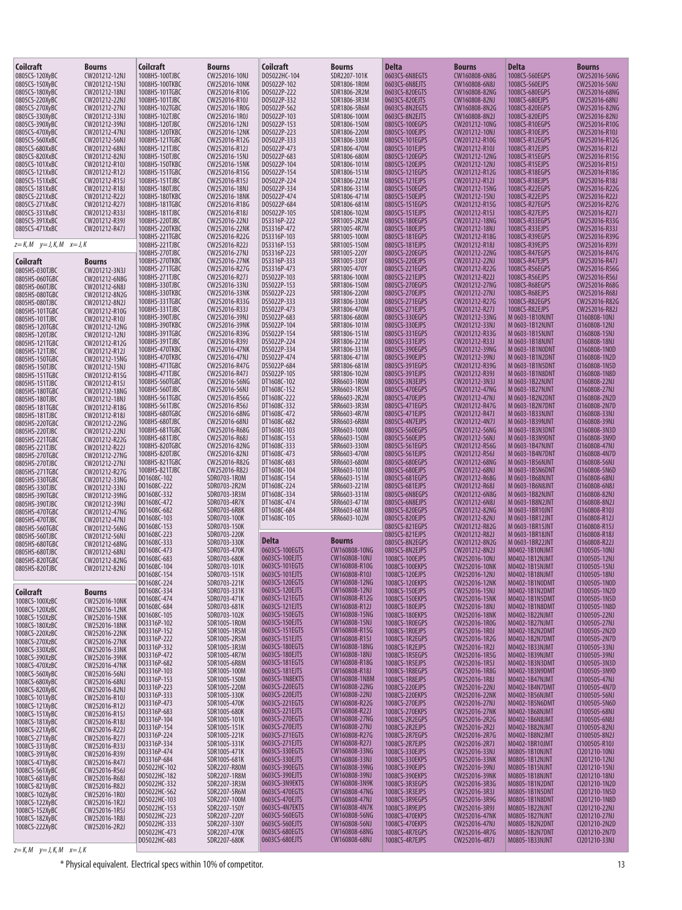| Coilcraft | Bourns |
|---|---|
| 0805CS-120XyBC | CW201212-12NJ |
| 0805CS-150XyBC | CW201212-15NJ |
| 0805CS-180XyBC | CW201212-18NJ |
| 0805CS-220XyBC | CW201212-22NJ |
| 0805CS-270XyBC | CW201212-27NJ |
| 0805CS-330XyBC | CW201212-33NJ |
| 0805CS-390XyBC | CW201212-39NJ |
| 0805CS-470XyBC | CW201212-47NJ |
| 0805CS-560XyBC | CW201212-56NJ |
| 0805CS-680XyBC | CW201212-68NJ |
| 0805CS-820XyBC | CW201212-82NJ |
| 0805CS-101XxBC | CW201212-R10J |
| 0805CS-121XxBC | CW201212-R12J |
| 0805CS-151XxBC | CW201212-R15J |
| 0805CS-181XxBC | CW201212-R18J |
| 0805CS-221XxBC | CW201212-R22J |
| 0805CS-271XxBC | CW201212-R27J |
| 0805CS-331XxBC | CW201212-R33J |
| 0805CS-391XxBC | CW201212-R39J |
| 0805CS-471XxBC | CW201212-R47J |

z= K, M   y= J, K, M   x= J, K

| Coilcraft | Bourns |
|---|---|
| 0805HS-030TJBC | CW201212-3N3J |
| 0805HS-060TGBC | CW201212-6N8G |
| 0805HS-060TJBC | CW201212-6N8J |
| 0805HS-080TGBC | CW201212-8N2G |
| 0805HS-080TJBC | CW201212-8N2J |
| 0805HS-101TGBC | CW201212-R10G |
| 0805HS-101TJBC | CW201212-R10J |
| 0805HS-120TGBC | CW201212-12NG |
| 0805HS-120TJBC | CW201212-12NJ |
| 0805HS-121TGBC | CW201212-R12G |
| 0805HS-121TJBC | CW201212-R12J |
| 0805HS-150TGBC | CW201212-15NG |
| 0805HS-150TJBC | CW201212-15NJ |
| 0805HS-151TGBC | CW201212-R15G |
| 0805HS-151TJBC | CW201212-R15J |
| 0805HS-180TGBC | CW201212-18NG |
| 0805HS-180TJBC | CW201212-18NJ |
| 0805HS-181TGBC | CW201212-R18G |
| 0805HS-181TJBC | CW201212-R18J |
| 0805HS-220TGBC | CW201212-22NG |
| 0805HS-220TJBC | CW201212-22NJ |
| 0805HS-221TGBC | CW201212-R22G |
| 0805HS-221TJBC | CW201212-R22J |
| 0805HS-270TGBC | CW201212-27NG |
| 0805HS-270TJBC | CW201212-27NJ |
| 0805HS-271TGBC | CW201212-R27G |
| 0805HS-330TGBC | CW201212-33NG |
| 0805HS-330TJBC | CW201212-33NJ |
| 0805HS-390TGBC | CW201212-39NG |
| 0805HS-390TJBC | CW201212-39NJ |
| 0805HS-470TGBC | CW201212-47NG |
| 0805HS-470TJBC | CW201212-47NJ |
| 0805HS-560TGBC | CW201212-56NG |
| 0805HS-560TJBC | CW201212-56NJ |
| 0805HS-680TGBC | CW201212-68NG |
| 0805HS-680TJBC | CW201212-68NJ |
| 0805HS-820TGBC | CW201212-82NG |
| 0805HS-820TJBC | CW201212-82NJ |

| Coilcraft | Bourns |
|---|---|
| 1008CS-100XzBC | CW252016-10NK |
| 1008CS-120XzBC | CW252016-12NK |
| 1008CS-150XzBC | CW252016-15NK |
| 1008CS-180XzBC | CW252016-18NK |
| 1008CS-220XzBC | CW252016-22NK |
| 1008CS-270XzBC | CW252016-27NK |
| 1008CS-330XzBC | CW252016-33NK |
| 1008CS-390XzBC | CW252016-39NK |
| 1008CS-470XzBC | CW252016-47NK |
| 1008CS-560XyBC | CW252016-56NJ |
| 1008CS-680XyBC | CW252016-68NJ |
| 1008CS-820XyBC | CW252016-82NJ |
| 1008CS-101XyBC | CW252016-R10J |
| 1008CS-121XyBC | CW252016-R12J |
| 1008CS-151XyBC | CW252016-R15J |
| 1008CS-181XyBC | CW252016-R18J |
| 1008CS-221XyBC | CW252016-R22J |
| 1008CS-271XyBC | CW252016-R27J |
| 1008CS-331XyBC | CW252016-R33J |
| 1008CS-391XyBC | CW252016-R39J |
| 1008CS-471XyBC | CW252016-R47J |
| 1008CS-561XyBC | CW252016-R56J |
| 1008CS-681XyBC | CW252016-R68J |
| 1008CS-821XyBC | CW252016-R82J |
| 1008CS-102XyBC | CW252016-1R0J |
| 1008CS-122XyBC | CW252016-1R2J |
| 1008CS-152XyBC | CW252016-1R5J |
| 1008CS-182XyBC | CW252016-1R8J |
| 1008CS-222XyBC | CW252016-2R2J |

z= K, M   y= J, K, M   x= J, K

| Coilcraft | Bourns |
|---|---|
| 1008HS-100TJBC | CW252016-10NJ |
| 1008HS-100TKBC | CW252016-10NK |
| 1008HS-101TGBC | CW252016-R10G |
| 1008HS-101TJBC | CW252016-R10J |
| 1008HS-102TGBC | CW252016-1R0G |
| 1008HS-102TJBC | CW252016-1R0J |
| 1008HS-120TJBC | CW252016-12NJ |
| 1008HS-120TKBC | CW252016-12NK |
| 1008HS-121TGBC | CW252016-R12G |
| 1008HS-121TJBC | CW252016-R12J |
| 1008HS-150TJBC | CW252016-15NJ |
| 1008HS-150TKBC | CW252016-15NK |
| 1008HS-151TGBC | CW252016-R15G |
| 1008HS-151TJBC | CW252016-R15J |
| 1008HS-180TJBC | CW252016-18NJ |
| 1008HS-180TKBC | CW252016-18NK |
| 1008HS-181TGBC | CW252016-R18G |
| 1008HS-181TJBC | CW252016-R18J |
| 1008HS-220TJBC | CW252016-22NJ |
| 1008HS-220TKBC | CW252016-22NK |
| 1008HS-221TGBC | CW252016-R22G |
| 1008HS-221TJBC | CW252016-R22J |
| 1008HS-270TJBC | CW252016-27NJ |
| 1008HS-270TKBC | CW252016-27NK |
| 1008HS-271TGBC | CW252016-R27G |
| 1008HS-271TJBC | CW252016-R27J |
| 1008HS-330TJBC | CW252016-33NJ |
| 1008HS-330TKBC | CW252016-33NK |
| 1008HS-331TGBC | CW252016-R33G |
| 1008HS-331TJBC | CW252016-R33J |
| 1008HS-390TJBC | CW252016-39NJ |
| 1008HS-390TKBC | CW252016-39NK |
| 1008HS-391TGBC | CW252016-R39G |
| 1008HS-391TJBC | CW252016-R39J |
| 1008HS-470TKBC | CW252016-47NK |
| 1008HS-470TKBC | CW252016-47NJ |
| 1008HS-471TGBC | CW252016-R47G |
| 1008HS-471TJBC | CW252016-R47J |
| 1008HS-560TGBC | CW252016-56NG |
| 1008HS-560TJBC | CW252016-56NJ |
| 1008HS-561TGBC | CW252016-R56G |
| 1008HS-561TJBC | CW252016-R56J |
| 1008HS-680TGBC | CW252016-68NG |
| 1008HS-680TJBC | CW252016-68NJ |
| 1008HS-681TGBC | CW252016-R68G |
| 1008HS-681TJBC | CW252016-R68J |
| 1008HS-820TGBC | CW252016-82NG |
| 1008HS-820TJBC | CW252016-82NJ |
| 1008HS-821TGBC | CW252016-R82G |
| 1008HS-821TJBC | CW252016-R82J |
| DO1608C-102 | SDR0703-1R0M |
| DO1608C-222 | SDR0703-2R2M |
| DO1608C-332 | SDR0703-3R3M |
| DO1608C-472 | SDR0703-4R7K |
| DO1608C-682 | SDR0703-6R8K |
| DO1608C-103 | SDR0703-100K |
| DO1608C-153 | SDR0703-150K |
| DO1608C-223 | SDR0703-220K |
| DO1608C-333 | SDR0703-330K |
| DO1608C-473 | SDR0703-470K |
| DO1608C-683 | SDR0703-680K |
| DO1608C-104 | SDR0703-101K |
| DO1608C-154 | SDR0703-151K |
| DO1608C-224 | SDR0703-221K |
| DO1608C-334 | SDR0703-331K |
| DO1608C-474 | SDR0703-471K |
| DO1608C-684 | SDR0703-681K |
| DO1608C-105 | SDR0703-102K |
| DO3316P-102 | SDR1005-1R0M |
| DO3316P-152 | SDR1005-1R5M |
| DO3316P-222 | SDR1005-2R5M |
| DO3316P-332 | SDR1005-3R3M |
| DO3316P-472 | SDR1005-4R7M |
| DO3316P-682 | SDR1005-6R8M |
| DO3316P-103 | SDR1005-100M |
| DO3316P-153 | SDR1005-150M |
| DO3316P-223 | SDR1005-220M |
| DO3316P-333 | SDR1005-330K |
| DO3316P-473 | SDR1005-470K |
| DO3316P-683 | SDR1005-680K |
| DO3316P-104 | SDR1005-101K |
| DO3316P-154 | SDR1005-151K |
| DO3316P-224 | SDR1005-221K |
| DO3316P-334 | SDR1005-331K |
| DO3316P-474 | SDR1005-471K |
| DO3316P-684 | SDR1005-681K |
| DO5022HC-102 | SDR2207-R80M |
| DO5022HC-182 | SDR2207-1R8M |
| DO5022HC-332 | SDR2207-3R3M |
| DO5022HC-562 | SDR2207-5R6M |
| DO5022HC-103 | SDR2207-100M |
| DO5022HC-153 | SDR2207-150Y |
| DO5022HC-223 | SDR2207-220Y |
| DO5022HC-333 | SDR2207-330Y |
| DO5022HC-473 | SDR2207-470K |
| DO5022HC-683 | SDR2207-680K |

| Coilcraft | Bourns |
|---|---|
| DO5022HC-104 | SDR2207-101K |
| DO5022P-102 | SDR1806-1R0M |
| DO5022P-222 | SDR1806-2R2M |
| DO5022P-332 | SDR1806-3R3M |
| DO5022P-562 | SDR1806-5R6M |
| DO5022P-103 | SDR1806-100M |
| DO5022P-153 | SDR1806-150M |
| DO5022P-223 | SDR1806-220M |
| DO5022P-333 | SDR1806-330M |
| DO5022P-473 | SDR1806-470M |
| DO5022P-683 | SDR1806-680M |
| DO5022P-104 | SDR1806-101M |
| DO5022P-154 | SDR1806-151M |
| DO5022P-224 | SDR1806-221M |
| DO5022P-334 | SDR1806-331M |
| DO5022P-474 | SDR1806-471M |
| DO5022P-684 | SDR1806-681M |
| DO5022P-105 | SDR1806-102M |
| DS3316P-222 | SRR1005-2R2M |
| DS3316P-472 | SRR1005-4R7M |
| DS3316P-103 | SRR1005-100M |
| DS3316P-153 | SRR1005-150M |
| DS3316P-223 | SRR1005-220Y |
| DS3316P-333 | SRR1005-330Y |
| DS3316P-473 | SRR1005-470Y |
| DS5022P-103 | SRR1806-100M |
| DS5022P-153 | SRR1806-150M |
| DS5022P-223 | SRR1806-220M |
| DS5022P-333 | SRR1806-330M |
| DS5022P-473 | SRR1806-470M |
| DS5022P-683 | SRR1806-680M |
| DS5022P-104 | SRR1806-101M |
| DS5022P-154 | SRR1806-151M |
| DS5022P-224 | SRR1806-221M |
| DS5022P-334 | SRR1806-331M |
| DS5022P-474 | SRR1806-471M |
| DS5022P-684 | SRR1806-681M |
| DS5022P-105 | SRR1806-102M |
| DT1608C-102 | SRR6603-1R0M |
| DT1608C-152 | SRR6603-1R5M |
| DT1608C-222 | SRR6603-2R2M |
| DT1608C-332 | SRR6603-3R3M |
| DT1608C-472 | SRR6603-4R7M |
| DT1608C-682 | SRR6603-6R8M |
| DT1608C-103 | SRR6603-100M |
| DT1608C-153 | SRR6603-150M |
| DT1608C-333 | SRR6603-330M |
| DT1608C-473 | SRR6603-470M |
| DT1608C-683 | SRR6603-680M |
| DT1608C-104 | SRR6603-101M |
| DT1608C-154 | SRR6603-151M |
| DT1608C-224 | SRR6603-221M |
| DT1608C-334 | SRR6603-331M |
| DT1608C-474 | SRR6603-471M |
| DT1608C-684 | SRR6603-681M |
| DT1608C-105 | SRR6603-102M |

| Delta | Bourns |
|---|---|
| 0603CS-100EGTS | CW160808-10NG |
| 0603CS-100EJTS | CW160808-10NJ |
| 0603CS-101EGTS | CW160808-R10G |
| 0603CS-101EJTS | CW160808-R10J |
| 0603CS-120EGTS | CW160808-12NG |
| 0603CS-120EJTS | CW160808-12NJ |
| 0603CS-121EGTS | CW160808-R12G |
| 0603CS-121EJTS | CW160808-R12J |
| 0603CS-150EGTS | CW160808-15NG |
| 0603CS-150EJTS | CW160808-15NJ |
| 0603CS-151EGTS | CW160808-R15G |
| 0603CS-151EJTS | CW160808-R15J |
| 0603CS-180EGTS | CW160808-18NG |
| 0603CS-180EJTS | CW160808-18NJ |
| 0603CS-181EGTS | CW160808-R18G |
| 0603CS-181EJTS | CW160808-R18J |
| 0603CS-1N8EKTS | CW160808-1N8M |
| 0603CS-220EGTS | CW160808-22NG |
| 0603CS-220EJTS | CW160808-22NJ |
| 0603CS-221EGTS | CW160808-R22G |
| 0603CS-221EJTS | CW160808-R22J |
| 0603CS-270EGTS | CW160808-27NG |
| 0603CS-270EJTS | CW160808-27NJ |
| 0603CS-271EGTS | CW160808-R27G |
| 0603CS-271EJTS | CW160808-R27J |
| 0603CS-330EGTS | CW160808-33NG |
| 0603CS-330EJTS | CW160808-33NJ |
| 0603CS-390EGTS | CW160808-39NG |
| 0603CS-390EJTS | CW160808-39NJ |
| 0603CS-3N9EKTS | CW160808-3N9K |
| 0603CS-470EGTS | CW160808-47NG |
| 0603CS-470EJTS | CW160808-47NJ |
| 0603CS-4N7EKTS | CW160808-4N7K |
| 0603CS-560EGTS | CW160808-56NG |
| 0603CS-560EJTS | CW160808-56NJ |
| 0603CS-680EGTS | CW160808-68NG |
| 0603CS-680EJTS | CW160808-68NJ |

| Delta | Bourns |
|---|---|
| 0603CS-6N8EGTS | CW160808-6N8G |
| 0603CS-6N8EJTS | CW160808-6N8J |
| 0603CS-820EGTS | CW160808-82NG |
| 0603CS-820EJTS | CW160808-82NJ |
| 0603CS-8N2EGTS | CW160808-8N2G |
| 0603CS-8N2EJTS | CW160808-8N2J |
| 0805CS-100EGPS | CW201212-10NG |
| 0805CS-100EJPS | CW201212-10NJ |
| 0805CS-101EGPS | CW201212-R10G |
| 0805CS-101EJPS | CW201212-R10J |
| 0805CS-120EGPS | CW201212-12NG |
| 0805CS-120EJPS | CW201212-12NJ |
| 0805CS-121EGPS | CW201212-R12G |
| 0805CS-121EJPS | CW201212-R12J |
| 0805CS-150EGPS | CW201212-15NG |
| 0805CS-150EJPS | CW201212-15NJ |
| 0805CS-151EGPS | CW201212-R15G |
| 0805CS-151EJPS | CW201212-R15J |
| 0805CS-180EGPS | CW201212-18NG |
| 0805CS-180EJPS | CW201212-18NJ |
| 0805CS-181EGPS | CW201212-R18G |
| 0805CS-181EJPS | CW201212-R18J |
| 0805CS-220EGPS | CW201212-22NG |
| 0805CS-220EJPS | CW201212-22NJ |
| 0805CS-221EGPS | CW201212-R22G |
| 0805CS-221EJPS | CW201212-R22J |
| 0805CS-270EGPS | CW201212-27NG |
| 0805CS-270EJPS | CW201212-27NJ |
| 0805CS-271EGPS | CW201212-R27G |
| 0805CS-271EJPS | CW201212-R27J |
| 0805CS-330EGPS | CW201212-33NG |
| 0805CS-330EJPS | CW201212-33NJ |
| 0805CS-331EGPS | CW201212-R33G |
| 0805CS-331EJPS | CW201212-R33J |
| 0805CS-390EGPS | CW201212-39NG |
| 0805CS-390EJPS | CW201212-39NJ |
| 0805CS-391EGPS | CW201212-R39G |
| 0805CS-391EJPS | CW201212-R39J |
| 0805CS-3N3EJPS | CW201212-3N3J |
| 0805CS-470EGPS | CW201212-47NG |
| 0805CS-470EJPS | CW201212-47NJ |
| 0805CS-471EGPS | CW201212-R47G |
| 0805CS-471EJPS | CW201212-R47J |
| 0805CS-4N7EJPS | CW201212-4N7J |
| 0805CS-560EGPS | CW201212-56NG |
| 0805CS-560EJPS | CW201212-56NJ |
| 0805CS-561EGPS | CW201212-R56G |
| 0805CS-561EJPS | CW201212-R56J |
| 0805CS-680EGPS | CW201212-68NG |
| 0805CS-680EJPS | CW201212-68NJ |
| 0805CS-681EGPS | CW201212-R68G |
| 0805CS-681EJPS | CW201212-R68J |
| 0805CS-6N8EGPS | CW201212-6N8G |
| 0805CS-6N8EJPS | CW201212-6N8J |
| 0805CS-820EGPS | CW201212-82NG |
| 0805CS-820EJPS | CW201212-82NJ |
| 0805CS-821EGPS | CW201212-R82G |
| 0805CS-821EJPS | CW201212-R82J |
| 0805CS-8N2EGPS | CW201212-8N2G |
| 0805CS-8N2EJPS | CW201212-8N2J |
| 1008CS-100EJPS | CW252016-10NJ |
| 1008CS-100EKPS | CW252016-10NK |
| 1008CS-120EJPS | CW252016-12NJ |
| 1008CS-120EKPS | CW252016-12NK |
| 1008CS-150EJPS | CW252016-15NJ |
| 1008CS-150EKPS | CW252016-15NK |
| 1008CS-180EJPS | CW252016-18NJ |
| 1008CS-180EKPS | CW252016-18NK |
| 1008CS-1R0EGPS | CW252016-1R0G |
| 1008CS-1R0EJPS | CW252016-1R0J |
| 1008CS-1R2EGPS | CW252016-1R2G |
| 1008CS-1R2EJPS | CW252016-1R2J |
| 1008CS-1R5EGPS | CW252016-1R5G |
| 1008CS-1R5EJPS | CW252016-1R5J |
| 1008CS-1R8EGPS | CW252016-1R8G |
| 1008CS-1R8EJPS | CW252016-1R8J |
| 1008CS-220EJPS | CW252016-22NJ |
| 1008CS-220EKPS | CW252016-22NK |
| 1008CS-270EJPS | CW252016-27NJ |
| 1008CS-270EKPS | CW252016-27NK |
| 1008CS-2R2EGPS | CW252016-2R2G |
| 1008CS-2R2EJPS | CW252016-2R2J |
| 1008CS-2R7EGPS | CW252016-2R7G |
| 1008CS-2R7EJPS | CW252016-2R7J |
| 1008CS-330EJPS | CW252016-33NJ |
| 1008CS-330EKPS | CW252016-33NK |
| 1008CS-390EJPS | CW252016-39NJ |
| 1008CS-390EKPS | CW252016-39NK |
| 1008CS-3R3EGPS | CW252016-3R3G |
| 1008CS-3R3EJPS | CW252016-3R3J |
| 1008CS-3R9EGPS | CW252016-3R9G |
| 1008CS-3R9EJPS | CW252016-3R9J |
| 1008CS-470EJPS | CW252016-47NJ |
| 1008CS-470EKPS | CW252016-47NK |
| 1008CS-4R7EGPS | CW252016-4R7G |
| 1008CS-4R7EJPS | CW252016-4R7J |

| Delta | Bourns |
|---|---|
| 1008CS-560EGPS | CW252016-56NG |
| 1008CS-560EJPS | CW252016-56NJ |
| 1008CS-680EGPS | CW252016-68NG |
| 1008CS-680EJPS | CW252016-68NJ |
| 1008CS-820EGPS | CW252016-82NG |
| 1008CS-820EJPS | CW252016-82NJ |
| 1008CS-R10EGPS | CW252016-R10G |
| 1008CS-R10EJPS | CW252016-R10J |
| 1008CS-R12EGPS | CW252016-R12G |
| 1008CS-R12EJPS | CW252016-R12J |
| 1008CS-R15EGPS | CW252016-R15G |
| 1008CS-R15EJPS | CW252016-R15J |
| 1008CS-R18EGPS | CW252016-R18G |
| 1008CS-R18EJPS | CW252016-R18J |
| 1008CS-R22EGPS | CW252016-R22G |
| 1008CS-R22EJPS | CW252016-R22J |
| 1008CS-R27EGPS | CW252016-R27G |
| 1008CS-R27EJPS | CW252016-R27J |
| 1008CS-R33EGPS | CW252016-R33G |
| 1008CS-R33EJPS | CW252016-R33J |
| 1008CS-R39EGPS | CW252016-R39G |
| 1008CS-R39EJPS | CW252016-R39J |
| 1008CS-R47EGPS | CW252016-R47G |
| 1008CS-R47EJPS | CW252016-R47J |
| 1008CS-R56EGPS | CW252016-R56G |
| 1008CS-R56EJPS | CW252016-R56J |
| 1008CS-R68EGPS | CW252016-R68G |
| 1008CS-R68EJPS | CW252016-R68J |
| 1008CS-R82EGPS | CW252016-R82G |
| 1008CS-R82EJPS | CW252016-R82J |
| M 0603-1B10NJNT | CI160808-10NJ |
| M 0603-1B12NJNT | CI160808-12NJ |
| M 0603-1B15NJNT | CI160808-15NJ |
| M 0603-1B18NJNT | CI160808-18NJ |
| M 0603-1B1N0DNT | CI160808-1N0D |
| M 0603-1B1N2DNT | CI160808-1N2D |
| M 0603-1B1N5DNT | CI160808-1N5D |
| M 0603-1B1N8DNT | CI160808-1N8D |
| M 0603-1B22NJNT | CI160808-22NJ |
| M 0603-1B27NJNT | CI160808-27NJ |
| M 0603-1B2N2DNT | CI160808-2N2D |
| M 0603-1B2N7DNT | CI160808-2N7D |
| M 0603-1B33NJNT | CI160808-33NJ |
| M 0603-1B39NJNT | CI160808-39NJ |
| M 0603-1B3N3DNT | CI160808-3N3D |
| M 0603-1B3N9DNT | CI160808-3N9D |
| M 0603-1B47NJNT | CI160808-47NJ |
| M 0603-1B4N7DNT | CI160808-4N7D |
| M 0603-1B56NJNT | CI160808-56NJ |
| M 0603-1B5N6DNT | CI160808-5N6D |
| M 0603-1B68NJNT | CI160808-68NJ |
| M 0603-1B6N8JNT | CI160808-6N8J |
| M 0603-1B82NJNT | CI160808-82NJ |
| M 0603-1B8N2JNT | CI160808-8N2J |
| M 0603-1BR10JNT | CI160808-R10J |
| M 0603-1BR12JNT | CI160808-R12J |
| M 0603-1BR15JNT | CI160808-R15J |
| M 0603-1BR18JNT | CI160808-R18J |
| M 0603-1BR22JNT | CI160808-R22J |
| M0402-1B10NJMT | CI100505-10NJ |
| M0402-1B12NJMT | CI100505-12NJ |
| M0402-1B15NJMT | CI100505-15NJ |
| M0402-1B18NJMT | CI100505-18NJ |
| M0402-1B1N0DMT | CI100505-1N0D |
| M0402-1B1N2DMT | CI100505-1N2D |
| M0402-1B1N5DMT | CI100505-1N5D |
| M0402-1B1N8DMT | CI100505-1N8D |
| M0402-1B22NJMT | CI100505-22NJ |
| M0402-1B27NJMT | CI100505-27NJ |
| M0402-1B2N2DMT | CI100505-2N2D |
| M0402-1B2N7DMT | CI100505-2N7D |
| M0402-1B33NJMT | CI100505-33NJ |
| M0402-1B39NJMT | CI100505-39NJ |
| M0402-1B3N3DMT | CI100505-3N3D |
| M0402-1B3N9DMT | CI100505-3N9D |
| M0402-1B47NJMT | CI100505-47NJ |
| M0402-1B4N7DMT | CI100505-4N7D |
| M0402-1B56NJMT | CI100505-56NJ |
| M0402-1B5N6DMT | CI100505-5N6D |
| M0402-1B68NJMT | CI100505-68NJ |
| M0402-1B6N8JMT | CI100505-6N8J |
| M0402-1B82NJMT | CI100505-82NJ |
| M0402-1B8N2JMT | CI100505-8N2J |
| M0402-1BR10JMT | CI100505-R10J |
| M0805-1B10NJNT | CI201210-10NJ |
| M0805-1B12NJNT | CI201210-12NJ |
| M0805-1B15NJNT | CI201210-15NJ |
| M0805-1B18NJNT | CI201210-18NJ |
| M0805-1B1N2DNT | CI201210-1N2D |
| M0805-1B1N5DNT | CI201210-1N5D |
| M0805-1B1N8DNT | CI201210-1N8D |
| M0805-1B22NJNT | CI201210-22NJ |
| M0805-1B27NJNT | CI201210-27NJ |
| M0805-1B2N2DNT | CI201210-2N2D |
| M0805-1B2N7DNT | CI201210-2N7D |
| M0805-1B33NJNT | CI201210-33NJ |

\* Physical equivalent. Electrical specs within 10% of competitor.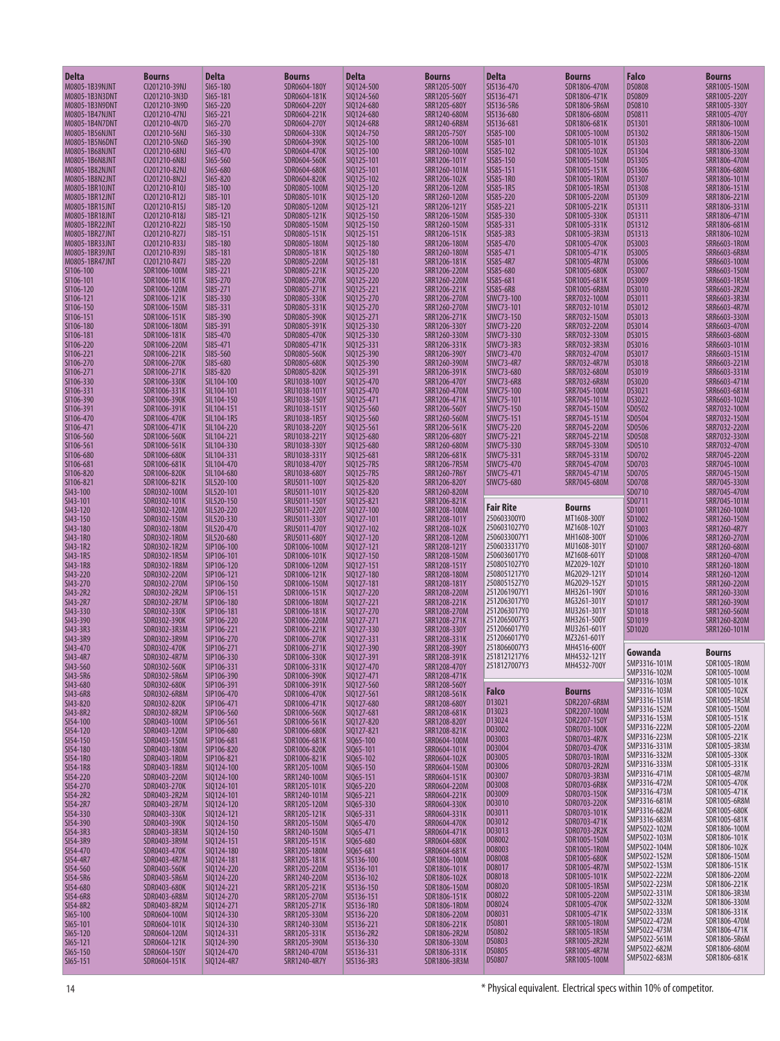| Delta | Bourns |
|---|---|
| M0805-1B39NJNT | CI201210-39NJ |
| M0805-1B3N3DNT | CI201210-3N3D |
| M0805-1B3N9DNT | CI201210-3N9D |
| M0805-1B47NJNT | CI201210-47NJ |
| M0805-1B4N7DNT | CI201210-4N7D |
| M0805-1B56NJNT | CI201210-56NJ |
| M0805-1B5N6DNT | CI201210-5N6D |
| M0805-1B68NJNT | CI201210-68NJ |
| M0805-1B6N8JNT | CI201210-6N8J |
| M0805-1B82NJNT | CI201210-82NJ |
| M0805-1B8N2JNT | CI201210-8N2J |
| M0805-1BR10JNT | CI201210-R10J |
| M0805-1BR12JNT | CI201210-R12J |
| M0805-1BR15JNT | CI201210-R15J |
| M0805-1BR18JNT | CI201210-R18J |
| M0805-1BR22JNT | CI201210-R22J |
| M0805-1BR27JNT | CI201210-R27J |
| M0805-1BR33JNT | CI201210-R33J |
| M0805-1BR39JNT | CI201210-R39J |
| M0805-1BR47JNT | CI201210-R47J |
| SI106-100 | SDR1006-100M |
| SI106-101 | SDR1006-101K |
| SI106-120 | SDR1006-120M |
| SI106-121 | SDR1006-121K |
| SI106-150 | SDR1006-150M |
| SI106-151 | SDR1006-151K |
| SI106-180 | SDR1006-180M |
| SI106-181 | SDR1006-181K |
| SI106-220 | SDR1006-220M |
| SI106-221 | SDR1006-221K |
| SI106-270 | SDR1006-270K |
| SI106-271 | SDR1006-271K |
| SI106-330 | SDR1006-330K |
| SI106-331 | SDR1006-331K |
| SI106-390 | SDR1006-390K |
| SI106-391 | SDR1006-391K |
| SI106-470 | SDR1006-470K |
| SI106-471 | SDR1006-471K |
| SI106-560 | SDR1006-560K |
| SI106-561 | SDR1006-561K |
| SI106-680 | SDR1006-680K |
| SI106-681 | SDR1006-681K |
| SI106-820 | SDR1006-820K |
| SI106-821 | SDR1006-821K |
| SI43-100 | SDR0302-100M |
| SI43-101 | SDR0302-101K |
| SI43-120 | SDR0302-120M |
| SI43-150 | SDR0302-150M |
| SI43-180 | SDR0302-180M |
| SI43-1R0 | SDR0302-1R0M |
| SI43-1R2 | SDR0302-1R2M |
| SI43-1R5 | SDR0302-1R5M |
| SI43-1R8 | SDR0302-1R8M |
| SI43-220 | SDR0302-220M |
| SI43-270 | SDR0302-270M |
| SI43-2R2 | SDR0302-2R2M |
| SI43-2R7 | SDR0302-2R7M |
| SI43-330 | SDR0302-330K |
| SI43-390 | SDR0302-390K |
| SI43-3R3 | SDR0302-3R3M |
| SI43-3R9 | SDR0302-3R9M |
| SI43-470 | SDR0302-470K |
| SI43-4R7 | SDR0302-4R7M |
| SI43-560 | SDR0302-560K |
| SI43-5R6 | SDR0302-5R6M |
| SI43-680 | SDR0302-680K |
| SI43-6R8 | SDR0302-6R8M |
| SI43-820 | SDR0302-820K |
| SI43-8R2 | SDR0302-8R2M |
| SI54-100 | SDR0403-100M |
| SI54-120 | SDR0403-120M |
| SI54-150 | SDR0403-150M |
| SI54-180 | SDR0403-180M |
| SI54-1R0 | SDR0403-1R0M |
| SI54-1R8 | SDR0403-1R8M |
| SI54-220 | SDR0403-220M |
| SI54-270 | SDR0403-270K |
| SI54-2R2 | SDR0403-2R2M |
| SI54-2R7 | SDR0403-2R7M |
| SI54-330 | SDR0403-330K |
| SI54-390 | SDR0403-390K |
| SI54-3R3 | SDR0403-3R3M |
| SI54-3R9 | SDR0403-3R9M |
| SI54-470 | SDR0403-470K |
| SI54-4R7 | SDR0403-4R7M |
| SI54-560 | SDR0403-560K |
| SI54-5R6 | SDR0403-5R6M |
| SI54-680 | SDR0403-680K |
| SI54-6R8 | SDR0403-6R8M |
| SI54-8R2 | SDR0403-8R2M |
| SI65-100 | SDR0604-100M |
| SI65-101 | SDR0604-101K |
| SI65-120 | SDR0604-120M |
| SI65-121 | SDR0604-121K |
| SI65-150 | SDR0604-150Y |
| SI65-151 | SDR0604-151K |
| SI65-180 | SDR0604-180Y |
| SI65-181 | SDR0604-181K |
| SI65-220 | SDR0604-220Y |
| SI65-221 | SDR0604-221K |
| SI65-270 | SDR0604-270Y |
| SI65-330 | SDR0604-330K |
| SI65-390 | SDR0604-390K |
| SI65-470 | SDR0604-470K |
| SI65-560 | SDR0604-560K |
| SI65-680 | SDR0604-680K |
| SI65-820 | SDR0604-820K |
| SI85-100 | SDR0805-100M |
| SI85-101 | SDR0805-101K |
| SI85-120 | SDR0805-120M |
| SI85-121 | SDR0805-121K |
| SI85-150 | SDR0805-150M |
| SI85-151 | SDR0805-151K |
| SI85-180 | SDR0805-180M |
| SI85-181 | SDR0805-181K |
| SI85-220 | SDR0805-220M |
| SI85-221 | SDR0805-221K |
| SI85-270 | SDR0805-270K |
| SI85-271 | SDR0805-271K |
| SI85-330 | SDR0805-330K |
| SI85-331 | SDR0805-331K |
| SI85-390 | SDR0805-390K |
| SI85-391 | SDR0805-391K |
| SI85-470 | SDR0805-470K |
| SI85-471 | SDR0805-471K |
| SI85-560 | SDR0805-560K |
| SI85-680 | SDR0805-680K |
| SI85-820 | SDR0805-820K |
| SIL104-100 | SRU1038-100Y |
| SIL104-101 | SRU1038-101Y |
| SIL104-150 | SRU1038-150Y |
| SIL104-151 | SRU1038-151Y |
| SIL104-1R5 | SRU1038-1R5Y |
| SIL104-220 | SRU1038-220Y |
| SIL104-221 | SRU1038-221Y |
| SIL104-330 | SRU1038-330Y |
| SIL104-331 | SRU1038-331Y |
| SIL104-470 | SRU1038-470Y |
| SIL104-680 | SRU1038-680Y |
| SIL520-100 | SRU5011-100Y |
| SIL520-101 | SRU5011-101Y |
| SIL520-150 | SRU5011-150Y |
| SIL520-220 | SRU5011-220Y |
| SIL520-330 | SRU5011-330Y |
| SIL520-470 | SRU5011-470Y |
| SIL520-680 | SRU5011-680Y |
| SIP106-100 | SDR1006-100M |
| SIP106-101 | SDR1006-101K |
| SIP106-120 | SDR1006-120M |
| SIP106-121 | SDR1006-121K |
| SIP106-150 | SDR1006-150M |
| SIP106-151 | SDR1006-151K |
| SIP106-180 | SDR1006-180M |
| SIP106-181 | SDR1006-181K |
| SIP106-220 | SDR1006-220M |
| SIP106-221 | SDR1006-221K |
| SIP106-270 | SDR1006-270K |
| SIP106-271 | SDR1006-271K |
| SIP106-330 | SDR1006-330K |
| SIP106-331 | SDR1006-331K |
| SIP106-390 | SDR1006-390K |
| SIP106-391 | SDR1006-391K |
| SIP106-470 | SDR1006-470K |
| SIP106-471 | SDR1006-471K |
| SIP106-560 | SDR1006-560K |
| SIP106-561 | SDR1006-561K |
| SIP106-680 | SDR1006-680K |
| SIP106-681 | SDR1006-681K |
| SIP106-820 | SDR1006-820K |
| SIP106-821 | SDR1006-821K |
| SIQ124-100 | SRR1205-100M |
| SIQ124-100 | SRR1240-100M |
| SIQ124-101 | SRR1205-101K |
| SIQ124-101 | SRR1240-101M |
| SIQ124-120 | SRR1205-120M |
| SIQ124-121 | SRR1205-121K |
| SIQ124-150 | SRR1205-150M |
| SIQ124-150 | SRR1240-150M |
| SIQ124-151 | SRR1205-151K |
| SIQ124-180 | SRR1205-180M |
| SIQ124-181 | SRR1205-181K |
| SIQ124-220 | SRR1205-220M |
| SIQ124-220 | SRR1240-220M |
| SIQ124-221 | SRR1205-221K |
| SIQ124-270 | SRR1205-270M |
| SIQ124-271 | SRR1205-271K |
| SIQ124-330 | SRR1205-330M |
| SIQ124-330 | SRR1240-330M |
| SIQ124-331 | SRR1205-331K |
| SIQ124-390 | SRR1205-390M |
| SIQ124-470 | SRR1240-470M |
| SIQ124-4R7 | SRR1240-4R7Y |
| SIQ124-500 | SRR1205-500Y |
| SIQ124-560 | SRR1205-560Y |
| SIQ124-680 | SRR1205-680Y |
| SIQ124-680 | SRR1240-680M |
| SIQ124-6R8 | SRR1240-6R8M |
| SIQ124-750 | SRR1205-750Y |
| SIQ125-100 | SRR1206-100M |
| SIQ125-100 | SRR1260-100M |
| SIQ125-101 | SRR1206-101Y |
| SIQ125-101 | SRR1260-101M |
| SIQ125-102 | SRR1206-102K |
| SIQ125-120 | SRR1206-120M |
| SIQ125-120 | SRR1260-120M |
| SIQ125-121 | SRR1206-121Y |
| SIQ125-150 | SRR1206-150M |
| SIQ125-150 | SRR1260-150M |
| SIQ125-151 | SRR1206-151K |
| SIQ125-180 | SRR1206-180M |
| SIQ125-180 | SRR1260-180M |
| SIQ125-181 | SRR1206-181K |
| SIQ125-220 | SRR1206-220M |
| SIQ125-220 | SRR1260-220M |
| SIQ125-221 | SRR1206-221K |
| SIQ125-270 | SRR1206-270M |
| SIQ125-270 | SRR1260-270M |
| SIQ125-271 | SRR1206-271K |
| SIQ125-330 | SRR1206-330Y |
| SIQ125-330 | SRR1260-330M |
| SIQ125-331 | SRR1206-331K |
| SIQ125-390 | SRR1206-390Y |
| SIQ125-390 | SRR1260-390M |
| SIQ125-391 | SRR1206-391K |
| SIQ125-470 | SRR1206-470Y |
| SIQ125-470 | SRR1260-470M |
| SIQ125-471 | SRR1206-471K |
| SIQ125-560 | SRR1206-560Y |
| SIQ125-560 | SRR1260-560M |
| SIQ125-561 | SRR1206-561K |
| SIQ125-680 | SRR1206-680Y |
| SIQ125-680 | SRR1260-680M |
| SIQ125-681 | SRR1206-681K |
| SIQ125-7R5 | SRR1206-7R5M |
| SIQ125-7R5 | SRR1260-7R6Y |
| SIQ125-820 | SRR1206-820Y |
| SIQ125-820 | SRR1260-820M |
| SIQ125-821 | SRR1206-821K |
| SIQ127-100 | SRR1208-100M |
| SIQ127-101 | SRR1208-101Y |
| SIQ127-102 | SRR1208-102K |
| SIQ127-120 | SRR1208-120M |
| SIQ127-121 | SRR1208-121Y |
| SIQ127-150 | SRR1208-150M |
| SIQ127-151 | SRR1208-151Y |
| SIQ127-180 | SRR1208-180M |
| SIQ127-181 | SRR1208-181Y |
| SIQ127-220 | SRR1208-220M |
| SIQ127-221 | SRR1208-221K |
| SIQ127-270 | SRR1208-270M |
| SIQ127-271 | SRR1208-271K |
| SIQ127-330 | SRR1208-330Y |
| SIQ127-331 | SRR1208-331K |
| SIQ127-390 | SRR1208-390Y |
| SIQ127-391 | SRR1208-391K |
| SIQ127-470 | SRR1208-470Y |
| SIQ127-471 | SRR1208-471K |
| SIQ127-560 | SRR1208-560Y |
| SIQ127-561 | SRR1208-561K |
| SIQ127-680 | SRR1208-680Y |
| SIQ127-681 | SRR1208-681K |
| SIQ127-820 | SRR1208-820Y |
| SIQ127-821 | SRR1208-821K |
| SIQ65-100 | SRR0604-100M |
| SIQ65-101 | SRR0604-101K |
| SIQ65-102 | SRR0604-102K |
| SIQ65-150 | SRR0604-150M |
| SIQ65-151 | SRR0604-151K |
| SIQ65-220 | SRR0604-220M |
| SIQ65-221 | SRR0604-221K |
| SIQ65-330 | SRR0604-330M |
| SIQ65-331 | SRR0604-331K |
| SIQ65-470 | SRR0604-470M |
| SIQ65-471 | SRR0604-471K |
| SIQ65-680 | SRR0604-680M |
| SIQ65-681 | SRR0604-681K |
| SIS136-100 | SDR1806-100M |
| SIS136-101 | SDR1806-101K |
| SIS136-102 | SDR1806-102K |
| SIS136-150 | SDR1806-150M |
| SIS136-151 | SDR1806-151K |
| SIS136-1R0 | SDR1806-1R0M |
| SIS136-220 | SDR1806-220M |
| SIS136-221 | SDR1806-221K |
| SIS136-2R2 | SDR1806-2R2M |
| SIS136-330 | SDR1806-330M |
| SIS136-331 | SDR1806-331K |
| SIS136-3R3 | SDR1806-3R3M |
| SIS136-470 | SDR1806-470M |
| SIS136-471 | SDR1806-471K |
| SIS136-5R6 | SDR1806-5R6M |
| SIS136-680 | SDR1806-680M |
| SIS136-681 | SDR1806-681K |
| SIS85-100 | SDR1005-100M |
| SIS85-101 | SDR1005-101K |
| SIS85-102 | SDR1005-102K |
| SIS85-150 | SDR1005-150M |
| SIS85-151 | SDR1005-151K |
| SIS85-1R0 | SDR1005-1R0M |
| SIS85-1R5 | SDR1005-1R5M |
| SIS85-220 | SDR1005-220M |
| SIS85-221 | SDR1005-221K |
| SIS85-330 | SDR1005-330K |
| SIS85-331 | SDR1005-331K |
| SIS85-3R3 | SDR1005-3R3M |
| SIS85-470 | SDR1005-470K |
| SIS85-471 | SDR1005-471K |
| SIS85-4R7 | SDR1005-4R7M |
| SIS85-680 | SDR1005-680K |
| SIS85-681 | SDR1005-681K |
| SIS85-6R8 | SDR1005-6R8M |
| SIWC73-100 | SRR7032-100M |
| SIWC73-101 | SRR7032-101M |
| SIWC73-150 | SRR7032-150M |
| SIWC73-220 | SRR7032-220M |
| SIWC73-330 | SRR7032-330M |
| SIWC73-3R3 | SRR7032-3R3M |
| SIWC73-470 | SRR7032-470M |
| SIWC73-4R7 | SRR7032-4R7M |
| SIWC73-680 | SRR7032-680M |
| SIWC73-6R8 | SRR7032-6R8M |
| SIWC75-100 | SRR7045-100M |
| SIWC75-101 | SRR7045-101M |
| SIWC75-150 | SRR7045-150M |
| SIWC75-151 | SRR7045-151M |
| SIWC75-220 | SRR7045-220M |
| SIWC75-221 | SRR7045-221M |
| SIWC75-330 | SRR7045-330M |
| SIWC75-331 | SRR7045-331M |
| SIWC75-470 | SRR7045-470M |
| SIWC75-471 | SRR7045-471M |
| SIWC75-680 | SRR7045-680M |

| Fair Rite | Bourns |
|---|---|
| 2506033007Y0 | MT1608-300Y |
| 2506031027Y0 | MZ1608-102Y |
| 2506033007Y1 | MH1608-300Y |
| 2506033317Y0 | MU1608-301Y |
| 2506036017Y0 | MZ1608-601Y |
| 2508051027Y0 | MZ2029-102Y |
| 2508051217Y0 | MG2029-121Y |
| 2508051527Y0 | MG2029-152Y |
| 2512061907Y1 | MH3261-190Y |
| 2512063017Y0 | MG3261-301Y |
| 2512063017Y0 | MU3261-301Y |
| 2512065007Y3 | MH3261-500Y |
| 2512066017Y0 | MU3261-601Y |
| 2512066017Y0 | MZ3261-601Y |
| 2518066007Y3 | MH4516-600Y |
| 2518121217Y6 | MH4532-121Y |
| 2518127007Y3 | MH4532-700Y |

| Falco | Bourns |
|---|---|
| D13021 | SDR2207-6R8M |
| D13023 | SDR2207-100M |
| D13024 | SDR2207-150Y |
| D03002 | SDR0703-100K |
| D03003 | SDR0703-4R7K |
| D03004 | SDR0703-470K |
| D03005 | SDR0703-1R0M |
| D03006 | SDR0703-2R2M |
| D03007 | SDR0703-3R3M |
| D03008 | SDR0703-6R8K |
| D03009 | SDR0703-150K |
| D03010 | SDR0703-220K |
| D03011 | SDR0703-101K |
| D03012 | SDR0703-471K |
| D03013 | SDR0703-2R2K |
| D08002 | SDR1005-150M |
| D08003 | SDR1005-1R0M |
| D08008 | SDR1005-680K |
| D08017 | SDR1005-4R7M |
| D08018 | SDR1005-101K |
| D08020 | SDR1005-1R5M |
| D08022 | SDR1005-220M |
| D08024 | SDR1005-470K |
| D08031 | SDR1005-471K |
| DS0801 | SRR1005-1R0M |
| DS0802 | SRR1005-1R5M |
| DS0803 | SRR1005-2R2M |
| DS0805 | SRR1005-4R7M |
| DS0807 | SRR1005-100M |
| DS0808 | SRR1005-150M |
| DS0809 | SRR1005-220Y |
| DS0810 | SRR1005-330Y |
| DS0811 | SRR1005-470Y |
| DS1301 | SRR1806-100M |
| DS1302 | SRR1806-150M |
| DS1303 | SRR1806-220M |
| DS1304 | SRR1806-330M |
| DS1305 | SRR1806-470M |
| DS1306 | SRR1806-680M |
| DS1307 | SRR1806-101M |
| DS1308 | SRR1806-151M |
| DS1309 | SRR1806-221M |
| DS1311 | SRR1806-331M |
| DS1311 | SRR1806-471M |
| DS1312 | SRR1806-681M |
| DS1313 | SRR1806-102M |
| DS3003 | SRR6603-1R0M |
| DS3005 | SRR6603-6R8M |
| DS3006 | SRR6603-100M |
| DS3007 | SRR6603-150M |
| DS3009 | SRR6603-1R5M |
| DS3010 | SRR6603-2R2M |
| DS3011 | SRR6603-3R3M |
| DS3012 | SRR6603-4R7M |
| DS3013 | SRR6603-330M |
| DS3014 | SRR6603-470M |
| DS3015 | SRR6603-680M |
| DS3016 | SRR6603-101M |
| DS3017 | SRR6603-151M |
| DS3018 | SRR6603-221M |
| DS3019 | SRR6603-331M |
| DS3020 | SRR6603-471M |
| DS3021 | SRR6603-681M |
| DS3022 | SRR6603-102M |
| SD0502 | SRR7032-100M |
| SD0504 | SRR7032-150M |
| SD0506 | SRR7032-220M |
| SD0508 | SRR7032-330M |
| SD0510 | SRR7032-470M |
| SD0702 | SRR7045-220M |
| SD0703 | SRR7045-100M |
| SD0705 | SRR7045-150M |
| SD0708 | SRR7045-330M |
| SD0710 | SRR7045-470M |
| SD0711 | SRR7045-101M |
| SD1001 | SRR1260-100M |
| SD1002 | SRR1260-150M |
| SD1003 | SRR1260-4R7Y |
| SD1006 | SRR1260-270M |
| SD1007 | SRR1260-680M |
| SD1008 | SRR1260-470M |
| SD1010 | SRR1260-180M |
| SD1014 | SRR1260-120M |
| SD1015 | SRR1260-220M |
| SD1016 | SRR1260-330M |
| SD1017 | SRR1260-390M |
| SD1018 | SRR1260-560M |
| SD1019 | SRR1260-820M |
| SD1020 | SRR1260-101M |

| Gowanda | Bourns |
|---|---|
| SMP3316-101M | SDR1005-1R0M |
| SMP3316-102M | SDR1005-100M |
| SMP3316-103M | SDR1005-101K |
| SMP3316-103M | SDR1005-102K |
| SMP3316-151M | SDR1005-1R5M |
| SMP3316-152M | SDR1005-150M |
| SMP3316-153M | SDR1005-151K |
| SMP3316-222M | SDR1005-220M |
| SMP3316-223M | SDR1005-221K |
| SMP3316-331M | SDR1005-3R3M |
| SMP3316-332M | SDR1005-330K |
| SMP3316-333M | SDR1005-331K |
| SMP3316-471M | SDR1005-4R7M |
| SMP3316-472M | SDR1005-470K |
| SMP3316-473M | SDR1005-471K |
| SMP3316-681M | SDR1005-6R8M |
| SMP3316-682M | SDR1005-680K |
| SMP3316-683M | SDR1005-681K |
| SMP5022-102M | SDR1806-100M |
| SMP5022-103M | SDR1806-101K |
| SMP5022-104M | SDR1806-102K |
| SMP5022-152M | SDR1806-150M |
| SMP5022-153M | SDR1806-151K |
| SMP5022-222M | SDR1806-220M |
| SMP5022-223M | SDR1806-221K |
| SMP5022-331M | SDR1806-3R3M |
| SMP5022-332M | SDR1806-330M |
| SMP5022-333M | SDR1806-331K |
| SMP5022-472M | SDR1806-470M |
| SMP5022-473M | SDR1806-471K |
| SMP5022-561M | SDR1806-5R6M |
| SMP5022-682M | SDR1806-680M |
| SMP5022-683M | SDR1806-681K |

* Physical equivalent. Electrical specs within 10% of competitor.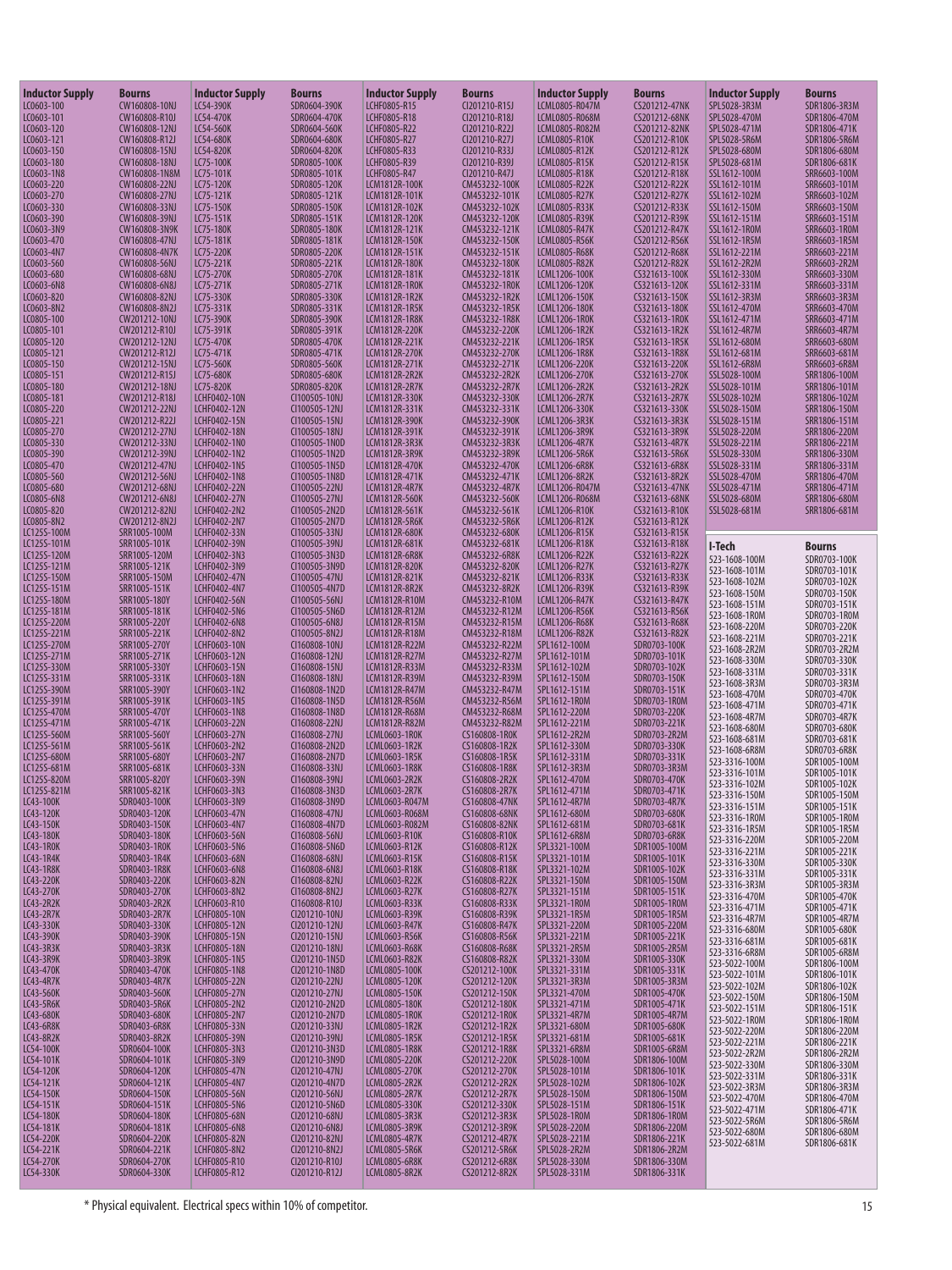| Inductor Supply | Bourns |
|---|---|
| LC0603-100 | CW160808-10NJ |
| LC0603-101 | CW160808-R10J |
| LC0603-120 | CW160808-12NJ |
| LC0603-121 | CW160808-R12J |
| LC0603-150 | CW160808-15NJ |
| LC0603-180 | CW160808-18NJ |
| LC0603-1N8 | CW160808-1N8M |
| LC0603-220 | CW160808-22NJ |
| LC0603-270 | CW160808-27NJ |
| LC0603-330 | CW160808-33NJ |
| LC0603-390 | CW160808-39NJ |
| LC0603-3N9 | CW160808-3N9K |
| LC0603-470 | CW160808-47NJ |
| LC0603-4N7 | CW160808-4N7K |
| LC0603-560 | CW160808-56NJ |
| LC0603-680 | CW160808-68NJ |
| LC0603-6N8 | CW160808-6N8J |
| LC0603-820 | CW160808-82NJ |
| LC0603-8N2 | CW160808-8N2J |
| LC0805-100 | CW201212-10NJ |
| LC0805-101 | CW201212-R10J |
| LC0805-120 | CW201212-12NJ |
| LC0805-121 | CW201212-R12J |
| LC0805-150 | CW201212-15NJ |
| LC0805-151 | CW201212-R15J |
| LC0805-180 | CW201212-18NJ |
| LC0805-181 | CW201212-R18J |
| LC0805-220 | CW201212-22NJ |
| LC0805-221 | CW201212-R22J |
| LC0805-270 | CW201212-27NJ |
| LC0805-330 | CW201212-33NJ |
| LC0805-390 | CW201212-39NJ |
| LC0805-470 | CW201212-47NJ |
| LC0805-560 | CW201212-56NJ |
| LC0805-680 | CW201212-68NJ |
| LC0805-6N8 | CW201212-6N8J |
| LC0805-820 | CW201212-82NJ |
| LC0805-8N2 | CW201212-8N2J |
| LC125S-100M | SRR1005-100M |
| LC125S-101M | SRR1005-101K |
| LC125S-120M | SRR1005-120M |
| LC125S-121M | SRR1005-121K |
| LC125S-150M | SRR1005-150M |
| LC125S-151M | SRR1005-151K |
| LC125S-180M | SRR1005-180Y |
| LC125S-181M | SRR1005-181K |
| LC125S-220M | SRR1005-220Y |
| LC125S-221M | SRR1005-221K |
| LC125S-270M | SRR1005-270Y |
| LC125S-271M | SRR1005-271K |
| LC125S-330M | SRR1005-330Y |
| LC125S-331M | SRR1005-331K |
| LC125S-390M | SRR1005-390Y |
| LC125S-391M | SRR1005-391K |
| LC125S-470M | SRR1005-470Y |
| LC125S-471M | SRR1005-471K |
| LC125S-560M | SRR1005-560Y |
| LC125S-561M | SRR1005-561K |
| LC125S-680M | SRR1005-680Y |
| LC125S-681M | SRR1005-681K |
| LC125S-820M | SRR1005-820Y |
| LC125S-821M | SRR1005-821K |
| LC43-100K | SDR0403-100K |
| LC43-120K | SDR0403-120K |
| LC43-150K | SDR0403-150K |
| LC43-180K | SDR0403-180K |
| LC43-1R0K | SDR0403-1R0K |
| LC43-1R4K | SDR0403-1R4K |
| LC43-1R8K | SDR0403-1R8K |
| LC43-220K | SDR0403-220K |
| LC43-270K | SDR0403-270K |
| LC43-2R2K | SDR0403-2R2K |
| LC43-2R7K | SDR0403-2R7K |
| LC43-330K | SDR0403-330K |
| LC43-390K | SDR0403-390K |
| LC43-3R3K | SDR0403-3R3K |
| LC43-3R9K | SDR0403-3R9K |
| LC43-470K | SDR0403-470K |
| LC43-4R7K | SDR0403-4R7K |
| LC43-560K | SDR0403-560K |
| LC43-5R6K | SDR0403-5R6K |
| LC43-680K | SDR0403-680K |
| LC43-6R8K | SDR0403-6R8K |
| LC43-8R2K | SDR0403-8R2K |
| LC54-100K | SDR0604-100K |
| LC54-101K | SDR0604-101K |
| LC54-120K | SDR0604-120K |
| LC54-121K | SDR0604-121K |
| LC54-150K | SDR0604-150K |
| LC54-151K | SDR0604-151K |
| LC54-180K | SDR0604-180K |
| LC54-181K | SDR0604-181K |
| LC54-220K | SDR0604-220K |
| LC54-221K | SDR0604-221K |
| LC54-270K | SDR0604-270K |
| LC54-330K | SDR0604-330K |
| LC54-390K | SDR0604-390K |
| LC54-470K | SDR0604-470K |
| LC54-560K | SDR0604-560K |
| LC54-680K | SDR0604-680K |
| LC54-820K | SDR0604-820K |
| LC75-100K | SDR0805-100K |
| LC75-101K | SDR0805-101K |
| LC75-120K | SDR0805-120K |
| LC75-121K | SDR0805-121K |
| LC75-150K | SDR0805-150K |
| LC75-151K | SDR0805-151K |
| LC75-180K | SDR0805-180K |
| LC75-181K | SDR0805-181K |
| LC75-220K | SDR0805-220K |
| LC75-221K | SDR0805-221K |
| LC75-270K | SDR0805-270K |
| LC75-271K | SDR0805-271K |
| LC75-330K | SDR0805-330K |
| LC75-331K | SDR0805-331K |
| LC75-390K | SDR0805-390K |
| LC75-391K | SDR0805-391K |
| LC75-470K | SDR0805-470K |
| LC75-471K | SDR0805-471K |
| LC75-560K | SDR0805-560K |
| LC75-680K | SDR0805-680K |
| LC75-820K | SDR0805-820K |
| LCHF0402-10N | CI100505-10NJ |
| LCHF0402-12N | CI100505-12NJ |
| LCHF0402-15N | CI100505-15NJ |
| LCHF0402-18N | CI100505-18NJ |
| LCHF0402-1N0 | CI100505-1N0D |
| LCHF0402-1N2 | CI100505-1N2D |
| LCHF0402-1N5 | CI100505-1N5D |
| LCHF0402-1N8 | CI100505-1N8D |
| LCHF0402-22N | CI100505-22NJ |
| LCHF0402-27N | CI100505-27NJ |
| LCHF0402-2N2 | CI100505-2N2D |
| LCHF0402-2N7 | CI100505-2N7D |
| LCHF0402-33N | CI100505-33NJ |
| LCHF0402-39N | CI100505-39NJ |
| LCHF0402-3N3 | CI100505-3N3D |
| LCHF0402-3N9 | CI100505-3N9D |
| LCHF0402-47N | CI100505-47NJ |
| LCHF0402-4N7 | CI100505-4N7D |
| LCHF0402-56N | CI100505-56NJ |
| LCHF0402-5N6 | CI100505-5N6D |
| LCHF0402-6N8 | CI100505-6N8J |
| LCHF0402-8N2 | CI100505-8N2J |
| LCHF0603-10N | CI160808-10NJ |
| LCHF0603-12N | CI160808-12NJ |
| LCHF0603-15N | CI160808-15NJ |
| LCHF0603-18N | CI160808-18NJ |
| LCHF0603-1N2 | CI160808-1N2D |
| LCHF0603-1N5 | CI160808-1N5D |
| LCHF0603-1N8 | CI160808-1N8D |
| LCHF0603-22N | CI160808-22NJ |
| LCHF0603-27N | CI160808-27NJ |
| LCHF0603-2N2 | CI160808-2N2D |
| LCHF0603-2N7 | CI160808-2N7D |
| LCHF0603-33N | CI160808-33NJ |
| LCHF0603-39N | CI160808-39NJ |
| LCHF0603-3N3 | CI160808-3N3D |
| LCHF0603-3N9 | CI160808-3N9D |
| LCHF0603-47N | CI160808-47NJ |
| LCHF0603-4N7 | CI160808-4N7D |
| LCHF0603-56N | CI160808-56NJ |
| LCHF0603-5N6 | CI160808-5N6D |
| LCHF0603-68N | CI160808-68NJ |
| LCHF0603-6N8 | CI160808-6N8J |
| LCHF0603-82N | CI160808-82NJ |
| LCHF0603-8N2 | CI160808-8N2J |
| LCHF0603-R10 | CI160808-R10J |
| LCHF0805-10N | CI201210-10NJ |
| LCHF0805-12N | CI201210-12NJ |
| LCHF0805-15N | CI201210-15NJ |
| LCHF0805-18N | CI201210-18NJ |
| LCHF0805-1N5 | CI201210-1N5D |
| LCHF0805-1N8 | CI201210-1N8D |
| LCHF0805-22N | CI201210-22NJ |
| LCHF0805-27N | CI201210-27NJ |
| LCHF0805-2N2 | CI201210-2N2D |
| LCHF0805-2N7 | CI201210-2N7D |
| LCHF0805-33N | CI201210-33NJ |
| LCHF0805-39N | CI201210-39NJ |
| LCHF0805-3N3 | CI201210-3N3D |
| LCHF0805-3N9 | CI201210-3N9D |
| LCHF0805-47N | CI201210-47NJ |
| LCHF0805-4N7 | CI201210-4N7D |
| LCHF0805-56N | CI201210-56NJ |
| LCHF0805-5N6 | CI201210-5N6D |
| LCHF0805-68N | CI201210-68NJ |
| LCHF0805-6N8 | CI201210-6N8J |
| LCHF0805-82N | CI201210-82NJ |
| LCHF0805-8N2 | CI201210-8N2J |
| LCHF0805-R10 | CI201210-R10J |
| LCHF0805-R12 | CI201210-R12J |
| LCHF0805-R15 | CI201210-R15J |
| LCHF0805-R18 | CI201210-R18J |
| LCHF0805-R22 | CI201210-R22J |
| LCHF0805-R27 | CI201210-R27J |
| LCHF0805-R33 | CI201210-R33J |
| LCHF0805-R39 | CI201210-R39J |
| LCHF0805-R47 | CI201210-R47J |
| LCM1812R-100K | CM453232-100K |
| LCM1812R-101K | CM453232-101K |
| LCM1812R-102K | CM453232-102K |
| LCM1812R-120K | CM453232-120K |
| LCM1812R-121K | CM453232-121K |
| LCM1812R-150K | CM453232-150K |
| LCM1812R-151K | CM453232-151K |
| LCM1812R-180K | CM453232-180K |
| LCM1812R-181K | CM453232-181K |
| LCM1812R-1R0K | CM453232-1R0K |
| LCM1812R-1R2K | CM453232-1R2K |
| LCM1812R-1R5K | CM453232-1R5K |
| LCM1812R-1R8K | CM453232-1R8K |
| LCM1812R-220K | CM453232-220K |
| LCM1812R-221K | CM453232-221K |
| LCM1812R-270K | CM453232-270K |
| LCM1812R-271K | CM453232-271K |
| LCM1812R-2R2K | CM453232-2R2K |
| LCM1812R-2R7K | CM453232-2R7K |
| LCM1812R-330K | CM453232-330K |
| LCM1812R-331K | CM453232-331K |
| LCM1812R-390K | CM453232-390K |
| LCM1812R-391K | CM453232-391K |
| LCM1812R-3R3K | CM453232-3R3K |
| LCM1812R-3R9K | CM453232-3R9K |
| LCM1812R-470K | CM453232-470K |
| LCM1812R-471K | CM453232-471K |
| LCM1812R-4R7K | CM453232-4R7K |
| LCM1812R-560K | CM453232-560K |
| LCM1812R-561K | CM453232-561K |
| LCM1812R-5R6K | CM453232-5R6K |
| LCM1812R-680K | CM453232-680K |
| LCM1812R-681K | CM453232-681K |
| LCM1812R-6R8K | CM453232-6R8K |
| LCM1812R-820K | CM453232-820K |
| LCM1812R-821K | CM453232-821K |
| LCM1812R-8R2K | CM453232-8R2K |
| LCM1812R-R10M | CM453232-R10M |
| LCM1812R-R12M | CM453232-R12M |
| LCM1812R-R15M | CM453232-R15M |
| LCM1812R-R18M | CM453232-R18M |
| LCM1812R-R22M | CM453232-R22M |
| LCM1812R-R27M | CM453232-R27M |
| LCM1812R-R33M | CM453232-R33M |
| LCM1812R-R39M | CM453232-R39M |
| LCM1812R-R47M | CM453232-R47M |
| LCM1812R-R56M | CM453232-R56M |
| LCM1812R-R68M | CM453232-R68M |
| LCM1812R-R82M | CM453232-R82M |
| LCML0603-1R0K | CS160808-1R0K |
| LCML0603-1R2K | CS160808-1R2K |
| LCML0603-1R5K | CS160808-1R5K |
| LCML0603-1R8K | CS160808-1R8K |
| LCML0603-2R2K | CS160808-2R2K |
| LCML0603-2R7K | CS160808-2R7K |
| LCML0603-R047M | CS160808-47NK |
| LCML0603-R068M | CS160808-68NK |
| LCML0603-R082M | CS160808-82NK |
| LCML0603-R10K | CS160808-R10K |
| LCML0603-R12K | CS160808-R12K |
| LCML0603-R15K | CS160808-R15K |
| LCML0603-R18K | CS160808-R18K |
| LCML0603-R22K | CS160808-R22K |
| LCML0603-R27K | CS160808-R27K |
| LCML0603-R33K | CS160808-R33K |
| LCML0603-R39K | CS160808-R39K |
| LCML0603-R47K | CS160808-R47K |
| LCML0603-R56K | CS160808-R56K |
| LCML0603-R68K | CS160808-R68K |
| LCML0603-R82K | CS160808-R82K |
| LCML0805-100K | CS201212-100K |
| LCML0805-120K | CS201212-120K |
| LCML0805-150K | CS201212-150K |
| LCML0805-180K | CS201212-180K |
| LCML0805-1R0K | CS201212-1R0K |
| LCML0805-1R2K | CS201212-1R2K |
| LCML0805-1R5K | CS201212-1R5K |
| LCML0805-1R8K | CS201212-1R8K |
| LCML0805-220K | CS201212-220K |
| LCML0805-270K | CS201212-270K |
| LCML0805-2R2K | CS201212-2R2K |
| LCML0805-2R7K | CS201212-2R7K |
| LCML0805-330K | CS201212-330K |
| LCML0805-3R3K | CS201212-3R3K |
| LCML0805-3R9K | CS201212-3R9K |
| LCML0805-4R7K | CS201212-4R7K |
| LCML0805-5R6K | CS201212-5R6K |
| LCML0805-6R8K | CS201212-6R8K |
| LCML0805-8R2K | CS201212-8R2K |
| LCML0805-R047M | CS201212-47NK |
| LCML0805-R068M | CS201212-68NK |
| LCML0805-R082M | CS201212-82NK |
| LCML0805-R10K | CS201212-R10K |
| LCML0805-R12K | CS201212-R12K |
| LCML0805-R15K | CS201212-R15K |
| LCML0805-R18K | CS201212-R18K |
| LCML0805-R22K | CS201212-R22K |
| LCML0805-R27K | CS201212-R27K |
| LCML0805-R33K | CS201212-R33K |
| LCML0805-R39K | CS201212-R39K |
| LCML0805-R47K | CS201212-R47K |
| LCML0805-R56K | CS201212-R56K |
| LCML0805-R68K | CS201212-R68K |
| LCML0805-R82K | CS201212-R82K |
| LCML1206-100K | CS321613-100K |
| LCML1206-120K | CS321613-120K |
| LCML1206-150K | CS321613-150K |
| LCML1206-180K | CS321613-180K |
| LCML1206-1R0K | CS321613-1R0K |
| LCML1206-1R2K | CS321613-1R2K |
| LCML1206-1R5K | CS321613-1R5K |
| LCML1206-1R8K | CS321613-1R8K |
| LCML1206-220K | CS321613-220K |
| LCML1206-270K | CS321613-270K |
| LCML1206-2R2K | CS321613-2R2K |
| LCML1206-2R7K | CS321613-2R7K |
| LCML1206-330K | CS321613-330K |
| LCML1206-3R3K | CS321613-3R3K |
| LCML1206-3R9K | CS321613-3R9K |
| LCML1206-4R7K | CS321613-4R7K |
| LCML1206-5R6K | CS321613-5R6K |
| LCML1206-6R8K | CS321613-6R8K |
| LCML1206-8R2K | CS321613-8R2K |
| LCML1206-R047M | CS321613-47NK |
| LCML1206-R068M | CS321613-68NK |
| LCML1206-R10K | CS321613-R10K |
| LCML1206-R12K | CS321613-R12K |
| LCML1206-R15K | CS321613-R15K |
| LCML1206-R18K | CS321613-R18K |
| LCML1206-R22K | CS321613-R22K |
| LCML1206-R27K | CS321613-R27K |
| LCML1206-R33K | CS321613-R33K |
| LCML1206-R39K | CS321613-R39K |
| LCML1206-R47K | CS321613-R47K |
| LCML1206-R56K | CS321613-R56K |
| LCML1206-R68K | CS321613-R68K |
| LCML1206-R82K | CS321613-R82K |
| SPL1612-100M | SDR0703-100K |
| SPL1612-101M | SDR0703-101K |
| SPL1612-102M | SDR0703-102K |
| SPL1612-150M | SDR0703-150K |
| SPL1612-151M | SDR0703-151K |
| SPL1612-1R0M | SDR0703-1R0M |
| SPL1612-220M | SDR0703-220K |
| SPL1612-221M | SDR0703-221K |
| SPL1612-2R2M | SDR0703-2R2M |
| SPL1612-330M | SDR0703-330K |
| SPL1612-331M | SDR0703-331K |
| SPL1612-3R3M | SDR0703-3R3M |
| SPL1612-470M | SDR0703-470K |
| SPL1612-471M | SDR0703-471K |
| SPL1612-4R7M | SDR0703-4R7K |
| SPL1612-680M | SDR0703-680K |
| SPL1612-681M | SDR0703-681K |
| SPL1612-6R8M | SDR0703-6R8K |
| SPL3321-100M | SDR1005-100M |
| SPL3321-101M | SDR1005-101K |
| SPL3321-102M | SDR1005-102K |
| SPL3321-150M | SDR1005-150M |
| SPL3321-151M | SDR1005-151K |
| SPL3321-1R0M | SDR1005-1R0M |
| SPL3321-1R5M | SDR1005-1R5M |
| SPL3321-220M | SDR1005-220M |
| SPL3321-221M | SDR1005-221K |
| SPL3321-2R5M | SDR1005-2R5M |
| SPL3321-330M | SDR1005-330K |
| SPL3321-331M | SDR1005-331K |
| SPL3321-3R3M | SDR1005-3R3M |
| SPL3321-470M | SDR1005-470K |
| SPL3321-471M | SDR1005-471K |
| SPL3321-4R7M | SDR1005-4R7M |
| SPL3321-680M | SDR1005-680K |
| SPL3321-681M | SDR1005-681K |
| SPL3321-6R8M | SDR1005-6R8M |
| SPL5028-100M | SDR1806-100M |
| SPL5028-101M | SDR1806-101K |
| SPL5028-102M | SDR1806-102K |
| SPL5028-150M | SDR1806-150M |
| SPL5028-151M | SDR1806-151K |
| SPL5028-1R0M | SDR1806-1R0M |
| SPL5028-220M | SDR1806-220M |
| SPL5028-221M | SDR1806-221K |
| SPL5028-2R2M | SDR1806-2R2M |
| SPL5028-330M | SDR1806-330M |
| SPL5028-331M | SDR1806-331K |
| SPL5028-3R3M | SDR1806-3R3M |
| SPL5028-470M | SDR1806-470M |
| SPL5028-471M | SDR1806-471K |
| SPL5028-5R6M | SDR1806-5R6M |
| SPL5028-680M | SDR1806-680M |
| SPL5028-681M | SDR1806-681K |
| SSL1612-100M | SRR6603-100M |
| SSL1612-101M | SRR6603-101M |
| SSL1612-102M | SRR6603-102M |
| SSL1612-150M | SRR6603-150M |
| SSL1612-151M | SRR6603-151M |
| SSL1612-1R0M | SRR6603-1R0M |
| SSL1612-1R5M | SRR6603-1R5M |
| SSL1612-221M | SRR6603-221M |
| SSL1612-2R2M | SRR6603-2R2M |
| SSL1612-330M | SRR6603-330M |
| SSL1612-331M | SRR6603-331M |
| SSL1612-3R3M | SRR6603-3R3M |
| SSL1612-470M | SRR6603-470M |
| SSL1612-471M | SRR6603-471M |
| SSL1612-4R7M | SRR6603-4R7M |
| SSL1612-680M | SRR6603-680M |
| SSL1612-681M | SRR6603-681M |
| SSL1612-6R8M | SRR6603-6R8M |
| SSL5028-100M | SRR1806-100M |
| SSL5028-101M | SRR1806-101M |
| SSL5028-102M | SRR1806-102M |
| SSL5028-150M | SRR1806-150M |
| SSL5028-151M | SRR1806-151M |
| SSL5028-220M | SRR1806-220M |
| SSL5028-221M | SRR1806-221M |
| SSL5028-330M | SRR1806-330M |
| SSL5028-331M | SRR1806-331M |
| SSL5028-470M | SRR1806-470M |
| SSL5028-471M | SRR1806-471M |
| SSL5028-680M | SRR1806-680M |
| SSL5028-681M | SRR1806-681M |

| I-Tech | Bourns |
|---|---|
| 523-1608-100M | SDR0703-100K |
| 523-1608-101M | SDR0703-101K |
| 523-1608-102M | SDR0703-102K |
| 523-1608-150M | SDR0703-150K |
| 523-1608-151M | SDR0703-151K |
| 523-1608-1R0M | SDR0703-1R0M |
| 523-1608-220M | SDR0703-220K |
| 523-1608-221M | SDR0703-221K |
| 523-1608-2R2M | SDR0703-2R2M |
| 523-1608-330M | SDR0703-330K |
| 523-1608-331M | SDR0703-331K |
| 523-1608-3R3M | SDR0703-3R3M |
| 523-1608-470M | SDR0703-470K |
| 523-1608-471M | SDR0703-471K |
| 523-1608-4R7M | SDR0703-4R7K |
| 523-1608-680M | SDR0703-680K |
| 523-1608-681M | SDR0703-681K |
| 523-1608-6R8M | SDR0703-6R8K |
| 523-3316-100M | SDR1005-100M |
| 523-3316-101M | SDR1005-101K |
| 523-3316-102M | SDR1005-102K |
| 523-3316-150M | SDR1005-150M |
| 523-3316-151M | SDR1005-151K |
| 523-3316-1R0M | SDR1005-1R0M |
| 523-3316-1R5M | SDR1005-1R5M |
| 523-3316-220M | SDR1005-220M |
| 523-3316-221M | SDR1005-221K |
| 523-3316-330M | SDR1005-330K |
| 523-3316-331M | SDR1005-331K |
| 523-3316-3R3M | SDR1005-3R3M |
| 523-3316-470M | SDR1005-470K |
| 523-3316-471M | SDR1005-471K |
| 523-3316-4R7M | SDR1005-4R7M |
| 523-3316-680M | SDR1005-680K |
| 523-3316-681M | SDR1005-681K |
| 523-3316-6R8M | SDR1005-6R8M |
| 523-5022-100M | SDR1806-100M |
| 523-5022-101M | SDR1806-101K |
| 523-5022-102M | SDR1806-102K |
| 523-5022-150M | SDR1806-150M |
| 523-5022-151M | SDR1806-151K |
| 523-5022-1R0M | SDR1806-1R0M |
| 523-5022-220M | SDR1806-220M |
| 523-5022-221M | SDR1806-221K |
| 523-5022-2R2M | SDR1806-2R2M |
| 523-5022-330M | SDR1806-330M |
| 523-5022-331M | SDR1806-331K |
| 523-5022-3R3M | SDR1806-3R3M |
| 523-5022-470M | SDR1806-470M |
| 523-5022-471M | SDR1806-471K |
| 523-5022-5R6M | SDR1806-5R6M |
| 523-5022-680M | SDR1806-680M |
| 523-5022-681M | SDR1806-681K |

* Physical equivalent. Electrical specs within 10% of competitor.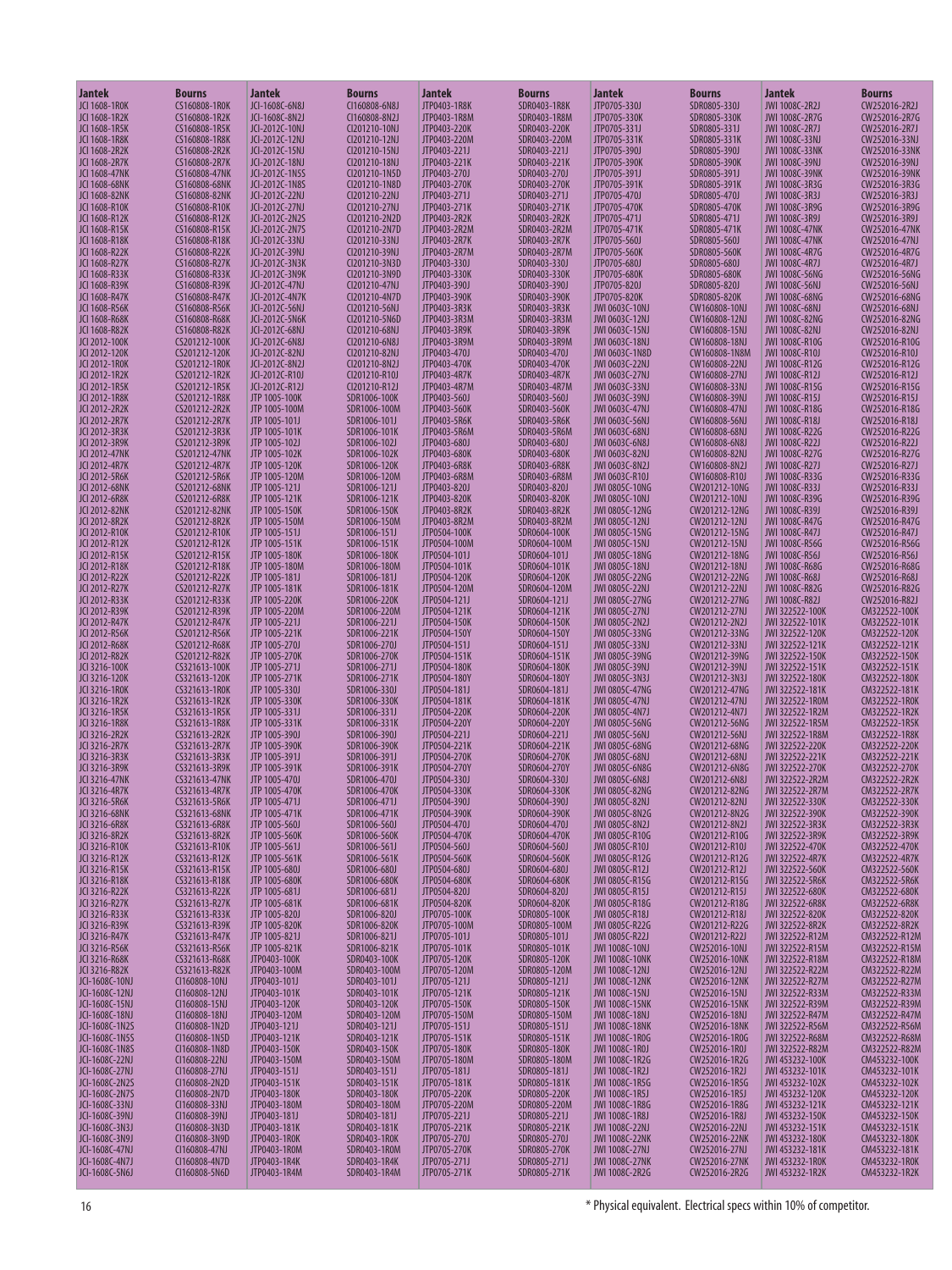| Jantek | Bourns | Jantek | Bourns | Jantek | Bourns | Jantek | Bourns | Jantek | Bourns |
|---|---|---|---|---|---|---|---|---|---|
| JCI 1608-1R0K | CS160808-1R0K | JCI-1608C-6N8J | CI160808-6N8J | JTP0403-1R8K | SDR0403-1R8K | JTP0705-330J | SDR0805-330J | JWI 1008C-2R2J | CW252016-2R2J |
| JCI 1608-1R2K | CS160808-1R2K | JCI-1608C-8N2J | CI160808-8N2J | JTP0403-1R8M | SDR0403-1R8M | JTP0705-330K | SDR0805-330K | JWI 1008C-2R7G | CW252016-2R7G |
| JCI 1608-1R5K | CS160808-1R5K | JCI-2012C-10NJ | CI201210-10NJ | JTP0403-220K | SDR0403-220K | JTP0705-331J | SDR0805-331J | JWI 1008C-2R7J | CW252016-2R7J |
| JCI 1608-1R8K | CS160808-1R8K | JCI-2012C-12NJ | CI201210-12NJ | JTP0403-220M | SDR0403-220M | JTP0705-331K | SDR0805-331K | JWI 1008C-33NJ | CW252016-33NJ |
| JCI 1608-2R2K | CS160808-2R2K | JCI-2012C-15NJ | CI201210-15NJ | JTP0403-221J | SDR0403-221J | JTP0705-390J | SDR0805-390J | JWI 1008C-33NK | CW252016-33NK |
| JCI 1608-2R7K | CS160808-2R7K | JCI-2012C-18NJ | CI201210-18NJ | JTP0403-221K | SDR0403-221K | JTP0705-390K | SDR0805-390K | JWI 1008C-39NJ | CW252016-39NJ |
| JCI 1608-47NK | CS160808-47NK | JCI-2012C-1N5S | CI201210-1N5D | JTP0403-270J | SDR0403-270J | JTP0705-391J | SDR0805-391J | JWI 1008C-39NK | CW252016-39NK |
| JCI 1608-68NK | CS160808-68NK | JCI-2012C-1N8S | CI201210-1N8D | JTP0403-270K | SDR0403-270K | JTP0705-391K | SDR0805-391K | JWI 1008C-3R3G | CW252016-3R3G |
| JCI 1608-82NK | CS160808-82NK | JCI-2012C-22NJ | CI201210-22NJ | JTP0403-271J | SDR0403-271J | JTP0705-470J | SDR0805-470J | JWI 1008C-3R3J | CW252016-3R3J |
| JCI 1608-R10K | CS160808-R10K | JCI-2012C-27NJ | CI201210-27NJ | JTP0403-271K | SDR0403-271K | JTP0705-470K | SDR0805-470K | JWI 1008C-3R9G | CW252016-3R9G |
| JCI 1608-R12K | CS160808-R12K | JCI-2012C-2N2S | CI201210-2N2D | JTP0403-2R2K | SDR0403-2R2K | JTP0705-471J | SDR0805-471J | JWI 1008C-3R9J | CW252016-3R9J |
| JCI 1608-R15K | CS160808-R15K | JCI-2012C-2N7S | CI201210-2N7D | JTP0403-2R2M | SDR0403-2R2M | JTP0705-471K | SDR0805-471K | JWI 1008C-47NK | CW252016-47NK |
| JCI 1608-R18K | CS160808-R18K | JCI-2012C-33NJ | CI201210-33NJ | JTP0403-2R7K | SDR0403-2R7K | JTP0705-560J | SDR0805-560J | JWI 1008C-47NK | CW252016-47NJ |
| JCI 1608-R22K | CS160808-R22K | JCI-2012C-39NJ | CI201210-39NJ | JTP0403-2R7M | SDR0403-2R7M | JTP0705-560K | SDR0805-560K | JWI 1008C-4R7G | CW252016-4R7G |
| JCI 1608-R27K | CS160808-R27K | JCI-2012C-3N3K | CI201210-3N3D | JTP0403-330J | SDR0403-330J | JTP0705-680J | SDR0805-680J | JWI 1008C-4R7J | CW252016-4R7J |
| JCI 1608-R33K | CS160808-R33K | JCI-2012C-3N9K | CI201210-3N9D | JTP0403-330K | SDR0403-330K | JTP0705-680K | SDR0805-680K | JWI 1008C-56NG | CW252016-56NG |
| JCI 1608-R39K | CS160808-R39K | JCI-2012C-47NJ | CI201210-47NJ | JTP0403-390J | SDR0403-390J | JTP0705-820J | SDR0805-820J | JWI 1008C-56NJ | CW252016-56NJ |
| JCI 1608-R47K | CS160808-R47K | JCI-2012C-4N7K | CI201210-4N7D | JTP0403-390K | SDR0403-390K | JTP0705-820K | SDR0805-820K | JWI 1008C-68NG | CW252016-68NG |
| JCI 1608-R56K | CS160808-R56K | JCI-2012C-56NJ | CI201210-56NJ | JTP0403-3R3K | SDR0403-3R3K | JWI 0603C-10NJ | CW160808-10NJ | JWI 1008C-68NJ | CW252016-68NJ |
| JCI 1608-R68K | CS160808-R68K | JCI-2012C-5N6K | CI201210-5N6D | JTP0403-3R3M | SDR0403-3R3M | JWI 0603C-12NJ | CW160808-12NJ | JWI 1008C-82NG | CW252016-82NG |
| JCI 1608-R82K | CS160808-R82K | JCI-2012C-68NJ | CI201210-68NJ | JTP0403-3R9K | SDR0403-3R9K | JWI 0603C-15NJ | CW160808-15NJ | JWI 1008C-82NJ | CW252016-82NJ |
| JCI 2012-100K | CS201212-100K | JCI-2012C-6N8J | CI201210-6N8J | JTP0403-3R9M | SDR0403-3R9M | JWI 0603C-18NJ | CW160808-18NJ | JWI 1008C-R10G | CW252016-R10G |
| JCI 2012-120K | CS201212-120K | JCI-2012C-82NJ | CI201210-82NJ | JTP0403-470J | SDR0403-470J | JWI 0603C-1N8D | CW160808-1N8M | JWI 1008C-R10J | CW252016-R10J |
| JCI 2012-1R0K | CS201212-1R0K | JCI-2012C-8N2J | CI201210-8N2J | JTP0403-470K | SDR0403-470K | JWI 0603C-22NJ | CW160808-22NJ | JWI 1008C-R12G | CW252016-R12G |
| JCI 2012-1R2K | CS201212-1R2K | JCI-2012C-R10J | CI201210-R10J | JTP0403-4R7K | SDR0403-4R7K | JWI 0603C-27NJ | CW160808-27NJ | JWI 1008C-R12J | CW252016-R12J |
| JCI 2012-1R5K | CS201212-1R5K | JCI-2012C-R12J | CI201210-R12J | JTP0403-4R7M | SDR0403-4R7M | JWI 0603C-33NJ | CW160808-33NJ | JWI 1008C-R15G | CW252016-R15G |
| JCI 2012-1R8K | CS201212-1R8K | JTP 1005-100K | SDR1006-100K | JTP0403-560J | SDR0403-560J | JWI 0603C-39NJ | CW160808-39NJ | JWI 1008C-R15J | CW252016-R15J |
| JCI 2012-2R2K | CS201212-2R2K | JTP 1005-100M | SDR1006-100M | JTP0403-560K | SDR0403-560K | JWI 0603C-47NJ | CW160808-47NJ | JWI 1008C-R18G | CW252016-R18G |
| JCI 2012-2R7K | CS201212-2R7K | JTP 1005-101J | SDR1006-101J | JTP0403-5R6K | SDR0403-5R6K | JWI 0603C-56NJ | CW160808-56NJ | JWI 1008C-R18J | CW252016-R18J |
| JCI 2012-3R3K | CS201212-3R3K | JTP 1005-101K | SDR1006-101K | JTP0403-5R6M | SDR0403-5R6M | JWI 0603C-68NJ | CW160808-68NJ | JWI 1008C-R22G | CW252016-R22G |
| JCI 2012-3R9K | CS201212-3R9K | JTP 1005-102J | SDR1006-102J | JTP0403-680J | SDR0403-680J | JWI 0603C-6N8J | CW160808-6N8J | JWI 1008C-R22J | CW252016-R22J |
| JCI 2012-47NK | CS201212-47NK | JTP 1005-102K | SDR1006-102K | JTP0403-680K | SDR0403-680K | JWI 0603C-82NJ | CW160808-82NJ | JWI 1008C-R27G | CW252016-R27G |
| JCI 2012-4R7K | CS201212-4R7K | JTP 1005-120K | SDR1006-120K | JTP0403-6R8K | SDR0403-6R8K | JWI 0603C-8N2J | CW160808-8N2J | JWI 1008C-R27J | CW252016-R27J |
| JCI 2012-5R6K | CS201212-5R6K | JTP 1005-120M | SDR1006-120M | JTP0403-6R8M | SDR0403-6R8M | JWI 0603C-R10J | CW160808-R10J | JWI 1008C-R33G | CW252016-R33G |
| JCI 2012-68NK | CS201212-68NK | JTP 1005-121J | SDR1006-121J | JTP0403-820J | SDR0403-820J | JWI 0805C-10NG | CW201212-10NG | JWI 1008C-R33J | CW252016-R33J |
| JCI 2012-6R8K | CS201212-6R8K | JTP 1005-121K | SDR1006-121K | JTP0403-820K | SDR0403-820K | JWI 0805C-10NJ | CW201212-10NJ | JWI 1008C-R39G | CW252016-R39G |
| JCI 2012-82NK | CS201212-82NK | JTP 1005-150K | SDR1006-150K | JTP0403-8R2K | SDR0403-8R2K | JWI 0805C-12NG | CW201212-12NG | JWI 1008C-R39J | CW252016-R39J |
| JCI 2012-8R2K | CS201212-8R2K | JTP 1005-150M | SDR1006-150M | JTP0403-8R2M | SDR0403-8R2M | JWI 0805C-12NJ | CW201212-12NJ | JWI 1008C-R47G | CW252016-R47G |
| JCI 2012-R10K | CS201212-R10K | JTP 1005-151J | SDR1006-151J | JTP0504-100K | SDR0604-100K | JWI 0805C-15NG | CW201212-15NG | JWI 1008C-R47J | CW252016-R47J |
| JCI 2012-R12K | CS201212-R12K | JTP 1005-151K | SDR1006-151K | JTP0504-100M | SDR0604-100M | JWI 0805C-15NJ | CW201212-15NJ | JWI 1008C-R56G | CW252016-R56G |
| JCI 2012-R15K | CS201212-R15K | JTP 1005-180K | SDR1006-180K | JTP0504-101J | SDR0604-101J | JWI 0805C-18NG | CW201212-18NG | JWI 1008C-R56J | CW252016-R56J |
| JCI 2012-R18K | CS201212-R18K | JTP 1005-180M | SDR1006-180M | JTP0504-101K | SDR0604-101K | JWI 0805C-18NJ | CW201212-18NJ | JWI 1008C-R68G | CW252016-R68G |
| JCI 2012-R22K | CS201212-R22K | JTP 1005-181J | SDR1006-181J | JTP0504-120K | SDR0604-120K | JWI 0805C-22NG | CW201212-22NG | JWI 1008C-R68J | CW252016-R68J |
| JCI 2012-R27K | CS201212-R27K | JTP 1005-181K | SDR1006-181K | JTP0504-120M | SDR0604-120M | JWI 0805C-22NJ | CW201212-22NJ | JWI 1008C-R82G | CW252016-R82G |
| JCI 2012-R33K | CS201212-R33K | JTP 1005-220K | SDR1006-220K | JTP0504-121J | SDR0604-121J | JWI 0805C-27NG | CW201212-27NG | JWI 1008C-R82J | CW252016-R82J |
| JCI 2012-R39K | CS201212-R39K | JTP 1005-220M | SDR1006-220M | JTP0504-121K | SDR0604-121K | JWI 0805C-27NJ | CW201212-27NJ | JWI 322522-100K | CM322522-100K |
| JCI 2012-R47K | CS201212-R47K | JTP 1005-221J | SDR1006-221J | JTP0504-150K | SDR0604-150K | JWI 0805C-2N2J | CW201212-2N2J | JWI 322522-101K | CM322522-101K |
| JCI 2012-R56K | CS201212-R56K | JTP 1005-221K | SDR1006-221K | JTP0504-150Y | SDR0604-150Y | JWI 0805C-33NG | CW201212-33NG | JWI 322522-120K | CM322522-120K |
| JCI 2012-R68K | CS201212-R68K | JTP 1005-270J | SDR1006-270J | JTP0504-151J | SDR0604-151J | JWI 0805C-33NJ | CW201212-33NJ | JWI 322522-121K | CM322522-121K |
| JCI 2012-R82K | CS201212-R82K | JTP 1005-270K | SDR1006-270K | JTP0504-151K | SDR0604-151K | JWI 0805C-39NG | CW201212-39NG | JWI 322522-150K | CM322522-150K |
| JCI 3216-100K | CS321613-100K | JTP 1005-271J | SDR1006-271J | JTP0504-180K | SDR0604-180K | JWI 0805C-39NJ | CW201212-39NJ | JWI 322522-151K | CM322522-151K |
| JCI 3216-120K | CS321613-120K | JTP 1005-271K | SDR1006-271K | JTP0504-180Y | SDR0604-180Y | JWI 0805C-3N3J | CW201212-3N3J | JWI 322522-180K | CM322522-180K |
| JCI 3216-1R0K | CS321613-1R0K | JTP 1005-330J | SDR1006-330J | JTP0504-181J | SDR0604-181J | JWI 0805C-47NG | CW201212-47NG | JWI 322522-181K | CM322522-181K |
| JCI 3216-1R2K | CS321613-1R2K | JTP 1005-330K | SDR1006-330K | JTP0504-181K | SDR0604-181K | JWI 0805C-47NJ | CW201212-47NJ | JWI 322522-1R0M | CM322522-1R0K |
| JCI 3216-1R5K | CS321613-1R5K | JTP 1005-331J | SDR1006-331J | JTP0504-220K | SDR0604-220K | JWI 0805C-4N7J | CW201212-4N7J | JWI 322522-1R2M | CM322522-1R2K |
| JCI 3216-1R8K | CS321613-1R8K | JTP 1005-331K | SDR1006-331K | JTP0504-220Y | SDR0604-220Y | JWI 0805C-56NG | CW201212-56NG | JWI 322522-1R5M | CM322522-1R5K |
| JCI 3216-2R2K | CS321613-2R2K | JTP 1005-390J | SDR1006-390J | JTP0504-221J | SDR0604-221J | JWI 0805C-56NJ | CW201212-56NJ | JWI 322522-1R8M | CM322522-1R8K |
| JCI 3216-2R7K | CS321613-2R7K | JTP 1005-390K | SDR1006-390K | JTP0504-221K | SDR0604-221K | JWI 0805C-68NG | CW201212-68NG | JWI 322522-220K | CM322522-220K |
| JCI 3216-3R3K | CS321613-3R3K | JTP 1005-391J | SDR1006-391J | JTP0504-270K | SDR0604-270K | JWI 0805C-68NJ | CW201212-68NJ | JWI 322522-221K | CM322522-221K |
| JCI 3216-3R9K | CS321613-3R9K | JTP 1005-391K | SDR1006-391K | JTP0504-270Y | SDR0604-270Y | JWI 0805C-6N8G | CW201212-6N8G | JWI 322522-270K | CM322522-270K |
| JCI 3216-47NK | CS321613-47NK | JTP 1005-470J | SDR1006-470J | JTP0504-330J | SDR0604-330J | JWI 0805C-6N8J | CW201212-6N8J | JWI 322522-2R2M | CM322522-2R2K |
| JCI 3216-4R7K | CS321613-4R7K | JTP 1005-470K | SDR1006-470K | JTP0504-330K | SDR0604-330K | JWI 0805C-82NG | CW201212-82NG | JWI 322522-2R7M | CM322522-2R7K |
| JCI 3216-5R6K | CS321613-5R6K | JTP 1005-471J | SDR1006-471J | JTP0504-390J | SDR0604-390J | JWI 0805C-82NJ | CW201212-82NJ | JWI 322522-330K | CM322522-330K |
| JCI 3216-68NK | CS321613-68NK | JTP 1005-471K | SDR1006-471K | JTP0504-390K | SDR0604-390K | JWI 0805C-8N2G | CW201212-8N2G | JWI 322522-390K | CM322522-390K |
| JCI 3216-6R8K | CS321613-6R8K | JTP 1005-560J | SDR1006-560J | JTP0504-470J | SDR0604-470J | JWI 0805C-8N2J | CW201212-8N2J | JWI 322522-3R3K | CM322522-3R3K |
| JCI 3216-8R2K | CS321613-8R2K | JTP 1005-560K | SDR1006-560K | JTP0504-470K | SDR0604-470K | JWI 0805C-R10G | CW201212-R10G | JWI 322522-3R9K | CM322522-3R9K |
| JCI 3216-R10K | CS321613-R10K | JTP 1005-561J | SDR1006-561J | JTP0504-560J | SDR0604-560J | JWI 0805C-R10J | CW201212-R10J | JWI 322522-470K | CM322522-470K |
| JCI 3216-R12K | CS321613-R12K | JTP 1005-561K | SDR1006-561K | JTP0504-560K | SDR0604-560K | JWI 0805C-R12G | CW201212-R12G | JWI 322522-4R7K | CM322522-4R7K |
| JCI 3216-R15K | CS321613-R15K | JTP 1005-680J | SDR1006-680J | JTP0504-680J | SDR0604-680J | JWI 0805C-R12J | CW201212-R12J | JWI 322522-560K | CM322522-560K |
| JCI 3216-R18K | CS321613-R18K | JTP 1005-680K | SDR1006-680K | JTP0504-680K | SDR0604-680K | JWI 0805C-R15G | CW201212-R15G | JWI 322522-5R6K | CM322522-5R6K |
| JCI 3216-R22K | CS321613-R22K | JTP 1005-681J | SDR1006-681J | JTP0504-820J | SDR0604-820J | JWI 0805C-R15J | CW201212-R15J | JWI 322522-680K | CM322522-680K |
| JCI 3216-R27K | CS321613-R27K | JTP 1005-681K | SDR1006-681K | JTP0504-820K | SDR0604-820K | JWI 0805C-R18G | CW201212-R18G | JWI 322522-6R8K | CM322522-6R8K |
| JCI 3216-R33K | CS321613-R33K | JTP 1005-820J | SDR1006-820J | JTP0705-100K | SDR0805-100K | JWI 0805C-R18J | CW201212-R18J | JWI 322522-820K | CM322522-820K |
| JCI 3216-R39K | CS321613-R39K | JTP 1005-820K | SDR1006-820K | JTP0705-100M | SDR0805-100M | JWI 0805C-R22G | CW201212-R22G | JWI 322522-8R2K | CM322522-8R2K |
| JCI 3216-R47K | CS321613-R47K | JTP 1005-821J | SDR1006-821J | JTP0705-101J | SDR0805-101J | JWI 0805C-R22J | CW201212-R22J | JWI 322522-R12M | CM322522-R12M |
| JCI 3216-R56K | CS321613-R56K | JTP 1005-821K | SDR1006-821K | JTP0705-101K | SDR0805-101K | JWI 1008C-10NJ | CW252016-10NJ | JWI 322522-R15M | CM322522-R15M |
| JCI 3216-R68K | CS321613-R68K | JTP0403-100K | SDR0403-100K | JTP0705-120K | SDR0805-120K | JWI 1008C-10NK | CW252016-10NK | JWI 322522-R18M | CM322522-R18M |
| JCI 3216-R82K | CS321613-R82K | JTP0403-100M | SDR0403-100M | JTP0705-120M | SDR0805-120M | JWI 1008C-12NJ | CW252016-12NJ | JWI 322522-R22M | CM322522-R22M |
| JCI-1608C-10NJ | CI160808-10NJ | JTP0403-101J | SDR0403-101J | JTP0705-121J | SDR0805-121J | JWI 1008C-12NK | CW252016-12NK | JWI 322522-R27M | CM322522-R27M |
| JCI-1608C-12NJ | CI160808-12NJ | JTP0403-101K | SDR0403-101K | JTP0705-121K | SDR0805-121K | JWI 1008C-15NJ | CW252016-15NJ | JWI 322522-R33M | CM322522-R33M |
| JCI-1608C-15NJ | CI160808-15NJ | JTP0403-120K | SDR0403-120K | JTP0705-150K | SDR0805-150K | JWI 1008C-15NK | CW252016-15NK | JWI 322522-R39M | CM322522-R39M |
| JCI-1608C-18NJ | CI160808-18NJ | JTP0403-120M | SDR0403-120M | JTP0705-150M | SDR0805-150M | JWI 1008C-18NJ | CW252016-18NJ | JWI 322522-R47M | CM322522-R47M |
| JCI-1608C-1N2S | CI160808-1N2D | JTP0403-121J | SDR0403-121J | JTP0705-151J | SDR0805-151J | JWI 1008C-18NK | CW252016-18NK | JWI 322522-R56M | CM322522-R56M |
| JCI-1608C-1N5S | CI160808-1N5D | JTP0403-121K | SDR0403-121K | JTP0705-151K | SDR0805-151K | JWI 1008C-R10G | CW252016-R10G | JWI 322522-R68M | CM322522-R68M |
| JCI-1608C-1N8S | CI160808-1N8D | JTP0403-150K | SDR0403-150K | JTP0705-180K | SDR0805-180K | JWI 1008C-R10J | CW252016-R10J | JWI 322522-R82M | CM322522-R82M |
| JCI-1608C-22NJ | CI160808-22NJ | JTP0403-150M | SDR0403-150M | JTP0705-180M | SDR0805-180M | JWI 1008C-R12G | CW252016-R12G | JWI 453232-100K | CM453232-100K |
| JCI-1608C-27NJ | CI160808-27NJ | JTP0403-151J | SDR0403-151J | JTP0705-181J | SDR0805-181J | JWI 1008C-R12J | CW252016-R12J | JWI 453232-101K | CM453232-101K |
| JCI-1608C-2N2S | CI160808-2N2D | JTP0403-151K | SDR0403-151K | JTP0705-181K | SDR0805-181K | JWI 1008C-R15G | CW252016-R15G | JWI 453232-102K | CM453232-102K |
| JCI-1608C-2N7S | CI160808-2N7D | JTP0403-180K | SDR0403-180K | JTP0705-220K | SDR0805-220K | JWI 1008C-R15J | CW252016-R15J | JWI 453232-120K | CM453232-120K |
| JCI-1608C-33NJ | CI160808-33NJ | JTP0403-180M | SDR0403-180M | JTP0705-220M | SDR0805-220M | JWI 1008C-R18G | CW252016-R18G | JWI 453232-121K | CM453232-121K |
| JCI-1608C-39NJ | CI160808-39NJ | JTP0403-181J | SDR0403-181J | JTP0705-221J | SDR0805-221J | JWI 1008C-R18J | CW252016-R18J | JWI 453232-150K | CM453232-150K |
| JCI-1608C-3N3J | CI160808-3N3D | JTP0403-181K | SDR0403-181K | JTP0705-221K | SDR0805-221K | JWI 1008C-22NJ | CW252016-22NJ | JWI 453232-151K | CM453232-151K |
| JCI-1608C-3N9J | CI160808-3N9D | JTP0403-1R0K | SDR0403-1R0K | JTP0705-270J | SDR0805-270J | JWI 1008C-22NK | CW252016-22NK | JWI 453232-180K | CM453232-180K |
| JCI-1608C-47NJ | CI160808-47NJ | JTP0403-1R0M | SDR0403-1R0M | JTP0705-270K | SDR0805-270K | JWI 1008C-27NJ | CW252016-27NJ | JWI 453232-181K | CM453232-181K |
| JCI-1608C-4N7J | CI160808-4N7D | JTP0403-1R4K | SDR0403-1R4K | JTP0705-271J | SDR0805-271J | JWI 1008C-27NK | CW252016-27NK | JWI 453232-1R0K | CM453232-1R0K |
| JCI-1608C-5N6J | CI160808-5N6D | JTP0403-1R4M | SDR0403-1R4M | JTP0705-271K | SDR0805-271K | JWI 1008C-2R2G | CW252016-2R2G | JWI 453232-1R2K | CM453232-1R2K |

* Physical equivalent. Electrical specs within 10% of competitor.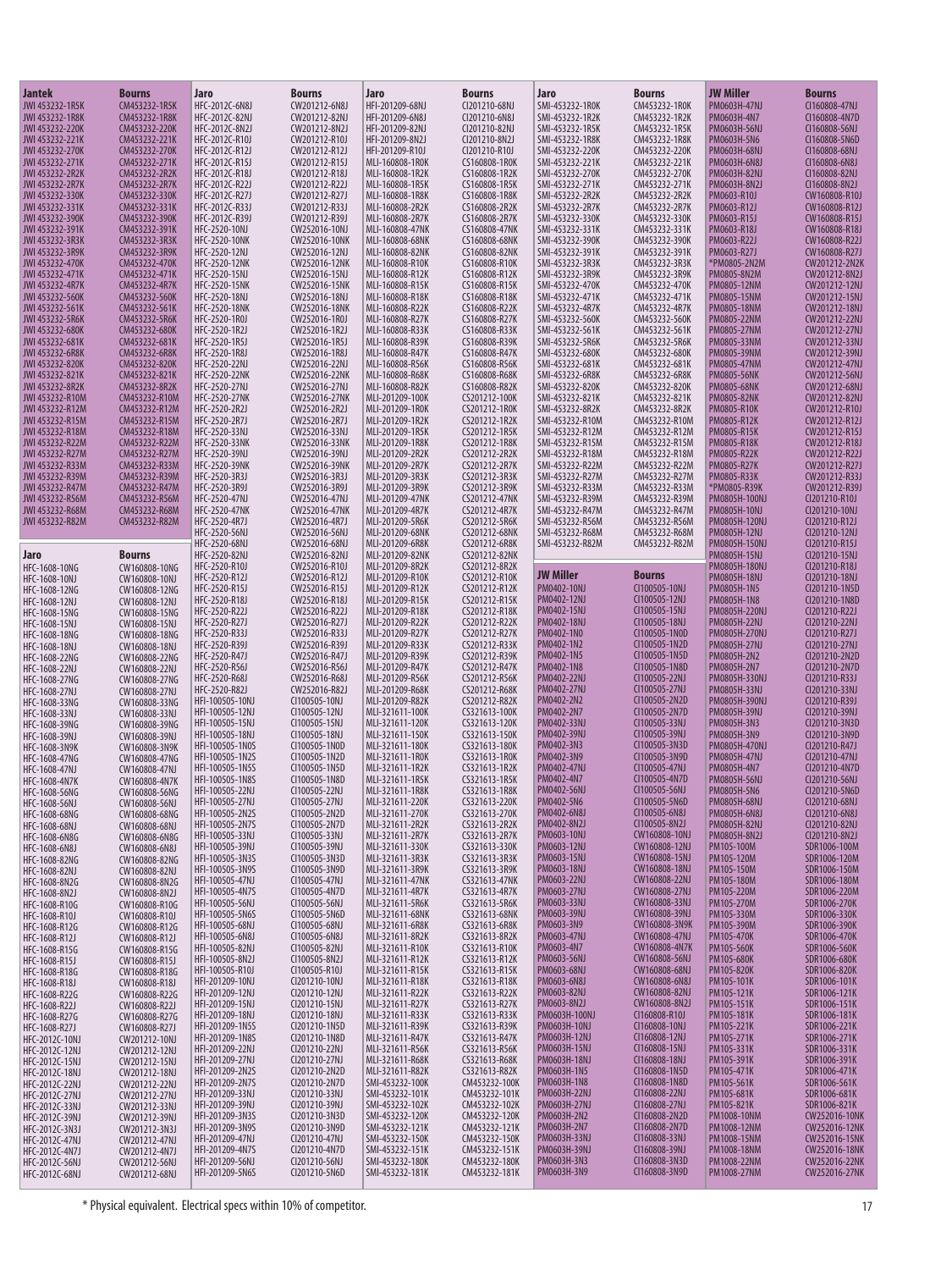| Jantek | Bourns |
|---|---|
| JWI 453232-1R5K | CM453232-1R5K |
| JWI 453232-1R8K | CM453232-1R8K |
| JWI 453232-220K | CM453232-220K |
| JWI 453232-221K | CM453232-221K |
| JWI 453232-270K | CM453232-270K |
| JWI 453232-271K | CM453232-271K |
| JWI 453232-2R2K | CM453232-2R2K |
| JWI 453232-2R7K | CM453232-2R7K |
| JWI 453232-330K | CM453232-330K |
| JWI 453232-331K | CM453232-331K |
| JWI 453232-390K | CM453232-390K |
| JWI 453232-391K | CM453232-391K |
| JWI 453232-3R3K | CM453232-3R3K |
| JWI 453232-3R9K | CM453232-3R9K |
| JWI 453232-470K | CM453232-470K |
| JWI 453232-471K | CM453232-471K |
| JWI 453232-4R7K | CM453232-4R7K |
| JWI 453232-560K | CM453232-560K |
| JWI 453232-561K | CM453232-561K |
| JWI 453232-5R6K | CM453232-5R6K |
| JWI 453232-680K | CM453232-680K |
| JWI 453232-681K | CM453232-681K |
| JWI 453232-6R8K | CM453232-6R8K |
| JWI 453232-820K | CM453232-820K |
| JWI 453232-821K | CM453232-821K |
| JWI 453232-8R2K | CM453232-8R2K |
| JWI 453232-R10M | CM453232-R10M |
| JWI 453232-R12M | CM453232-R12M |
| JWI 453232-R15M | CM453232-R15M |
| JWI 453232-R18M | CM453232-R18M |
| JWI 453232-R22M | CM453232-R22M |
| JWI 453232-R27M | CM453232-R27M |
| JWI 453232-R33M | CM453232-R33M |
| JWI 453232-R39M | CM453232-R39M |
| JWI 453232-R47M | CM453232-R47M |
| JWI 453232-R56M | CM453232-R56M |
| JWI 453232-R68M | CM453232-R68M |
| JWI 453232-R82M | CM453232-R82M |

| Jaro | Bourns |
|---|---|
| HFC-1608-10NG | CW160808-10NG |
| HFC-1608-10NJ | CW160808-10NJ |
| HFC-1608-12NG | CW160808-12NG |
| HFC-1608-12NJ | CW160808-12NJ |
| HFC-1608-15NG | CW160808-15NG |
| HFC-1608-15NJ | CW160808-15NJ |
| HFC-1608-18NG | CW160808-18NG |
| HFC-1608-18NJ | CW160808-18NJ |
| HFC-1608-22NG | CW160808-22NG |
| HFC-1608-22NJ | CW160808-22NJ |
| HFC-1608-27NG | CW160808-27NG |
| HFC-1608-27NJ | CW160808-27NJ |
| HFC-1608-33NG | CW160808-33NG |
| HFC-1608-33NJ | CW160808-33NJ |
| HFC-1608-39NG | CW160808-39NG |
| HFC-1608-39NJ | CW160808-39NJ |
| HFC-1608-3N9K | CW160808-3N9K |
| HFC-1608-47NG | CW160808-47NG |
| HFC-1608-47NJ | CW160808-47NJ |
| HFC-1608-4N7K | CW160808-4N7K |
| HFC-1608-56NG | CW160808-56NG |
| HFC-1608-56NJ | CW160808-56NJ |
| HFC-1608-68NG | CW160808-68NG |
| HFC-1608-68NJ | CW160808-68NJ |
| HFC-1608-6N8G | CW160808-6N8G |
| HFC-1608-6N8J | CW160808-6N8J |
| HFC-1608-82NG | CW160808-82NG |
| HFC-1608-82NJ | CW160808-82NJ |
| HFC-1608-8N2G | CW160808-8N2G |
| HFC-1608-8N2J | CW160808-8N2J |
| HFC-1608-R10G | CW160808-R10G |
| HFC-1608-R10J | CW160808-R10J |
| HFC-1608-R12G | CW160808-R12G |
| HFC-1608-R12J | CW160808-R12J |
| HFC-1608-R15G | CW160808-R15G |
| HFC-1608-R15J | CW160808-R15J |
| HFC-1608-R18G | CW160808-R18G |
| HFC-1608-R18J | CW160808-R18J |
| HFC-1608-R22G | CW160808-R22G |
| HFC-1608-R22J | CW160808-R22J |
| HFC-1608-R27G | CW160808-R27G |
| HFC-1608-R27J | CW160808-R27J |
| HFC-2012C-10NJ | CW201212-10NJ |
| HFC-2012C-12NJ | CW201212-12NJ |
| HFC-2012C-15NJ | CW201212-15NJ |
| HFC-2012C-18NJ | CW201212-18NJ |
| HFC-2012C-22NJ | CW201212-22NJ |
| HFC-2012C-27NJ | CW201212-27NJ |
| HFC-2012C-33NJ | CW201212-33NJ |
| HFC-2012C-39NJ | CW201212-39NJ |
| HFC-2012C-3N3J | CW201212-3N3J |
| HFC-2012C-47NJ | CW201212-47NJ |
| HFC-2012C-4N7J | CW201212-4N7J |
| HFC-2012C-56NJ | CW201212-56NJ |
| HFC-2012C-68NJ | CW201212-68NJ |

| Jaro | Bourns |
|---|---|
| HFC-2012C-6N8J | CW201212-6N8J |
| HFC-2012C-82NJ | CW201212-82NJ |
| HFC-2012C-8N2J | CW201212-8N2J |
| HFC-2012C-R10J | CW201212-R10J |
| HFC-2012C-R12J | CW201212-R12J |
| HFC-2012C-R15J | CW201212-R15J |
| HFC-2012C-R18J | CW201212-R18J |
| HFC-2012C-R22J | CW201212-R22J |
| HFC-2012C-R27J | CW201212-R27J |
| HFC-2012C-R33J | CW201212-R33J |
| HFC-2012C-R39J | CW201212-R39J |
| HFC-2520-10NJ | CW252016-10NJ |
| HFC-2520-10NK | CW252016-10NK |
| HFC-2520-12NJ | CW252016-12NJ |
| HFC-2520-12NK | CW252016-12NK |
| HFC-2520-15NJ | CW252016-15NJ |
| HFC-2520-15NK | CW252016-15NK |
| HFC-2520-18NJ | CW252016-18NJ |
| HFC-2520-18NK | CW252016-18NK |
| HFC-2520-1R0J | CW252016-1R0J |
| HFC-2520-1R2J | CW252016-1R2J |
| HFC-2520-1R5J | CW252016-1R5J |
| HFC-2520-1R8J | CW252016-1R8J |
| HFC-2520-22NJ | CW252016-22NJ |
| HFC-2520-22NK | CW252016-22NK |
| HFC-2520-27NJ | CW252016-27NJ |
| HFC-2520-27NK | CW252016-27NK |
| HFC-2520-2R2J | CW252016-2R2J |
| HFC-2520-2R7J | CW252016-2R7J |
| HFC-2520-33NJ | CW252016-33NJ |
| HFC-2520-33NK | CW252016-33NK |
| HFC-2520-39NJ | CW252016-39NJ |
| HFC-2520-39NK | CW252016-39NK |
| HFC-2520-3R3J | CW252016-3R3J |
| HFC-2520-3R9J | CW252016-3R9J |
| HFC-2520-47NJ | CW252016-47NJ |
| HFC-2520-47NK | CW252016-47NK |
| HFC-2520-4R7J | CW252016-4R7J |
| HFC-2520-56NJ | CW252016-56NJ |
| HFC-2520-68NJ | CW252016-68NJ |
| HFC-2520-82NJ | CW252016-82NJ |
| HFC-2520-R10J | CW252016-R10J |
| HFC-2520-R12J | CW252016-R12J |
| HFC-2520-R15J | CW252016-R15J |
| HFC-2520-R18J | CW252016-R18J |
| HFC-2520-R22J | CW252016-R22J |
| HFC-2520-R27J | CW252016-R27J |
| HFC-2520-R33J | CW252016-R33J |
| HFC-2520-R39J | CW252016-R39J |
| HFC-2520-R47J | CW252016-R47J |
| HFC-2520-R56J | CW252016-R56J |
| HFC-2520-R68J | CW252016-R68J |
| HFC-2520-R82J | CW252016-R82J |
| HFI-100505-10NJ | CI100505-10NJ |
| HFI-100505-12NJ | CI100505-12NJ |
| HFI-100505-15NJ | CI100505-15NJ |
| HFI-100505-18NJ | CI100505-18NJ |
| HFI-100505-1N0S | CI100505-1N0D |
| HFI-100505-1N2S | CI100505-1N2D |
| HFI-100505-1N5S | CI100505-1N5D |
| HFI-100505-1N8S | CI100505-1N8D |
| HFI-100505-22NJ | CI100505-22NJ |
| HFI-100505-27NJ | CI100505-27NJ |
| HFI-100505-2N2S | CI100505-2N2D |
| HFI-100505-2N7S | CI100505-2N7D |
| HFI-100505-33NJ | CI100505-33NJ |
| HFI-100505-39NJ | CI100505-39NJ |
| HFI-100505-3N3S | CI100505-3N3D |
| HFI-100505-3N9S | CI100505-3N9D |
| HFI-100505-47NJ | CI100505-47NJ |
| HFI-100505-4N7S | CI100505-4N7D |
| HFI-100505-56NJ | CI100505-56NJ |
| HFI-100505-5N6S | CI100505-5N6D |
| HFI-100505-68NJ | CI100505-68NJ |
| HFI-100505-6N8J | CI100505-6N8J |
| HFI-100505-82NJ | CI100505-82NJ |
| HFI-100505-8N2J | CI100505-8N2J |
| HFI-100505-R10J | CI100505-R10J |
| HFI-201209-10NJ | CI201210-10NJ |
| HFI-201209-12NJ | CI201210-12NJ |
| HFI-201209-15NJ | CI201210-15NJ |
| HFI-201209-18NJ | CI201210-18NJ |
| HFI-201209-1N5S | CI201210-1N5D |
| HFI-201209-1N8S | CI201210-1N8D |
| HFI-201209-22NJ | CI201210-22NJ |
| HFI-201209-27NJ | CI201210-27NJ |
| HFI-201209-2N2S | CI201210-2N2D |
| HFI-201209-2N7S | CI201210-2N7D |
| HFI-201209-33NJ | CI201210-33NJ |
| HFI-201209-39NJ | CI201210-39NJ |
| HFI-201209-3N3S | CI201210-3N3D |
| HFI-201209-3N9S | CI201210-3N9D |
| HFI-201209-47NJ | CI201210-47NJ |
| HFI-201209-4N7S | CI201210-4N7D |
| HFI-201209-56NJ | CI201210-56NJ |
| HFI-201209-5N6S | CI201210-5N6D |

| Jaro | Bourns |
|---|---|
| HFI-201209-68NJ | CI201210-68NJ |
| HFI-201209-6N8J | CI201210-6N8J |
| HFI-201209-82NJ | CI201210-82NJ |
| HFI-201209-8N2J | CI201210-8N2J |
| HFI-201209-R10J | CI201210-R10J |
| MLI-160808-1R0K | CS160808-1R0K |
| MLI-160808-1R2K | CS160808-1R2K |
| MLI-160808-1R5K | CS160808-1R5K |
| MLI-160808-1R8K | CS160808-1R8K |
| MLI-160808-2R2K | CS160808-2R2K |
| MLI-160808-2R7K | CS160808-2R7K |
| MLI-160808-47NK | CS160808-47NK |
| MLI-160808-68NK | CS160808-68NK |
| MLI-160808-82NK | CS160808-82NK |
| MLI-160808-R10K | CS160808-R10K |
| MLI-160808-R12K | CS160808-R12K |
| MLI-160808-R15K | CS160808-R15K |
| MLI-160808-R18K | CS160808-R18K |
| MLI-160808-R22K | CS160808-R22K |
| MLI-160808-R27K | CS160808-R27K |
| MLI-160808-R33K | CS160808-R33K |
| MLI-160808-R39K | CS160808-R39K |
| MLI-160808-R47K | CS160808-R47K |
| MLI-160808-R56K | CS160808-R56K |
| MLI-160808-R68K | CS160808-R68K |
| MLI-160808-R82K | CS160808-R82K |
| MLI-201209-100K | CS201212-100K |
| MLI-201209-1R0K | CS201212-1R0K |
| MLI-201209-1R2K | CS201212-1R2K |
| MLI-201209-1R5K | CS201212-1R5K |
| MLI-201209-1R8K | CS201212-1R8K |
| MLI-201209-2R2K | CS201212-2R2K |
| MLI-201209-2R7K | CS201212-2R7K |
| MLI-201209-3R3K | CS201212-3R3K |
| MLI-201209-3R9K | CS201212-3R9K |
| MLI-201209-47NK | CS201212-47NK |
| MLI-201209-4R7K | CS201212-4R7K |
| MLI-201209-5R6K | CS201212-5R6K |
| MLI-201209-68NK | CS201212-68NK |
| MLI-201209-6R8K | CS201212-6R8K |
| MLI-201209-82NK | CS201212-82NK |
| MLI-201209-8R2K | CS201212-8R2K |
| MLI-201209-R10K | CS201212-R10K |
| MLI-201209-R12K | CS201212-R12K |
| MLI-201209-R15K | CS201212-R15K |
| MLI-201209-R18K | CS201212-R18K |
| MLI-201209-R22K | CS201212-R22K |
| MLI-201209-R27K | CS201212-R27K |
| MLI-201209-R33K | CS201212-R33K |
| MLI-201209-R39K | CS201212-R39K |
| MLI-201209-R47K | CS201212-R47K |
| MLI-201209-R56K | CS201212-R56K |
| MLI-201209-R68K | CS201212-R68K |
| MLI-201209-R82K | CS201212-R82K |
| MLI-321611-100K | CS321613-100K |
| MLI-321611-120K | CS321613-120K |
| MLI-321611-150K | CS321613-150K |
| MLI-321611-180K | CS321613-180K |
| MLI-321611-1R0K | CS321613-1R0K |
| MLI-321611-1R2K | CS321613-1R2K |
| MLI-321611-1R5K | CS321613-1R5K |
| MLI-321611-1R8K | CS321613-1R8K |
| MLI-321611-220K | CS321613-220K |
| MLI-321611-270K | CS321613-270K |
| MLI-321611-2R2K | CS321613-2R2K |
| MLI-321611-2R7K | CS321613-2R7K |
| MLI-321611-330K | CS321613-330K |
| MLI-321611-3R3K | CS321613-3R3K |
| MLI-321611-3R9K | CS321613-3R9K |
| MLI-321611-47NK | CS321613-47NK |
| MLI-321611-4R7K | CS321613-4R7K |
| MLI-321611-5R6K | CS321613-5R6K |
| MLI-321611-68NK | CS321613-68NK |
| MLI-321611-6R8K | CS321613-6R8K |
| MLI-321611-8R2K | CS321613-8R2K |
| MLI-321611-R10K | CS321613-R10K |
| MLI-321611-R12K | CS321613-R12K |
| MLI-321611-R15K | CS321613-R15K |
| MLI-321611-R18K | CS321613-R18K |
| MLI-321611-R22K | CS321613-R22K |
| MLI-321611-R27K | CS321613-R27K |
| MLI-321611-R33K | CS321613-R33K |
| MLI-321611-R39K | CS321613-R39K |
| MLI-321611-R47K | CS321613-R47K |
| MLI-321611-R56K | CS321613-R56K |
| MLI-321611-R68K | CS321613-R68K |
| MLI-321611-R82K | CS321613-R82K |
| SMI-453232-100K | CM453232-100K |
| SMI-453232-101K | CM453232-101K |
| SMI-453232-102K | CM453232-102K |
| SMI-453232-120K | CM453232-120K |
| SMI-453232-121K | CM453232-121K |
| SMI-453232-150K | CM453232-150K |
| SMI-453232-151K | CM453232-151K |
| SMI-453232-180K | CM453232-180K |
| SMI-453232-181K | CM453232-181K |

| Jaro | Bourns |
|---|---|
| SMI-453232-1R0K | CM453232-1R0K |
| SMI-453232-1R2K | CM453232-1R2K |
| SMI-453232-1R5K | CM453232-1R5K |
| SMI-453232-1R8K | CM453232-1R8K |
| SMI-453232-220K | CM453232-220K |
| SMI-453232-221K | CM453232-221K |
| SMI-453232-270K | CM453232-270K |
| SMI-453232-271K | CM453232-271K |
| SMI-453232-2R2K | CM453232-2R2K |
| SMI-453232-2R7K | CM453232-2R7K |
| SMI-453232-330K | CM453232-330K |
| SMI-453232-331K | CM453232-331K |
| SMI-453232-390K | CM453232-390K |
| SMI-453232-391K | CM453232-391K |
| SMI-453232-3R3K | CM453232-3R3K |
| SMI-453232-3R9K | CM453232-3R9K |
| SMI-453232-470K | CM453232-470K |
| SMI-453232-471K | CM453232-471K |
| SMI-453232-4R7K | CM453232-4R7K |
| SMI-453232-560K | CM453232-560K |
| SMI-453232-561K | CM453232-561K |
| SMI-453232-5R6K | CM453232-5R6K |
| SMI-453232-680K | CM453232-680K |
| SMI-453232-681K | CM453232-681K |
| SMI-453232-6R8K | CM453232-6R8K |
| SMI-453232-820K | CM453232-820K |
| SMI-453232-821K | CM453232-821K |
| SMI-453232-8R2K | CM453232-8R2K |
| SMI-453232-R10M | CM453232-R10M |
| SMI-453232-R12M | CM453232-R12M |
| SMI-453232-R15M | CM453232-R15M |
| SMI-453232-R18M | CM453232-R18M |
| SMI-453232-R22M | CM453232-R22M |
| SMI-453232-R27M | CM453232-R27M |
| SMI-453232-R33M | CM453232-R33M |
| SMI-453232-R39M | CM453232-R39M |
| SMI-453232-R47M | CM453232-R47M |
| SMI-453232-R56M | CM453232-R56M |
| SMI-453232-R68M | CM453232-R68M |
| SMI-453232-R82M | CM453232-R82M |

| JW Miller | Bourns |
|---|---|
| PM0402-10NJ | CI100505-10NJ |
| PM0402-12NJ | CI100505-12NJ |
| PM0402-15NJ | CI100505-15NJ |
| PM0402-18NJ | CI100505-18NJ |
| PM0402-1N0 | CI100505-1N0D |
| PM0402-1N2 | CI100505-1N2D |
| PM0402-1N5 | CI100505-1N5D |
| PM0402-1N8 | CI100505-1N8D |
| PM0402-22NJ | CI100505-22NJ |
| PM0402-27NJ | CI100505-27NJ |
| PM0402-2N2 | CI100505-2N2D |
| PM0402-2N7 | CI100505-2N7D |
| PM0402-33NJ | CI100505-33NJ |
| PM0402-39NJ | CI100505-39NJ |
| PM0402-3N3 | CI100505-3N3D |
| PM0402-3N9 | CI100505-3N9D |
| PM0402-47NJ | CI100505-47NJ |
| PM0402-4N7 | CI100505-4N7D |
| PM0402-56NJ | CI100505-56NJ |
| PM0402-5N6 | CI100505-5N6D |
| PM0402-6N8J | CI100505-6N8J |
| PM0402-8N2J | CI100505-8N2J |
| PM0603-10NJ | CW160808-10NJ |
| PM0603-12NJ | CW160808-12NJ |
| PM0603-15NJ | CW160808-15NJ |
| PM0603-18NJ | CW160808-18NJ |
| PM0603-22NJ | CW160808-22NJ |
| PM0603-27NJ | CW160808-27NJ |
| PM0603-33NJ | CW160808-33NJ |
| PM0603-39NJ | CW160808-39NJ |
| PM0603-3N9 | CW160808-3N9K |
| PM0603-47NJ | CW160808-47NJ |
| PM0603-4N7 | CW160808-4N7K |
| PM0603-56NJ | CW160808-56NJ |
| PM0603-68NJ | CW160808-68NJ |
| PM0603-6N8J | CW160808-6N8J |
| PM0603-82NJ | CW160808-82NJ |
| PM0603-8N2J | CW160808-8N2J |
| PM0603H-100NJ | CI160808-R10J |
| PM0603H-10NJ | CI160808-10NJ |
| PM0603H-12NJ | CI160808-12NJ |
| PM0603H-15NJ | CI160808-15NJ |
| PM0603H-18NJ | CI160808-18NJ |
| PM0603H-1N5 | CI160808-1N5D |
| PM0603H-1N8 | CI160808-1N8D |
| PM0603H-22NJ | CI160808-22NJ |
| PM0603H-27NJ | CI160808-27NJ |
| PM0603H-2N2 | CI160808-2N2D |
| PM0603H-2N7 | CI160808-2N7D |
| PM0603H-33NJ | CI160808-33NJ |
| PM0603H-39NJ | CI160808-39NJ |
| PM0603H-3N3 | CI160808-3N3D |
| PM0603H-3N9 | CI160808-3N9D |

| JW Miller | Bourns |
|---|---|
| PM0603H-47NJ | CI160808-47NJ |
| PM0603H-4N7 | CI160808-4N7D |
| PM0603H-56NJ | CI160808-56NJ |
| PM0603H-5N6 | CI160808-5N6D |
| PM0603H-68NJ | CI160808-68NJ |
| PM0603H-6N8J | CI160808-6N8J |
| PM0603H-82NJ | CI160808-82NJ |
| PM0603H-8N2J | CI160808-8N2J |
| PM0603-R10J | CW160808-R10J |
| PM0603-R12J | CW160808-R12J |
| PM0603-R15J | CW160808-R15J |
| PM0603-R18J | CW160808-R18J |
| PM0603-R22J | CW160808-R22J |
| PM0603-R27J | CW160808-R27J |
| *PM0805-2N2M | CW201212-2N2K |
| PM0805-8N2M | CW201212-8N2J |
| PM0805-12NM | CW201212-12NJ |
| PM0805-15NM | CW201212-15NJ |
| PM0805-18NM | CW201212-18NJ |
| PM0805-22NM | CW201212-22NJ |
| PM0805-27NM | CW201212-27NJ |
| PM0805-33NM | CW201212-33NJ |
| PM0805-39NM | CW201212-39NJ |
| PM0805-47NM | CW201212-47NJ |
| PM0805-56NK | CW201212-56NJ |
| PM0805-68NK | CW201212-68NJ |
| PM0805-82NK | CW201212-82NJ |
| PM0805-R10K | CW201212-R10J |
| PM0805-R12K | CW201212-R12J |
| PM0805-R15K | CW201212-R15J |
| PM0805-R18K | CW201212-R18J |
| PM0805-R22K | CW201212-R22J |
| PM0805-R27K | CW201212-R27J |
| PM0805-R33K | CW201212-R33J |
| *PM0805-R39K | CW201212-R39J |
| PM0805H-100NJ | CI201210-R10J |
| PM0805H-10NJ | CI201210-10NJ |
| PM0805H-120NJ | CI201210-R12J |
| PM0805H-12NJ | CI201210-12NJ |
| PM0805H-150NJ | CI201210-R15J |
| PM0805H-15NJ | CI201210-15NJ |
| PM0805H-180NJ | CI201210-R18J |
| PM0805H-18NJ | CI201210-18NJ |
| PM0805H-1N5 | CI201210-1N5D |
| PM0805H-1N8 | CI201210-1N8D |
| PM0805H-220NJ | CI201210-R22J |
| PM0805H-22NJ | CI201210-22NJ |
| PM0805H-270NJ | CI201210-R27J |
| PM0805H-27NJ | CI201210-27NJ |
| PM0805H-2N2 | CI201210-2N2D |
| PM0805H-2N7 | CI201210-2N7D |
| PM0805H-330NJ | CI201210-R33J |
| PM0805H-33NJ | CI201210-33NJ |
| PM0805H-390NJ | CI201210-R39J |
| PM0805H-39NJ | CI201210-39NJ |
| PM0805H-3N3 | CI201210-3N3D |
| PM0805H-3N9 | CI201210-3N9D |
| PM0805H-470NJ | CI201210-R47J |
| PM0805H-47NJ | CI201210-47NJ |
| PM0805H-4N7 | CI201210-4N7D |
| PM0805H-56NJ | CI201210-56NJ |
| PM0805H-5N6 | CI201210-5N6D |
| PM0805H-68NJ | CI201210-68NJ |
| PM0805H-6N8J | CI201210-6N8J |
| PM0805H-82NJ | CI201210-82NJ |
| PM0805H-8N2J | CI201210-8N2J |
| PM105-100M | SDR1006-100M |
| PM105-120M | SDR1006-120M |
| PM105-150M | SDR1006-150M |
| PM105-180M | SDR1006-180M |
| PM105-220M | SDR1006-220M |
| PM105-270K | SDR1006-270K |
| PM105-330K | SDR1006-330K |
| PM105-390K | SDR1006-390K |
| PM105-470K | SDR1006-470K |
| PM105-560K | SDR1006-560K |
| PM105-680K | SDR1006-680K |
| PM105-820K | SDR1006-820K |
| PM105-101K | SDR1006-101K |
| PM105-121K | SDR1006-121K |
| PM105-151K | SDR1006-151K |
| PM105-181K | SDR1006-181K |
| PM105-221K | SDR1006-221K |
| PM105-271K | SDR1006-271K |
| PM105-331K | SDR1006-331K |
| PM105-391K | SDR1006-391K |
| PM105-471K | SDR1006-471K |
| PM105-561K | SDR1006-561K |
| PM105-681K | SDR1006-681K |
| PM105-821K | SDR1006-821K |
| PM1008-10NM | CW252016-10NK |
| PM1008-12NM | CW252016-12NK |
| PM1008-15NM | CW252016-15NK |
| PM1008-18NM | CW252016-18NK |
| PM1008-22NM | CW252016-22NK |
| PM1008-27NM | CW252016-27NK |

\* Physical equivalent. Electrical specs within 10% of competitor.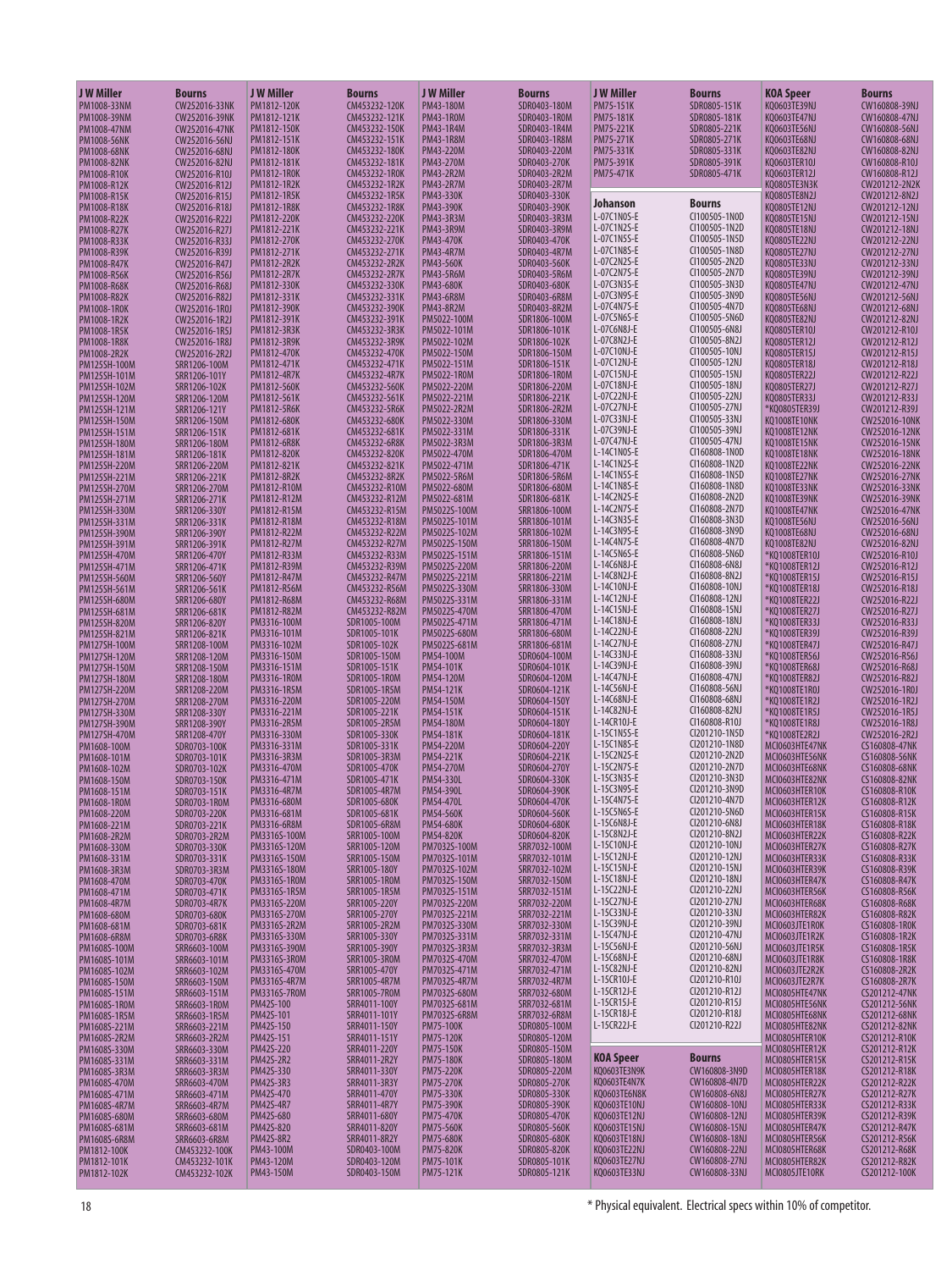| J W Miller | Bourns |
|---|---|
| PM1008-33NM | CW252016-33NK |
| PM1008-39NM | CW252016-39NK |
| PM1008-47NM | CW252016-47NK |
| PM1008-56NK | CW252016-56NJ |
| PM1008-68NK | CW252016-68NJ |
| PM1008-82NK | CW252016-82NJ |
| PM1008-R10K | CW252016-R10J |
| PM1008-R12K | CW252016-R12J |
| PM1008-R15K | CW252016-R15J |
| PM1008-R18K | CW252016-R18J |
| PM1008-R22K | CW252016-R22J |
| PM1008-R27K | CW252016-R27J |
| PM1008-R33K | CW252016-R33J |
| PM1008-R39K | CW252016-R39J |
| PM1008-R47K | CW252016-R47J |
| PM1008-R56K | CW252016-R56J |
| PM1008-R68K | CW252016-R68J |
| PM1008-R82K | CW252016-R82J |
| PM1008-1R0K | CW252016-1R0J |
| PM1008-1R2K | CW252016-1R2J |
| PM1008-1R5K | CW252016-1R5J |
| PM1008-1R8K | CW252016-1R8J |
| PM1008-2R2K | CW252016-2R2J |
| PM125SH-100M | SRR1206-100M |
| PM125SH-101M | SRR1206-101Y |
| PM125SH-102M | SRR1206-102K |
| PM125SH-120M | SRR1206-120M |
| PM125SH-121M | SRR1206-121Y |
| PM125SH-150M | SRR1206-150M |
| PM125SH-151M | SRR1206-151K |
| PM125SH-180M | SRR1206-180M |
| PM125SH-181M | SRR1206-181K |
| PM125SH-220M | SRR1206-220M |
| PM125SH-221M | SRR1206-221K |
| PM125SH-270M | SRR1206-270M |
| PM125SH-271M | SRR1206-271K |
| PM125SH-330M | SRR1206-330Y |
| PM125SH-331M | SRR1206-331K |
| PM125SH-390M | SRR1206-390Y |
| PM125SH-391M | SRR1206-391K |
| PM125SH-470M | SRR1206-470Y |
| PM125SH-471M | SRR1206-471K |
| PM125SH-560M | SRR1206-560Y |
| PM125SH-561M | SRR1206-561K |
| PM125SH-680M | SRR1206-680Y |
| PM125SH-681M | SRR1206-681K |
| PM125SH-820M | SRR1206-820Y |
| PM125SH-821M | SRR1206-821K |
| PM127SH-100M | SRR1208-100M |
| PM127SH-120M | SRR1208-120M |
| PM127SH-150M | SRR1208-150M |
| PM127SH-180M | SRR1208-180M |
| PM127SH-220M | SRR1208-220M |
| PM127SH-270M | SRR1208-270M |
| PM127SH-330M | SRR1208-330Y |
| PM127SH-390M | SRR1208-390Y |
| PM127SH-470M | SRR1208-470Y |
| PM1608-100M | SDR0703-100K |
| PM1608-101M | SDR0703-101K |
| PM1608-102M | SDR0703-102K |
| PM1608-150M | SDR0703-150K |
| PM1608-151M | SDR0703-151K |
| PM1608-1R0M | SDR0703-1R0M |
| PM1608-220M | SDR0703-220K |
| PM1608-221M | SDR0703-221K |
| PM1608-2R2M | SDR0703-2R2M |
| PM1608-330M | SDR0703-330K |
| PM1608-331M | SDR0703-331K |
| PM1608-3R3M | SDR0703-3R3M |
| PM1608-470M | SDR0703-470K |
| PM1608-471M | SDR0703-471K |
| PM1608-4R7M | SDR0703-4R7K |
| PM1608-680M | SDR0703-680K |
| PM1608-681M | SDR0703-681K |
| PM1608-6R8M | SDR0703-6R8K |
| PM1608S-100M | SRR6603-100M |
| PM1608S-101M | SRR6603-101M |
| PM1608S-102M | SRR6603-102M |
| PM1608S-150M | SRR6603-150M |
| PM1608S-151M | SRR6603-151M |
| PM1608S-1R0M | SRR6603-1R0M |
| PM1608S-1R5M | SRR6603-1R5M |
| PM1608S-221M | SRR6603-221M |
| PM1608S-2R2M | SRR6603-2R2M |
| PM1608S-330M | SRR6603-330M |
| PM1608S-331M | SRR6603-331M |
| PM1608S-3R3M | SRR6603-3R3M |
| PM1608S-470M | SRR6603-470M |
| PM1608S-471M | SRR6603-471M |
| PM1608S-4R7M | SRR6603-4R7M |
| PM1608S-680M | SRR6603-680M |
| PM1608S-681M | SRR6603-681M |
| PM1608S-6R8M | SRR6603-6R8M |
| PM1812-100K | CM453232-100K |
| PM1812-101K | CM453232-101K |
| PM1812-102K | CM453232-102K |

| J W Miller | Bourns |
|---|---|
| PM1812-120K | CM453232-120K |
| PM1812-121K | CM453232-121K |
| PM1812-150K | CM453232-150K |
| PM1812-151K | CM453232-151K |
| PM1812-180K | CM453232-180K |
| PM1812-181K | CM453232-181K |
| PM1812-1R0K | CM453232-1R0K |
| PM1812-1R2K | CM453232-1R2K |
| PM1812-1R5K | CM453232-1R5K |
| PM1812-1R8K | CM453232-1R8K |
| PM1812-220K | CM453232-220K |
| PM1812-221K | CM453232-221K |
| PM1812-270K | CM453232-270K |
| PM1812-271K | CM453232-271K |
| PM1812-2R2K | CM453232-2R2K |
| PM1812-2R7K | CM453232-2R7K |
| PM1812-330K | CM453232-330K |
| PM1812-331K | CM453232-331K |
| PM1812-390K | CM453232-390K |
| PM1812-391K | CM453232-391K |
| PM1812-3R3K | CM453232-3R3K |
| PM1812-3R9K | CM453232-3R9K |
| PM1812-470K | CM453232-470K |
| PM1812-471K | CM453232-471K |
| PM1812-4R7K | CM453232-4R7K |
| PM1812-560K | CM453232-560K |
| PM1812-561K | CM453232-561K |
| PM1812-5R6K | CM453232-5R6K |
| PM1812-680K | CM453232-680K |
| PM1812-681K | CM453232-681K |
| PM1812-6R8K | CM453232-6R8K |
| PM1812-820K | CM453232-820K |
| PM1812-821K | CM453232-821K |
| PM1812-8R2K | CM453232-8R2K |
| PM1812-R10M | CM453232-R10M |
| PM1812-R12M | CM453232-R12M |
| PM1812-R15M | CM453232-R15M |
| PM1812-R18M | CM453232-R18M |
| PM1812-R22M | CM453232-R22M |
| PM1812-R27M | CM453232-R27M |
| PM1812-R33M | CM453232-R33M |
| PM1812-R39M | CM453232-R39M |
| PM1812-R47M | CM453232-R47M |
| PM1812-R56M | CM453232-R56M |
| PM1812-R68M | CM453232-R68M |
| PM1812-R82M | CM453232-R82M |
| PM3316-100M | SDR1005-100M |
| PM3316-101M | SDR1005-101K |
| PM3316-102M | SDR1005-102K |
| PM3316-150M | SDR1005-150M |
| PM3316-151M | SDR1005-151K |
| PM3316-1R0M | SDR1005-1R0M |
| PM3316-1R5M | SDR1005-1R5M |
| PM3316-220M | SDR1005-220M |
| PM3316-221M | SDR1005-221K |
| PM3316-2R5M | SDR1005-2R5M |
| PM3316-330M | SDR1005-330K |
| PM3316-331M | SDR1005-331K |
| PM3316-3R3M | SDR1005-3R3M |
| PM3316-470M | SDR1005-470K |
| PM3316-471M | SDR1005-471K |
| PM3316-4R7M | SDR1005-4R7M |
| PM3316-680M | SDR1005-680K |
| PM3316-681M | SDR1005-681K |
| PM3316-6R8M | SDR1005-6R8M |
| PM3316S-100M | SRR1005-100M |
| PM3316S-120M | SRR1005-120M |
| PM3316S-150M | SRR1005-150M |
| PM3316S-180M | SRR1005-180Y |
| PM3316S-1R0M | SRR1005-1R0M |
| PM3316S-1R5M | SRR1005-1R5M |
| PM3316S-220M | SRR1005-220Y |
| PM3316S-270M | SRR1005-270Y |
| PM3316S-2R2M | SRR1005-2R2M |
| PM3316S-330M | SRR1005-330Y |
| PM3316S-390M | SRR1005-390Y |
| PM3316S-3R0M | SRR1005-3R0M |
| PM3316S-470M | SRR1005-470Y |
| PM3316S-4R7M | SRR1005-4R7M |
| PM3316S-7R0M | SRR1005-7R0M |
| PM42S-100 | SRR4011-100Y |
| PM42S-101 | SRR4011-101Y |
| PM42S-150 | SRR4011-150Y |
| PM42S-151 | SRR4011-151Y |
| PM42S-220 | SRR4011-220Y |
| PM42S-2R2 | SRR4011-2R2Y |
| PM42S-330 | SRR4011-330Y |
| PM42S-3R3 | SRR4011-3R3Y |
| PM42S-470 | SRR4011-470Y |
| PM42S-4R7 | SRR4011-4R7Y |
| PM42S-680 | SRR4011-680Y |
| PM42S-820 | SRR4011-820Y |
| PM42S-8R2 | SRR4011-8R2Y |
| PM43-100M | SDR0403-100M |
| PM43-120M | SDR0403-120M |
| PM43-150M | SDR0403-150M |

| J W Miller | Bourns |
|---|---|
| PM43-180M | SDR0403-180M |
| PM43-1R0M | SDR0403-1R0M |
| PM43-1R4M | SDR0403-1R4M |
| PM43-1R8M | SDR0403-1R8M |
| PM43-220M | SDR0403-220M |
| PM43-270M | SDR0403-270K |
| PM43-2R2M | SDR0403-2R2M |
| PM43-2R7M | SDR0403-2R7M |
| PM43-330K | SDR0403-330K |
| PM43-390K | SDR0403-390K |
| PM43-3R3M | SDR0403-3R3M |
| PM43-3R9M | SDR0403-3R9M |
| PM43-470K | SDR0403-470K |
| PM43-4R7M | SDR0403-4R7M |
| PM43-560K | SDR0403-560K |
| PM43-5R6M | SDR0403-5R6M |
| PM43-680K | SDR0403-680K |
| PM43-6R8M | SDR0403-6R8M |
| PM43-8R2M | SDR0403-8R2M |
| PM5022-100M | SDR1806-100M |
| PM5022-101M | SDR1806-101K |
| PM5022-102M | SDR1806-102K |
| PM5022-150M | SDR1806-150M |
| PM5022-151M | SDR1806-151K |
| PM5022-1R0M | SDR1806-1R0M |
| PM5022-220M | SDR1806-220M |
| PM5022-221M | SDR1806-221K |
| PM5022-2R2M | SDR1806-2R2M |
| PM5022-330M | SDR1806-330M |
| PM5022-331M | SDR1806-331K |
| PM5022-3R3M | SDR1806-3R3M |
| PM5022-470M | SDR1806-470M |
| PM5022-471M | SDR1806-471K |
| PM5022-5R6M | SDR1806-5R6M |
| PM5022-680M | SDR1806-680M |
| PM5022-681M | SDR1806-681K |
| PM5022S-100M | SRR1806-100M |
| PM5022S-101M | SRR1806-101M |
| PM5022S-102M | SRR1806-102M |
| PM5022S-150M | SRR1806-150M |
| PM5022S-151M | SRR1806-151M |
| PM5022S-220M | SRR1806-220M |
| PM5022S-221M | SRR1806-221M |
| PM5022S-330M | SRR1806-330M |
| PM5022S-331M | SRR1806-331M |
| PM5022S-470M | SRR1806-470M |
| PM5022S-471M | SRR1806-471M |
| PM5022S-680M | SRR1806-680M |
| PM5022S-681M | SRR1806-681M |
| PM54-100M | SDR0604-100M |
| PM54-101K | SDR0604-101K |
| PM54-120M | SDR0604-120M |
| PM54-121K | SDR0604-121K |
| PM54-150M | SDR0604-150Y |
| PM54-151K | SDR0604-151K |
| PM54-180M | SDR0604-180Y |
| PM54-181K | SDR0604-181K |
| PM54-220M | SDR0604-220Y |
| PM54-221K | SDR0604-221K |
| PM54-270M | SDR0604-270Y |
| PM54-330L | SDR0604-330K |
| PM54-390L | SDR0604-390K |
| PM54-470L | SDR0604-470K |
| PM54-560K | SDR0604-560K |
| PM54-680K | SDR0604-680K |
| PM54-820K | SDR0604-820K |
| PM7032S-100M | SRR7032-100M |
| PM7032S-101M | SRR7032-101M |
| PM7032S-102M | SRR7032-102M |
| PM7032S-150M | SRR7032-150M |
| PM7032S-151M | SRR7032-151M |
| PM7032S-220M | SRR7032-220M |
| PM7032S-221M | SRR7032-221M |
| PM7032S-330M | SRR7032-330M |
| PM7032S-331M | SRR7032-331M |
| PM7032S-3R3M | SRR7032-3R3M |
| PM7032S-470M | SRR7032-470M |
| PM7032S-471M | SRR7032-471M |
| PM7032S-4R7M | SRR7032-4R7M |
| PM7032S-680M | SRR7032-680M |
| PM7032S-681M | SRR7032-681M |
| PM7032S-6R8M | SRR7032-6R8M |
| PM75-100K | SDR0805-100M |
| PM75-120K | SDR0805-120M |
| PM75-150K | SDR0805-150M |
| PM75-180K | SDR0805-180M |
| PM75-220K | SDR0805-220M |
| PM75-270K | SDR0805-270K |
| PM75-330K | SDR0805-330K |
| PM75-390K | SDR0805-390K |
| PM75-470K | SDR0805-470K |
| PM75-560K | SDR0805-560K |
| PM75-680K | SDR0805-680K |
| PM75-820K | SDR0805-820K |
| PM75-101K | SDR0805-101K |
| PM75-121K | SDR0805-121K |

| J W Miller | Bourns |
|---|---|
| PM75-151K | SDR0805-151K |
| PM75-181K | SDR0805-181K |
| PM75-221K | SDR0805-221K |
| PM75-271K | SDR0805-271K |
| PM75-331K | SDR0805-331K |
| PM75-391K | SDR0805-391K |
| PM75-471K | SDR0805-471K |

| Johanson | Bourns |
|---|---|
| L-07C1N0S-E | CI100505-1N0D |
| L-07C1N2S-E | CI100505-1N2D |
| L-07C1N5S-E | CI100505-1N5D |
| L-07C1N8S-E | CI100505-1N8D |
| L-07C2N2S-E | CI100505-2N2D |
| L-07C2N7S-E | CI100505-2N7D |
| L-07C3N3S-E | CI100505-3N3D |
| L-07C3N9S-E | CI100505-3N9D |
| L-07C4N7S-E | CI100505-4N7D |
| L-07C5N6S-E | CI100505-5N6D |
| L-07C6N8J-E | CI100505-6N8J |
| L-07C8N2J-E | CI100505-8N2J |
| L-07C10NJ-E | CI100505-10NJ |
| L-07C12NJ-E | CI100505-12NJ |
| L-07C15NJ-E | CI100505-15NJ |
| L-07C18NJ-E | CI100505-18NJ |
| L-07C22NJ-E | CI100505-22NJ |
| L-07C27NJ-E | CI100505-27NJ |
| L-07C33NJ-E | CI100505-33NJ |
| L-07C39NJ-E | CI100505-39NJ |
| L-07C47NJ-E | CI100505-47NJ |
| L-14C1N0S-E | CI160808-1N0D |
| L-14C1N2S-E | CI160808-1N2D |
| L-14C1N5S-E | CI160808-1N5D |
| L-14C1N8S-E | CI160808-1N8D |
| L-14C2N2S-E | CI160808-2N2D |
| L-14C2N7S-E | CI160808-2N7D |
| L-14C3N3S-E | CI160808-3N3D |
| L-14C3N9S-E | CI160808-3N9D |
| L-14C4N7S-E | CI160808-4N7D |
| L-14C5N6S-E | CI160808-5N6D |
| L-14C6N8J-E | CI160808-6N8J |
| L-14C8N2J-E | CI160808-8N2J |
| L-14C10NJ-E | CI160808-10NJ |
| L-14C12NJ-E | CI160808-12NJ |
| L-14C15NJ-E | CI160808-15NJ |
| L-14C18NJ-E | CI160808-18NJ |
| L-14C22NJ-E | CI160808-22NJ |
| L-14C27NJ-E | CI160808-27NJ |
| L-14C33NJ-E | CI160808-33NJ |
| L-14C39NJ-E | CI160808-39NJ |
| L-14C47NJ-E | CI160808-47NJ |
| L-14C56NJ-E | CI160808-56NJ |
| L-14C68NJ-E | CI160808-68NJ |
| L-14C82NJ-E | CI160808-82NJ |
| L-14CR10J-E | CI160808-R10J |
| L-15C1N5S-E | CI201210-1N5D |
| L-15C1N8S-E | CI201210-1N8D |
| L-15C2N2S-E | CI201210-2N2D |
| L-15C2N7S-E | CI201210-2N7D |
| L-15C3N3S-E | CI201210-3N3D |
| L-15C3N9S-E | CI201210-3N9D |
| L-15C4N7S-E | CI201210-4N7D |
| L-15C5N6S-E | CI201210-5N6D |
| L-15C6N8J-E | CI201210-6N8J |
| L-15C8N2J-E | CI201210-8N2J |
| L-15C10NJ-E | CI201210-10NJ |
| L-15C12NJ-E | CI201210-12NJ |
| L-15C15NJ-E | CI201210-15NJ |
| L-15C18NJ-E | CI201210-18NJ |
| L-15C22NJ-E | CI201210-22NJ |
| L-15C27NJ-E | CI201210-27NJ |
| L-15C33NJ-E | CI201210-33NJ |
| L-15C39NJ-E | CI201210-39NJ |
| L-15C47NJ-E | CI201210-47NJ |
| L-15C56NJ-E | CI201210-56NJ |
| L-15C68NJ-E | CI201210-68NJ |
| L-15C82NJ-E | CI201210-82NJ |
| L-15CR10J-E | CI201210-R10J |
| L-15CR12J-E | CI201210-R12J |
| L-15CR15J-E | CI201210-R15J |
| L-15CR18J-E | CI201210-R18J |
| L-15CR22J-E | CI201210-R22J |

| KOA Speer | Bourns |
|---|---|
| KQ0603E3N9K | CW160808-3N9D |
| KQ0603E4N7K | CW160808-4N7D |
| KQ0603TE6N8K | CW160808-6N8J |
| KQ0603TE10NJ | CW160808-10NJ |
| KQ0603TE12NJ | CW160808-12NJ |
| KQ0603TE15NJ | CW160808-15NJ |
| KQ0603TE18NJ | CW160808-18NJ |
| KQ0603TE22NJ | CW160808-22NJ |
| KQ0603TE27NJ | CW160808-27NJ |
| KQ0603TE33NJ | CW160808-33NJ |
| KQ0603TE39NJ | CW160808-39NJ |
| KQ0603TE47NJ | CW160808-47NJ |
| KQ0603TE56NJ | CW160808-56NJ |
| KQ0603TE68NJ | CW160808-68NJ |
| KQ0603TE82NJ | CW160808-82NJ |
| KQ0603TER10J | CW160808-R10J |
| KQ0603TER12J | CW160808-R12J |
| KQ0805TE3N3K | CW201212-2N2K |
| KQ0805TE8N2J | CW201212-8N2J |
| KQ0805TE12NJ | CW201212-12NJ |
| KQ0805TE15NJ | CW201212-15NJ |
| KQ0805TE18NJ | CW201212-18NJ |
| KQ0805TE22NJ | CW201212-22NJ |
| KQ0805TE27NJ | CW201212-27NJ |
| KQ0805TE33NJ | CW201212-33NJ |
| KQ0805TE39NJ | CW201212-39NJ |
| KQ0805TE47NJ | CW201212-47NJ |
| KQ0805TE56NJ | CW201212-56NJ |
| KQ0805TE68NJ | CW201212-68NJ |
| KQ0805TE82NJ | CW201212-82NJ |
| KQ0805TER10J | CW201212-R10J |
| KQ0805TER12J | CW201212-R12J |
| KQ0805TER15J | CW201212-R15J |
| KQ0805TER18J | CW201212-R18J |
| KQ0805TER22J | CW201212-R22J |
| KQ0805TER27J | CW201212-R27J |
| KQ0805TER33J | CW201212-R33J |
| *KQ0805TER39J | CW201212-R39J |
| KQ1008TE10NK | CW252016-10NK |
| KQ1008TE12NK | CW252016-12NK |
| KQ1008TE15NK | CW252016-15NK |
| KQ1008TE18NK | CW252016-18NK |
| KQ1008TE22NK | CW252016-22NK |
| KQ1008TE27NK | CW252016-27NK |
| KQ1008TE33NK | CW252016-33NK |
| KQ1008TE39NK | CW252016-39NK |
| KQ1008TE47NK | CW252016-47NK |
| KQ1008TE56NJ | CW252016-56NJ |
| KQ1008TE68NJ | CW252016-68NJ |
| KQ1008TE82NJ | CW252016-82NJ |
| *KQ1008TER10J | CW252016-R10J |
| *KQ1008TER12J | CW252016-R12J |
| *KQ1008TER15J | CW252016-R15J |
| *KQ1008TER18J | CW252016-R18J |
| *KQ1008TER22J | CW252016-R22J |
| *KQ1008TER27J | CW252016-R27J |
| *KQ1008TER33J | CW252016-R33J |
| *KQ1008TER39J | CW252016-R39J |
| *KQ1008TER47J | CW252016-R47J |
| *KQ1008TER56J | CW252016-R56J |
| *KQ1008TER68J | CW252016-R68J |
| *KQ1008TER82J | CW252016-R82J |
| *KQ1008TE1R0J | CW252016-1R0J |
| *KQ1008TE1R2J | CW252016-1R2J |
| *KQ1008TE1R5J | CW252016-1R5J |
| *KQ1008TE1R8J | CW252016-1R8J |
| *KQ1008TE2R2J | CW252016-2R2J |
| MCI0603HTE47NK | CS160808-47NK |
| MCI0603HTE56NK | CS160808-56NK |
| MCI0603HTE68NK | CS160808-68NK |
| MCI0603HTE82NK | CS160808-82NK |
| MCI0603HTER10K | CS160808-R10K |
| MCI0603HTER12K | CS160808-R12K |
| MCI0603HTER15K | CS160808-R15K |
| MCI0603HTER18K | CS160808-R18K |
| MCI0603HTER22K | CS160808-R22K |
| MCI0603HTER27K | CS160808-R27K |
| MCI0603HTER33K | CS160808-R33K |
| MCI0603HTER39K | CS160808-R39K |
| MCI0603HTER47K | CS160808-R47K |
| MCI0603HTER56K | CS160808-R56K |
| MCI0603HTER68K | CS160808-R68K |
| MCI0603HTER82K | CS160808-R82K |
| MCI0603JTE1R0K | CS160808-1R0K |
| MCI0603JTE1R2K | CS160808-1R2K |
| MCI0603JTE1R5K | CS160808-1R5K |
| MCI0603JTE1R8K | CS160808-1R8K |
| MCI0603JTE2R2K | CS160808-2R2K |
| MCI0603JTE2R7K | CS160808-2R7K |
| MCI0805HTE47NK | CS201212-47NK |
| MCI0805HTE56NK | CS201212-56NK |
| MCI0805HTE68NK | CS201212-68NK |
| MCI0805HTE82NK | CS201212-82NK |
| MCI0805HTER10K | CS201212-R10K |
| MCI0805HTER12K | CS201212-R12K |
| MCI0805HTER15K | CS201212-R15K |
| MCI0805HTER18K | CS201212-R18K |
| MCI0805HTER22K | CS201212-R22K |
| MCI0805HTER27K | CS201212-R27K |
| MCI0805HTER33K | CS201212-R33K |
| MCI0805HTER39K | CS201212-R39K |
| MCI0805HTER47K | CS201212-R47K |
| MCI0805HTER56K | CS201212-R56K |
| MCI0805HTER68K | CS201212-R68K |
| MCI0805HTER82K | CS201212-R82K |
| MCI0805JTE10RK | CS201212-100K |

* Physical equivalent. Electrical specs within 10% of competitor.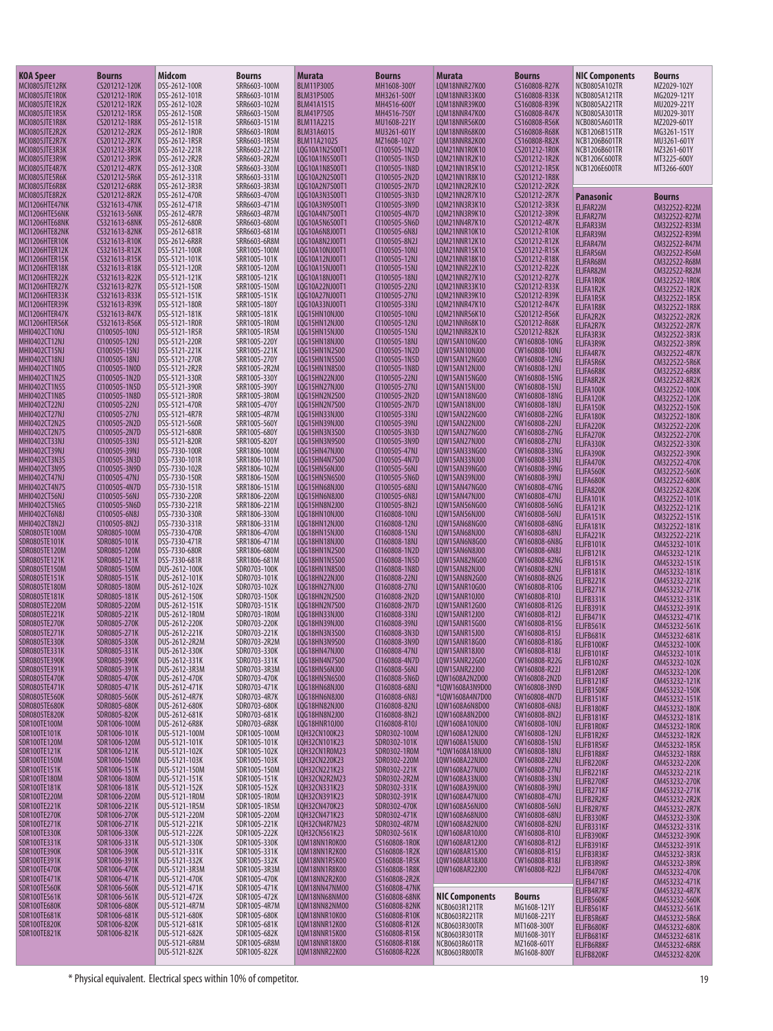| KOA Speer | Bourns |
|---|---|
| MCI0805JTE12RK | CS201212-120K |
| MCI0805JTE1R0K | CS201212-1R0K |
| MCI0805JTE1R2K | CS201212-1R2K |
| MCI0805JTE1R5K | CS201212-1R5K |
| MCI0805JTE1R8K | CS201212-1R8K |
| MCI0805JTE2R2K | CS201212-2R2K |
| MCI0805JTE2R7K | CS201212-2R7K |
| MCI0805JTE3R3K | CS201212-3R3K |
| MCI0805JTE3R9K | CS201212-3R9K |
| MCI0805JTE4R7K | CS201212-4R7K |
| MCI0805JTE5R6K | CS201212-5R6K |
| MCI0805JTE6R8K | CS201212-6R8K |
| MCI0805JTE8R2K | CS201212-8R2K |
| MCI1206HTE47NK | CS321613-47NK |
| MCI1206HTE56NK | CS321613-56NK |
| MCI1206HTE68NK | CS321613-68NK |
| MCI1206HTE82NK | CS321613-82NK |
| MCI1206HTER10K | CS321613-R10K |
| MCI1206HTER12K | CS321613-R12K |
| MCI1206HTER15K | CS321613-R15K |
| MCI1206HTER18K | CS321613-R18K |
| MCI1206HTER22K | CS321613-R22K |
| MCI1206HTER27K | CS321613-R27K |
| MCI1206HTER33K | CS321613-R33K |
| MCI1206HTER39K | CS321613-R39K |
| MCI1206HTER47K | CS321613-R47K |
| MCI1206HTER56K | CS321613-R56K |
| MHI0402CT10NJ | CI100505-10NJ |
| MHI0402CT12NJ | CI100505-12NJ |
| MHI0402CT15NJ | CI100505-15NJ |
| MHI0402CT18NJ | CI100505-18NJ |
| MHI0402CT1N0S | CI100505-1N0D |
| MHI0402CT1N2S | CI100505-1N2D |
| MHI0402CT1N5S | CI100505-1N5D |
| MHI0402CT1N8S | CI100505-1N8D |
| MHI0402CT22NJ | CI100505-22NJ |
| MHI0402CT27NJ | CI100505-27NJ |
| MHI0402CT2N2S | CI100505-2N2D |
| MHI0402CT2N7S | CI100505-2N7D |
| MHI0402CT33NJ | CI100505-33NJ |
| MHI0402CT39NJ | CI100505-39NJ |
| MHI0402CT3N3S | CI100505-3N3D |
| MHI0402CT3N9S | CI100505-3N9D |
| MHI0402CT47NJ | CI100505-47NJ |
| MHI0402CT4N7S | CI100505-4N7D |
| MHI0402CT56NJ | CI100505-56NJ |
| MHI0402CT5N6S | CI100505-5N6D |
| MHI0402CT6N8J | CI100505-6N8J |
| MHI0402CT8N2J | CI100505-8N2J |
| SDR0805TE100M | SDR0805-100M |
| SDR0805TE101K | SDR0805-101K |
| SDR0805TE120M | SDR0805-120M |
| SDR0805TE121K | SDR0805-121K |
| SDR0805TE150M | SDR0805-150M |
| SDR0805TE151K | SDR0805-151K |
| SDR0805TE180M | SDR0805-180M |
| SDR0805TE181K | SDR0805-181K |
| SDR0805TE220M | SDR0805-220M |
| SDR0805TE221K | SDR0805-221K |
| SDR0805TE270K | SDR0805-270K |
| SDR0805TE271K | SDR0805-271K |
| SDR0805TE330K | SDR0805-330K |
| SDR0805TE331K | SDR0805-331K |
| SDR0805TE390K | SDR0805-390K |
| SDR0805TE391K | SDR0805-391K |
| SDR0805TE470K | SDR0805-470K |
| SDR0805TE471K | SDR0805-471K |
| SDR0805TE560K | SDR0805-560K |
| SDR0805TE680K | SDR0805-680K |
| SDR0805TE820K | SDR0805-820K |
| SDR100TE100M | SDR1006-100M |
| SDR100TE101K | SDR1006-101K |
| SDR100TE120M | SDR1006-120M |
| SDR100TE121K | SDR1006-121K |
| SDR100TE150M | SDR1006-150M |
| SDR100TE151K | SDR1006-151K |
| SDR100TE180M | SDR1006-180M |
| SDR100TE181K | SDR1006-181K |
| SDR100TE220M | SDR1006-220M |
| SDR100TE221K | SDR1006-221K |
| SDR100TE270K | SDR1006-270K |
| SDR100TE271K | SDR1006-271K |
| SDR100TE330K | SDR1006-330K |
| SDR100TE331K | SDR1006-331K |
| SDR100TE390K | SDR1006-390K |
| SDR100TE391K | SDR1006-391K |
| SDR100TE470K | SDR1006-470K |
| SDR100TE471K | SDR1006-471K |
| SDR100TE560K | SDR1006-560K |
| SDR100TE561K | SDR1006-561K |
| SDR100TE680K | SDR1006-680K |
| SDR100TE681K | SDR1006-681K |
| SDR100TE820K | SDR1006-820K |
| SDR100TE821K | SDR1006-821K |

| Midcom | Bourns |
|---|---|
| DSS-2612-100R | SRR6603-100M |
| DSS-2612-101R | SRR6603-101M |
| DSS-2612-102R | SRR6603-102M |
| DSS-2612-150R | SRR6603-150M |
| DSS-2612-151R | SRR6603-151M |
| DSS-2612-1R0R | SRR6603-1R0M |
| DSS-2612-1R5R | SRR6603-1R5M |
| DSS-2612-221R | SRR6603-221M |
| DSS-2612-2R2R | SRR6603-2R2M |
| DSS-2612-330R | SRR6603-330M |
| DSS-2612-331R | SRR6603-331M |
| DSS-2612-3R3R | SRR6603-3R3M |
| DSS-2612-470R | SRR6603-470M |
| DSS-2612-471R | SRR6603-471M |
| DSS-2612-4R7R | SRR6603-4R7M |
| DSS-2612-680R | SRR6603-680M |
| DSS-2612-681R | SRR6603-681M |
| DSS-2612-6R8R | SRR6603-6R8M |
| DSS-5121-100R | SRR1005-100M |
| DSS-5121-101R | SRR1005-101K |
| DSS-5121-120R | SRR1005-120M |
| DSS-5121-121R | SRR1005-121K |
| DSS-5121-150R | SRR1005-150M |
| DSS-5121-151R | SRR1005-151K |
| DSS-5121-180R | SRR1005-180Y |
| DSS-5121-181R | SRR1005-181K |
| DSS-5121-1R0R | SRR1005-1R0M |
| DSS-5121-1R5R | SRR1005-1R5M |
| DSS-5121-220R | SRR1005-220Y |
| DSS-5121-221R | SRR1005-221K |
| DSS-5121-270R | SRR1005-270Y |
| DSS-5121-2R2R | SRR1005-2R2M |
| DSS-5121-330R | SRR1005-330Y |
| DSS-5121-390R | SRR1005-390Y |
| DSS-5121-3R0R | SRR1005-3R0M |
| DSS-5121-470R | SRR1005-470Y |
| DSS-5121-4R7R | SRR1005-4R7M |
| DSS-5121-560R | SRR1005-560Y |
| DSS-5121-680R | SRR1005-680Y |
| DSS-5121-820R | SRR1005-820Y |
| DSS-7330-100R | SRR1806-100M |
| DSS-7330-101R | SRR1806-101M |
| DSS-7330-102R | SRR1806-102M |
| DSS-7330-150R | SRR1806-150M |
| DSS-7330-151R | SRR1806-151M |
| DSS-7330-220R | SRR1806-220M |
| DSS-7330-221R | SRR1806-221M |
| DSS-7330-330R | SRR1806-330M |
| DSS-7330-331R | SRR1806-331M |
| DSS-7330-470R | SRR1806-470M |
| DSS-7330-471R | SRR1806-471M |
| DSS-7330-680R | SRR1806-680M |
| DSS-7330-681R | SRR1806-681M |
| DUS-2612-100K | SDR0703-100K |
| DUS-2612-101K | SDR0703-101K |
| DUS-2612-102K | SDR0703-102K |
| DUS-2612-150K | SDR0703-150K |
| DUS-2612-151K | SDR0703-151K |
| DUS-2612-1R0M | SDR0703-1R0M |
| DUS-2612-220K | SDR0703-220K |
| DUS-2612-221K | SDR0703-221K |
| DUS-2612-2R2M | SDR0703-2R2M |
| DUS-2612-330K | SDR0703-330K |
| DUS-2612-331K | SDR0703-331K |
| DUS-2612-3R3M | SDR0703-3R3M |
| DUS-2612-470K | SDR0703-470K |
| DUS-2612-471K | SDR0703-471K |
| DUS-2612-4R7K | SDR0703-4R7K |
| DUS-2612-680K | SDR0703-680K |
| DUS-2612-681K | SDR0703-681K |
| DUS-2612-6R8K | SDR0703-6R8K |
| DUS-5121-100M | SDR1005-100M |
| DUS-5121-101K | SDR1005-101K |
| DUS-5121-102K | SDR1005-102K |
| DUS-5121-103K | SDR1005-103K |
| DUS-5121-150M | SDR1005-150M |
| DUS-5121-151K | SDR1005-151K |
| DUS-5121-152K | SDR1005-152K |
| DUS-5121-1R0M | SDR1005-1R0M |
| DUS-5121-1R5M | SDR1005-1R5M |
| DUS-5121-220M | SDR1005-220M |
| DUS-5121-221K | SDR1005-221K |
| DUS-5121-222K | SDR1005-222K |
| DUS-5121-330K | SDR1005-330K |
| DUS-5121-331K | SDR1005-331K |
| DUS-5121-332K | SDR1005-332K |
| DUS-5121-3R3M | SDR1005-3R3M |
| DUS-5121-470K | SDR1005-470K |
| DUS-5121-471K | SDR1005-471K |
| DUS-5121-472K | SDR1005-472K |
| DUS-5121-4R7M | SDR1005-4R7M |
| DUS-5121-680K | SDR1005-680K |
| DUS-5121-681K | SDR1005-681K |
| DUS-5121-682K | SDR1005-682K |
| DUS-5121-6R8M | SDR1005-6R8M |
| DUS-5121-822K | SDR1005-822K |

| Murata | Bourns |
|---|---|
| BLM11P300S | MH1608-300Y |
| BLM31P500S | MH3261-500Y |
| BLM41A151S | MH4516-600Y |
| BLM41P750S | MH4516-750Y |
| BLM11A221S | MU1608-221Y |
| BLM31A601S | MU3261-601Y |
| BLM11A2102S | MZ1608-102Y |
| LQG10A1N2S00T1 | CI100505-1N2D |
| LQG10A1N5S00T1 | CI100505-1N5D |
| LQG10A1N8S00T1 | CI100505-1N8D |
| LQG10A2N2S00T1 | CI100505-2N2D |
| LQG10A2N7S00T1 | CI100505-2N7D |
| LQG10A3N3S00T1 | CI100505-3N3D |
| LQG10A3N9S00T1 | CI100505-3N9D |
| LQG10A4N7S00T1 | CI100505-4N7D |
| LQG10A5N6S00T1 | CI100505-5N6D |
| LQG10A6N8J00T1 | CI100505-6N8J |
| LQG10A8N2J00T1 | CI100505-8N2J |
| LQG10A10NJ00T1 | CI100505-10NJ |
| LQG10A12NJ00T1 | CI100505-12NJ |
| LQG10A15NJ00T1 | CI100505-15NJ |
| LQG10A18NJ00T1 | CI100505-18NJ |
| LQG10A22NJ00T1 | CI100505-22NJ |
| LQG10A27NJ00T1 | CI100505-27NJ |
| LQG10A33NJ00T1 | CI100505-33NJ |
| LQG15HN10NJ00 | CI100505-10NJ |
| LQG15HN12NJ00 | CI100505-12NJ |
| LQG15HN15NJ00 | CI100505-15NJ |
| LQG15HN18NJ00 | CI100505-18NJ |
| LQG15HN1N2S00 | CI100505-1N2D |
| LQG15HN1N5S00 | CI100505-1N5D |
| LQG15HN1N8S00 | CI100505-1N8D |
| LQG15HN22NJ00 | CI100505-22NJ |
| LQG15HN27NJ00 | CI100505-27NJ |
| LQG15HN2N2S00 | CI100505-2N2D |
| LQG15HN2N7S00 | CI100505-2N7D |
| LQG15HN33NJ00 | CI100505-33NJ |
| LQG15HN39NJ00 | CI100505-39NJ |
| LQG15HN3N3S00 | CI100505-3N3D |
| LQG15HN3N9S00 | CI100505-3N9D |
| LQG15HN47NJ00 | CI100505-47NJ |
| LQG15HN4N7S00 | CI100505-4N7D |
| LQG15HN56NJ00 | CI100505-56NJ |
| LQG15HN5N6S00 | CI100505-5N6D |
| LQG15HN68NJ00 | CI100505-68NJ |
| LQG15HN6N8J00 | CI100505-6N8J |
| LQG15HN8N2J00 | CI100505-8N2J |
| LQG18HN10NJ00 | CI160808-10NJ |
| LQG18HN12NJ00 | CI160808-12NJ |
| LQG18HN15NJ00 | CI160808-15NJ |
| LQG18HN18NJ00 | CI160808-18NJ |
| LQG18HN1N2S00 | CI160808-1N2D |
| LQG18HN1N5S00 | CI160808-1N5D |
| LQG18HN1N8S00 | CI160808-1N8D |
| LQG18HN22NJ00 | CI160808-22NJ |
| LQG18HN27NJ00 | CI160808-27NJ |
| LQG18HN2N2S00 | CI160808-2N2D |
| LQG18HN2N7S00 | CI160808-2N7D |
| LQG18HN33NJ00 | CI160808-33NJ |
| LQG18HN39NJ00 | CI160808-39NJ |
| LQG18HN3N3S00 | CI160808-3N3D |
| LQG18HN3N9S00 | CI160808-3N9D |
| LQG18HN47NJ00 | CI160808-47NJ |
| LQG18HN4N7S00 | CI160808-4N7D |
| LQG18HN56NJ00 | CI160808-56NJ |
| LQG18HN5N6S00 | CI160808-5N6D |
| LQG18HN68NJ00 | CI160808-68NJ |
| LQG18HN6N8J00 | CI160808-6N8J |
| LQG18HN82NJ00 | CI160808-82NJ |
| LQG18HN8N2J00 | CI160808-8N2J |
| LQG18HNR10J00 | CI160808-R10J |
| LQH32CN100K23 | SDR0302-100K |
| LQH32CN101K23 | SDR0302-101K |
| LQH32CN1R0M23 | SDR0302-1R0M |
| LQH32CN220K23 | SDR0302-220M |
| LQH32CN221K23 | SDR0302-221K |
| LQH32CN2R2M23 | SDR0302-2R2M |
| LQH32CN331K23 | SDR0302-331K |
| LQH32CN391K23 | SDR0302-391K |
| LQH32CN470K23 | SDR0302-470K |
| LQH32CN471K23 | SDR0302-471K |
| LQH32CN4R7M23 | SDR0302-4R7M |
| LQH32CN561K23 | SDR0302-561K |
| LQM18NN1R0K00 | CS160808-1R0K |
| LQM18NN1R2K00 | CS160808-1R2K |
| LQM18NN1R5K00 | CS160808-1R5K |
| LQM18NN1R8K00 | CS160808-1R8K |
| LQM18NN2R2K00 | CS160808-2R2K |
| LQM18NN47NM00 | CS160808-47NK |
| LQM18NN68NM00 | CS160808-68NK |
| LQM18NN82NM00 | CS160808-82NK |
| LQM18NNR10K00 | CS160808-R10K |
| LQM18NNR12K00 | CS160808-R12K |
| LQM18NNR15K00 | CS160808-R15K |
| LQM18NNR18K00 | CS160808-R18K |
| LQM18NNR22K00 | CS160808-R22K |

| Murata | Bourns |
|---|---|
| LQM18NNR27K00 | CS160808-R27K |
| LQM18NNR33K00 | CS160808-R33K |
| LQM18NNR39K00 | CS160808-R39K |
| LQM18NNR47K00 | CS160808-R47K |
| LQM18NNR56K00 | CS160808-R56K |
| LQM18NNR68K00 | CS160808-R68K |
| LQM18NNR82K00 | CS160808-R82K |
| LQM21NN1R0K10 | CS201212-1R0K |
| LQM21NN1R2K10 | CS201212-1R2K |
| LQM21NN1R5K10 | CS201212-1R5K |
| LQM21NN1R8K10 | CS201212-1R8K |
| LQM21NN2R2K10 | CS201212-2R2K |
| LQM21NN2R7K10 | CS201212-2R7K |
| LQM21NN3R3K10 | CS201212-3R3K |
| LQM21NN3R9K10 | CS201212-3R9K |
| LQM21NN4R7K10 | CS201212-4R7K |
| LQM21NNR10K10 | CS201212-R10K |
| LQM21NNR12K10 | CS201212-R12K |
| LQM21NNR15K10 | CS201212-R15K |
| LQM21NNR18K10 | CS201212-R18K |
| LQM21NNR22K10 | CS201212-R22K |
| LQM21NNR27K10 | CS201212-R27K |
| LQM21NNR33K10 | CS201212-R33K |
| LQM21NNR39K10 | CS201212-R39K |
| LQM21NNR47K10 | CS201212-R47K |
| LQM21NNR56K10 | CS201212-R56K |
| LQM21NNR68K10 | CS201212-R68K |
| LQM21NNR82K10 | CS201212-R82K |
| LQW15AN10NG00 | CW160808-10NG |
| LQW15AN10NJ00 | CW160808-10NJ |
| LQW15AN12NG00 | CW160808-12NG |
| LQW15AN12NJ00 | CW160808-12NJ |
| LQW15AN15NG00 | CW160808-15NG |
| LQW15AN15NJ00 | CW160808-15NJ |
| LQW15AN18NG00 | CW160808-18NG |
| LQW15AN18NJ00 | CW160808-18NJ |
| LQW15AN22NG00 | CW160808-22NG |
| LQW15AN22NJ00 | CW160808-22NJ |
| LQW15AN27NG00 | CW160808-27NG |
| LQW15AN27NJ00 | CW160808-27NJ |
| LQW15AN33NG00 | CW160808-33NG |
| LQW15AN33NJ00 | CW160808-33NJ |
| LQW15AN39NG00 | CW160808-39NG |
| LQW15AN39NJ00 | CW160808-39NJ |
| LQW15AN47NG00 | CW160808-47NG |
| LQW15AN47NJ00 | CW160808-47NJ |
| LQW15AN56NG00 | CW160808-56NG |
| LQW15AN56NJ00 | CW160808-56NJ |
| LQW15AN68NG00 | CW160808-68NG |
| LQW15AN68NJ00 | CW160808-68NJ |
| LQW15AN6N8G00 | CW160808-6N8G |
| LQW15AN6N8J00 | CW160808-6N8J |
| LQW15AN82NG00 | CW160808-82NG |
| LQW15AN82NJ00 | CW160808-82NJ |
| LQW15AN8N2G00 | CW160808-8N2G |
| LQW15ANR10G00 | CW160808-R10G |
| LQW15ANR10J00 | CW160808-R10J |
| LQW15ANR12G00 | CW160808-R12G |
| LQW15ANR12J00 | CW160808-R12J |
| LQW15ANR15G00 | CW160808-R15G |
| LQW15ANR15J00 | CW160808-R15J |
| LQW15ANR18G00 | CW160808-R18G |
| LQW15ANR18J00 | CW160808-R18J |
| LQW15ANR22G00 | CW160808-R22G |
| LQW15ANR22J00 | CW160808-R22J |
| LQW1608A2N2D00 | CW160808-2N2D |
| *LQW1608A3N9D00 | CW160808-3N9D |
| *LQW1608A4N7D00 | CW160808-4N7D |
| LQW1608A6N8D00 | CW160808-6N8J |
| LQW1608A8N2D00 | CW160808-8N2J |
| LQW1608A10NJ00 | CW160808-10NJ |
| LQW1608A12NJ00 | CW160808-12NJ |
| LQW1608A15NJ00 | CW160808-15NJ |
| *LQW1608A18NJ00 | CW160808-18NJ |
| LQW1608A22NJ00 | CW160808-22NJ |
| LQW1608A27NJ00 | CW160808-27NJ |
| LQW1608A33NJ00 | CW160808-33NJ |
| LQW1608A39NJ00 | CW160808-39NJ |
| LQW1608A47NJ00 | CW160808-47NJ |
| LQW1608A56NJ00 | CW160808-56NJ |
| LQW1608A68NJ00 | CW160808-68NJ |
| LQW1608A82NJ00 | CW160808-82NJ |
| LQW1608AR10J00 | CW160808-R10J |
| LQW1608AR12J00 | CW160808-R12J |
| LQW1608AR15J00 | CW160808-R15J |
| LQW1608AR18J00 | CW160808-R18J |
| LQW1608AR22J00 | CW160808-R22J |

| NIC Components | Bourns |
|---|---|
| NCB0603R121TR | MG1608-121Y |
| NCB0603R221TR | MU1608-221Y |
| NCB0603R300TR | MT1608-300Y |
| NCB0603R301TR | MU1608-301Y |
| NCB0603R601TR | MZ1608-601Y |
| NCB0603R800TR | MG1608-800Y |

| NIC Components | Bourns |
|---|---|
| NCB0805A102TR | MZ2029-102Y |
| NCB0805A121TR | MG2029-121Y |
| NCB0805A221TR | MU2029-221Y |
| NCB0805A301TR | MU2029-301Y |
| NCB0805A601TR | MZ2029-601Y |
| NCB1206B151TR | MG3261-151Y |
| NCB1206B601TR | MU3261-601Y |
| NCB1206B601TR | MZ3261-601Y |
| NCB1206C600TR | MT3225-600Y |
| NCB1206E600TR | MT3266-600Y |

| Panasonic | Bourns |
|---|---|
| ELJFAR22M | CM322522-R22M |
| ELJFAR27M | CM322522-R27M |
| ELJFAR33M | CM322522-R33M |
| ELJFAR39M | CM322522-R39M |
| ELJFAR47M | CM322522-R47M |
| ELJFAR56M | CM322522-R56M |
| ELJFAR68M | CM322522-R68M |
| ELJFAR82M | CM322522-R82M |
| ELJFA1R0K | CM322522-1R0K |
| ELJFA1R2K | CM322522-1R2K |
| ELJFA1R5K | CM322522-1R5K |
| ELJFA1R8K | CM322522-1R8K |
| ELJFA2R2K | CM322522-2R2K |
| ELJFA2R7K | CM322522-2R7K |
| ELJFA3R3K | CM322522-3R3K |
| ELJFA3R9K | CM322522-3R9K |
| ELJFA4R7K | CM322522-4R7K |
| ELJFA5R6K | CM322522-5R6K |
| ELJFA6R8K | CM322522-6R8K |
| ELJFA8R2K | CM322522-8R2K |
| ELJFA100K | CM322522-100K |
| ELJFA120K | CM322522-120K |
| ELJFA150K | CM322522-150K |
| ELJFA180K | CM322522-180K |
| ELJFA220K | CM322522-220K |
| ELJFA270K | CM322522-270K |
| ELJFA330K | CM322522-330K |
| ELJFA390K | CM322522-390K |
| ELJFA470K | CM322522-470K |
| ELJFA560K | CM322522-560K |
| ELJFA680K | CM322522-680K |
| ELJFA820K | CM322522-820K |
| ELJFA101K | CM322522-101K |
| ELJFA121K | CM322522-121K |
| ELJFA151K | CM322522-151K |
| ELJFA181K | CM322522-181K |
| ELJFA221K | CM322522-221K |
| ELJFB101K | CM453232-101K |
| ELJFB121K | CM453232-121K |
| ELJFB151K | CM453232-151K |
| ELJFB181K | CM453232-181K |
| ELJFB221K | CM453232-221K |
| ELJFB271K | CM453232-271K |
| ELJFB331K | CM453232-331K |
| ELJFB391K | CM453232-391K |
| ELJFB471K | CM453232-471K |
| ELJFB561K | CM453232-561K |
| ELJFB681K | CM453232-681K |
| ELJFB100KF | CM453232-100K |
| ELJFB101KF | CM453232-101K |
| ELJFB102KF | CM453232-102K |
| ELJFB120KF | CM453232-120K |
| ELJFB121KF | CM453232-121K |
| ELJFB150KF | CM453232-150K |
| ELJFB151KF | CM453232-151K |
| ELJFB180KF | CM453232-180K |
| ELJFB181KF | CM453232-181K |
| ELJFB1R0KF | CM453232-1R0K |
| ELJFB1R2KF | CM453232-1R2K |
| ELJFB1R5KF | CM453232-1R5K |
| ELJFB1R8KF | CM453232-1R8K |
| ELJFB220KF | CM453232-220K |
| ELJFB221KF | CM453232-221K |
| ELJFB270KF | CM453232-270K |
| ELJFB271KF | CM453232-271K |
| ELJFB2R2KF | CM453232-2R2K |
| ELJFB2R7KF | CM453232-2R7K |
| ELJFB330KF | CM453232-330K |
| ELJFB331KF | CM453232-331K |
| ELJFB390KF | CM453232-390K |
| ELJFB391KF | CM453232-391K |
| ELJFB3R3KF | CM453232-3R3K |
| ELJFB3R9KF | CM453232-3R9K |
| ELJFB470KF | CM453232-470K |
| ELJFB471KF | CM453232-471K |
| ELJFB4R7KF | CM453232-4R7K |
| ELJFB560KF | CM453232-560K |
| ELJFB561KF | CM453232-561K |
| ELJFB5R6KF | CM453232-5R6K |
| ELJFB680KF | CM453232-680K |
| ELJFB681KF | CM453232-681K |
| ELJFB6R8KF | CM453232-6R8K |
| ELJFB820KF | CM453232-820K |

* Physical equivalent. Electrical specs within 10% of competitor.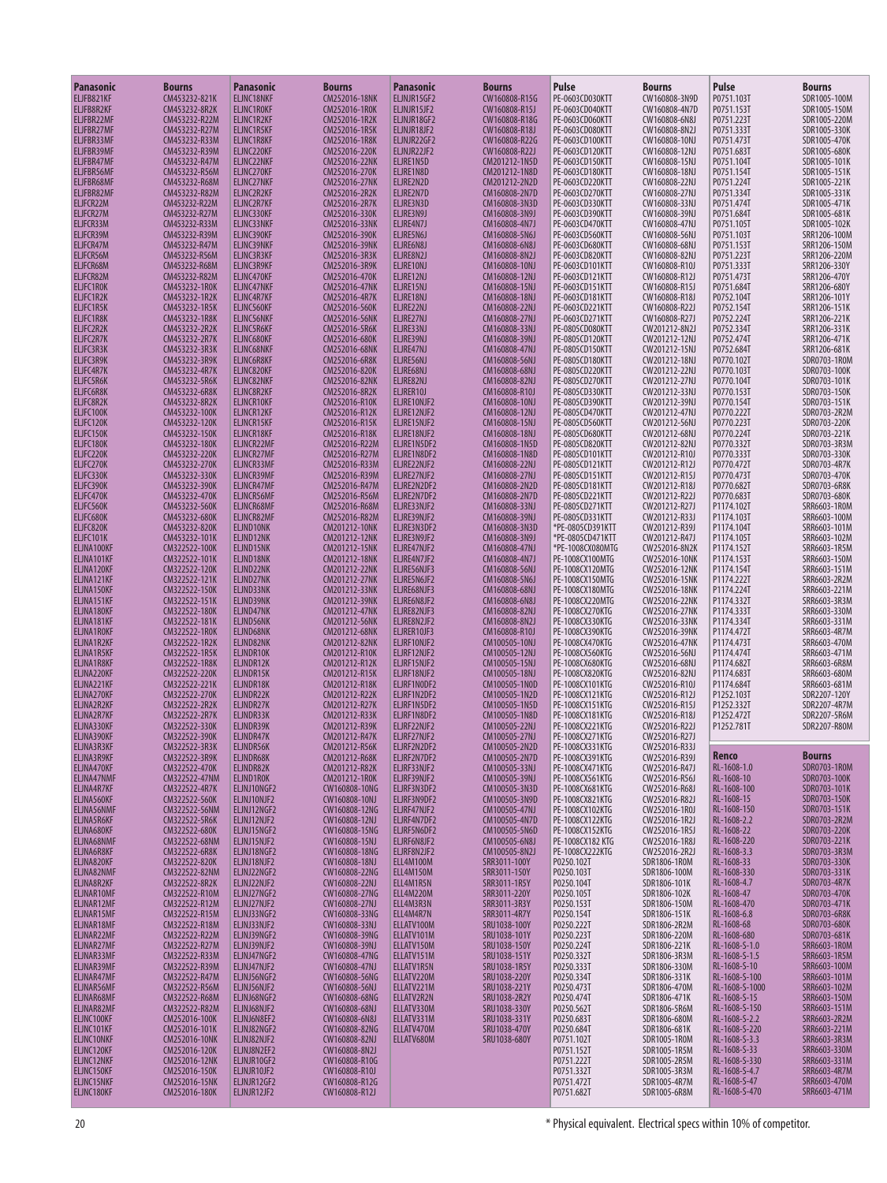| Panasonic | Bourns |
|---|---|
| ELJFB821KF | CM453232-821K |
| ELJFB8R2KF | CM453232-8R2K |
| ELJFBR22MF | CM453232-R22M |
| ELJFBR27MF | CM453232-R27M |
| ELJFBR33MF | CM453232-R33M |
| ELJFBR39MF | CM453232-R39M |
| ELJFBR47MF | CM453232-R47M |
| ELJFBR56MF | CM453232-R56M |
| ELJFBR68MF | CM453232-R68M |
| ELJFBR82MF | CM453232-R82M |
| ELJFCR22M | CM453232-R22M |
| ELJFCR27M | CM453232-R27M |
| ELJFCR33M | CM453232-R33M |
| ELJFCR39M | CM453232-R39M |
| ELJFCR47M | CM453232-R47M |
| ELJFCR56M | CM453232-R56M |
| ELJFCR68M | CM453232-R68M |
| ELJFCR82M | CM453232-R82M |
| ELJFC1R0K | CM453232-1R0K |
| ELJFC1R2K | CM453232-1R2K |
| ELJFC1R5K | CM453232-1R5K |
| ELJFC1R8K | CM453232-1R8K |
| ELJFC2R2K | CM453232-2R2K |
| ELJFC2R7K | CM453232-2R7K |
| ELJFC3R3K | CM453232-3R3K |
| ELJFC3R9K | CM453232-3R9K |
| ELJFC4R7K | CM453232-4R7K |
| ELJFC5R6K | CM453232-5R6K |
| ELJFC6R8K | CM453232-6R8K |
| ELJFC8R2K | CM453232-8R2K |
| ELJFC100K | CM453232-100K |
| ELJFC120K | CM453232-120K |
| ELJFC150K | CM453232-150K |
| ELJFC180K | CM453232-180K |
| ELJFC220K | CM453232-220K |
| ELJFC270K | CM453232-270K |
| ELJFC330K | CM453232-330K |
| ELJFC390K | CM453232-390K |
| ELJFC470K | CM453232-470K |
| ELJFC560K | CM453232-560K |
| ELJFC680K | CM453232-680K |
| ELJFC820K | CM453232-820K |
| ELJFC101K | CM453232-101K |
| ELJNA100KF | CM322522-100K |
| ELJNA101KF | CM322522-101K |
| ELJNA120KF | CM322522-120K |
| ELJNA121KF | CM322522-121K |
| ELJNA150KF | CM322522-150K |
| ELJNA151KF | CM322522-151K |
| ELJNA180KF | CM322522-180K |
| ELJNA181KF | CM322522-181K |
| ELJNA1R0KF | CM322522-1R0K |
| ELJNA1R2KF | CM322522-1R2K |
| ELJNA1R5KF | CM322522-1R5K |
| ELJNA1R8KF | CM322522-1R8K |
| ELJNA220KF | CM322522-220K |
| ELJNA221KF | CM322522-221K |
| ELJNA270KF | CM322522-270K |
| ELJNA2R2KF | CM322522-2R2K |
| ELJNA2R7KF | CM322522-2R7K |
| ELJNA330KF | CM322522-330K |
| ELJNA390KF | CM322522-390K |
| ELJNA3R3KF | CM322522-3R3K |
| ELJNA3R9KF | CM322522-3R9K |
| ELJNA470KF | CM322522-470K |
| ELJNA47NMF | CM322522-47NM |
| ELJNA4R7KF | CM322522-4R7K |
| ELJNA560KF | CM322522-560K |
| ELJNA56NMF | CM322522-56NM |
| ELJNA5R6KF | CM322522-5R6K |
| ELJNA680KF | CM322522-680K |
| ELJNA68NMF | CM322522-68NM |
| ELJNA6R8KF | CM322522-6R8K |
| ELJNA820KF | CM322522-820K |
| ELJNA82NMF | CM322522-82NM |
| ELJNA8R2KF | CM322522-8R2K |
| ELJNAR10MF | CM322522-R10M |
| ELJNAR12MF | CM322522-R12M |
| ELJNAR15MF | CM322522-R15M |
| ELJNAR18MF | CM322522-R18M |
| ELJNAR22MF | CM322522-R22M |
| ELJNAR27MF | CM322522-R27M |
| ELJNAR33MF | CM322522-R33M |
| ELJNAR39MF | CM322522-R39M |
| ELJNAR47MF | CM322522-R47M |
| ELJNAR56MF | CM322522-R56M |
| ELJNAR68MF | CM322522-R68M |
| ELJNAR82MF | CM322522-R82M |
| ELJNC100KF | CM252016-100K |
| ELJNC101KF | CM252016-101K |
| ELJNC10NKF | CM252016-10NK |
| ELJNC120KF | CM252016-120K |
| ELJNC12NKF | CM252016-12NK |
| ELJNC150KF | CM252016-150K |
| ELJNC15NKF | CM252016-15NK |
| ELJNC180KF | CM252016-180K |

| Panasonic | Bourns |
|---|---|
| ELJNC18NKF | CM252016-18NK |
| ELJNC1R0KF | CM252016-1R0K |
| ELJNC1R2KF | CM252016-1R2K |
| ELJNC1R5KF | CM252016-1R5K |
| ELJNC1R8KF | CM252016-1R8K |
| ELJNC220KF | CM252016-220K |
| ELJNC22NKF | CM252016-22NK |
| ELJNC270KF | CM252016-270K |
| ELJNC27NKF | CM252016-27NK |
| ELJNC2R2KF | CM252016-2R2K |
| ELJNC2R7KF | CM252016-2R7K |
| ELJNC330KF | CM252016-330K |
| ELJNC33NKF | CM252016-33NK |
| ELJNC390KF | CM252016-390K |
| ELJNC39NKF | CM252016-39NK |
| ELJNC3R3KF | CM252016-3R3K |
| ELJNC3R9KF | CM252016-3R9K |
| ELJNC470KF | CM252016-470K |
| ELJNC47NKF | CM252016-47NK |
| ELJNC4R7KF | CM252016-4R7K |
| ELJNC560KF | CM252016-560K |
| ELJNC56NKF | CM252016-56NK |
| ELJNC5R6KF | CM252016-5R6K |
| ELJNC680KF | CM252016-680K |
| ELJNC68NKF | CM252016-68NK |
| ELJNC6R8KF | CM252016-6R8K |
| ELJNC820KF | CM252016-820K |
| ELJNC82NKF | CM252016-82NK |
| ELJNC8R2KF | CM252016-8R2K |
| ELJNCR10KF | CM252016-R10K |
| ELJNCR12KF | CM252016-R12K |
| ELJNCR15KF | CM252016-R15K |
| ELJNCR18KF | CM252016-R18K |
| ELJNCR22MF | CM252016-R22M |
| ELJNCR27MF | CM252016-R27M |
| ELJNCR33MF | CM252016-R33M |
| ELJNCR39MF | CM252016-R39M |
| ELJNCR47MF | CM252016-R47M |
| ELJNCR56MF | CM252016-R56M |
| ELJNCR68MF | CM252016-R68M |
| ELJNCR82MF | CM252016-R82M |
| ELJND10NK | CM201212-10NK |
| ELJND12NK | CM201212-12NK |
| ELJND15NK | CM201212-15NK |
| ELJND18NK | CM201212-18NK |
| ELJND22NK | CM201212-22NK |
| ELJND27NK | CM201212-27NK |
| ELJND33NK | CM201212-33NK |
| ELJND39NK | CM201212-39NK |
| ELJND47NK | CM201212-47NK |
| ELJND56NK | CM201212-56NK |
| ELJND68NK | CM201212-68NK |
| ELJND82NK | CM201212-82NK |
| ELJNDR10K | CM201212-R10K |
| ELJNDR12K | CM201212-R12K |
| ELJNDR15K | CM201212-R15K |
| ELJNDR18K | CM201212-R18K |
| ELJNDR22K | CM201212-R22K |
| ELJNDR27K | CM201212-R27K |
| ELJNDR33K | CM201212-R33K |
| ELJNDR39K | CM201212-R39K |
| ELJNDR47K | CM201212-R47K |
| ELJNDR56K | CM201212-R56K |
| ELJNDR68K | CM201212-R68K |
| ELJNDR82K | CM201212-R82K |
| ELJND1R0K | CM201212-1R0K |
| ELJNJ10NGF2 | CW160808-10NG |
| ELJNJ10NJF2 | CW160808-10NJ |
| ELJNJ12NGF2 | CW160808-12NG |
| ELJNJ12NJF2 | CW160808-12NJ |
| ELJNJ15NGF2 | CW160808-15NG |
| ELJNJ15NJF2 | CW160808-15NJ |
| ELJNJ18NGF2 | CW160808-18NG |
| ELJNJ18NJF2 | CW160808-18NJ |
| ELJNJ22NGF2 | CW160808-22NG |
| ELJNJ22NJF2 | CW160808-22NJ |
| ELJNJ27NGF2 | CW160808-27NG |
| ELJNJ27NJF2 | CW160808-27NJ |
| ELJNJ33NGF2 | CW160808-33NG |
| ELJNJ33NJF2 | CW160808-33NJ |
| ELJNJ39NGF2 | CW160808-39NG |
| ELJNJ39NJF2 | CW160808-39NJ |
| ELJNJ47NGF2 | CW160808-47NG |
| ELJNJ47NJF2 | CW160808-47NJ |
| ELJNJ56NGF2 | CW160808-56NG |
| ELJNJ56NJF2 | CW160808-56NJ |
| ELJNJ68NGF2 | CW160808-68NG |
| ELJNJ68NJF2 | CW160808-68NJ |
| ELJNJ6N8EF2 | CW160808-6N8J |
| ELJNJ82NGF2 | CW160808-82NG |
| ELJNJ82NJF2 | CW160808-82NJ |
| ELJNJ8N2EF2 | CW160808-8N2J |
| ELJNJR10GF2 | CW160808-R10G |
| ELJNJR10JF2 | CW160808-R10J |
| ELJNJR12GF2 | CW160808-R12G |
| ELJNJR12JF2 | CW160808-R12J |

| Panasonic | Bourns |
|---|---|
| ELJNJR15GF2 | CW160808-R15G |
| ELJNJR15JF2 | CW160808-R15J |
| ELJNJR18GF2 | CW160808-R18G |
| ELJNJR18JF2 | CW160808-R18J |
| ELJNJR22GF2 | CW160808-R22G |
| ELJNJR22JF2 | CW160808-R22J |
| ELJRE1N5D | CM201212-1N5D |
| ELJRE1N8D | CM201212-1N8D |
| ELJRE2N2D | CM201212-2N2D |
| ELJRE2N7D | CM160808-2N7D |
| ELJRE3N3D | CM160808-3N3D |
| ELJRE3N9J | CM160808-3N9J |
| ELJRE4N7J | CM160808-4N7J |
| ELJRE5N6J | CM160808-5N6J |
| ELJRE6N8J | CM160808-6N8J |
| ELJRE8N2J | CM160808-8N2J |
| ELJRE10NJ | CM160808-10NJ |
| ELJRE12NJ | CM160808-12NJ |
| ELJRE15NJ | CM160808-15NJ |
| ELJRE18NJ | CM160808-18NJ |
| ELJRE22NJ | CM160808-22NJ |
| ELJRE27NJ | CM160808-27NJ |
| ELJRE33NJ | CM160808-33NJ |
| ELJRE39NJ | CM160808-39NJ |
| ELJRE47NJ | CM160808-47NJ |
| ELJRE56NJ | CM160808-56NJ |
| ELJRE68NJ | CM160808-68NJ |
| ELJRE82NJ | CM160808-82NJ |
| ELJRER10J | CM160808-R10J |
| ELJRE10NJF2 | CM160808-10NJ |
| ELJRE12NJF2 | CM160808-12NJ |
| ELJRE15NJF2 | CM160808-15NJ |
| ELJRE18NJF2 | CM160808-18NJ |
| ELJRE1N5DF2 | CM160808-1N5D |
| ELJRE1N8DF2 | CM160808-1N8D |
| ELJRE22NJF2 | CM160808-22NJ |
| ELJRE27NJF2 | CM160808-27NJ |
| ELJRE2N2DF2 | CM160808-2N2D |
| ELJRE2N7DF2 | CM160808-2N7D |
| ELJRE33NJF2 | CM160808-33NJ |
| ELJRE39NJF2 | CM160808-39NJ |
| ELJRE3N3DF2 | CM160808-3N3D |
| ELJRE3N9JF2 | CM160808-3N9J |
| ELJRE47NJF2 | CM160808-47NJ |
| ELJRE4N7JF2 | CM160808-4N7J |
| ELJRE56NJF3 | CM160808-56NJ |
| ELJRE5N6JF2 | CM160808-5N6J |
| ELJRE68NJF3 | CM160808-68NJ |
| ELJRE6N8JF2 | CM160808-6N8J |
| ELJRE82NJF3 | CM160808-82NJ |
| ELJRE8N2JF2 | CM160808-8N2J |
| ELJRER10JF3 | CM160808-R10J |
| ELJRF10NJF2 | CM100505-10NJ |
| ELJRF12NJF2 | CM100505-12NJ |
| ELJRF15NJF2 | CM100505-15NJ |
| ELJRF18NJF2 | CM100505-18NJ |
| ELJRF1N0DF2 | CM100505-1N0D |
| ELJRF1N2DF2 | CM100505-1N2D |
| ELJRF1N5DF2 | CM100505-1N5D |
| ELJRF1N8DF2 | CM100505-1N8D |
| ELJRF22NJF2 | CM100505-22NJ |
| ELJRF27NJF2 | CM100505-27NJ |
| ELJRF2N2DF2 | CM100505-2N2D |
| ELJRF2N7DF2 | CM100505-2N7D |
| ELJRF33NJF2 | CM100505-33NJ |
| ELJRF39NJF2 | CM100505-39NJ |
| ELJRF3N3DF2 | CM100505-3N3D |
| ELJRF3N9DF2 | CM100505-3N9D |
| ELJRF47NJF2 | CM100505-47NJ |
| ELJRF4N7DF2 | CM100505-4N7D |
| ELJRF5N6DF2 | CM100505-5N6D |
| ELJRF6N8JF2 | CM100505-6N8J |
| ELJRF8N2JF2 | CM100505-8N2J |
| ELL4M100M | SRR3011-100Y |
| ELL4M150M | SRR3011-150Y |
| ELL4M1R5N | SRR3011-1R5Y |
| ELL4M220M | SRR3011-220Y |
| ELL4M3R3N | SRR3011-3R3Y |
| ELL4M4R7N | SRR3011-4R7Y |
| ELLATV100M | SRU1038-100Y |
| ELLATV101M | SRU1038-101Y |
| ELLATV150M | SRU1038-150Y |
| ELLATV151M | SRU1038-151Y |
| ELLATV1R5N | SRU1038-1R5Y |
| ELLATV220M | SRU1038-220Y |
| ELLATV221M | SRU1038-221Y |
| ELLATV2R2N | SRU1038-2R2Y |
| ELLATV330M | SRU1038-330Y |
| ELLATV331M | SRU1038-331Y |
| ELLATV470M | SRU1038-470Y |
| ELLATV680M | SRU1038-680Y |

| Pulse | Bourns |
|---|---|
| PE-0603CD030KTT | CW160808-3N9D |
| PE-0603CD040KTT | CW160808-4N7D |
| PE-0603CD060KTT | CW160808-6N8J |
| PE-0603CD080KTT | CW160808-8N2J |
| PE-0603CD100KTT | CW160808-10NJ |
| PE-0603CD120KTT | CW160808-12NJ |
| PE-0603CD150KTT | CW160808-15NJ |
| PE-0603CD180KTT | CW160808-18NJ |
| PE-0603CD220KTT | CW160808-22NJ |
| PE-0603CD270KTT | CW160808-27NJ |
| PE-0603CD330KTT | CW160808-33NJ |
| PE-0603CD390KTT | CW160808-39NJ |
| PE-0603CD470KTT | CW160808-47NJ |
| PE-0603CD560KTT | CW160808-56NJ |
| PE-0603CD680KTT | CW160808-68NJ |
| PE-0603CD820KTT | CW160808-82NJ |
| PE-0603CD101KTT | CW160808-R10J |
| PE-0603CD121KTT | CW160808-R12J |
| PE-0603CD151KTT | CW160808-R15J |
| PE-0603CD181KTT | CW160808-R18J |
| PE-0603CD221KTT | CW160808-R22J |
| PE-0603CD271KTT | CW160808-R27J |
| PE-0805CD080KTT | CW201212-8N2J |
| PE-0805CD120KTT | CW201212-12NJ |
| PE-0805CD150KTT | CW201212-15NJ |
| PE-0805CD180KTT | CW201212-18NJ |
| PE-0805CD220KTT | CW201212-22NJ |
| PE-0805CD270KTT | CW201212-27NJ |
| PE-0805CD330KTT | CW201212-33NJ |
| PE-0805CD390KTT | CW201212-39NJ |
| PE-0805CD470KTT | CW201212-47NJ |
| PE-0805CD560KTT | CW201212-56NJ |
| PE-0805CD680KTT | CW201212-68NJ |
| PE-0805CD820KTT | CW201212-82NJ |
| PE-0805CD101KTT | CW201212-R10J |
| PE-0805CD121KTT | CW201212-R12J |
| PE-0805CD151KTT | CW201212-R15J |
| PE-0805CD181KTT | CW201212-R18J |
| PE-0805CD221KTT | CW201212-R22J |
| PE-0805CD271KTT | CW201212-R27J |
| PE-0805CD331KTT | CW201212-R33J |
| *PE-0805CD391KTT | CW201212-R39J |
| *PE-0805CD471KTT | CW201212-R47J |
| *PE-1008CX080MTG | CW252016-8N2K |
| PE-1008CX100MTG | CW252016-10NK |
| PE-1008CX120MTG | CW252016-12NK |
| PE-1008CX150MTG | CW252016-15NK |
| PE-1008CX180MTG | CW252016-18NK |
| PE-1008CX220MTG | CW252016-22NK |
| PE-1008CX270KTG | CW252016-27NK |
| PE-1008CX330KTG | CW252016-33NK |
| PE-1008CX390KTG | CW252016-39NK |
| PE-1008CX470KTG | CW252016-47NK |
| PE-1008CX560KTG | CW252016-56NJ |
| PE-1008CX680KTG | CW252016-68NJ |
| PE-1008CX820KTG | CW252016-82NJ |
| PE-1008CX101KTG | CW252016-R10J |
| PE-1008CX121KTG | CW252016-R12J |
| PE-1008CX151KTG | CW252016-R15J |
| PE-1008CX181KTG | CW252016-R18J |
| PE-1008CX221KTG | CW252016-R22J |
| PE-1008CX271KTG | CW252016-R27J |
| PE-1008CX331KTG | CW252016-R33J |
| PE-1008CX391KTG | CW252016-R39J |
| PE-1008CX471KTG | CW252016-R47J |
| PE-1008CX561KTG | CW252016-R56J |
| PE-1008CX681KTG | CW252016-R68J |
| PE-1008CX821KTG | CW252016-R82J |
| PE-1008CX102KTG | CW252016-1R0J |
| PE-1008CX122KTG | CW252016-1R2J |
| PE-1008CX152KTG | CW252016-1R5J |
| PE-1008CX182 KTG | CW252016-1R8J |
| PE-1008CX222KTG | CW252016-2R2J |
| P0250.102T | SDR1806-1R0M |
| P0250.103T | SDR1806-100M |
| P0250.104T | SDR1806-101K |
| P0250.105T | SDR1806-102K |
| P0250.153T | SDR1806-150M |
| P0250.154T | SDR1806-151K |
| P0250.222T | SDR1806-2R2M |
| P0250.223T | SDR1806-220M |
| P0250.224T | SDR1806-221K |
| P0250.332T | SDR1806-3R3M |
| P0250.333T | SDR1806-330M |
| P0250.334T | SDR1806-331K |
| P0250.473T | SDR1806-470M |
| P0250.474T | SDR1806-471K |
| P0250.562T | SDR1806-5R6M |
| P0250.683T | SDR1806-680M |
| P0250.684T | SDR1806-681K |
| P0751.102T | SDR1005-1R0M |
| P0751.152T | SDR1005-1R5M |
| P0751.222T | SDR1005-2R5M |
| P0751.332T | SDR1005-3R3M |
| P0751.472T | SDR1005-4R7M |
| P0751.682T | SDR1005-6R8M |

| Pulse | Bourns |
|---|---|
| P0751.103T | SDR1005-100M |
| P0751.153T | SDR1005-150M |
| P0751.223T | SDR1005-220M |
| P0751.333T | SDR1005-330K |
| P0751.473T | SDR1005-470K |
| P0751.683T | SDR1005-680K |
| P0751.104T | SDR1005-101K |
| P0751.154T | SDR1005-151K |
| P0751.224T | SDR1005-221K |
| P0751.334T | SDR1005-331K |
| P0751.474T | SDR1005-471K |
| P0751.684T | SDR1005-681K |
| P0751.105T | SDR1005-102K |
| P0751.103T | SRR1206-100M |
| P0751.153T | SRR1206-150M |
| P0751.223T | SRR1206-220M |
| P0751.333T | SRR1206-330Y |
| P0751.473T | SRR1206-470Y |
| P0751.684T | SRR1206-680Y |
| P0752.104T | SRR1206-101Y |
| P0752.154T | SRR1206-151K |
| P0752.224T | SRR1206-221K |
| P0752.334T | SRR1206-331K |
| P0752.474T | SRR1206-471K |
| P0752.684T | SRR1206-681K |
| P0770.102T | SDR0703-1R0M |
| P0770.103T | SDR0703-100K |
| P0770.104T | SDR0703-101K |
| P0770.153T | SDR0703-150K |
| P0770.154T | SDR0703-151K |
| P0770.222T | SDR0703-2R2M |
| P0770.223T | SDR0703-220K |
| P0770.224T | SDR0703-221K |
| P0770.332T | SDR0703-3R3M |
| P0770.333T | SDR0703-330K |
| P0770.472T | SDR0703-4R7K |
| P0770.473T | SDR0703-470K |
| P0770.682T | SDR0703-6R8K |
| P0770.683T | SDR0703-680K |
| P1174.102T | SRR6603-1R0M |
| P1174.103T | SRR6603-100M |
| P1174.104T | SRR6603-101M |
| P1174.105T | SRR6603-102M |
| P1174.152T | SRR6603-1R5M |
| P1174.153T | SRR6603-150M |
| P1174.154T | SRR6603-151M |
| P1174.222T | SRR6603-2R2M |
| P1174.224T | SRR6603-221M |
| P1174.332T | SRR6603-3R3M |
| P1174.333T | SRR6603-330M |
| P1174.334T | SRR6603-331M |
| P1174.472T | SRR6603-4R7M |
| P1174.473T | SRR6603-470M |
| P1174.474T | SRR6603-471M |
| P1174.682T | SRR6603-6R8M |
| P1174.683T | SRR6603-680M |
| P1174.684T | SRR6603-681M |
| P1252.103T | SDR2207-120Y |
| P1252.332T | SDR2207-4R7M |
| P1252.472T | SDR2207-5R6M |
| P1252.781T | SDR2207-R80M |

| Renco | Bourns |
|---|---|
| RL-1608-1.0 | SDR0703-1R0M |
| RL-1608-10 | SDR0703-100K |
| RL-1608-100 | SDR0703-101K |
| RL-1608-15 | SDR0703-150K |
| RL-1608-150 | SDR0703-151K |
| RL-1608-2.2 | SDR0703-2R2M |
| RL-1608-22 | SDR0703-220K |
| RL-1608-220 | SDR0703-221K |
| RL-1608-3.3 | SDR0703-3R3M |
| RL-1608-33 | SDR0703-330K |
| RL-1608-330 | SDR0703-331K |
| RL-1608-4.7 | SDR0703-4R7K |
| RL-1608-47 | SDR0703-470K |
| RL-1608-470 | SDR0703-471K |
| RL-1608-6.8 | SDR0703-6R8K |
| RL-1608-68 | SDR0703-680K |
| RL-1608-680 | SDR0703-681K |
| RL-1608-S-1.0 | SRR6603-1R0M |
| RL-1608-S-1.5 | SRR6603-1R5M |
| RL-1608-S-10 | SRR6603-100M |
| RL-1608-S-100 | SRR6603-101M |
| RL-1608-S-1000 | SRR6603-102M |
| RL-1608-S-15 | SRR6603-150M |
| RL-1608-S-150 | SRR6603-151M |
| RL-1608-S-2.2 | SRR6603-2R2M |
| RL-1608-S-220 | SRR6603-221M |
| RL-1608-S-3.3 | SRR6603-3R3M |
| RL-1608-S-33 | SRR6603-330M |
| RL-1608-S-330 | SRR6603-331M |
| RL-1608-S-4.7 | SRR6603-4R7M |
| RL-1608-S-47 | SRR6603-470M |
| RL-1608-S-470 | SRR6603-471M |

* Physical equivalent. Electrical specs within 10% of competitor.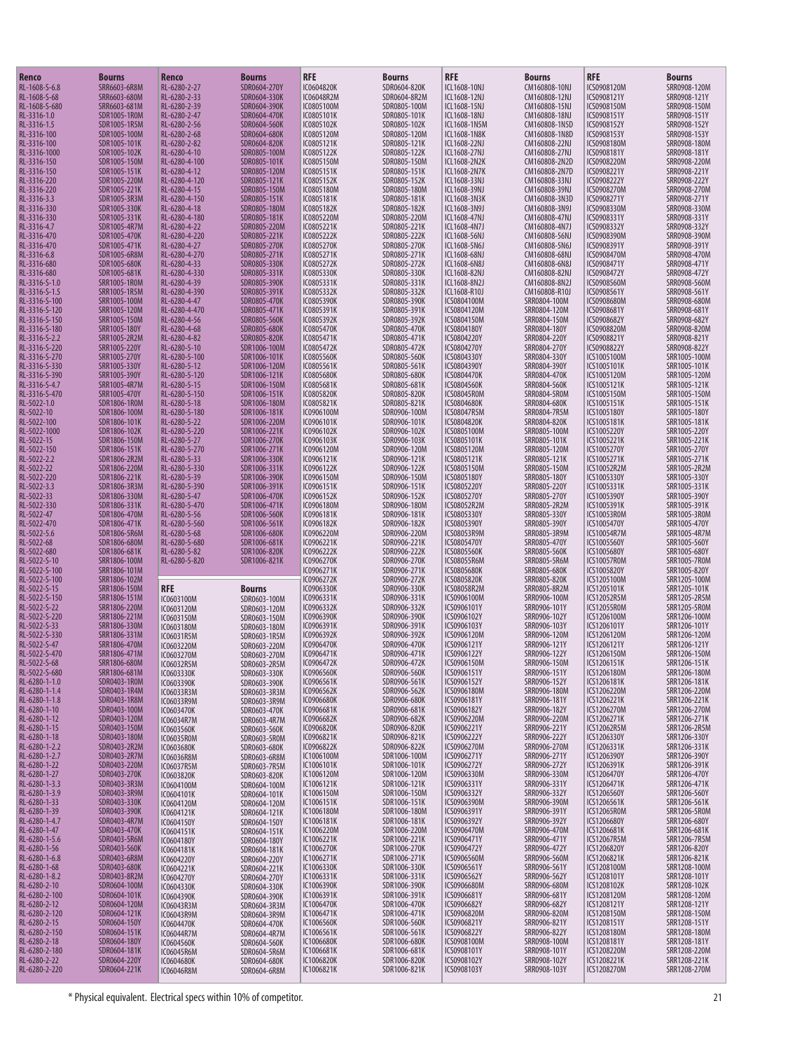| Renco | Bourns |
|---|---|
| RL-1608-5-6.8 | SRR6603-6R8M |
| RL-1608-5-68 | SRR6603-680M |
| RL-1608-5-680 | SRR6603-681M |
| RL-3316-1.0 | SDR1005-1R0M |
| RL-3316-1.5 | SDR1005-1R5M |
| RL-3316-100 | SDR1005-100M |
| RL-3316-100 | SDR1005-101K |
| RL-3316-1000 | SDR1005-102K |
| RL-3316-150 | SDR1005-150M |
| RL-3316-150 | SDR1005-151K |
| RL-3316-220 | SDR1005-220M |
| RL-3316-220 | SDR1005-221K |
| RL-3316-3.3 | SDR1005-3R3M |
| RL-3316-330 | SDR1005-330K |
| RL-3316-330 | SDR1005-331K |
| RL-3316-4.7 | SDR1005-4R7M |
| RL-3316-470 | SDR1005-470K |
| RL-3316-470 | SDR1005-471K |
| RL-3316-6.8 | SDR1005-6R8M |
| RL-3316-680 | SDR1005-680K |
| RL-3316-680 | SDR1005-681K |
| RL-3316-S-1.0 | SRR1005-1R0M |
| RL-3316-S-1.5 | SRR1005-1R5M |
| RL-3316-S-100 | SRR1005-100M |
| RL-3316-S-120 | SRR1005-120M |
| RL-3316-S-150 | SRR1005-150M |
| RL-3316-S-180 | SRR1005-180Y |
| RL-3316-S-2.2 | SRR1005-2R2M |
| RL-3316-S-220 | SRR1005-220Y |
| RL-3316-S-270 | SRR1005-270Y |
| RL-3316-S-330 | SRR1005-330Y |
| RL-3316-S-390 | SRR1005-390Y |
| RL-3316-S-4.7 | SRR1005-4R7M |
| RL-3316-S-470 | SRR1005-470Y |
| RL-5022-1.0 | SDR1806-1R0M |
| RL-5022-10 | SDR1806-100M |
| RL-5022-100 | SDR1806-101K |
| RL-5022-1000 | SDR1806-102K |
| RL-5022-15 | SDR1806-150M |
| RL-5022-150 | SDR1806-151K |
| RL-5022-2.2 | SDR1806-2R2M |
| RL-5022-22 | SDR1806-220M |
| RL-5022-220 | SDR1806-221K |
| RL-5022-3.3 | SDR1806-3R3M |
| RL-5022-33 | SDR1806-330M |
| RL-5022-330 | SDR1806-331K |
| RL-5022-47 | SDR1806-470M |
| RL-5022-470 | SDR1806-471K |
| RL-5022-5.6 | SDR1806-5R6M |
| RL-5022-68 | SDR1806-680M |
| RL-5022-680 | SDR1806-681K |
| RL-5022-S-10 | SRR1806-100M |
| RL-5022-S-100 | SRR1806-101M |
| RL-5022-S-100 | SRR1806-102M |
| RL-5022-S-15 | SRR1806-150M |
| RL-5022-S-150 | SRR1806-151M |
| RL-5022-S-22 | SRR1806-220M |
| RL-5022-S-220 | SRR1806-221M |
| RL-5022-S-33 | SRR1806-330M |
| RL-5022-S-330 | SRR1806-331M |
| RL-5022-S-47 | SRR1806-470M |
| RL-5022-S-470 | SRR1806-471M |
| RL-5022-S-68 | SRR1806-680M |
| RL-5022-S-680 | SRR1806-681M |
| RL-6280-1-1.0 | SDR0403-1R0M |
| RL-6280-1-1.4 | SDR0403-1R4M |
| RL-6280-1-1.8 | SDR0403-1R8M |
| RL-6280-1-10 | SDR0403-100M |
| RL-6280-1-12 | SDR0403-120M |
| RL-6280-1-15 | SDR0403-150M |
| RL-6280-1-18 | SDR0403-180M |
| RL-6280-1-2.2 | SDR0403-2R2M |
| RL-6280-1-2.7 | SDR0403-2R7M |
| RL-6280-1-22 | SDR0403-220M |
| RL-6280-1-27 | SDR0403-270K |
| RL-6280-1-3.3 | SDR0403-3R3M |
| RL-6280-1-3.9 | SDR0403-3R9M |
| RL-6280-1-33 | SDR0403-330K |
| RL-6280-1-39 | SDR0403-390K |
| RL-6280-1-4.7 | SDR0403-4R7M |
| RL-6280-1-47 | SDR0403-470K |
| RL-6280-1-5.6 | SDR0403-5R6M |
| RL-6280-1-56 | SDR0403-560K |
| RL-6280-1-6.8 | SDR0403-6R8M |
| RL-6280-1-68 | SDR0403-680K |
| RL-6280-1-8.2 | SDR0403-8R2M |
| RL-6280-2-10 | SDR0604-100M |
| RL-6280-2-100 | SDR0604-101K |
| RL-6280-2-12 | SDR0604-120M |
| RL-6280-2-120 | SDR0604-121K |
| RL-6280-2-15 | SDR0604-150Y |
| RL-6280-2-150 | SDR0604-151K |
| RL-6280-2-18 | SDR0604-180Y |
| RL-6280-2-180 | SDR0604-181K |
| RL-6280-2-22 | SDR0604-220Y |
| RL-6280-2-220 | SDR0604-221K |

| Renco | Bourns |
|---|---|
| RL-6280-2-27 | SDR0604-270Y |
| RL-6280-2-33 | SDR0604-330K |
| RL-6280-2-39 | SDR0604-390K |
| RL-6280-2-47 | SDR0604-470K |
| RL-6280-2-56 | SDR0604-560K |
| RL-6280-2-68 | SDR0604-680K |
| RL-6280-2-82 | SDR0604-820K |
| RL-6280-4-10 | SDR0805-100M |
| RL-6280-4-100 | SDR0805-101K |
| RL-6280-4-12 | SDR0805-120M |
| RL-6280-4-120 | SDR0805-121K |
| RL-6280-4-15 | SDR0805-150M |
| RL-6280-4-150 | SDR0805-151K |
| RL-6280-4-18 | SDR0805-180M |
| RL-6280-4-180 | SDR0805-181K |
| RL-6280-4-22 | SDR0805-220M |
| RL-6280-4-220 | SDR0805-221K |
| RL-6280-4-27 | SDR0805-270K |
| RL-6280-4-270 | SDR0805-271K |
| RL-6280-4-33 | SDR0805-330K |
| RL-6280-4-330 | SDR0805-331K |
| RL-6280-4-39 | SDR0805-390K |
| RL-6280-4-390 | SDR0805-391K |
| RL-6280-4-47 | SDR0805-470K |
| RL-6280-4-470 | SDR0805-471K |
| RL-6280-4-56 | SDR0805-560K |
| RL-6280-4-68 | SDR0805-680K |
| RL-6280-4-82 | SDR0805-820K |
| RL-6280-5-10 | SDR1006-100M |
| RL-6280-5-100 | SDR1006-101K |
| RL-6280-5-12 | SDR1006-120M |
| RL-6280-5-120 | SDR1006-121K |
| RL-6280-5-15 | SDR1006-150M |
| RL-6280-5-150 | SDR1006-151K |
| RL-6280-5-18 | SDR1006-180M |
| RL-6280-5-180 | SDR1006-181K |
| RL-6280-5-22 | SDR1006-220M |
| RL-6280-5-220 | SDR1006-221K |
| RL-6280-5-27 | SDR1006-270K |
| RL-6280-5-270 | SDR1006-271K |
| RL-6280-5-33 | SDR1006-330K |
| RL-6280-5-330 | SDR1006-331K |
| RL-6280-5-39 | SDR1006-390K |
| RL-6280-5-390 | SDR1006-391K |
| RL-6280-5-47 | SDR1006-470K |
| RL-6280-5-470 | SDR1006-471K |
| RL-6280-5-56 | SDR1006-560K |
| RL-6280-5-560 | SDR1006-561K |
| RL-6280-5-68 | SDR1006-680K |
| RL-6280-5-680 | SDR1006-681K |
| RL-6280-5-82 | SDR1006-820K |
| RL-6280-5-820 | SDR1006-821K |

| RFE | Bourns |
|---|---|
| IC0603100M | SDR0603-100M |
| IC0603120M | SDR0603-120M |
| IC0603150M | SDR0603-150M |
| IC0603180M | SDR0603-180M |
| IC06031R5M | SDR0603-1R5M |
| IC0603220M | SDR0603-220M |
| IC0603270M | SDR0603-270M |
| IC06032R5M | SDR0603-2R5M |
| IC0603330K | SDR0603-330K |
| IC0603390K | SDR0603-390K |
| IC06033R3M | SDR0603-3R3M |
| IC06033R9M | SDR0603-3R9M |
| IC0603470K | SDR0603-470K |
| IC06034R7M | SDR0603-4R7M |
| IC0603560K | SDR0603-560K |
| IC06035R0M | SDR0603-5R0M |
| IC0603680K | SDR0603-680K |
| IC06036R8M | SDR0603-6R8M |
| IC06037R5M | SDR0603-7R5M |
| IC0603820K | SDR0603-820K |
| IC0604100M | SDR0604-100M |
| IC0604101K | SDR0604-101K |
| IC0604120M | SDR0604-120M |
| IC0604121K | SDR0604-121K |
| IC0604150Y | SDR0604-150Y |
| IC0604151K | SDR0604-151K |
| IC0604180Y | SDR0604-180Y |
| IC0604181K | SDR0604-181K |
| IC0604220Y | SDR0604-220Y |
| IC0604221K | SDR0604-221K |
| IC0604270Y | SDR0604-270Y |
| IC0604330K | SDR0604-330K |
| IC0604390K | SDR0604-390K |
| IC06043R3M | SDR0604-3R3M |
| IC06043R9M | SDR0604-3R9M |
| IC0604470K | SDR0604-470K |
| IC06044R7M | SDR0604-4R7M |
| IC0604560K | SDR0604-560K |
| IC06045R6M | SDR0604-5R6M |
| IC0604680K | SDR0604-680K |
| IC06046R8M | SDR0604-6R8M |

| RFE | Bourns |
|---|---|
| IC0604820K | SDR0604-820K |
| IC06048R2M | SDR0604-8R2M |
| IC0805100M | SDR0805-100M |
| IC0805101K | SDR0805-101K |
| IC0805102K | SDR0805-102K |
| IC0805120M | SDR0805-120M |
| IC0805121K | SDR0805-121K |
| IC0805122K | SDR0805-122K |
| IC0805150M | SDR0805-150M |
| IC0805151K | SDR0805-151K |
| IC0805152K | SDR0805-152K |
| IC0805180M | SDR0805-180M |
| IC0805181K | SDR0805-181K |
| IC0805182K | SDR0805-182K |
| IC0805220M | SDR0805-220M |
| IC0805221K | SDR0805-221K |
| IC0805222K | SDR0805-222K |
| IC0805270K | SDR0805-270K |
| IC0805271K | SDR0805-271K |
| IC0805272K | SDR0805-272K |
| IC0805330K | SDR0805-330K |
| IC0805331K | SDR0805-331K |
| IC0805332K | SDR0805-332K |
| IC0805390K | SDR0805-390K |
| IC0805391K | SDR0805-391K |
| IC0805392K | SDR0805-392K |
| IC0805470K | SDR0805-470K |
| IC0805471K | SDR0805-471K |
| IC0805472K | SDR0805-472K |
| IC0805560K | SDR0805-560K |
| IC0805561K | SDR0805-561K |
| IC0805680K | SDR0805-680K |
| IC0805681K | SDR0805-681K |
| IC0805820K | SDR0805-820K |
| IC0805821K | SDR0805-821K |
| IC0906100M | SDR0906-100M |
| IC0906101K | SDR0906-101K |
| IC0906102K | SDR0906-102K |
| IC0906103K | SDR0906-103K |
| IC0906120M | SDR0906-120M |
| IC0906121K | SDR0906-121K |
| IC0906122K | SDR0906-122K |
| IC0906150M | SDR0906-150M |
| IC0906151K | SDR0906-151K |
| IC0906152K | SDR0906-152K |
| IC0906180M | SDR0906-180M |
| IC0906181K | SDR0906-181K |
| IC0906182K | SDR0906-182K |
| IC0906220M | SDR0906-220M |
| IC0906221K | SDR0906-221K |
| IC0906222K | SDR0906-222K |
| IC0906270K | SDR0906-270K |
| IC0906271K | SDR0906-271K |
| IC0906272K | SDR0906-272K |
| IC0906330K | SDR0906-330K |
| IC0906331K | SDR0906-331K |
| IC0906332K | SDR0906-332K |
| IC0906390K | SDR0906-390K |
| IC0906391K | SDR0906-391K |
| IC0906392K | SDR0906-392K |
| IC0906470K | SDR0906-470K |
| IC0906471K | SDR0906-471K |
| IC0906472K | SDR0906-472K |
| IC0906560K | SDR0906-560K |
| IC0906561K | SDR0906-561K |
| IC0906562K | SDR0906-562K |
| IC0906680K | SDR0906-680K |
| IC0906681K | SDR0906-681K |
| IC0906682K | SDR0906-682K |
| IC0906820K | SDR0906-820K |
| IC0906821K | SDR0906-821K |
| IC0906822K | SDR0906-822K |
| IC1006100M | SDR1006-100M |
| IC1006101K | SDR1006-101K |
| IC1006120M | SDR1006-120M |
| IC1006121K | SDR1006-121K |
| IC1006150M | SDR1006-150M |
| IC1006151K | SDR1006-151K |
| IC1006180M | SDR1006-180M |
| IC1006181K | SDR1006-181K |
| IC1006220M | SDR1006-220M |
| IC1006221K | SDR1006-221K |
| IC1006270K | SDR1006-270K |
| IC1006271K | SDR1006-271K |
| IC1006330K | SDR1006-330K |
| IC1006331K | SDR1006-331K |
| IC1006390K | SDR1006-390K |
| IC1006391K | SDR1006-391K |
| IC1006470K | SDR1006-470K |
| IC1006471K | SDR1006-471K |
| IC1006560K | SDR1006-560K |
| IC1006561K | SDR1006-561K |
| IC1006680K | SDR1006-680K |
| IC1006681K | SDR1006-681K |
| IC1006820K | SDR1006-820K |
| IC1006821K | SDR1006-821K |

| RFE | Bourns |
|---|---|
| ICL1608-10NJ | CM160808-10NJ |
| ICL1608-12NJ | CM160808-12NJ |
| ICL1608-15NJ | CM160808-15NJ |
| ICL1608-18NJ | CM160808-18NJ |
| ICL1608-1N5M | CM160808-1N5D |
| ICL1608-1N8K | CM160808-1N8D |
| ICL1608-22NJ | CM160808-22NJ |
| ICL1608-27NJ | CM160808-27NJ |
| ICL1608-2N2K | CM160808-2N2D |
| ICL1608-2N7K | CM160808-2N7D |
| ICL1608-33NJ | CM160808-33NJ |
| ICL1608-39NJ | CM160808-39NJ |
| ICL1608-3N3K | CM160808-3N3D |
| ICL1608-3N9J | CM160808-3N9J |
| ICL1608-47NJ | CM160808-47NJ |
| ICL1608-4N7J | CM160808-4N7J |
| ICL1608-56NJ | CM160808-56NJ |
| ICL1608-5N6J | CM160808-5N6J |
| ICL1608-68NJ | CM160808-68NJ |
| ICL1608-6N8J | CM160808-6N8J |
| ICL1608-82NJ | CM160808-82NJ |
| ICL1608-8N2J | CM160808-8N2J |
| ICL1608-R10J | CM160808-R10J |
| ICS0804100M | SRR0804-100M |
| ICS0804120M | SRR0804-120M |
| ICS0804150M | SRR0804-150M |
| ICS0804180Y | SRR0804-180Y |
| ICS0804220Y | SRR0804-220Y |
| ICS0804270Y | SRR0804-270Y |
| ICS0804330Y | SRR0804-330Y |
| ICS0804390Y | SRR0804-390Y |
| ICS0804470K | SRR0804-470K |
| ICS0804560K | SRR0804-560K |
| ICS08045R0M | SRR0804-5R0M |
| ICS0804680K | SRR0804-680K |
| ICS08047R5M | SRR0804-7R5M |
| ICS0804820K | SRR0804-820K |
| ICS0805100M | SRR0805-100M |
| ICS0805101K | SRR0805-101K |
| ICS0805120M | SRR0805-120M |
| ICS0805121K | SRR0805-121K |
| ICS0805150M | SRR0805-150M |
| ICS0805180Y | SRR0805-180Y |
| ICS0805220Y | SRR0805-220Y |
| ICS0805270Y | SRR0805-270Y |
| ICS08052R2M | SRR0805-2R2M |
| ICS0805330Y | SRR0805-330Y |
| ICS0805390Y | SRR0805-390Y |
| ICS08053R9M | SRR0805-3R9M |
| ICS0805470Y | SRR0805-470Y |
| ICS0805560K | SRR0805-560K |
| ICS08055R6M | SRR0805-5R6M |
| ICS0805680K | SRR0805-680K |
| ICS0805820K | SRR0805-820K |
| ICS08058R2M | SRR0805-8R2M |
| ICS0906100M | SRR0906-100M |
| ICS0906101Y | SRR0906-101Y |
| ICS0906102Y | SRR0906-102Y |
| ICS0906103Y | SRR0906-103Y |
| ICS0906120M | SRR0906-120M |
| ICS0906121Y | SRR0906-121Y |
| ICS0906122Y | SRR0906-122Y |
| ICS0906150M | SRR0906-150M |
| ICS0906151Y | SRR0906-151Y |
| ICS0906152Y | SRR0906-152Y |
| ICS0906180M | SRR0906-180M |
| ICS0906181Y | SRR0906-181Y |
| ICS0906182Y | SRR0906-182Y |
| ICS0906220M | SRR0906-220M |
| ICS0906221Y | SRR0906-221Y |
| ICS0906222Y | SRR0906-222Y |
| ICS0906270M | SRR0906-270M |
| ICS0906271Y | SRR0906-271Y |
| ICS0906272Y | SRR0906-272Y |
| ICS0906330M | SRR0906-330M |
| ICS0906331Y | SRR0906-331Y |
| ICS0906332Y | SRR0906-332Y |
| ICS0906390M | SRR0906-390M |
| ICS0906391Y | SRR0906-391Y |
| ICS0906392Y | SRR0906-392Y |
| ICS0906470M | SRR0906-470M |
| ICS0906471Y | SRR0906-471Y |
| ICS0906472Y | SRR0906-472Y |
| ICS0906560M | SRR0906-560M |
| ICS0906561Y | SRR0906-561Y |
| ICS0906562Y | SRR0906-562Y |
| ICS0906680M | SRR0906-680M |
| ICS0906681Y | SRR0906-681Y |
| ICS0906682Y | SRR0906-682Y |
| ICS0906820M | SRR0906-820M |
| ICS0906821Y | SRR0906-821Y |
| ICS0906822Y | SRR0906-822Y |
| ICS0908100M | SRR0908-100M |
| ICS0908101Y | SRR0908-101Y |
| ICS0908102Y | SRR0908-102Y |
| ICS0908103Y | SRR0908-103Y |

| RFE | Bourns |
|---|---|
| ICS0908120M | SRR0908-120M |
| ICS0908121Y | SRR0908-121Y |
| ICS0908150M | SRR0908-150M |
| ICS0908151Y | SRR0908-151Y |
| ICS0908152Y | SRR0908-152Y |
| ICS0908153Y | SRR0908-153Y |
| ICS0908180M | SRR0908-180M |
| ICS0908181Y | SRR0908-181Y |
| ICS0908220M | SRR0908-220M |
| ICS0908221Y | SRR0908-221Y |
| ICS0908222Y | SRR0908-222Y |
| ICS0908270M | SRR0908-270M |
| ICS0908271Y | SRR0908-271Y |
| ICS0908330M | SRR0908-330M |
| ICS0908331Y | SRR0908-331Y |
| ICS0908332Y | SRR0908-332Y |
| ICS0908390M | SRR0908-390M |
| ICS0908391Y | SRR0908-391Y |
| ICS0908470M | SRR0908-470M |
| ICS0908471Y | SRR0908-471Y |
| ICS0908472Y | SRR0908-472Y |
| ICS0908560M | SRR0908-560M |
| ICS0908561Y | SRR0908-561Y |
| ICS0908680M | SRR0908-680M |
| ICS0908681Y | SRR0908-681Y |
| ICS0908682Y | SRR0908-682Y |
| ICS0908820M | SRR0908-820M |
| ICS0908821Y | SRR0908-821Y |
| ICS0908822Y | SRR0908-822Y |
| ICS1005100M | SRR1005-100M |
| ICS1005101K | SRR1005-101K |
| ICS1005120M | SRR1005-120M |
| ICS1005121K | SRR1005-121K |
| ICS1005150M | SRR1005-150M |
| ICS1005151K | SRR1005-151K |
| ICS1005180Y | SRR1005-180Y |
| ICS1005181K | SRR1005-181K |
| ICS1005220Y | SRR1005-220Y |
| ICS1005221K | SRR1005-221K |
| ICS1005270Y | SRR1005-270Y |
| ICS1005271K | SRR1005-271K |
| ICS10052R2M | SRR1005-2R2M |
| ICS1005330Y | SRR1005-330Y |
| ICS1005331K | SRR1005-331K |
| ICS1005390Y | SRR1005-390Y |
| ICS1005391K | SRR1005-391K |
| ICS10053R0M | SRR1005-3R0M |
| ICS1005470Y | SRR1005-470Y |
| ICS10054R7M | SRR1005-4R7M |
| ICS1005560Y | SRR1005-560Y |
| ICS1005680Y | SRR1005-680Y |
| ICS10057R0M | SRR1005-7R0M |
| ICS1005820Y | SRR1005-820Y |
| ICS1205100M | SRR1205-100M |
| ICS1205101K | SRR1205-101K |
| ICS12052R5M | SRR1205-2R5M |
| ICS12055R0M | SRR1205-5R0M |
| ICS1206100M | SRR1206-100M |
| ICS1206101Y | SRR1206-101Y |
| ICS1206120M | SRR1206-120M |
| ICS1206121Y | SRR1206-121Y |
| ICS1206150M | SRR1206-150M |
| ICS1206151K | SRR1206-151K |
| ICS1206180M | SRR1206-180M |
| ICS1206181K | SRR1206-181K |
| ICS1206220M | SRR1206-220M |
| ICS1206221K | SRR1206-221K |
| ICS1206270M | SRR1206-270M |
| ICS1206271K | SRR1206-271K |
| ICS12062R5M | SRR1206-2R5M |
| ICS1206330Y | SRR1206-330Y |
| ICS1206331K | SRR1206-331K |
| ICS1206390Y | SRR1206-390Y |
| ICS1206391K | SRR1206-391K |
| ICS1206470Y | SRR1206-470Y |
| ICS1206471K | SRR1206-471K |
| ICS1206560Y | SRR1206-560Y |
| ICS1206561K | SRR1206-561K |
| ICS12065R0M | SRR1206-5R0M |
| ICS1206680Y | SRR1206-680Y |
| ICS1206681K | SRR1206-681K |
| ICS12067R5M | SRR1206-7R5M |
| ICS1206820Y | SRR1206-820Y |
| ICS1206821K | SRR1206-821K |
| ICS1208100M | SRR1208-100M |
| ICS1208101Y | SRR1208-101Y |
| ICS1208102K | SRR1208-102K |
| ICS1208120M | SRR1208-120M |
| ICS1208121Y | SRR1208-121Y |
| ICS1208150M | SRR1208-150M |
| ICS1208151Y | SRR1208-151Y |
| ICS1208180M | SRR1208-180M |
| ICS1208181Y | SRR1208-181Y |
| ICS1208220M | SRR1208-220M |
| ICS1208221K | SRR1208-221K |
| ICS1208270M | SRR1208-270M |

\* Physical equivalent. Electrical specs within 10% of competitor.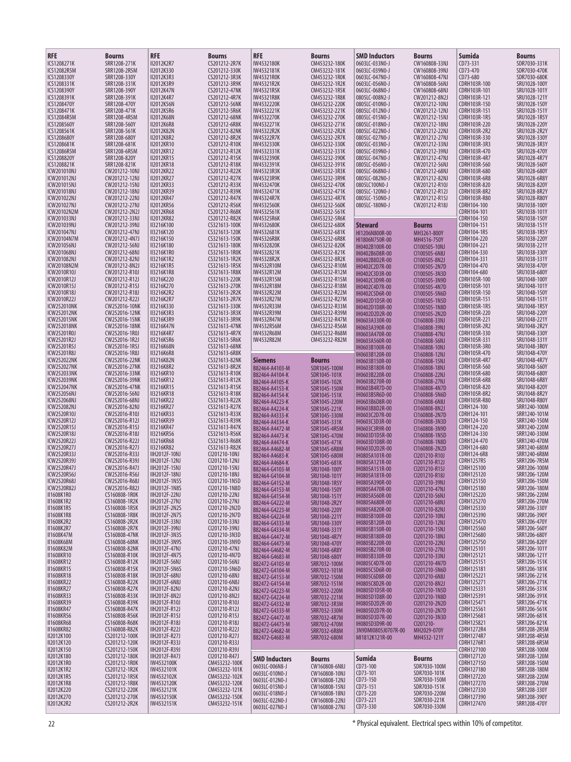| RFE | Bourns |
|---|---|
| ICS1208271K | SRR1208-271K |
| ICS12082R5M | SRR1208-2R5M |
| ICS1208330Y | SRR1208-330Y |
| ICS1208331K | SRR1208-331K |
| ICS1208390Y | SRR1208-390Y |
| ICS1208391K | SRR1208-391K |
| ICS1208470Y | SRR1208-470Y |
| ICS1208471K | SRR1208-471K |
| ICS12084R5M | SRR1208-4R5M |
| ICS1208560Y | SRR1208-560Y |
| ICS1208561K | SRR1208-561K |
| ICS1208680Y | SRR1208-680Y |
| ICS1208681K | SRR1208-681K |
| ICS12086R5M | SRR1208-6R5M |
| ICS1208820Y | SRR1208-820Y |
| ICS1208821K | SRR1208-821K |
| ICW201010NJ | CW201212-10NJ |
| ICW201012NJ | CW201212-12NJ |
| ICW201015NJ | CW201212-15NJ |
| ICW201018NJ | CW201212-18NJ |
| ICW201022NJ | CW201212-22NJ |
| ICW201027NJ | CW201212-27NJ |
| ICW20102N2M | CW201212-2N2J |
| ICW201033NJ | CW201212-33NJ |
| ICW201039NJ | CW201212-39NJ |
| ICW201047NJ | CW201212-47NJ |
| ICW20104N7M | CW201212-4N7J |
| ICW201056NJ | CW201212-56NJ |
| ICW201068NJ | CW201212-68NJ |
| ICW201082NJ | CW201212-82NJ |
| ICW20108N2M | CW201212-8N2J |
| ICW2010R10J | CW201212-R10J |
| ICW2010R12J | CW201212-R12J |
| ICW2010R15J | CW201212-R15J |
| ICW2010R18J | CW201212-R18J |
| ICW2010R22J | CW201212-R22J |
| ICW252010NK | CW252016-10NK |
| ICW252012NK | CW252016-12NK |
| ICW252015NK | CW252016-15NK |
| ICW252018NK | CW252016-18NK |
| ICW25201R0J | CW252016-1R0J |
| ICW25201R2J | CW252016-1R2J |
| ICW25201R5J | CW252016-1R5J |
| ICW25201R8J | CW252016-1R8J |
| ICW252022NK | CW252016-22NK |
| ICW252027NK | CW252016-27NK |
| ICW252033NK | CW252016-33NK |
| ICW252039NK | CW252016-39NK |
| ICW252047NK | CW252016-47NK |
| ICW252056NJ | CW252016-56NJ |
| ICW252068NJ | CW252016-68NJ |
| ICW252082NJ | CW252016-82NJ |
| ICW2520R10J | CW252016-R10J |
| ICW2520R12J | CW252016-R12J |
| ICW2520R15J | CW252016-R15J |
| ICW2520R18J | CW252016-R18J |
| ICW2520R22J | CW252016-R22J |
| ICW2520R27J | CW252016-R27J |
| ICW2520R33J | CW252016-R33J |
| ICW2520R39J | CW252016-R39J |
| ICW2520R47J | CW252016-R47J |
| ICW2520R56J | CW252016-R56J |
| ICW2520R68J | CW252016-R68J |
| ICW2520R82J | CW252016-R82J |
| II1608K1R0 | CS160808-1R0K |
| II1608K1R2 | CS160808-1R2K |
| II1608K1R5 | CS160808-1R5K |
| II1608K1R8 | CS160808-1R8K |
| II1608K2R2 | CS160808-2R2K |
| II1608K2R7 | CS160808-2R7K |
| II1608K47M | CS160808-47NK |
| II1608K68M | CS160808-68NK |
| II1608K82M | CS160808-82NK |
| II1608KR10 | CS160808-R10K |
| II1608KR12 | CS160808-R12K |
| II1608KR15 | CS160808-R15K |
| II1608KR18 | CS160808-R18K |
| II1608KR22 | CS160808-R22K |
| II1608KR27 | CS160808-R27K |
| II1608KR33 | CS160808-R33K |
| II1608KR39 | CS160808-R39K |
| II1608KR47 | CS160808-R47K |
| II1608KR56 | CS160808-R56K |
| II1608KR68 | CS160808-R68K |
| II1608KR82 | CS160808-R82K |
| II2012K100 | CS201212-100K |
| II2012K120 | CS201212-120K |
| II2012K150 | CS201212-150K |
| II2012K180 | CS201212-180K |
| II2012K1R0 | CS201212-1R0K |
| II2012K1R2 | CS201212-1R2K |
| II2012K1R5 | CS201212-1R5K |
| II2012K1R8 | CS201212-1R8K |
| II2012K220 | CS201212-220K |
| II2012K270 | CS201212-270K |
| II2012K2R2 | CS201212-2R2K |

| RFE | Bourns |
|---|---|
| II2012K2R7 | CS201212-2R7K |
| II2012K330 | CS201212-330K |
| II2012K3R3 | CS201212-3R3K |
| II2012K3R9 | CS201212-3R9K |
| II2012K47N | CS201212-47NK |
| II2012K4R7 | CS201212-4R7K |
| II2012K56N | CS201212-56NK |
| II2012K5R6 | CS201212-5R6K |
| II2012K68N | CS201212-68NK |
| II2012K6R8 | CS201212-6R8K |
| II2012K82N | CS201212-82NK |
| II2012K8R2 | CS201212-8R2K |
| II2012KR10 | CS201212-R10K |
| II2012KR12 | CS201212-R12K |
| II2012KR15 | CS201212-R15K |
| II2012KR18 | CS201212-R18K |
| II2012KR22 | CS201212-R22K |
| II2012KR27 | CS201212-R27K |
| II2012KR33 | CS201212-R33K |
| II2012KR39 | CS201212-R39K |
| II2012KR47 | CS201212-R47K |
| II2012KR56 | CS201212-R56K |
| II2012KR68 | CS201212-R68K |
| II2012KR82 | CS201212-R82K |
| II3216K100 | CS321613-100K |
| II3216K120 | CS321613-120K |
| II3216K150 | CS321613-150K |
| II3216K180 | CS321613-180K |
| II3216K1R0 | CS321613-1R0K |
| II3216K1R2 | CS321613-1R2K |
| II3216K1R5 | CS321613-1R5K |
| II3216K1R8 | CS321613-1R8K |
| II3216K220 | CS321613-220K |
| II3216K270 | CS321613-270K |
| II3216K2R2 | CS321613-2R2K |
| II3216K2R7 | CS321613-2R7K |
| II3216K330 | CS321613-330K |
| II3216K3R3 | CS321613-3R3K |
| II3216K3R9 | CS321613-3R9K |
| II3216K47N | CS321613-47NK |
| II3216K4R7 | CS321613-4R7K |
| II3216K5R6 | CS321613-5R6K |
| II3216K68N | CS321613-68NK |
| II3216K6R8 | CS321613-6R8K |
| II3216K82N | CS321613-82NK |
| II3216K8R2 | CS321613-8R2K |
| II3216KR10 | CS321613-R10K |
| II3216KR12 | CS321613-R12K |
| II3216KR15 | CS321613-R15K |
| II3216KR18 | CS321613-R18K |
| II3216KR22 | CS321613-R22K |
| II3216KR27 | CS321613-R27K |
| II3216KR33 | CS321613-R33K |
| II3216KR39 | CS321613-R39K |
| II3216KR47 | CS321613-R47K |
| II3216KR56 | CS321613-R56K |
| II3216KR68 | CS321613-R68K |
| II3216KR82 | CS321613-R82K |
| IIH2012F-10NJ | CI201210-10NJ |
| IIH2012F-12NJ | CI201210-12NJ |
| IIH2012F-15NJ | CI201210-15NJ |
| IIH2012F-18NJ | CI201210-18NJ |
| IIH2012F-1N5S | CI201210-1N5D |
| IIH2012F-1N8S | CI201210-1N8D |
| IIH2012F-22NJ | CI201210-22NJ |
| IIH2012F-27NJ | CI201210-27NJ |
| IIH2012F-2N2S | CI201210-2N2D |
| IIH2012F-2N7S | CI201210-2N7D |
| IIH2012F-33NJ | CI201210-33NJ |
| IIH2012F-39NJ | CI201210-39NJ |
| IIH2012F-3N3S | CI201210-3N3D |
| IIH2012F-3N9S | CI201210-3N9D |
| IIH2012F-47NJ | CI201210-47NJ |
| IIH2012F-4N7S | CI201210-4N7D |
| IIH2012F-56NJ | CI201210-56NJ |
| IIH2012F-5N6S | CI201210-5N6D |
| IIH2012F-68NJ | CI201210-68NJ |
| IIH2012F-6N8S | CI201210-6N8J |
| IIH2012F-82NJ | CI201210-82NJ |
| IIH2012F-8N2J | CI201210-8N2J |
| IIH2012F-R10J | CI201210-R10J |
| IIH2012F-R12J | CI201210-R12J |
| IIH2012F-R15J | CI201210-R15J |
| IIH2012F-R18J | CI201210-R18J |
| IIH2012F-R22J | CI201210-R22J |
| IIH2012F-R27J | CI201210-R27J |
| IIH2012F-R33J | CI201210-R33J |
| IIH2012F-R39J | CI201210-R39J |
| IIH2012F-R47J | CI201210-R47J |
| IW4532100K | CM453232-100K |
| IW4532101K | CM453232-101K |
| IW4532102K | CM453232-102K |
| IW4532120K | CM453232-120K |
| IW4532121K | CM453232-121K |
| IW4532150K | CM453232-150K |
| IW4532151K | CM453232-151K |

| RFE | Bourns |
|---|---|
| IW4532180K | CM453232-180K |
| IW4532181K | CM453232-181K |
| IW45321R0K | CM453232-1R0K |
| IW45321R2K | CM453232-1R2K |
| IW45321R5K | CM453232-1R5K |
| IW45321R8K | CM453232-1R8K |
| IW4532220K | CM453232-220K |
| IW4532221K | CM453232-221K |
| IW4532270K | CM453232-270K |
| IW4532271K | CM453232-271K |
| IW45322R2K | CM453232-2R2K |
| IW45322R7K | CM453232-2R7K |
| IW4532330K | CM453232-330K |
| IW4532331K | CM453232-331K |
| IW4532390K | CM453232-390K |
| IW4532391K | CM453232-391K |
| IW45323R3K | CM453232-3R3K |
| IW45323R9K | CM453232-3R9K |
| IW4532470K | CM453232-470K |
| IW4532471K | CM453232-471K |
| IW45324R7K | CM453232-4R7K |
| IW4532560K | CM453232-560K |
| IW4532561K | CM453232-561K |
| IW45325R6K | CM453232-5R6K |
| IW4532680K | CM453232-680K |
| IW4532681K | CM453232-681K |
| IW45326R8K | CM453232-6R8K |
| IW4532820K | CM453232-820K |
| IW4532821K | CM453232-821K |
| IW45328R2K | CM453232-8R2K |
| IW4532R10M | CM453232-R10M |
| IW4532R12M | CM453232-R12M |
| IW4532R15M | CM453232-R15M |
| IW4532R18M | CM453232-R18M |
| IW4532R22M | CM453232-R22M |
| IW4532R27M | CM453232-R27M |
| IW4532R33M | CM453232-R33M |
| IW4532R39M | CM453232-R39M |
| IW4532R47M | CM453232-R47M |
| IW4532R56M | CM453232-R56M |
| IW4532R68M | CM453232-R68M |
| IW4532R82M | CM453232-R82M |

| Siemens | Bourns |
|---|---|
| B82464-A4103-M | SDR1045-100M |
| B82464-A4104-K | SDR1045-101K |
| B82464-A4105-K | SDR1045-102K |
| B82464-A4153-K | SDR1045-150M |
| B82464-A4154-K | SDR1045-151K |
| B82464-A4223-K | SDR1045-220M |
| B82464-A4224-K | SDR1045-221K |
| B82464-A4333-K | SDR1045-330M |
| B82464-A4334-K | SDR1045-331K |
| B82464-A4472-M | SDR1045-4R5M |
| B82464-A4473-K | SDR1045-470M |
| B82464-A4474-K | SDR1045-471K |
| B82464-A4682-M | SDR1045-6R8M |
| B82464-A4683-K | SDR1045-680M |
| B82464-A4684-K | SDR1045-681K |
| B82464-G4103-M | SRU1048-100Y |
| B82464-G4104-M | SRU1048-101Y |
| B82464-G4152-M | SRU1048-1R5Y |
| B82464-G4153-M | SRU1048-150Y |
| B82464-G4154-M | SRU1048-151Y |
| B82464-G4222-M | SRU1048-2R2Y |
| B82464-G4223-M | SRU1048-220Y |
| B82464-G4224-M | SRU1048-221Y |
| B82464-G4333-M | SRU1048-330Y |
| B82464-G4334-M | SRU1048-331Y |
| B82464-G4472-M | SRU1048-4R7Y |
| B82464-G4473-M | SRU1048-470Y |
| B82464-G4682-M | SRU1048-6R8Y |
| B82464-G4683-M | SRU1048-680Y |
| B82472-G4103-M | SRR7032-100M |
| B82472-G4104-M | SRR7032-101M |
| B82472-G4153-M | SRR7032-150M |
| B82472-G4154-M | SRR7032-151M |
| B82472-G4223-M | SRR7032-220M |
| B82472-G4224-M | SRR7032-221M |
| B82472-G4332-M | SRR7032-3R3M |
| B82472-G4333-M | SRR7032-330M |
| B82472-G4472-M | SRR7032-4R7M |
| B82472-G4473-M | SRR7032-470M |
| B82472-G4682-M | SRR7032-6R8M |
| B82472-G4683-M | SRR7032-680M |

| SMD Inductors | Bourns |
|---|---|
| 0603LC-006N8-J | CW160808-6N8J |
| 0603LC-010N0-J | CW160808-10NJ |
| 0603LC-012N0-J | CW160808-12NJ |
| 0603LC-015N0-J | CW160808-15NJ |
| 0603LC-018N0-J | CW160808-18NJ |
| 0603LC-022N0-J | CW160808-22NJ |
| 0603LC-027N0-J | CW160808-27NJ |
| 0603LC-033N0-J | CW160808-33NJ |
| 0603LC-039N0-J | CW160808-39NJ |
| 0603LC-047N0-J | CW160808-47NJ |
| 0603LC-056N0-J | CW160808-56NJ |
| 0603LC-068N0-J | CW160808-68NJ |
| 0805LC-008N2-J | CW201212-8N2J |
| 0805LC-010N0-J | CW201212-10NJ |
| 0805LC-012N0-J | CW201212-12NJ |
| 0805LC-015N0-J | CW201212-15NJ |
| 0805LC-018N0-J | CW201212-18NJ |
| 0805LC-022N0-J | CW201212-22NJ |
| 0805LC-027N0-J | CW201212-27NJ |
| 0805LC-033N0-J | CW201212-33NJ |
| 0805LC-039N0-J | CW201212-39NJ |
| 0805LC-047N0-J | CW201212-47NJ |
| 0805LC-056N0-J | CW201212-56NJ |
| 0805LC-068N0-J | CW201212-68NJ |
| 0805LC-082N0-J | CW201212-82NJ |
| 0805LC100N0-J | CW201212-R10J |
| 0805LC-120N0-J | CW201212-R12J |
| 0805LC-150N0-J | CW201212-R15J |
| 0805LC-180N0-J | CW201212-R18J |

| Steward | Bourns |
|---|---|
| HI1206N800R-00 | MH3261-800Y |
| HI1806N750R-00 | MH4516-750Y |
| IH0402B100R-00 | CI100505-10NJ |
| IH0402B6D8R-00 | CI100505-6N8J |
| IH0402B8D2R-00 | CI100505-8N2J |
| IH0402C2D7R-00 | CI100505-2N7D |
| IH0402C3D3R-00 | CI100505-3N3D |
| IH0402C3D9R-00 | CI100505-3N9D |
| IH0402C4D7R-00 | CI100505-4N7D |
| IH0402C5D6R-00 | CI100505-5N6D |
| IH0402D1D5R-00 | CI100505-1N5D |
| IH0402D1D8R-00 | CI100505-1N8D |
| IH0402D2D2R-00 | CI100505-2N2D |
| IH0603A330R-00 | CI160808-33NJ |
| IH0603A390R-00 | CI160808-39NJ |
| IH0603A470R-00 | CI160808-47NJ |
| IH0603A560R-00 | CI160808-56NJ |
| IH0603B100R-00 | CI160808-10NJ |
| IH0603B120R-00 | CI160808-12NJ |
| IH0603B150R-00 | CI160808-15NJ |
| IH0603B180R-00 | CI160808-18NJ |
| IH0603B220R-00 | CI160808-22NJ |
| IH0603B270R-00 | CI160808-27NJ |
| IH0603B4R7D-00 | CI160808-4N7D |
| IH0603B5R6D-00 | CI160808-5N6D |
| IH0603B6D8R-00 | CI160808-6N8J |
| IH0603B8D2R-00 | CI160808-8N2J |
| IH0603C2D7R-00 | CI160808-2N7D |
| IH0603C3D3R-00 | CI160808-3N3D |
| IH0603C3R9R-00 | CI160808-3N9D |
| IH0603D1D5R-00 | CI160808-1N5D |
| IH0603D1D8R-00 | CI160808-1N8D |
| IH0603D2D2R-00 | CI160808-2N2D |
| IH0805A101R-00 | CI201210-R10J |
| IH0805A121R-00 | CI201210-R12J |
| IH0805A151R-00 | CI201210-R15J |
| IH0805A181R-00 | CI201210-R18J |
| IH0805A390R-00 | CI201210-39NJ |
| IH0805A470R-00 | CI201210-47NJ |
| IH0805A560R-00 | CI201210-56NJ |
| IH0805A680R-00 | CI201210-68NJ |
| IH0805A820R-00 | CI201210-82NJ |
| IH0805B100R-00 | CI201210-10NJ |
| IH0805B120R-00 | CI201210-12NJ |
| IH0805B150R-00 | CI201210-15NJ |
| IH0805B180R-00 | CI201210-18NJ |
| IH0805B220R-00 | CI201210-22NJ |
| IH0805B270R-00 | CI201210-27NJ |
| IH0805B330R-00 | CI201210-33NJ |
| IH0805C4D7R-00 | CI201210-4N7D |
| IH0805C5D6R-00 | CI201210-5N6D |
| IH0805C6D8R-00 | CI201210-6N8J |
| IH0805C8D2R-00 | CI201210-8N2J |
| IH0805D1D5R-00 | CI201210-1N5D |
| IH0805D1D8R-00 | CI201210-1N8D |
| IH0805D2D2R-00 | CI201210-2N2D |
| IH0805D2D7R-00 | CI201210-2N7D |
| IH0805D3D7R-00 | CI201210-3N3D |
| IH0805D3D9R-00 | CI201210- |
| 3N9DMI0805J070?R-00 | MH2029-070Y |
| MI1812K121R-00 | MH4532-121Y |

| Sumida | Bourns |
|---|---|
| CD73-100 | SDR7030-100M |
| CD73-101 | SDR7030-101K |
| CD73-150 | SDR7030-150M |
| CD73-151 | SDR7030-151K |
| CD73-220 | SDR7030-220M |
| CD73-221 | SDR7030-221K |
| CD73-330 | SDR7030-330M |
| CD73-331 | SDR7030-331K |
| CD73-470 | SDR7030-470K |
| CD73-680 | SDR7030-680K |
| CDRH103R-100 | SRU1028-100Y |
| CDRH103R-101 | SRU1028-101Y |
| CDRH103R-121 | SRU1028-121Y |
| CDRH103R-150 | SRU1028-150Y |
| CDRH103R-151 | SRU1028-151Y |
| CDRH103R-1R5 | SRU1028-1R5Y |
| CDRH103R-220 | SRU1028-220Y |
| CDRH103R-2R2 | SRU1028-2R2Y |
| CDRH103R-330 | SRU1028-330Y |
| CDRH103R-3R3 | SRU1028-3R3Y |
| CDRH103R-470 | SRU1028-470Y |
| CDRH103R-4R7 | SRU1028-4R7Y |
| CDRH103R-560 | SRU1028-560Y |
| CDRH103R-680 | SRU1028-680Y |
| CDRH103R-6R8 | SRU1028-6R8Y |
| CDRH103R-820 | SRU1028-820Y |
| CDRH103R-8R2 | SRU1028-8R2Y |
| CDRH103R-R80 | SRU1028-R80Y |
| CDRH104-100 | SRU1038-100Y |
| CDRH104-101 | SRU1038-101Y |
| CDRH104-150 | SRU1038-150Y |
| CDRH104-151 | SRU1038-151Y |
| CDRH104-1R5 | SRU1038-1R5Y |
| CDRH104-220 | SRU1038-220Y |
| CDRH104-221 | SRU1038-221Y |
| CDRH104-330 | SRU1038-330Y |
| CDRH104-331 | SRU1038-331Y |
| CDRH104-470 | SRU1038-470Y |
| CDRH104-680 | SRU1038-680Y |
| CDRH105R-100 | SRU1048-100Y |
| CDRH105R-101 | SRU1048-101Y |
| CDRH105R-150 | SRU1048-150Y |
| CDRH105R-151 | SRU1048-151Y |
| CDRH105R-1R5 | SRU1048-1R5Y |
| CDRH105R-220 | SRU1048-220Y |
| CDRH105R-221 | SRU1048-221Y |
| CDRH105R-2R2 | SRU1048-2R2Y |
| CDRH105R-330 | SRU1048-330Y |
| CDRH105R-331 | SRU1048-331Y |
| CDRH105R-3R0 | SRU1048-3R0Y |
| CDRH105R-470 | SRU1048-470Y |
| CDRH105R-4R7 | SRU1048-4R7Y |
| CDRH105R-560 | SRU1048-560Y |
| CDRH105R-680 | SRU1048-680Y |
| CDRH105R-6R8 | SRU1048-6R8Y |
| CDRH105R-820 | SRU1048-820Y |
| CDRH105R-8R2 | SRU1048-8R2Y |
| CDRH105R-R80 | SRU1048-R80Y |
| CDRH124-100 | SRR1240-100M |
| CDRH124-101 | SRR1240-101M |
| CDRH124-150 | SRR1240-150M |
| CDRH124-220 | SRR1240-220M |
| CDRH124-330 | SRR1240-330M |
| CDRH124-470 | SRR1240-470M |
| CDRH124-680 | SRR1240-680M |
| CDRH124-6R8 | SRR1240-6R8M |
| CDRH1257R5 | SRR1206-7R5M |
| CDRH125100 | SRR1206-100M |
| CDRH125120 | SRR1206-120M |
| CDRH125150 | SRR1206-150M |
| CDRH125180 | SRR1206-180M |
| CDRH125220 | SRR1206-220M |
| CDRH125270 | SRR1206-270M |
| CDRH125330 | SRR1206-330Y |
| CDRH125390 | SRR1206-390Y |
| CDRH125470 | SRR1206-470Y |
| CDRH125560 | SRR1206-560Y |
| CDRH125680 | SRR1206-680Y |
| CDRH125750 | SRR1206-820Y |
| CDRH125101 | SRR1206-101Y |
| CDRH125121 | SRR1206-121Y |
| CDRH125151 | SRR1206-151K |
| CDRH125181 | SRR1206-181K |
| CDRH125221 | SRR1206-221K |
| CDRH125271 | SRR1206-271K |
| CDRH125331 | SRR1206-331K |
| CDRH125391 | SRR1206-391K |
| CDRH125471 | SRR1206-471K |
| CDRH125561 | SRR1206-561K |
| CDRH125681 | SRR1206-681K |
| CDRH125821 | SRR1206-821K |
| CDRH1272R4 | SRR1208-2R5M |
| CDRH1274R7 | SRR1208-4R5M |
| CDRH1276R1 | SRR1208-6R5M |
| CDRH127100 | SRR1208-100M |
| CDRH127120 | SRR1208-120M |
| CDRH127150 | SRR1208-150M |
| CDRH127180 | SRR1208-180M |
| CDRH127220 | SRR1208-220M |
| CDRH127270 | SRR1208-270M |
| CDRH127330 | SRR1208-330Y |
| CDRH127390 | SRR1208-390Y |
| CDRH127470 | SRR1208-470Y |

\* Physical equivalent. Electrical specs within 10% of competitor.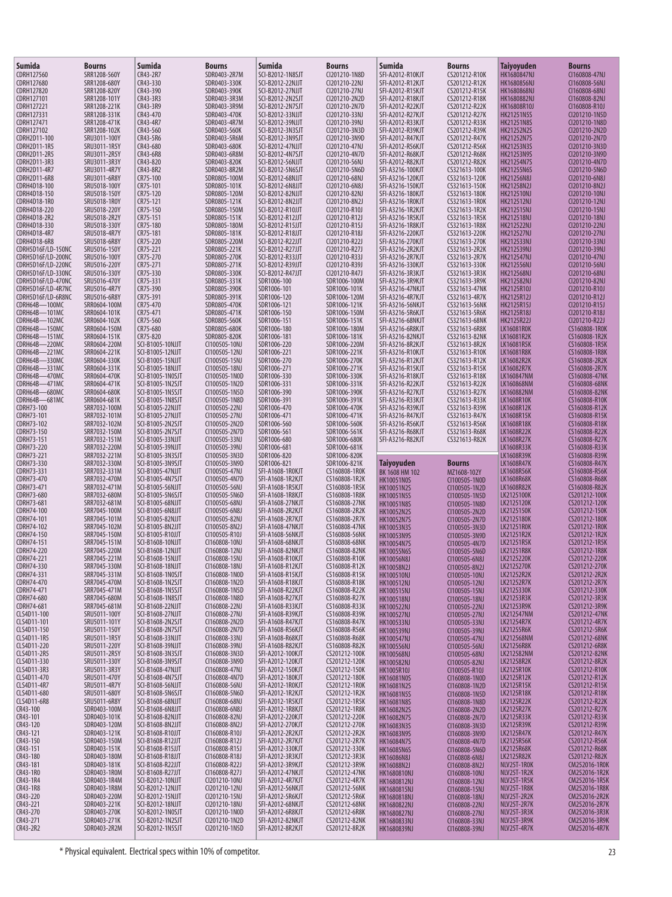| Sumida | Bourns |
|---|---|
| CDRH127560 | SRR1208-560Y |
| CDRH127680 | SRR1208-680Y |
| CDRH127820 | SRR1208-820Y |
| CDRH127101 | SRR1208-101Y |
| CDRH127221 | SRR1208-221K |
| CDRH127331 | SRR1208-331K |
| CDRH127471 | SRR1208-471K |
| CDRH127102 | SRR1208-102K |
| CDRH2D11-100 | SRU3011-100Y |
| CDRH2D11-1R5 | SRU3011-1R5Y |
| CDRH2D11-2R5 | SRU3011-2R5Y |
| CDRH2D11-3R3 | SRU3011-3R3Y |
| CDRH2D11-4R7 | SRU3011-4R7Y |
| CDRH2D11-6R8 | SRU3011-6R8Y |
| CDRH4D18-100 | SRU5018-100Y |
| CDRH4D18-150 | SRU5018-150Y |
| CDRH4D18-1R0 | SRU5018-1R0Y |
| CDRH4D18-220 | SRU5018-220Y |
| CDRH4D18-2R2 | SRU5018-2R2Y |
| CDRH4D18-330 | SRU5018-330Y |
| CDRH4D18-4R7 | SRU5018-4R7Y |
| CDRH4D18-6R8 | SRU5018-6R8Y |
| CDRH5D16F/LD-150NC | SRU5016-150Y |
| CDRH5D16F/LD-200NC | SRU5016-100Y |
| CDRH5D16F/LD-220NC | SRU5016-220Y |
| CDRH5D16F/LD-330NC | SRU5016-330Y |
| CDRH5D16F/LD-470NC | SRU5016-470Y |
| CDRH5D16F/LD-4R7NC | SRU5016-4R7Y |
| CDRH5D16F/LD-6R8NC | SRU5016-6R8Y |
| CDRH64B—100MC | SRR0604-100M |
| CDRH64B—101MC | SRR0604-101K |
| CDRH64B—102MC | SRR0604-102K |
| CDRH64B—150MC | SRR0604-150M |
| CDRH64B—151MC | SRR0604-151K |
| CDRH64B—220MC | SRR0604-220M |
| CDRH64B—221MC | SRR0604-221K |
| CDRH64B—330MC | SRR0604-330K |
| CDRH64B—331MC | SRR0604-331K |
| CDRH64B—470MC | SRR0604-470K |
| CDRH64B—471MC | SRR0604-471K |
| CDRH64B—680MC | SRR0604-680K |
| CDRH64B—681MC | SRR0604-681K |
| CDRH73-100 | SRR7032-100M |
| CDRH73-101 | SRR7032-101M |
| CDRH73-102 | SRR7032-102M |
| CDRH73-150 | SRR7032-150M |
| CDRH73-151 | SRR7032-151M |
| CDRH73-220 | SRR7032-220M |
| CDRH73-221 | SRR7032-221M |
| CDRH73-330 | SRR7032-330M |
| CDRH73-331 | SRR7032-331M |
| CDRH73-470 | SRR7032-470M |
| CDRH73-471 | SRR7032-471M |
| CDRH73-680 | SRR7032-680M |
| CDRH73-681 | SRR7032-681M |
| CDRH74-100 | SRR7045-100M |
| CDRH74-101 | SRR7045-101M |
| CDRH74-102 | SRR7045-102M |
| CDRH74-150 | SRR7045-150M |
| CDRH74-151 | SRR7045-151M |
| CDRH74-220 | SRR7045-220M |
| CDRH74-221 | SRR7045-221M |
| CDRH74-330 | SRR7045-330M |
| CDRH74-331 | SRR7045-331M |
| CDRH74-470 | SRR7045-470M |
| CDRH74-471 | SRR7045-471M |
| CDRH74-680 | SRR7045-680M |
| CDRH74-681 | SRR7045-681M |
| CLS4D11-100 | SRU5011-100Y |
| CLS4D11-101 | SRU5011-101Y |
| CLS4D11-150 | SRU5011-150Y |
| CLS4D11-1R5 | SRU5011-1R5Y |
| CLS4D11-220 | SRU5011-220Y |
| CLS4D11-2R5 | SRU5011-2R5Y |
| CLS4D11-330 | SRU5011-330Y |
| CLS4D11-3R3 | SRU5011-3R3Y |
| CLS4D11-470 | SRU5011-470Y |
| CLS4D11-4R7 | SRU5011-4R7Y |
| CLS4D11-680 | SRU5011-680Y |
| CLS4D11-6R8 | SRU5011-6R8Y |
| CR43-100 | SDR0403-100M |
| CR43-101 | SDR0403-101K |
| CR43-120 | SDR0403-120M |
| CR43-121 | SDR0403-121K |
| CR43-150 | SDR0403-150M |
| CR43-151 | SDR0403-151K |
| CR43-180 | SDR0403-180M |
| CR43-181 | SDR0403-181K |
| CR43-1R0 | SDR0403-1R0M |
| CR43-1R4 | SDR0403-1R4M |
| CR43-1R8 | SDR0403-1R8M |
| CR43-220 | SDR0403-220M |
| CR43-221 | SDR0403-221K |
| CR43-270 | SDR0403-270K |
| CR43-271 | SDR0403-271K |
| CR43-2R2 | SDR0403-2R2M |
| CR43-2R7 | SDR0403-2R7M |
| CR43-330 | SDR0403-330K |
| CR43-390 | SDR0403-390K |
| CR43-3R3 | SDR0403-3R3M |
| CR43-3R9 | SDR0403-3R9M |
| CR43-470 | SDR0403-470K |
| CR43-4R7 | SDR0403-4R7M |
| CR43-560 | SDR0403-560K |
| CR43-5R6 | SDR0403-5R6M |
| CR43-680 | SDR0403-680K |
| CR43-6R8 | SDR0403-6R8M |
| CR43-820 | SDR0403-820K |
| CR43-8R2 | SDR0403-8R2M |
| CR75-100 | SDR0805-100M |
| CR75-101 | SDR0805-101K |
| CR75-120 | SDR0805-120M |
| CR75-121 | SDR0805-121K |
| CR75-150 | SDR0805-150M |
| CR75-151 | SDR0805-151K |
| CR75-180 | SDR0805-180M |
| CR75-181 | SDR0805-181K |
| CR75-220 | SDR0805-220M |
| CR75-221 | SDR0805-221K |
| CR75-270 | SDR0805-270K |
| CR75-271 | SDR0805-271K |
| CR75-330 | SDR0805-330K |
| CR75-331 | SDR0805-331K |
| CR75-390 | SDR0805-390K |
| CR75-391 | SDR0805-391K |
| CR75-470 | SDR0805-470K |
| CR75-471 | SDR0805-471K |
| CR75-560 | SDR0805-560K |
| CR75-680 | SDR0805-680K |
| CR75-820 | SDR0805-820K |
| SCI-B1005-10NJJT | CI100505-10NJ |
| SCI-B1005-12NJJT | CI100505-12NJ |
| SCI-B1005-15NJJT | CI100505-15NJ |
| SCI-B1005-18NJJT | CI100505-18NJ |
| SCI-B1005-1N0SJT | CI100505-1N0D |
| SCI-B1005-1N2SJT | CI100505-1N2D |
| SCI-B1005-1N5SJT | CI100505-1N5D |
| SCI-B1005-1N8SJT | CI100505-1N8D |
| SCI-B1005-22NJJT | CI100505-22NJ |
| SCI-B1005-27NJJT | CI100505-27NJ |
| SCI-B1005-2N2SJT | CI100505-2N2D |
| SCI-B1005-2N7SJT | CI100505-2N7D |
| SCI-B1005-33NJJT | CI100505-33NJ |
| SCI-B1005-39NJJT | CI100505-39NJ |
| SCI-B1005-3N3SJT | CI100505-3N3D |
| SCI-B1005-3N9SJT | CI100505-3N9D |
| SCI-B1005-47NJJT | CI100505-47NJ |
| SCI-B1005-4N7SJT | CI100505-4N7D |
| SCI-B1005-56NJJT | CI100505-56NJ |
| SCI-B1005-5N6SJT | CI100505-5N6D |
| SCI-B1005-68NJJT | CI100505-68NJ |
| SCI-B1005-6N8JJT | CI100505-6N8J |
| SCI-B1005-82NJJT | CI100505-82NJ |
| SCI-B1005-8N2JJT | CI100505-8N2J |
| SCI-B1005-R10JJT | CI100505-R10J |
| SCI-B1608-10NJJT | CI160808-10NJ |
| SCI-B1608-12NJJT | CI160808-12NJ |
| SCI-B1608-15NJJT | CI160808-15NJ |
| SCI-B1608-18NJJT | CI160808-18NJ |
| SCI-B1608-1N0SJT | CI160808-1N0D |
| SCI-B1608-1N2SJT | CI160808-1N2D |
| SCI-B1608-1N5SJT | CI160808-1N5D |
| SCI-B1608-1N8SJT | CI160808-1N8D |
| SCI-B1608-22NJJT | CI160808-22NJ |
| SCI-B1608-27NJJT | CI160808-27NJ |
| SCI-B1608-2N2SJT | CI160808-2N2D |
| SCI-B1608-2N7SJT | CI160808-2N7D |
| SCI-B1608-33NJJT | CI160808-33NJ |
| SCI-B1608-39NJJT | CI160808-39NJ |
| SCI-B1608-3N3SJT | CI160808-3N3D |
| SCI-B1608-3N9SJT | CI160808-3N9D |
| SCI-B1608-47NJJT | CI160808-47NJ |
| SCI-B1608-4N7SJT | CI160808-4N7D |
| SCI-B1608-56NJJT | CI160808-56NJ |
| SCI-B1608-5N6SJT | CI160808-5N6D |
| SCI-B1608-68NJJT | CI160808-68NJ |
| SCI-B1608-6N8JJT | CI160808-6N8J |
| SCI-B1608-82NJJT | CI160808-82NJ |
| SCI-B1608-8N2JJT | CI160808-8N2J |
| SCI-B1608-R10JJT | CI160808-R10J |
| SCI-B1608-R12JJT | CI160808-R12J |
| SCI-B1608-R15JJT | CI160808-R15J |
| SCI-B1608-R18JJT | CI160808-R18J |
| SCI-B1608-R22JJT | CI160808-R22J |
| SCI-B1608-R27JJT | CI160808-R27J |
| SCI-B2012-10NJJT | CI201210-10NJ |
| SCI-B2012-12NJJT | CI201210-12NJ |
| SCI-B2012-15NJJT | CI201210-15NJ |
| SCI-B2012-18NJJT | CI201210-18NJ |
| SCI-B2012-1N0SJT | CI201210-1N0D |
| SCI-B2012-1N2SJT | CI201210-1N2D |
| SCI-B2012-1N5SJT | CI201210-1N5D |
| SCI-B2012-1N8SJT | CI201210-1N8D |
| SCI-B2012-22NJJT | CI201210-22NJ |
| SCI-B2012-27NJJT | CI201210-27NJ |
| SCI-B2012-2N2SJT | CI201210-2N2D |
| SCI-B2012-2N7SJT | CI201210-2N7D |
| SCI-B2012-33NJJT | CI201210-33NJ |
| SCI-B2012-39NJJT | CI201210-39NJ |
| SCI-B2012-3N3SJT | CI201210-3N3D |
| SCI-B2012-3N9SJT | CI201210-3N9D |
| SCI-B2012-47NJJT | CI201210-47NJ |
| SCI-B2012-4N7SJT | CI201210-4N7D |
| SCI-B2012-56NJJT | CI201210-56NJ |
| SCI-B2012-5N6SJT | CI201210-5N6D |
| SCI-B2012-68NJJT | CI201210-68NJ |
| SCI-B2012-6N8JJT | CI201210-6N8J |
| SCI-B2012-82NJJT | CI201210-82NJ |
| SCI-B2012-8N2JJT | CI201210-8N2J |
| SCI-B2012-R10JJT | CI201210-R10J |
| SCI-B2012-R12JJT | CI201210-R12J |
| SCI-B2012-R15JJT | CI201210-R15J |
| SCI-B2012-R18JJT | CI201210-R18J |
| SCI-B2012-R22JJT | CI201210-R22J |
| SCI-B2012-R27JJT | CI201210-R27J |
| SCI-B2012-R33JJT | CI201210-R33J |
| SCI-B2012-R39JJT | CI201210-R39J |
| SCI-B2012-R47JJT | CI201210-R47J |
| SDR1006-100 | SDR1006-100M |
| SDR1006-101 | SDR1006-101K |
| SDR1006-120 | SDR1006-120M |
| SDR1006-121 | SDR1006-121K |
| SDR1006-150 | SDR1006-150M |
| SDR1006-151 | SDR1006-151K |
| SDR1006-180 | SDR1006-180M |
| SDR1006-181 | SDR1006-181K |
| SDR1006-220 | SDR1006-220M |
| SDR1006-221 | SDR1006-221K |
| SDR1006-270 | SDR1006-270K |
| SDR1006-271 | SDR1006-271K |
| SDR1006-330 | SDR1006-330K |
| SDR1006-331 | SDR1006-331K |
| SDR1006-390 | SDR1006-390K |
| SDR1006-391 | SDR1006-391K |
| SDR1006-470 | SDR1006-470K |
| SDR1006-471 | SDR1006-471K |
| SDR1006-560 | SDR1006-560K |
| SDR1006-561 | SDR1006-561K |
| SDR1006-680 | SDR1006-680K |
| SDR1006-681 | SDR1006-681K |
| SDR1006-820 | SDR1006-820K |
| SDR1006-821 | SDR1006-821K |
| SFI-A1608-1R0KJT | CS160808-1R0K |
| SFI-A1608-1R2KJT | CS160808-1R2K |
| SFI-A1608-1R5KJT | CS160808-1R5K |
| SFI-A1608-1R8KJT | CS160808-1R8K |
| SFI-A1608-27NKJT | CS160808-27NK |
| SFI-A1608-2R2KJT | CS160808-2R2K |
| SFI-A1608-2R7KJT | CS160808-2R7K |
| SFI-A1608-47NKJT | CS160808-47NK |
| SFI-A1608-56NKJT | CS160808-56NK |
| SFI-A1608-68NKJT | CS160808-68NK |
| SFI-A1608-82NKJT | CS160808-82NK |
| SFI-A1608-R10KJT | CS160808-R10K |
| SFI-A1608-R12KJT | CS160808-R12K |
| SFI-A1608-R15KJT | CS160808-R15K |
| SFI-A1608-R18KJT | CS160808-R18K |
| SFI-A1608-R22KJT | CS160808-R22K |
| SFI-A1608-R27KJT | CS160808-R27K |
| SFI-A1608-R33KJT | CS160808-R33K |
| SFI-A1608-R39KJT | CS160808-R39K |
| SFI-A1608-R47KJT | CS160808-R47K |
| SFI-A1608-R56KJT | CS160808-R56K |
| SFI-A1608-R68KJT | CS160808-R68K |
| SFI-A1608-R82KJT | CS160808-R82K |
| SFI-A2012-100KJT | CS201212-100K |
| SFI-A2012-120KJT | CS201212-120K |
| SFI-A2012-150KJT | CS201212-150K |
| SFI-A2012-180KJT | CS201212-180K |
| SFI-A2012-1R0KJT | CS201212-1R0K |
| SFI-A2012-1R2KJT | CS201212-1R2K |
| SFI-A2012-1R5KJT | CS201212-1R5K |
| SFI-A2012-1R8KJT | CS201212-1R8K |
| SFI-A2012-220KJT | CS201212-220K |
| SFI-A2012-270KJT | CS201212-270K |
| SFI-A2012-2R2KJT | CS201212-2R2K |
| SFI-A2012-2R7KJT | CS201212-2R7K |
| SFI-A2012-330KJT | CS201212-330K |
| SFI-A2012-3R3KJT | CS201212-3R3K |
| SFI-A2012-3R9KJT | CS201212-3R9K |
| SFI-A2012-47NKJT | CS201212-47NK |
| SFI-A2012-4R7KJT | CS201212-4R7K |
| SFI-A2012-56NKJT | CS201212-56NK |
| SFI-A2012-5R6KJT | CS201212-5R6K |
| SFI-A2012-68NKJT | CS201212-68NK |
| SFI-A2012-6R8KJT | CS201212-6R8K |
| SFI-A2012-82NKJT | CS201212-82NK |
| SFI-A2012-8R2KJT | CS201212-8R2K |
| SFI-A2012-R10KJT | CS201212-R10K |
| SFI-A2012-R12KJT | CS201212-R12K |
| SFI-A2012-R15KJT | CS201212-R15K |
| SFI-A2012-R18KJT | CS201212-R18K |
| SFI-A2012-R22KJT | CS201212-R22K |
| SFI-A2012-R27KJT | CS201212-R27K |
| SFI-A2012-R33KJT | CS201212-R33K |
| SFI-A2012-R39KJT | CS201212-R39K |
| SFI-A2012-R47KJT | CS201212-R47K |
| SFI-A2012-R56KJT | CS201212-R56K |
| SFI-A2012-R68KJT | CS201212-R68K |
| SFI-A2012-R82KJT | CS201212-R82K |
| SFI-A3216-100KJT | CS321613-100K |
| SFI-A3216-120KJT | CS321613-120K |
| SFI-A3216-150KJT | CS321613-150K |
| SFI-A3216-180KJT | CS321613-180K |
| SFI-A3216-1R0KJT | CS321613-1R0K |
| SFI-A3216-1R2KJT | CS321613-1R2K |
| SFI-A3216-1R5KJT | CS321613-1R5K |
| SFI-A3216-1R8KJT | CS321613-1R8K |
| SFI-A3216-220KJT | CS321613-220K |
| SFI-A3216-270KJT | CS321613-270K |
| SFI-A3216-2R2KJT | CS321613-2R2K |
| SFI-A3216-2R7KJT | CS321613-2R7K |
| SFI-A3216-330KJT | CS321613-330K |
| SFI-A3216-3R3KJT | CS321613-3R3K |
| SFI-A3216-3R9KJT | CS321613-3R9K |
| SFI-A3216-47NKJT | CS321613-47NK |
| SFI-A3216-4R7KJT | CS321613-4R7K |
| SFI-A3216-56NKJT | CS321613-56NK |
| SFI-A3216-5R6KJT | CS321613-5R6K |
| SFI-A3216-68NKJT | CS321613-68NK |
| SFI-A3216-6R8KJT | CS321613-6R8K |
| SFI-A3216-82NKJT | CS321613-82NK |
| SFI-A3216-8R2KJT | CS321613-8R2K |
| SFI-A3216-R10KJT | CS321613-R10K |
| SFI-A3216-R12KJT | CS321613-R12K |
| SFI-A3216-R15KJT | CS321613-R15K |
| SFI-A3216-R18KJT | CS321613-R18K |
| SFI-A3216-R22KJT | CS321613-R22K |
| SFI-A3216-R27KJT | CS321613-R27K |
| SFI-A3216-R33KJT | CS321613-R33K |
| SFI-A3216-R39KJT | CS321613-R39K |
| SFI-A3216-R47KJT | CS321613-R47K |
| SFI-A3216-R56KJT | CS321613-R56K |
| SFI-A3216-R68KJT | CS321613-R68K |
| SFI-A3216-R82KJT | CS321613-R82K |

| Taiyoyuden | Bourns |
|---|---|
| BK 1608 HM 102 | MZ1608-102Y |
| HK10051N0S | CI100505-1N0D |
| HK10051N2S | CI100505-1N2D |
| HK10051N5S | CI100505-1N5D |
| HK10051N8S | CI100505-1N8D |
| HK10052N2S | CI100505-2N2D |
| HK10052N7S | CI100505-2N7D |
| HK10053N3S | CI100505-3N3D |
| HK10053N9S | CI100505-3N9D |
| HK10054N7S | CI100505-4N7D |
| HK10055N6S | CI100505-5N6D |
| HK10056N8J | CI100505-6N8J |
| HK10058N2J | CI100505-8N2J |
| HK100510NJ | CI100505-10NJ |
| HK100512NJ | CI100505-12NJ |
| HK100515NJ | CI100505-15NJ |
| HK100518NJ | CI100505-18NJ |
| HK100522NJ | CI100505-22NJ |
| HK100527NJ | CI100505-27NJ |
| HK100533NJ | CI100505-33NJ |
| HK100539NJ | CI100505-39NJ |
| HK100547NJ | CI100505-47NJ |
| HK100556NJ | CI100505-56NJ |
| HK100568NJ | CI100505-68NJ |
| HK100582NJ | CI100505-82NJ |
| HK1005R10J | CI100505-R10J |
| HK16081N0S | CI160808-1N0D |
| HK16081N2S | CI160808-1N2D |
| HK16081N5S | CI160808-1N5D |
| HK16081N8S | CI160808-1N8D |
| HK16082N2S | CI160808-2N2D |
| HK16082N7S | CI160808-2N7D |
| HK16083N3S | CI160808-3N3D |
| HK16083N9S | CI160808-3N9D |
| HK16084N7S | CI160808-4N7D |
| HK16085N6S | CI160808-5N6D |
| HK16086N8J | CI160808-6N8J |
| HK16088N2J | CI160808-8N2J |
| HK1680810NJ | CI160808-10NJ |
| HK1680812NJ | CI160808-12NJ |
| HK1680815NJ | CI160808-15NJ |
| HK1680818NJ | CI160808-18NJ |
| HK1680822NJ | CI160808-22NJ |
| HK1680827NJ | CI160808-27NJ |
| HK1680833NJ | CI160808-33NJ |
| HK1680839NJ | CI160808-39NJ |
| HK1680847NJ | CI160808-47NJ |
| HK1680856NJ | CI160808-56NJ |
| HK1680868NJ | CI160808-68NJ |
| HK1680882NJ | CI160808-82NJ |
| HK16808R10J | CI160808-R10J |
| HK21251N5S | CI201210-1N5D |
| HK21251N8S | CI201210-1N8D |
| HK21252N2S | CI201210-2N2D |
| HK21252N7S | CI201210-2N7D |
| HK21253N3S | CI201210-3N3D |
| HK21253N9S | CI201210-3N9D |
| HK21254N7S | CI201210-4N7D |
| HK21255N6S | CI201210-5N6D |
| HK21256N8J | CI201210-6N8J |
| HK21258N2J | CI201210-8N2J |
| HK212510NJ | CI201210-10NJ |
| HK212512NJ | CI201210-12NJ |
| HK212515NJ | CI201210-15NJ |
| HK212518NJ | CI201210-18NJ |
| HK212522NJ | CI201210-22NJ |
| HK212527NJ | CI201210-27NJ |
| HK212533NJ | CI201210-33NJ |
| HK212539NJ | CI201210-39NJ |
| HK212547NJ | CI201210-47NJ |
| HK212556NJ | CI201210-56NJ |
| HK212568NJ | CI201210-68NJ |
| HK212582NJ | CI201210-82NJ |
| HK2125R10J | CI201210-R10J |
| HK2125R12J | CI201210-R12J |
| HK2125R15J | CI201210-R15J |
| HK2125R18J | CI201210-R18J |
| HK2125R22J | CI201210-R22J |
| LK16081R0K | CS160808-1R0K |
| LK16081R2K | CS160808-1R2K |
| LK16081R5K | CS160808-1R5K |
| LK16081R8K | CS160808-1R8K |
| LK16082R2K | CS160808-2R2K |
| LK16082R7K | CS160808-2R7K |
| LK160847NM | CS160808-47NK |
| LK160868NM | CS160808-68NK |
| LK160882NM | CS160808-82NK |
| LK1608R10K | CS160808-R10K |
| LK1608R12K | CS160808-R12K |
| LK1608R15K | CS160808-R15K |
| LK1608R18K | CS160808-R18K |
| LK1608R22K | CS160808-R22K |
| LK1608R27K | CS160808-R27K |
| LK1608R33K | CS160808-R33K |
| LK1608R39K | CS160808-R39K |
| LK1608R47K | CS160808-R47K |
| LK1608R56K | CS160808-R56K |
| LK1608R68K | CS160808-R68K |
| LK1608R82K | CS160808-R82K |
| LK2125100K | CS201212-100K |
| LK2125120K | CS201212-120K |
| LK2125150K | CS201212-150K |
| LK2125180K | CS201212-180K |
| LK21251R0K | CS201212-1R0K |
| LK21251R2K | CS201212-1R2K |
| LK21251R5K | CS201212-1R5K |
| LK21251R8K | CS201212-1R8K |
| LK2125220K | CS201212-220K |
| LK2125270K | CS201212-270K |
| LK21252R2K | CS201212-2R2K |
| LK21252R7K | CS201212-2R7K |
| LK2125330K | CS201212-330K |
| LK21253R3K | CS201212-3R3K |
| LK21253R9K | CS201212-3R9K |
| LK212547NM | CS201212-47NK |
| LK21254R7K | CS201212-4R7K |
| LK21255R6K | CS201212-5R6K |
| LK212568NM | CS201212-68NK |
| LK21256R8K | CS201212-6R8K |
| LK212582NM | CS201212-82NK |
| LK21258R2K | CS201212-8R2K |
| LK2125R10K | CS201212-R10K |
| LK2125R12K | CS201212-R12K |
| LK2125R15K | CS201212-R15K |
| LK2125R18K | CS201212-R18K |
| LK2125R22K | CS201212-R22K |
| LK2125R27K | CS201212-R27K |
| LK2125R33K | CS201212-R33K |
| LK2125R39K | CS201212-R39K |
| LK2125R47K | CS201212-R47K |
| LK2125R56K | CS201212-R56K |
| LK2125R68K | CS201212-R68K |
| LK2125R82K | CS201212-R82K |
| NLV25T-1R0K | CM252016-1R0K |
| NLV25T-1R2K | CM252016-1R2K |
| NLV25T-1R5K | CM252016-1R5K |
| NLV25T-1R8K | CM252016-1R8K |
| NLV25T-2R2K | CM252016-2R2K |
| NLV25T-2R7K | CM252016-2R7K |
| NLV25T-3R3K | CM252016-3R3K |
| NLV25T-3R9K | CM252016-3R9K |
| NLV25T-4R7K | CM252016-4R7K |

* Physical equivalent. Electrical specs within 10% of competitor.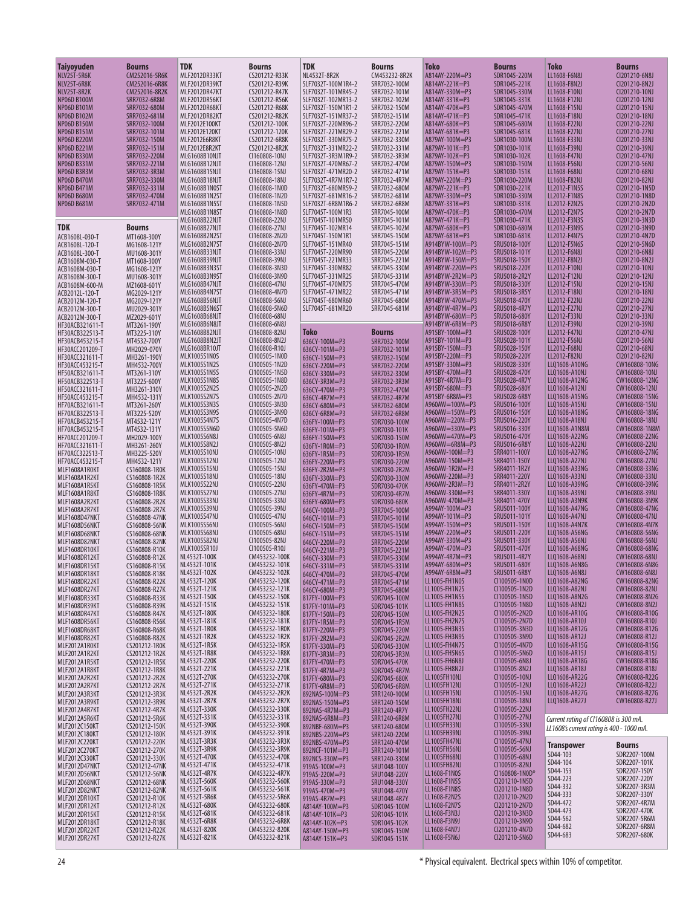| Taiyoyuden | Bourns |
|---|---|
| NLV25T-5R6K | CM252016-5R6K |
| NLV25T-6R8K | CM252016-6R8K |
| NLV25T-8R2K | CM252016-8R2K |
| NP06D B100M | SRR7032-6R8M |
| NP06D B101M | SRR7032-680M |
| NP06D B102M | SRR7032-681M |
| NP06D B150M | SRR7032-100M |
| NP06D B151M | SRR7032-101M |
| NP06D B220M | SRR7032-150M |
| NP06D B221M | SRR7032-151M |
| NP06D B330M | SRR7032-220M |
| NP06D B331M | SRR7032-221M |
| NP06D B3R3M | SRR7032-3R3M |
| NP06D B470M | SRR7032-330M |
| NP06D B471M | SRR7032-331M |
| NP06D B680M | SRR7032-470M |
| NP06D B681M | SRR7032-471M |

| TDK | Bourns |
|---|---|
| ACB1608L-030-T | MT1608-300Y |
| ACB1608L-120-T | MG1608-121Y |
| ACB1608L-300-T | MU1608-301Y |
| ACB1608M-030-T | MT1608-300Y |
| ACB1608M-030-T | MG1608-121Y |
| ACB1608M-300-T | MU1608-301Y |
| ACB1608M-600-M | MZ1608-601Y |
| ACB2012L-120-T | MG2029-121Y |
| ACB2012M-120-T | MG2029-121Y |
| ACB2012M-300-T | MU2029-301Y |
| ACB2012M-300-T | MZ2029-601Y |
| HF30ACB321611-T | MT3261-190Y |
| HF30ACB322513-T | MT3225-310Y |
| HF30ACB453215-T | MT4532-700Y |
| HF30ACC201209-T | MH2029-070Y |
| HF30ACC321611-T | MH3261-190Y |
| HF30ACC453215-T | MH4532-700Y |
| HF50ACB321611-T | MT3261-310Y |
| HF50ACB322513-T | MT3225-600Y |
| HF50ACC321611-T | MH3261-310Y |
| HF50ACC453215-T | MH4532-121Y |
| HF70ACB321611-T | MT3261-260Y |
| HF70ACB322513-T | MT3225-520Y |
| HF70ACB453215-T | MT4532-121Y |
| HF70ACB453215-T | MT4532-131Y |
| HF70ACC201209-T | MH2029-100Y |
| HF70ACC321611-T | MH3261-260Y |
| HF70ACC322513-T | MH3225-520Y |
| HF70ACC453215-T | MH4532-121Y |
| MLF1608A1R0KT | CS160808-1R0K |
| MLF1608A1R2KT | CS160808-1R2K |
| MLF1608A1R5KT | CS160808-1R5K |
| MLF1608A1R8KT | CS160808-1R8K |
| MLF1608A2R2KT | CS160808-2R2K |
| MLF1608A2R7KT | CS160808-2R7K |
| MLF1608D47NKT | CS160808-47NK |
| MLF1608D56NKT | CS160808-56NK |
| MLF1608D68NKT | CS160808-68NK |
| MLF1608D82NKT | CS160808-82NK |
| MLF1608DR10KT | CS160808-R10K |
| MLF1608DR12KT | CS160808-R12K |
| MLF1608DR15KT | CS160808-R15K |
| MLF1608DR18KT | CS160808-R18K |
| MLF1608DR22KT | CS160808-R22K |
| MLF1608DR27KT | CS160808-R27K |
| MLF1608DR33KT | CS160808-R33K |
| MLF1608DR39KT | CS160808-R39K |
| MLF1608DR47KT | CS160808-R47K |
| MLF1608DR56KT | CS160808-R56K |
| MLF1608DR68KT | CS160808-R68K |
| MLF1608DR82KT | CS160808-R82K |
| MLF2012A1R0KT | CS201212-1R0K |
| MLF2012A1R2KT | CS201212-1R2K |
| MLF2012A1R5KT | CS201212-1R5K |
| MLF2012A1R8KT | CS201212-1R8K |
| MLF2012A2R2KT | CS201212-2R2K |
| MLF2012A2R7KT | CS201212-2R7K |
| MLF2012A3R3KT | CS201212-3R3K |
| MLF2012A3R9KT | CS201212-3R9K |
| MLF2012A4R7KT | CS201212-4R7K |
| MLF2012A5R6KT | CS201212-5R6K |
| MLF2012C150KT | CS201212-150K |
| MLF2012C180KT | CS201212-180K |
| MLF2012C220KT | CS201212-220K |
| MLF2012C270KT | CS201212-270K |
| MLF2012C330KT | CS201212-330K |
| MLF2012D47NKT | CS201212-47NK |
| MLF2012D56NKT | CS201212-56NK |
| MLF2012D68NKT | CS201212-68NK |
| MLF2012D82NKT | CS201212-82NK |
| MLF2012DR10KT | CS201212-R10K |
| MLF2012DR12KT | CS201212-R12K |
| MLF2012DR15KT | CS201212-R15K |
| MLF2012DR18KT | CS201212-R18K |
| MLF2012DR22KT | CS201212-R22K |
| MLF2012DR27KT | CS201212-R27K |

| TDK | Bourns |
|---|---|
| MLF2012DR33KT | CS201212-R33K |
| MLF2012DR39KT | CS201212-R39K |
| MLF2012DR47KT | CS201212-R47K |
| MLF2012DR56KT | CS201212-R56K |
| MLF2012DR68KT | CS201212-R68K |
| MLF2012DR82KT | CS201212-R82K |
| MLF2012E100KT | CS201212-100K |
| MLF2012E120KT | CS201212-120K |
| MLF2012E6R8KT | CS201212-6R8K |
| MLF2012E8R2KT | CS201212-8R2K |
| MLG1608B10NJT | CI160808-10NJ |
| MLG1608B12NJT | CI160808-12NJ |
| MLG1608B15NJT | CI160808-15NJ |
| MLG1608B18NJT | CI160808-18NJ |
| MLG1608B1N0ST | CI160808-1N0D |
| MLG1608B1N2ST | CI160808-1N2D |
| MLG1608B1N5ST | CI160808-1N5D |
| MLG1608B1N8ST | CI160808-1N8D |
| MLG1608B22NJT | CI160808-22NJ |
| MLG1608B27NJT | CI160808-27NJ |
| MLG1608B2N2ST | CI160808-2N2D |
| MLG1608B2N7ST | CI160808-2N7D |
| MLG1608B33NJT | CI160808-33NJ |
| MLG1608B39NJT | CI160808-39NJ |
| MLG1608B3N3ST | CI160808-3N3D |
| MLG1608B3N9ST | CI160808-3N9D |
| MLG1608B47NJT | CI160808-47NJ |
| MLG1608B4N7ST | CI160808-4N7D |
| MLG1608B56NJT | CI160808-56NJ |
| MLG1608B5N6ST | CI160808-5N6D |
| MLG1608B68NJT | CI160808-68NJ |
| MLG1608B6N8JT | CI160808-6N8J |
| MLG1608B82NJT | CI160808-82NJ |
| MLG1608B8N2JT | CI160808-8N2J |
| MLG1608BR10JT | CI160808-R10J |
| MLK1005S1N0S | CI100505-1N0D |
| MLK1005S1N2S | CI100505-1N2D |
| MLK1005S1N5S | CI100505-1N5D |
| MLK1005S1N8S | CI100505-1N8D |
| MLK1005S2N2S | CI100505-2N2D |
| MLK1005S2N7S | CI100505-2N7D |
| MLK1005S3N3S | CI100505-3N3D |
| MLK1005S3N9S | CI100505-3N9D |
| MLK1005S4N7S | CI100505-4N7D |
| MLK1005S5N6D | CI100505-5N6D |
| MLK1005S6N8J | CI100505-6N8J |
| MLK1005S8N2J | CI100505-8N2J |
| MLK1005S10NJ | CI100505-10NJ |
| MLK1005S12NJ | CI100505-12NJ |
| MLK1005S15NJ | CI100505-15NJ |
| MLK1005S18NJ | CI100505-18NJ |
| MLK1005S22NJ | CI100505-22NJ |
| MLK1005S27NJ | CI100505-27NJ |
| MLK1005S33NJ | CI100505-33NJ |
| MLK1005S39NJ | CI100505-39NJ |
| MLK1005S47NJ | CI100505-47NJ |
| MLK1005S56NJ | CI100505-56NJ |
| MLK1005S68NJ | CI100505-68NJ |
| MLK1005S82NJ | CI100505-82NJ |
| MLK1005SR10J | CI100505-R10J |
| NL4532T-100K | CM453232-100K |
| NL4532T-101K | CM453232-101K |
| NL4532T-102K | CM453232-102K |
| NL4532T-120K | CM453232-120K |
| NL4532T-121K | CM453232-121K |
| NL4532T-150K | CM453232-150K |
| NL4532T-151K | CM453232-151K |
| NL4532T-180K | CM453232-180K |
| NL4532T-181K | CM453232-181K |
| NL4532T-1R0K | CM453232-1R0K |
| NL4532T-1R2K | CM453232-1R2K |
| NL4532T-1R5K | CM453232-1R5K |
| NL4532T-1R8K | CM453232-1R8K |
| NL4532T-220K | CM453232-220K |
| NL4532T-221K | CM453232-221K |
| NL4532T-270K | CM453232-270K |
| NL4532T-271K | CM453232-271K |
| NL4532T-2R2K | CM453232-2R2K |
| NL4532T-2R7K | CM453232-2R7K |
| NL4532T-330K | CM453232-330K |
| NL4532T-331K | CM453232-331K |
| NL4532T-390K | CM453232-390K |
| NL4532T-391K | CM453232-391K |
| NL4532T-3R3K | CM453232-3R3K |
| NL4532T-3R9K | CM453232-3R9K |
| NL4532T-470K | CM453232-470K |
| NL4532T-471K | CM453232-471K |
| NL4532T-4R7K | CM453232-4R7K |
| NL4532T-560K | CM453232-560K |
| NL4532T-561K | CM453232-561K |
| NL4532T-5R6K | CM453232-5R6K |
| NL4532T-680K | CM453232-680K |
| NL4532T-681K | CM453232-681K |
| NL4532T-6R8K | CM453232-6R8K |
| NL4532T-820K | CM453232-820K |
| NL4532T-821K | CM453232-821K |

| TDK | Bourns |
|---|---|
| NL4532T-8R2K | CM453232-8R2K |
| SLF7032T-100M1R4-2 | SRR7032-100M |
| SLF7032T-101MR45-2 | SRR7032-101M |
| SLF7032T-102MR13-2 | SRR7032-102M |
| SLF7032T-150M1R1-2 | SRR7032-150M |
| SLF7032T-151MR37-2 | SRR7032-151M |
| SLF7032T-220MR96-2 | SRR7032-220M |
| SLF7032T-221MR29-2 | SRR7032-221M |
| SLF7032T-330MR75-2 | SRR7032-330M |
| SLF7032T-331MR22-2 | SRR7032-331M |
| SLF7032T-3R3M1R9-2 | SRR7032-3R3M |
| SLF7032T-470MR67-2 | SRR7032-470M |
| SLF7032T-471MR20-2 | SRR7032-471M |
| SLF7032T-4R7M1R7-2 | SRR7032-4R7M |
| SLF7032T-680MR59-2 | SRR7032-680M |
| SLF7032T-681MR16-2 | SRR7032-681M |
| SLF7032T-6R8M1R6-2 | SRR7032-6R8M |
| SLF7045T-100M1R3 | SRR7045-100M |
| SLF7045T-101MR50 | SRR7045-101M |
| SLF7045T-102MR14 | SRR7045-102M |
| SLF7045T-150M1R1 | SRR7045-150M |
| SLF7045T-151MR40 | SRR7045-151M |
| SLF7045T-220MR90 | SRR7045-220M |
| SLF7045T-221MR33 | SRR7045-221M |
| SLF7045T-330MR82 | SRR7045-330M |
| SLF7045T-331MR25 | SRR7045-331M |
| SLF7045T-470MR75 | SRR7045-470M |
| SLF7045T-471MR22 | SRR7045-471M |
| SLF7045T-680MR60 | SRR7045-680M |
| SLF7045T-681MR20 | SRR7045-681M |

| Toko | Bourns |
|---|---|
| 636CY-100M=P3 | SRR7032-100M |
| 636CY-101M=P3 | SRR7032-101M |
| 636CY-150M=P3 | SRR7032-150M |
| 636CY-151M=P3 | SRR7032-151M |
| 636CY-220M=P3 | SRR7032-220M |
| 636CY-330M=P3 | SRR7032-330M |
| 636CY-3R3M=P3 | SRR7032-3R3M |
| 636CY-470M=P3 | SRR7032-470M |
| 636CY-4R7M=P3 | SRR7032-4R7M |
| 636CY-680M=P3 | SRR7032-680M |
| 636CY-6R8M=P3 | SRR7032-6R8M |
| 636FY-100M=P3 | SDR7030-100M |
| 636FY-101M=P3 | SDR7030-101K |
| 636FY-150M=P3 | SDR7030-150M |
| 636FY-1R0M=P3 | SDR7030-1R0M |
| 636FY-1R5M=P3 | SDR7030-1R5M |
| 636FY-220M=P3 | SDR7030-220M |
| 636FY-2R2M=P3 | SDR7030-2R2M |
| 636FY-330M=P3 | SDR7030-330M |
| 636FY-470M=P3 | SDR7030-470K |
| 636FY-4R7M=P3 | SDR7030-4R7M |
| 636FY-680M=P3 | SDR7030-680K |
| 646CY-100M=P3 | SRR7045-100M |
| 646CY-101M=P3 | SRR7045-101M |
| 646CY-150M=P3 | SRR7045-150M |
| 646CY-151M=P3 | SRR7045-151M |
| 646CY-220M=P3 | SRR7045-220M |
| 646CY-221M=P3 | SRR7045-221M |
| 646CY-330M=P3 | SRR7045-330M |
| 646CY-331M=P3 | SRR7045-331M |
| 646CY-470M=P3 | SRR7045-470M |
| 646CY-471M=P3 | SRR7045-471M |
| 646CY-680M=P3 | SRR7045-680M |
| 817FY-100M=P3 | SDR7045-100M |
| 817FY-101M=P3 | SDR7045-101K |
| 817FY-150M=P3 | SDR7045-150M |
| 817FY-1R5M=P3 | SDR7045-1R5M |
| 817FY-220M=P3 | SDR7045-220M |
| 817FY-2R2M=P3 | SDR7045-2R2M |
| 817FY-330M=P3 | SDR7045-330M |
| 817FY-3R3M=P3 | SDR7045-3R3M |
| 817FY-470M=P3 | SDR7045-470K |
| 817FY-4R7M=P3 | SDR7045-4R7M |
| 817FY-680M=P3 | SDR7045-680K |
| 817FY-6R8M=P3 | SDR7045-6R8M |
| 892NAS-100M=P3 | SRR1240-100M |
| 892NAS-150M=P3 | SRR1240-150M |
| 892NAS-4R7M=P3 | SRR1240-4R7Y |
| 892NAS-6R8M=P3 | SRR1240-6R8M |
| 892NBF-680M=P3 | SRR1240-680M |
| 892NBS-220M=P3 | SRR1240-220M |
| 892NBS-470M=P3 | SRR1240-470M |
| 892NCF-101M=P3 | SRR1240-101M |
| 892NCS-330M=P3 | SRR1240-330M |
| 919AS-100M=P3 | SRU1048-100Y |
| 919AS-220M=P3 | SRU1048-220Y |
| 919AS-330M=P3 | SRU1048-330Y |
| 919AS-470M=P3 | SRU1048-470Y |
| 919AS-4R7M=P3 | SRU1048-4R7Y |
| A814AY-100M=P3 | SDR1045-100M |
| A814AY-101K=P3 | SDR1045-101K |
| A814AY-102K=P3 | SDR1045-102K |
| A814AY-150M=P3 | SDR1045-150M |
| A814AY-151K=P3 | SDR1045-151K |

| Toko | Bourns |
|---|---|
| A814AY-220M=P3 | SDR1045-220M |
| A814AY-221K=P3 | SDR1045-221K |
| A814AY-330M=P3 | SDR1045-330M |
| A814AY-331K=P3 | SDR1045-331K |
| A814AY-470K=P3 | SDR1045-470M |
| A814AY-471K=P3 | SDR1045-471K |
| A814AY-680K=P3 | SDR1045-680M |
| A814AY-681K=P3 | SDR1045-681K |
| A879AY-100M=P3 | SDR1030-100M |
| A879AY-101K=P3 | SDR1030-101K |
| A879AY-102K=P3 | SDR1030-102K |
| A879AY-150M=P3 | SDR1030-150M |
| A879AY-151K=P3 | SDR1030-151K |
| A879AY-220M=P3 | SDR1030-220M |
| A879AY-221K=P3 | SDR1030-221K |
| A879AY-330M=P3 | SDR1030-330M |
| A879AY-331K=P3 | SDR1030-331K |
| A879AY-470K=P3 | SDR1030-470M |
| A879AY-471K=P3 | SDR1030-471K |
| A879AY-680K=P3 | SDR1030-680M |
| A879AY-681K=P3 | SDR1030-681K |
| A914BYW-100M=P3 | SRU5018-100Y |
| A914BYW-102M=P3 | SRU5018-101Y |
| A914BYW-150M=P3 | SRU5018-150Y |
| A914BYW-220M=P3 | SRU5018-220Y |
| A914BYW-2R2M=P3 | SRU5018-2R2Y |
| A914BYW-330M=P3 | SRU5018-330Y |
| A914BYW-3R5M=P3 | SRU5018-3R5Y |
| A914BYW-470M=P3 | SRU5018-470Y |
| A914BYW-4R7M=P3 | SRU5018-4R7Y |
| A914BYW-680M=P3 | SRU5018-680Y |
| A914BYW-6R8M=P3 | SRU5018-6R8Y |
| A915BY-100M=P3 | SRU5028-100Y |
| A915BY-101M=P3 | SRU5028-101Y |
| A915BY-150M=P3 | SRU5028-150Y |
| A915BY-220M=P3 | SRU5028-220Y |
| A915BY-330M=P3 | SRU5028-330Y |
| A915BY-470M=P3 | SRU5028-470Y |
| A915BY-4R7M=P3 | SRU5028-4R7Y |
| A915BY-680M=P3 | SRU5028-680Y |
| A915BY-6R8M=P3 | SRU5028-6R8Y |
| A960AW=100M=P3 | SRU5016-100Y |
| A960AW=150M=P3 | SRU5016-150Y |
| A960AW=220M=P3 | SRU5016-220Y |
| A960AW=330M=P3 | SRU5016-330Y |
| A960AW=470M=P3 | SRU5016-470Y |
| A960AW=6R8M=P3 | SRU5016-6R8Y |
| A960AW-100M=P3 | SRR4011-100Y |
| A960AW-150M=P3 | SRR4011-150Y |
| A960AW-1R2M=P3 | SRR4011-1R2Y |
| A960AW-220M=P3 | SRR4011-220Y |
| A960AW-2R3M=P3 | SRR4011-2R2Y |
| A960AW-330M=P3 | SRR4011-330Y |
| A960AW-470M=P3 | SRR4011-470Y |
| A994AY-100M=P3 | SRU5011-100Y |
| A994AY-101M=P3 | SRU5011-101Y |
| A994AY-150M=P3 | SRU5011-150Y |
| A994AY-220M=P3 | SRU5011-220Y |
| A994AY-330M=P3 | SRU5011-330Y |
| A994AY-470M=P3 | SRU5011-470Y |
| A994AY-4R7M=P3 | SRU5011-4R7Y |
| A994AY-680M=P3 | SRU5011-680Y |
| A994AY-6R8M=P3 | SRU5011-6R8Y |
| LL1005-FH1N0S | CI100505-1N0D |
| LL1005-FH1N2S | CI100505-1N2D |
| LL1005-FH1N5S | CI100505-1N5D |
| LL1005-FH1N8S | CI100505-1N8D |
| LL1005-FH2N2S | CI100505-2N2D |
| LL1005-FH2N7S | CI100505-2N7D |
| LL1005-FH3N3S | CI100505-3N3D |
| LL1005-FH3N9S | CI100505-3N9D |
| LL1005-FH4N7S | CI100505-4N7D |
| LL1005-FH5N6S | CI100505-5N6D |
| LL1005-FH6N8J | CI100505-6N8J |
| LL1005-FH8N2J | CI100505-8N2J |
| LL1005FH10NJ | CI100505-10NJ |
| LL1005FH12NJ | CI100505-12NJ |
| LL1005FH15NJ | CI100505-15NJ |
| LL1005FH18NJ | CI100505-18NJ |
| LL1005FH22NJ | CI100505-22NJ |
| LL1005FH27NJ | CI100505-27NJ |
| LL1005FH33NJ | CI100505-33NJ |
| LL1005FH39NJ | CI100505-39NJ |
| LL1005FH47NJ | CI100505-47NJ |
| LL1005FH56NJ | CI100505-56NJ |
| LL1005FH68NJ | CI100505-68NJ |
| LL1005FH82NJ | CI100505-82NJ |
| LL1608-F1N0S | CI160808-1N0D* |
| LL1608-F1N5S | CI201210-1N5D |
| LL1608-F1N8S | CI201210-1N8D |
| LL1608-F2N2S | CI201210-2N2D |
| LL1608-F2N7S | CI201210-2N7D |
| LL1608-F3N3J | CI201210-3N3D |
| LL1608-F3N9J | CI201210-3N9D |
| LL1608-F4N7J | CI201210-4N7D |
| LL1608-F5N6J | CI201210-5N6D |

| Toko | Bourns |
|---|---|
| LL1608-F6N8J | CI201210-6N8J |
| LL1608-F8N2J | CI201210-8N2J |
| LL1608-F10NJ | CI201210-10NJ |
| LL1608-F12NJ | CI201210-12NJ |
| LL1608-F15NJ | CI201210-15NJ |
| LL1608-F18NJ | CI201210-18NJ |
| LL1608-F22NJ | CI201210-22NJ |
| LL1608-F27NJ | CI201210-27NJ |
| LL1608-F33NJ | CI201210-33NJ |
| LL1608-F39NJ | CI201210-39NJ |
| LL1608-F47NJ | CI201210-47NJ |
| LL1608-F56NJ | CI201210-56NJ |
| LL1608-F68NJ | CI201210-68NJ |
| LL1608-F82NJ | CI201210-82NJ |
| LL2012-F1N5S | CI201210-1N5D |
| LL2012-F1N8S | CI201210-1N8D |
| LL2012-F2N2S | CI201210-2N2D |
| LL2012-F2N7S | CI201210-2N7D |
| LL2012-F3N3S | CI201210-3N3D |
| LL2012-F3N9S | CI201210-3N9D |
| LL2012-F4N7S | CI201210-4N7D |
| LL2012-F5N6S | CI201210-5N6D |
| LL2012-F6N8J | CI201210-6N8J |
| LL2012-F8N2J | CI201210-8N2J |
| LL2012-F10NJ | CI201210-10NJ |
| LL2012-F12NJ | CI201210-12NJ |
| LL2012-F15NJ | CI201210-15NJ |
| LL2012-F18NJ | CI201210-18NJ |
| LL2012-F22NJ | CI201210-22NJ |
| LL2012-F27NJ | CI201210-27NJ |
| LL2012-F33NJ | CI201210-33NJ |
| LL2012-F39NJ | CI201210-39NJ |
| LL2012-F47NJ | CI201210-47NJ |
| LL2012-F56NJ | CI201210-56NJ |
| LL2012-F68NJ | CI201210-68NJ |
| LL2012-F82NJ | CI201210-82NJ |
| LLQ1608-A10NG | CW160808-10NG |
| LLQ1608-A10NJ | CW160808-10NJ |
| LLQ1608-A12NG | CW160808-12NG |
| LLQ1608-A12NJ | CW160808-12NJ |
| LLQ1608-A15NG | CW160808-15NG |
| LLQ1608-A15NJ | CW160808-15NJ |
| LLQ1608-A18NG | CW160808-18NG |
| LLQ1608-A18NJ | CW160808-18NJ |
| LLQ1608-A1N8M | CW160808-1N8M |
| LLQ1608-A22NG | CW160808-22NG |
| LLQ1608-A22NJ | CW160808-22NJ |
| LLQ1608-A27NG | CW160808-27NG |
| LLQ1608-A27NJ | CW160808-27NJ |
| LLQ1608-A33NG | CW160808-33NG |
| LLQ1608-A33NJ | CW160808-33NJ |
| LLQ1608-A39NG | CW160808-39NG |
| LLQ1608-A39NJ | CW160808-39NJ |
| LLQ1608-A3N9K | CW160808-3N9K |
| LLQ1608-A47NG | CW160808-47NG |
| LLQ1608-A47NJ | CW160808-47NJ |
| LLQ1608-A4N7K | CW160808-4N7K |
| LLQ1608-A56NG | CW160808-56NG |
| LLQ1608-A56NJ | CW160808-56NJ |
| LLQ1608-A68NG | CW160808-68NG |
| LLQ1608-A68NJ | CW160808-68NJ |
| LLQ1608-A6N8G | CW160808-6N8G |
| LLQ1608-A6N8J | CW160808-6N8J |
| LLQ1608-A82NG | CW160808-82NG |
| LLQ1608-A82NJ | CW160808-82NJ |
| LLQ1608-A8N2G | CW160808-8N2G |
| LLQ1608-A8N2J | CW160808-8N2J |
| LLQ1608-AR10G | CW160808-R10G |
| LLQ1608-AR10J | CW160808-R10J |
| LLQ1608-AR12G | CW160808-R12G |
| LLQ1608-AR12J | CW160808-R12J |
| LLQ1608-AR15G | CW160808-R15G |
| LLQ1608-AR15J | CW160808-R15J |
| LLQ1608-AR18G | CW160808-R18G |
| LLQ1608-AR18J | CW160808-R18J |
| LLQ1608-AR22G | CW160808-R22G |
| LLQ1608-AR22J | CW160808-R22J |
| LLQ1608-AR27G | CW160808-R27G |
| LLQ1608-AR27J | CW160808-R27J |

*Current rating of CI160808 is 300 mA.*
*LL1608's current rating is 400 - 1000 mA.*

| Transpower | Bourns |
|---|---|
| SD44-103 | SDR2207-100M |
| SD44-104 | SDR2207-101K |
| SD44-153 | SDR2207-150Y |
| SD44-223 | SDR2207-220Y |
| SD44-332 | SDR2207-3R3M |
| SD44-333 | SDR2207-330Y |
| SD44-472 | SDR2207-4R7M |
| SD44-473 | SDR2207-470K |
| SD44-562 | SDR2207-5R6M |
| SD44-682 | SDR2207-6R8M |
| SD44-683 | SDR2207-680K |

\* Physical equivalent. Electrical specs within 10% of competitor.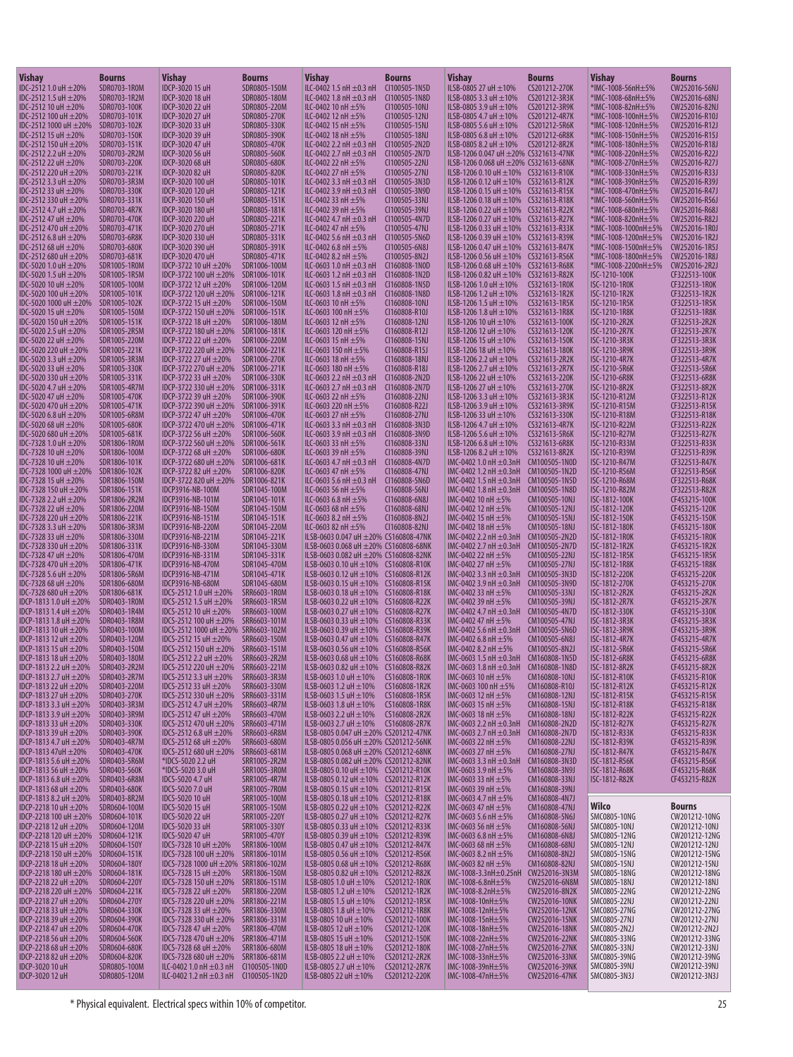| Vishay | Bourns |
|---|---|
| IDC-2512 1.0 uH ±20% | SDR0703-1R0M |
| IDC-2512 1.5 uH ±20% | SDR0703-1R2M |
| IDC-2512 10 uH ±20% | SDR0703-100K |
| IDC-2512 100 uH ±20% | SDR0703-101K |
| IDC-2512 1000 uH ±20% | SDR0703-102K |
| IDC-2512 15 uH ±20% | SDR0703-150K |
| IDC-2512 150 uH ±20% | SDR0703-151K |
| IDC-2512 2.2 uH ±20% | SDR0703-2R2M |
| IDC-2512 22 uH ±20% | SDR0703-220K |
| IDC-2512 220 uH ±20% | SDR0703-221K |
| IDC-2512 3.3 uH ±20% | SDR0703-3R3M |
| IDC-2512 33 uH ±20% | SDR0703-330K |
| IDC-2512 330 uH ±20% | SDR0703-331K |
| IDC-2512 4.7 uH ±20% | SDR0703-4R7K |
| IDC-2512 47 uH ±20% | SDR0703-470K |
| IDC-2512 470 uH ±20% | SDR0703-471K |
| IDC-2512 6.8 uH ±20% | SDR0703-6R8K |
| IDC-2512 68 uH ±20% | SDR0703-680K |
| IDC-2512 680 uH ±20% | SDR0703-681K |
| IDC-5020 1.0 uH ±20% | SDR1005-1R0M |
| IDC-5020 1.5 uH ±20% | SDR1005-1R5M |
| IDC-5020 10 uH ±20% | SDR1005-100M |
| IDC-5020 100 uH ±20% | SDR1005-101K |
| IDC-5020 1000 uH ±20% | SDR1005-102K |
| IDC-5020 15 uH ±20% | SDR1005-150M |
| IDC-5020 150 uH ±20% | SDR1005-151K |
| IDC-5020 2.5 uH ±20% | SDR1005-2R5M |
| IDC-5020 22 uH ±20% | SDR1005-220M |
| IDC-5020 220 uH ±20% | SDR1005-221K |
| IDC-5020 3.3 uH ±20% | SDR1005-3R3M |
| IDC-5020 33 uH ±20% | SDR1005-330K |
| IDC-5020 330 uH ±20% | SDR1005-331K |
| IDC-5020 4.7 uH ±20% | SDR1005-4R7M |
| IDC-5020 47 uH ±20% | SDR1005-470K |
| IDC-5020 470 uH ±20% | SDR1005-471K |
| IDC-5020 6.8 uH ±20% | SDR1005-6R8M |
| IDC-5020 68 uH ±20% | SDR1005-680K |
| IDC-5020 680 uH ±20% | SDR1005-681K |
| IDC-7328 1.0 uH ±20% | SDR1806-1R0M |
| IDC-7328 10 uH ±20% | SDR1806-100M |
| IDC-7328 100 uH ±20% | SDR1806-101K |
| IDC-7328 1000 uH ±20% | SDR1806-102K |
| IDC-7328 15 uH ±20% | SDR1806-150M |
| IDC-7328 150 uH ±20% | SDR1806-151K |
| IDC-7328 2.2 uH ±20% | SDR1806-2R2M |
| IDC-7328 22 uH ±20% | SDR1806-220M |
| IDC-7328 220 uH ±20% | SDR1806-221K |
| IDC-7328 3.3 uH ±20% | SDR1806-3R3M |
| IDC-7328 33 uH ±20% | SDR1806-330M |
| IDC-7328 330 uH ±20% | SDR1806-331K |
| IDC-7328 47 uH ±20% | SDR1806-470M |
| IDC-7328 470 uH ±20% | SDR1806-471K |
| IDC-7328 5.6 uH ±20% | SDR1806-5R6M |
| IDC-7328 68 uH ±20% | SDR1806-680M |
| IDC-7328 680 uH ±20% | SDR1806-681K |
| IDCP-1813 1.0 uH ±20% | SDR0403-1R0M |
| IDCP-1813 1.4 uH ±20% | SDR0403-1R4M |
| IDCP-1813 1.8 uH ±20% | SDR0403-1R8M |
| IDCP-1813 10 uH ±20% | SDR0403-100M |
| IDCP-1813 12 uH ±20% | SDR0403-120M |
| IDCP-1813 15 uH ±20% | SDR0403-150M |
| IDCP-1813 18 uH ±20% | SDR0403-180M |
| IDCP-1813 2.2 uH ±20% | SDR0403-2R2M |
| IDCP-1813 2.7 uH ±20% | SDR0403-2R7M |
| IDCP-1813 22 uH ±20% | SDR0403-220M |
| IDCP-1813 27 uH ±20% | SDR0403-270K |
| IDCP-1813 3.3 uH ±20% | SDR0403-3R3M |
| IDCP-1813 3.9 uH ±20% | SDR0403-3R9M |
| IDCP-1813 33 uH ±20% | SDR0403-330K |
| IDCP-1813 39 uH ±20% | SDR0403-390K |
| IDCP-1813 4.7 uH ±20% | SDR0403-4R7M |
| IDCP-1813 47uH ±20% | SDR0403-470K |
| IDCP-1813 5.6 uH ±20% | SDR0403-5R6M |
| IDCP-1813 56 uH ±20% | SDR0403-560K |
| IDCP-1813 6.8 uH ±20% | SDR0403-6R8M |
| IDCP-1813 68 uH ±20% | SDR0403-680K |
| IDCP-1813 8.2 uH ±20% | SDR0403-8R2M |
| IDCP-2218 10 uH ±20% | SDR0604-100M |
| IDCP-2218 100 uH ±20% | SDR0604-101K |
| IDCP-2218 12 uH ±20% | SDR0604-120M |
| IDCP-2218 120 uH ±20% | SDR0604-121K |
| IDCP-2218 15 uH ±20% | SDR0604-150Y |
| IDCP-2218 150 uH ±20% | SDR0604-151K |
| IDCP-2218 18 uH ±20% | SDR0604-180Y |
| IDCP-2218 180 uH ±20% | SDR0604-181K |
| IDCP-2218 22 uH ±20% | SDR0604-220Y |
| IDCP-2218 220 uH ±20% | SDR0604-221K |
| IDCP-2218 27 uH ±20% | SDR0604-270Y |
| IDCP-2218 33 uH ±20% | SDR0604-330K |
| IDCP-2218 39 uH ±20% | SDR0604-390K |
| IDCP-2218 47 uH ±20% | SDR0604-470K |
| IDCP-2218 56 uH ±20% | SDR0604-560K |
| IDCP-2218 68 uH ±20% | SDR0604-680K |
| IDCP-2218 82 uH ±20% | SDR0604-820K |
| IDCP-3020 10 uH | SDR0805-100M |
| IDCP-3020 12 uH | SDR0805-120M |
| IDCP-3020 15 uH | SDR0805-150M |
| IDCP-3020 18 uH | SDR0805-180M |
| IDCP-3020 22 uH | SDR0805-220M |
| IDCP-3020 27 uH | SDR0805-270K |
| IDCP-3020 33 uH | SDR0805-330K |
| IDCP-3020 39 uH | SDR0805-390K |
| IDCP-3020 47 uH | SDR0805-470K |
| IDCP-3020 56 uH | SDR0805-560K |
| IDCP-3020 68 uH | SDR0805-680K |
| IDCP-3020 82 uH | SDR0805-820K |
| IDCP-3020 100 uH | SDR0805-101K |
| IDCP-3020 120 uH | SDR0805-121K |
| IDCP-3020 150 uH | SDR0805-151K |
| IDCP-3020 180 uH | SDR0805-181K |
| IDCP-3020 220 uH | SDR0805-221K |
| IDCP-3020 270 uH | SDR0805-271K |
| IDCP-3020 330 uH | SDR0805-331K |
| IDCP-3020 390 uH | SDR0805-391K |
| IDCP-3020 470 uH | SDR0805-471K |
| IDCP-3722 10 uH ±20% | SDR1006-100M |
| IDCP-3722 100 uH ±20% | SDR1006-101K |
| IDCP-3722 12 uH ±20% | SDR1006-120M |
| IDCP-3722 120 uH ±20% | SDR1006-121K |
| IDCP-3722 15 uH ±20% | SDR1006-150M |
| IDCP-3722 150 uH ±20% | SDR1006-151K |
| IDCP-3722 18 uH ±20% | SDR1006-180M |
| IDCP-3722 180 uH ±20% | SDR1006-181K |
| IDCP-3722 22 uH ±20% | SDR1006-220M |
| IDCP-3722 220 uH ±20% | SDR1006-221K |
| IDCP-3722 27 uH ±20% | SDR1006-270K |
| IDCP-3722 270 uH ±20% | SDR1006-271K |
| IDCP-3722 33 uH ±20% | SDR1006-330K |
| IDCP-3722 330 uH ±20% | SDR1006-331K |
| IDCP-3722 39 uH ±20% | SDR1006-390K |
| IDCP-3722 390 uH ±20% | SDR1006-391K |
| IDCP-3722 47 uH ±20% | SDR1006-470K |
| IDCP-3722 470 uH ±20% | SDR1006-471K |
| IDCP-3722 56 uH ±20% | SDR1006-560K |
| IDCP-3722 560 uH ±20% | SDR1006-561K |
| IDCP-3722 68 uH ±20% | SDR1006-680K |
| IDCP-3722 680 uH ±20% | SDR1006-681K |
| IDCP-3722 82 uH ±20% | SDR1006-820K |
| IDCP-3722 820 uH ±20% | SDR1006-821K |
| IDCP3916-NB-100M | SDR1045-100M |
| IDCP3916-NB-101M | SDR1045-101K |
| IDCP3916-NB-150M | SDR1045-150M |
| IDCP3916-NB-151M | SDR1045-151K |
| IDCP3916-NB-220M | SDR1045-220M |
| IDCP3916-NB-221M | SDR1045-221K |
| IDCP3916-NB-330M | SDR1045-330M |
| IDCP3916-NB-331M | SDR1045-331K |
| IDCP3916-NB-470M | SDR1045-470M |
| IDCP3916-NB-471M | SDR1045-471K |
| IDCP3916-NB-680M | SDR1045-680M |
| IDCS-2512 1.0 uH ±20% | SRR6603-1R0M |
| IDCS-2512 1.5 uH ±20% | SRR6603-1R5M |
| IDCS-2512 10 uH ±20% | SRR6603-100M |
| IDCS-2512 100 uH ±20% | SRR6603-101M |
| IDCS-2512 1000 uH ±20% | SRR6603-102M |
| IDCS-2512 15 uH ±20% | SRR6603-150M |
| IDCS-2512 150 uH ±20% | SRR6603-151M |
| IDCS-2512 2.2 uH ±20% | SRR6603-2R2M |
| IDCS-2512 220 uH ±20% | SRR6603-221M |
| IDCS-2512 3.3 uH ±20% | SRR6603-3R3M |
| IDCS-2512 33 uH ±20% | SRR6603-330M |
| IDCS-2512 330 uH ±20% | SRR6603-331M |
| IDCS-2512 4.7 uH ±20% | SRR6603-4R7M |
| IDCS-2512 47 uH ±20% | SRR6603-470M |
| IDCS-2512 470 uH ±20% | SRR6603-471M |
| IDCS-2512 6.8 uH ±20% | SRR6603-6R8M |
| IDCS-2512 68 uH ±20% | SRR6603-680M |
| IDCS-2512 680 uH ±20% | SRR6603-681M |
| *IDCS-5020 2.2 uH | SRR1005-2R2M |
| *IDCS-5020 3.0 uH | SRR1005-3R0M |
| IDCS-5020 4.7 uH | SRR1005-4R7M |
| IDCS-5020 7.0 uH | SRR1005-7R0M |
| IDCS-5020 10 uH | SRR1005-100M |
| IDCS-5020 15 uH | SRR1005-150M |
| IDCS-5020 22 uH | SRR1005-220Y |
| IDCS-5020 33 uH | SRR1005-330Y |
| IDCS-5020 47 uH | SRR1005-470Y |
| IDCS-7328 10 uH ±20% | SRR1806-100M |
| IDCS-7328 100 uH ±20% | SRR1806-101M |
| IDCS-7328 1000 uH ±20% | SRR1806-102M |
| IDCS-7328 15 uH ±20% | SRR1806-150M |
| IDCS-7328 150 uH ±20% | SRR1806-151M |
| IDCS-7328 22 uH ±20% | SRR1806-220M |
| IDCS-7328 220 uH ±20% | SRR1806-221M |
| IDCS-7328 33 uH ±20% | SRR1806-330M |
| IDCS-7328 330 uH ±20% | SRR1806-331M |
| IDCS-7328 47 uH ±20% | SRR1806-470M |
| IDCS-7328 470 uH ±20% | SRR1806-471M |
| IDCS-7328 68 uH ±20% | SRR1806-680M |
| IDCS-7328 680 uH ±20% | SRR1806-681M |
| ILC-0402 1.0 nH ±0.3 nH | CI100505-1N0D |
| ILC-0402 1.2 nH ±0.3 nH | CI100505-1N2D |
| ILC-0402 1.5 nH ±0.3 nH | CI100505-1N5D |
| ILC-0402 1.8 nH ±0.3 nH | CI100505-1N8D |
| ILC-0402 10 nH ±5% | CI100505-10NJ |
| ILC-0402 12 nH ±5% | CI100505-12NJ |
| ILC-0402 15 nH ±5% | CI100505-15NJ |
| ILC-0402 18 nH ±5% | CI100505-18NJ |
| ILC-0402 2.2 nH ±0.3 nH | CI100505-2N2D |
| ILC-0402 2.7 nH ±0.3 nH | CI100505-2N7D |
| ILC-0402 22 nH ±5% | CI100505-22NJ |
| ILC-0402 27 nH ±5% | CI100505-27NJ |
| ILC-0402 3.3 nH ±0.3 nH | CI100505-3N3D |
| ILC-0402 3.9 nH ±0.3 nH | CI100505-3N9D |
| ILC-0402 33 nH ±5% | CI100505-33NJ |
| ILC-0402 39 nH ±5% | CI100505-39NJ |
| ILC-0402 4.7 nH ±0.3 nH | CI100505-4N7D |
| ILC-0402 47 nH ±5% | CI100505-47NJ |
| ILC-0402 5.6 nH ±0.3 nH | CI100505-5N6D |
| ILC-0402 6.8 nH ±5% | CI100505-6N8J |
| ILC-0402 8.2 nH ±5% | CI100505-8N2J |
| ILC-0603 1.0 nH ±0.3 nH | CI160808-1N0D |
| ILC-0603 1.2 nH ±0.3 nH | CI160808-1N2D |
| ILC-0603 1.5 nH ±0.3 nH | CI160808-1N5D |
| ILC-0603 1.8 nH ±0.3 nH | CI160808-1N8D |
| ILC-0603 10 nH ±5% | CI160808-10NJ |
| ILC-0603 100 nH ±5% | CI160808-R10J |
| ILC-0603 12 nH ±5% | CI160808-12NJ |
| ILC-0603 120 nH ±5% | CI160808-R12J |
| ILC-0603 15 nH ±5% | CI160808-15NJ |
| ILC-0603 150 nH ±5% | CI160808-R15J |
| ILC-0603 18 nH ±5% | CI160808-18NJ |
| ILC-0603 180 nH ±5% | CI160808-R18J |
| ILC-0603 2.2 nH ±0.3 nH | CI160808-2N2D |
| ILC-0603 2.7 nH ±0.3 nH | CI160808-2N7D |
| ILC-0603 22 nH ±5% | CI160808-22NJ |
| ILC-0603 220 nH ±5% | CI160808-R22J |
| ILC-0603 27 nH ±5% | CI160808-27NJ |
| ILC-0603 3.3 nH ±0.3 nH | CI160808-3N3D |
| ILC-0603 3.9 nH ±0.3 nH | CI160808-3N9D |
| ILC-0603 33 nH ±5% | CI160808-33NJ |
| ILC-0603 39 nH ±5% | CI160808-39NJ |
| ILC-0603 4.7 nH ±0.3 nH | CI160808-4N7D |
| ILC-0603 47 nH ±5% | CI160808-47NJ |
| ILC-0603 5.6 nH ±0.3 nH | CI160808-5N6D |
| ILC-0603 56 nH ±5% | CI160808-56NJ |
| ILC-0603 6.8 nH ±5% | CI160808-6N8J |
| ILC-0603 68 nH ±5% | CI160808-68NJ |
| ILC-0603 8.2 nH ±5% | CI160808-8N2J |
| ILC-0603 82 nH ±5% | CI160808-82NJ |
| ILSB-0603 0.047 uH ±20% | CS160808-47NK |
| ILSB-0603 0.068 uH ±20% | CS160808-68NK |
| ILSB-0603 0.082 uH ±20% | CS160808-82NK |
| ILSB-0603 0.10 uH ±10% | CS160808-R10K |
| ILSB-0603 0.12 uH ±10% | CS160808-R12K |
| ILSB-0603 0.15 uH ±10% | CS160808-R15K |
| ILSB-0603 0.18 uH ±10% | CS160808-R18K |
| ILSB-0603 0.22 uH ±10% | CS160808-R22K |
| ILSB-0603 0.27 uH ±10% | CS160808-R27K |
| ILSB-0603 0.33 uH ±10% | CS160808-R33K |
| ILSB-0603 0.39 uH ±10% | CS160808-R39K |
| ILSB-0603 0.47 uH ±10% | CS160808-R47K |
| ILSB-0603 0.56 uH ±10% | CS160808-R56K |
| ILSB-0603 0.68 uH ±10% | CS160808-R68K |
| ILSB-0603 0.82 uH ±10% | CS160808-R82K |
| ILSB-0603 1.0 uH ±10% | CS160808-1R0K |
| ILSB-0603 1.2 uH ±10% | CS160808-1R2K |
| ILSB-0603 1.5 uH ±10% | CS160808-1R5K |
| ILSB-0603 1.8 uH ±10% | CS160808-1R8K |
| ILSB-0603 2.2 uH ±10% | CS160808-2R2K |
| ILSB-0603 2.7 uH ±10% | CS160808-2R7K |
| ILSB-0805 0.047 uH ±20% | CS201212-47NK |
| ILSB-0805 0.056 uH ±20% | CS201212-56NK |
| ILSB-0805 0.068 uH ±20% | CS201212-68NK |
| ILSB-0805 0.082 uH ±20% | CS201212-82NK |
| ILSB-0805 0.10 uH ±10% | CS201212-R10K |
| ILSB-0805 0.12 uH ±10% | CS201212-R12K |
| ILSB-0805 0.15 uH ±10% | CS201212-R15K |
| ILSB-0805 0.18 uH ±10% | CS201212-R18K |
| ILSB-0805 0.22 uH ±10% | CS201212-R22K |
| ILSB-0805 0.27 uH ±10% | CS201212-R27K |
| ILSB-0805 0.33 uH ±10% | CS201212-R33K |
| ILSB-0805 0.39 uH ±10% | CS201212-R39K |
| ILSB-0805 0.47 uH ±10% | CS201212-R47K |
| ILSB-0805 0.56 uH ±10% | CS201212-R56K |
| ILSB-0805 0.68 uH ±10% | CS201212-R68K |
| ILSB-0805 0.82 uH ±10% | CS201212-R82K |
| ILSB-0805 1.0 uH ±10% | CS201212-1R0K |
| ILSB-0805 1.2 uH ±10% | CS201212-1R2K |
| ILSB-0805 1.5 uH ±10% | CS201212-1R5K |
| ILSB-0805 1.8 uH ±10% | CS201212-1R8K |
| ILSB-0805 10 uH ±10% | CS201212-100K |
| ILSB-0805 12 uH ±10% | CS201212-120K |
| ILSB-0805 15 uH ±10% | CS201212-150K |
| ILSB-0805 18 uH ±10% | CS201212-180K |
| ILSB-0805 2.2 uH ±10% | CS201212-2R2K |
| ILSB-0805 2.7 uH ±10% | CS201212-2R7K |
| ILSB-0805 22 uH ±10% | CS201212-220K |
| ILSB-0805 27 uH ±10% | CS201212-270K |
| ILSB-0805 3.3 uH ±10% | CS201212-3R3K |
| ILSB-0805 3.9 uH ±10% | CS201212-3R9K |
| ILSB-0805 4.7 uH ±10% | CS201212-4R7K |
| ILSB-0805 5.6 uH ±10% | CS201212-5R6K |
| ILSB-0805 6.8 uH ±10% | CS201212-6R8K |
| ILSB-0805 8.2 uH ±10% | CS201212-8R2K |
| ILSB-1206 0.047 uH ±20% | CS321613-47NK |
| ILSB-1206 0.068 uH ±20% | CS321613-68NK |
| ILSB-1206 0.10 uH ±10% | CS321613-R10K |
| ILSB-1206 0.12 uH ±10% | CS321613-R12K |
| ILSB-1206 0.15 uH ±10% | CS321613-R15K |
| ILSB-1206 0.18 uH ±10% | CS321613-R18K |
| ILSB-1206 0.22 uH ±10% | CS321613-R22K |
| ILSB-1206 0.27 uH ±10% | CS321613-R27K |
| ILSB-1206 0.33 uH ±10% | CS321613-R33K |
| ILSB-1206 0.39 uH ±10% | CS321613-R39K |
| ILSB-1206 0.47 uH ±10% | CS321613-R47K |
| ILSB-1206 0.56 uH ±10% | CS321613-R56K |
| ILSB-1206 0.68 uH ±10% | CS321613-R68K |
| ILSB-1206 0.82 uH ±10% | CS321613-R82K |
| ILSB-1206 1.0 uH ±10% | CS321613-1R0K |
| ILSB-1206 1.2 uH ±10% | CS321613-1R2K |
| ILSB-1206 1.5 uH ±10% | CS321613-1R5K |
| ILSB-1206 1.8 uH ±10% | CS321613-1R8K |
| ILSB-1206 10 uH ±10% | CS321613-100K |
| ILSB-1206 12 uH ±10% | CS321613-120K |
| ILSB-1206 15 uH ±10% | CS321613-150K |
| ILSB-1206 18 uH ±10% | CS321613-180K |
| ILSB-1206 2.2 uH ±10% | CS321613-2R2K |
| ILSB-1206 2.7 uH ±10% | CS321613-2R7K |
| ILSB-1206 22 uH ±10% | CS321613-220K |
| ILSB-1206 27 uH ±10% | CS321613-270K |
| ILSB-1206 3.3 uH ±10% | CS321613-3R3K |
| ILSB-1206 3.9 uH ±10% | CS321613-3R9K |
| ILSB-1206 33 uH ±10% | CS321613-330K |
| ILSB-1206 4.7 uH ±10% | CS321613-4R7K |
| ILSB-1206 5.6 uH ±10% | CS321613-5R6K |
| ILSB-1206 6.8 uH ±10% | CS321613-6R8K |
| ILSB-1206 8.2 uH ±10% | CS321613-8R2K |
| IMC-0402 1.0 nH ±0.3 nH | CM100505-1N0D |
| IMC-0402 1.2 nH ±0.3 nH | CM100505-1N2D |
| IMC-0402 1.5 nH ±0.3 nH | CM100505-1N5D |
| IMC-0402 1.8 nH ±0.3 nH | CM100505-1N8D |
| IMC-0402 10 nH ±5% | CM100505-10NJ |
| IMC-0402 12 nH ±5% | CM100505-12NJ |
| IMC-0402 15 nH ±5% | CM100505-15NJ |
| IMC-0402 18 nH ±5% | CM100505-18NJ |
| IMC-0402 2.2 nH ±0.3 nH | CM100505-2N2D |
| IMC-0402 2.7 nH ±0.3 nH | CM100505-2N7D |
| IMC-0402 22 nH ±5% | CM100505-22NJ |
| IMC-0402 27 nH ±5% | CM100505-27NJ |
| IMC-0402 3.3 nH ±0.3 nH | CM100505-3N3D |
| IMC-0402 3.9 nH ±0.3 nH | CM100505-3N9D |
| IMC-0402 33 nH ±5% | CM100505-33NJ |
| IMC-0402 39 nH ±5% | CM100505-39NJ |
| IMC-0402 4.7 nH ±0.3 nH | CM100505-4N7D |
| IMC-0402 47 nH ±5% | CM100505-47NJ |
| IMC-0402 5.6 nH ±0.3 nH | CM100505-5N6D |
| IMC-0402 6.8 nH ±5% | CM100505-6N8J |
| IMC-0402 8.2 nH ±5% | CM100505-8N2J |
| IMC-0603 1.5 nH ±0.3 nH | CM160808-1N5D |
| IMC-0603 1.8 nH ±0.3 nH | CM160808-1N8D |
| IMC-0603 10 nH ±5% | CM160808-10NJ |
| IMC-0603 100 nH ±5% | CM160808-R10J |
| IMC-0603 12 nH ±5% | CM160808-12NJ |
| IMC-0603 15 nH ±5% | CM160808-15NJ |
| IMC-0603 18 nH ±5% | CM160808-18NJ |
| IMC-0603 2.2 nH ±0.3 nH | CM160808-2N2D |
| IMC-0603 2.7 nH ±0.3 nH | CM160808-2N7D |
| IMC-0603 22 nH ±5% | CM160808-22NJ |
| IMC-0603 27 nH ±5% | CM160808-27NJ |
| IMC-0603 3.3 nH ±0.3 nH | CM160808-3N3D |
| IMC-0603 3.9 nH ±5% | CM160808-3N9J |
| IMC-0603 33 nH ±5% | CM160808-33NJ |
| IMC-0603 39 nH ±5% | CM160808-39NJ |
| IMC-0603 4.7 nH ±5% | CM160808-4N7J |
| IMC-0603 47 nH ±5% | CM160808-47NJ |
| IMC-0603 5.6 nH ±5% | CM160808-5N6J |
| IMC-0603 56 nH ±5% | CM160808-56NJ |
| IMC-0603 6.8 nH ±5% | CM160808-6N8J |
| IMC-0603 68 nH ±5% | CM160808-68NJ |
| IMC-0603 8.2 nH ±5% | CM160808-8N2J |
| IMC-0603 82 nH ±5% | CM160808-82NJ |
| IMC-1008-3.3nH±0.25nH | CW252016-3N3M |
| IMC-1008-6.8nH±5% | CW252016-6N8M |
| IMC-1008-8.2nH±5% | CW252016-8N2K |
| IMC-1008-10nH±5% | CW252016-10NK |
| IMC-1008-12nH±5% | CW252016-12NK |
| IMC-1008-15nH±5% | CW252016-15NK |
| IMC-1008-18nH±5% | CW252016-18NK |
| IMC-1008-22nH±5% | CW252016-22NK |
| IMC-1008-27nH±5% | CW252016-27NK |
| IMC-1008-33nH±5% | CW252016-33NK |
| IMC-1008-39nH±5% | CW252016-39NK |
| IMC-1008-47nH±5% | CW252016-47NK |
| *IMC-1008-56nH±5% | CW252016-56NJ |
| *IMC-1008-68nH±5% | CW252016-68NJ |
| *IMC-1008-82nH±5% | CW252016-82NJ |
| *IMC-1008-100nH±5% | CW252016-R10J |
| *IMC-1008-120nH±5% | CW252016-R12J |
| *IMC-1008-150nH±5% | CW252016-R15J |
| *IMC-1008-180nH±5% | CW252016-R18J |
| *IMC-1008-220nH±5% | CW252016-R22J |
| *IMC-1008-270nH±5% | CW252016-R27J |
| *IMC-1008-330nH±5% | CW252016-R33J |
| *IMC-1008-390nH±5% | CW252016-R39J |
| *IMC-1008-470nH±5% | CW252016-R47J |
| *IMC-1008-560nH±5% | CW252016-R56J |
| *IMC-1008-680nH±5% | CW252016-R68J |
| *IMC-1008-820nH±5% | CW252016-R82J |
| *IMC-1008-1000nH±5% | CW252016-1R0J |
| *IMC-1008-1200nH±5% | CW252016-1R2J |
| *IMC-1008-1500nH±5% | CW252016-1R5J |
| *IMC-1008-1800nH±5% | CW252016-1R8J |
| *IMC-1008-2200nH±5% | CW252016-2R2J |
| ISC-1210-100K | CF322513-100K |
| ISC-1210-1R0K | CF322513-1R0K |
| ISC-1210-1R2K | CF322513-1R2K |
| ISC-1210-1R5K | CF322513-1R5K |
| ISC-1210-1R8K | CF322513-1R8K |
| ISC-1210-2R2K | CF322513-2R2K |
| ISC-1210-2R7K | CF322513-2R7K |
| ISC-1210-3R3K | CF322513-3R3K |
| ISC-1210-3R9K | CF322513-3R9K |
| ISC-1210-4R7K | CF322513-4R7K |
| ISC-1210-5R6K | CF322513-5R6K |
| ISC-1210-6R8K | CF322513-6R8K |
| ISC-1210-8R2K | CF322513-8R2K |
| ISC-1210-R12M | CF322513-R12K |
| ISC-1210-R15M | CF322513-R15K |
| ISC-1210-R18M | CF322513-R18K |
| ISC-1210-R22M | CF322513-R22K |
| ISC-1210-R27M | CF322513-R27K |
| ISC-1210-R33M | CF322513-R33K |
| ISC-1210-R39M | CF322513-R39K |
| ISC-1210-R47M | CF322513-R47K |
| ISC-1210-R56M | CF322513-R56K |
| ISC-1210-R68M | CF322513-R68K |
| ISC-1210-R82M | CF322513-R82K |
| ISC-1812-100K | CF453215-100K |
| ISC-1812-120K | CF453215-120K |
| ISC-1812-150K | CF453215-150K |
| ISC-1812-180K | CF453215-180K |
| ISC-1812-1R0K | CF453215-1R0K |
| ISC-1812-1R2K | CF453215-1R2K |
| ISC-1812-1R5K | CF453215-1R5K |
| ISC-1812-1R8K | CF453215-1R8K |
| ISC-1812-220K | CF453215-220K |
| ISC-1812-270K | CF453215-270K |
| ISC-1812-2R2K | CF453215-2R2K |
| ISC-1812-2R7K | CF453215-2R7K |
| ISC-1812-330K | CF453215-330K |
| ISC-1812-3R3K | CF453215-3R3K |
| ISC-1812-3R9K | CF453215-3R9K |
| ISC-1812-4R7K | CF453215-4R7K |
| ISC-1812-5R6K | CF453215-5R6K |
| ISC-1812-6R8K | CF453215-6R8K |
| ISC-1812-8R2K | CF453215-8R2K |
| ISC-1812-R10K | CF453215-R10K |
| ISC-1812-R12K | CF453215-R12K |
| ISC-1812-R15K | CF453215-R15K |
| ISC-1812-R18K | CF453215-R18K |
| ISC-1812-R22K | CF453215-R22K |
| ISC-1812-R27K | CF453215-R27K |
| ISC-1812-R33K | CF453215-R33K |
| ISC-1812-R39K | CF453215-R39K |
| ISC-1812-R47K | CF453215-R47K |
| ISC-1812-R56K | CF453215-R56K |
| ISC-1812-R68K | CF453215-R68K |
| ISC-1812-R82K | CF453215-R82K |

| Wilco | Bourns |
|---|---|
| SMC0805-10NG | CW201212-10NG |
| SMC0805-10NJ | CW201212-10NJ |
| SMC0805-12NG | CW201212-12NG |
| SMC0805-12NJ | CW201212-12NJ |
| SMC0805-15NG | CW201212-15NG |
| SMC0805-15NJ | CW201212-15NJ |
| SMC0805-18NG | CW201212-18NG |
| SMC0805-18NJ | CW201212-18NJ |
| SMC0805-22NG | CW201212-22NG |
| SMC0805-22NJ | CW201212-22NJ |
| SMC0805-27NG | CW201212-27NG |
| SMC0805-27NJ | CW201212-27NJ |
| SMC0805-2N2J | CW201212-2N2J |
| SMC0805-33NG | CW201212-33NG |
| SMC0805-33NJ | CW201212-33NJ |
| SMC0805-39NG | CW201212-39NG |
| SMC0805-39NJ | CW201212-39NJ |
| SMC0805-3N3J | CW201212-3N3J |

\* Physical equivalent. Electrical specs within 10% of competitor.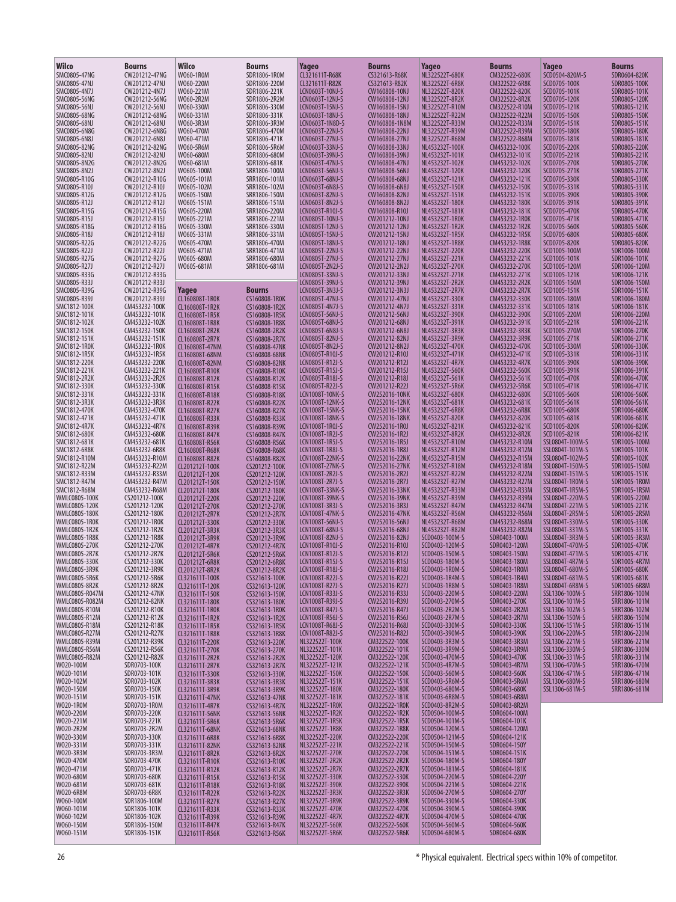| Wilco | Bourns |
|---|---|
| SMC0805-47NG | CW201212-47NG |
| SMC0805-47NJ | CW201212-47NJ |
| SMC0805-4N7J | CW201212-4N7J |
| SMC0805-56NG | CW201212-56NG |
| SMC0805-56NJ | CW201212-56NJ |
| SMC0805-68NG | CW201212-68NG |
| SMC0805-68NJ | CW201212-68NJ |
| SMC0805-6N8G | CW201212-6N8G |
| SMC0805-6N8J | CW201212-6N8J |
| SMC0805-82NG | CW201212-82NG |
| SMC0805-82NJ | CW201212-82NJ |
| SMC0805-8N2G | CW201212-8N2G |
| SMC0805-8N2J | CW201212-8N2J |
| SMC0805-R10G | CW201212-R10G |
| SMC0805-R10J | CW201212-R10J |
| SMC0805-R12G | CW201212-R12G |
| SMC0805-R12J | CW201212-R12J |
| SMC0805-R15G | CW201212-R15G |
| SMC0805-R15J | CW201212-R15J |
| SMC0805-R18G | CW201212-R18G |
| SMC0805-R18J | CW201212-R18J |
| SMC0805-R22G | CW201212-R22G |
| SMC0805-R22J | CW201212-R22J |
| SMC0805-R27G | CW201212-R27G |
| SMC0805-R27J | CW201212-R27J |
| SMC0805-R33G | CW201212-R33G |
| SMC0805-R33J | CW201212-R33J |
| SMC0805-R39G | CW201212-R39G |
| SMC0805-R39J | CW201212-R39J |
| SMC1812-100K | CM453232-100K |
| SMC1812-101K | CM453232-101K |
| SMC1812-102K | CM453232-102K |
| SMC1812-150K | CM453232-150K |
| SMC1812-151K | CM453232-151K |
| SMC1812-1R0K | CM453232-1R0K |
| SMC1812-1R5K | CM453232-1R5K |
| SMC1812-220K | CM453232-220K |
| SMC1812-221K | CM453232-221K |
| SMC1812-2R2K | CM453232-2R2K |
| SMC1812-330K | CM453232-330K |
| SMC1812-331K | CM453232-331K |
| SMC1812-3R3K | CM453232-3R3K |
| SMC1812-470K | CM453232-470K |
| SMC1812-471K | CM453232-471K |
| SMC1812-4R7K | CM453232-4R7K |
| SMC1812-680K | CM453232-680K |
| SMC1812-681K | CM453232-681K |
| SMC1812-6R8K | CM453232-6R8K |
| SMC1812-R10M | CM453232-R10M |
| SMC1812-R22M | CM453232-R22M |
| SMC1812-R33M | CM453232-R33M |
| SMC1812-R47M | CM453232-R47M |
| SMC1812-R68M | CM453232-R68M |
| WMLC0805-100K | CS201212-100K |
| WMLC0805-120K | CS201212-120K |
| WMLC0805-180K | CS201212-180K |
| WMLC0805-1R0K | CS201212-1R0K |
| WMLC0805-1R2K | CS201212-1R2K |
| WMLC0805-1R8K | CS201212-1R8K |
| WMLC0805-270K | CS201212-270K |
| WMLC0805-2R7K | CS201212-2R7K |
| WMLC0805-330K | CS201212-330K |
| WMLC0805-3R9K | CS201212-3R9K |
| WMLC0805-5R6K | CS201212-5R6K |
| WMLC0805-8R2K | CS201212-8R2K |
| WMLC0805-R047M | CS201212-47NK |
| WMLC0805-R082M | CS201212-82NK |
| WMLC0805-R10M | CS201212-R10K |
| WMLC0805-R12M | CS201212-R12K |
| WMLC0805-R18M | CS201212-R18K |
| WMLC0805-R27M | CS201212-R27K |
| WMLC0805-R39M | CS201212-R39K |
| WMLC0805-R56M | CS201212-R56K |
| WMLC0805-R82M | CS201212-R82K |
| WO20-100M | SDR0703-100K |
| WO20-101M | SDR0703-101K |
| WO20-102M | SDR0703-102K |
| WO20-150M | SDR0703-150K |
| WO20-151M | SDR0703-151K |
| WO20-1R0M | SDR0703-1R0M |
| WO20-220M | SDR0703-220K |
| WO20-221M | SDR0703-221K |
| WO20-2R2M | SDR0703-2R2M |
| WO20-330M | SDR0703-330K |
| WO20-331M | SDR0703-331K |
| WO20-3R3M | SDR0703-3R3M |
| WO20-470M | SDR0703-470K |
| WO20-471M | SDR0703-471K |
| WO20-680M | SDR0703-680K |
| WO20-681M | SDR0703-681K |
| WO20-6R8M | SDR0703-6R8K |
| WO60-100M | SDR1806-100M |
| WO60-101M | SDR1806-101K |
| WO60-102M | SDR1806-102K |
| WO60-150M | SDR1806-150M |
| WO60-151M | SDR1806-151K |
| WO60-1R0M | SDR1806-1R0M |
| WO60-220M | SDR1806-220M |
| WO60-221M | SDR1806-221K |
| WO60-2R2M | SDR1806-2R2M |
| WO60-330M | SDR1806-330M |
| WO60-331M | SDR1806-331K |
| WO60-3R3M | SDR1806-3R3M |
| WO60-470M | SDR1806-470M |
| WO60-471M | SDR1806-471K |
| WO60-5R6M | SDR1806-5R6M |
| WO60-680M | SDR1806-680M |
| WO60-681M | SDR1806-681K |
| WO60S-100M | SRR1806-100M |
| WO60S-101M | SRR1806-101M |
| WO60S-102M | SRR1806-102M |
| WO60S-150M | SRR1806-150M |
| WO60S-151M | SRR1806-151M |
| WO60S-220M | SRR1806-220M |
| WO60S-221M | SRR1806-221M |
| WO60S-330M | SRR1806-330M |
| WO60S-331M | SRR1806-331M |
| WO60S-470M | SRR1806-470M |
| WO60S-471M | SRR1806-471M |
| WO60S-680M | SRR1806-680M |
| WO60S-681M | SRR1806-681M |

| Yageo | Bourns |
|---|---|
| CL160808T-1R0K | CS160808-1R0K |
| CL160808T-1R2K | CS160808-1R2K |
| CL160808T-1R5K | CS160808-1R5K |
| CL160808T-1R8K | CS160808-1R8K |
| CL160808T-2R2K | CS160808-2R2K |
| CL160808T-2R7K | CS160808-2R7K |
| CL160808T-47NM | CS160808-47NK |
| CL160808T-68NM | CS160808-68NK |
| CL160808T-82NM | CS160808-82NK |
| CL160808T-R10K | CS160808-R10K |
| CL160808T-R12K | CS160808-R12K |
| CL160808T-R15K | CS160808-R15K |
| CL160808T-R18K | CS160808-R18K |
| CL160808T-R22K | CS160808-R22K |
| CL160808T-R27K | CS160808-R27K |
| CL160808T-R33K | CS160808-R33K |
| CL160808T-R39K | CS160808-R39K |
| CL160808T-R47K | CS160808-R47K |
| CL160808T-R56K | CS160808-R56K |
| CL160808T-R68K | CS160808-R68K |
| CL160808T-R82K | CS160808-R82K |
| CL201212T-100K | CS201212-100K |
| CL201212T-120K | CS201212-120K |
| CL201212T-150K | CS201212-150K |
| CL201212T-180K | CS201212-180K |
| CL201212T-220K | CS201212-220K |
| CL201212T-270K | CS201212-270K |
| CL201212T-2R7K | CS201212-2R7K |
| CL201212T-330K | CS201212-330K |
| CL201212T-3R3K | CS201212-3R3K |
| CL201212T-3R9K | CS201212-3R9K |
| CL201212T-4R7K | CS201212-4R7K |
| CL201212T-5R6K | CS201212-5R6K |
| CL201212T-6R8K | CS201212-6R8K |
| CL201212T-8R2K | CS201212-8R2K |
| CL321611T-100K | CS321613-100K |
| CL321611T-120K | CS321613-120K |
| CL321611T-150K | CS321613-150K |
| CL321611T-180K | CS321613-180K |
| CL321611T-1R0K | CS321613-1R0K |
| CL321611T-1R2K | CS321613-1R2K |
| CL321611T-1R5K | CS321613-1R5K |
| CL321611T-1R8K | CS321613-1R8K |
| CL321611T-220K | CS321613-220K |
| CL321611T-270K | CS321613-270K |
| CL321611T-2R2K | CS321613-2R2K |
| CL321611T-2R7K | CS321613-2R7K |
| CL321611T-330K | CS321613-330K |
| CL321611T-3R3K | CS321613-3R3K |
| CL321611T-3R9K | CS321613-3R9K |
| CL321611T-47NK | CS321613-47NK |
| CL321611T-4R7K | CS321613-4R7K |
| CL321611T-56NK | CS321613-56NK |
| CL321611T-5R6K | CS321613-5R6K |
| CL321611T-68NK | CS321613-68NK |
| CL321611T-6R8K | CS321613-6R8K |
| CL321611T-82NK | CS321613-82NK |
| CL321611T-8R2K | CS321613-8R2K |
| CL321611T-R10K | CS321613-R10K |
| CL321611T-R12K | CS321613-R12K |
| CL321611T-R15K | CS321613-R15K |
| CL321611T-R18K | CS321613-R18K |
| CL321611T-R22K | CS321613-R22K |
| CL321611T-R27K | CS321613-R27K |
| CL321611T-R33K | CS321613-R33K |
| CL321611T-R39K | CS321613-R39K |
| CL321611T-R47K | CS321613-R47K |
| CL321611T-R56K | CS321613-R56K |
| CL321611T-R68K | CS321613-R68K |
| CL321611T-R82K | CS321613-R82K |
| LCN0603T-10NJ-S | CW160808-10NJ |
| LCN0603T-12NJ-S | CW160808-12NJ |
| LCN0603T-15NJ-S | CW160808-15NJ |
| LCN0603T-18NJ-S | CW160808-18NJ |
| LCN0603T-1N8D-S | CW160808-1N8M |
| LCN0603T-22NJ-S | CW160808-22NJ |
| LCN0603T-27NJ-S | CW160808-27NJ |
| LCN0603T-33NJ-S | CW160808-33NJ |
| LCN0603T-39NJ-S | CW160808-39NJ |
| LCN0603T-47NJ-S | CW160808-47NJ |
| LCN0603T-56NJ-S | CW160808-56NJ |
| LCN0603T-68NJ-S | CW160808-68NJ |
| LCN0603T-6N8J-S | CW160808-6N8J |
| LCN0603T-82NJ-S | CW160808-82NJ |
| LCN0603T-8N2J-S | CW160808-8N2J |
| LCN0603T-R10J-S | CW160808-R10J |
| LCN0805T-10NJ-S | CW201212-10NJ |
| LCN0805T-12NJ-S | CW201212-12NJ |
| LCN0805T-15NJ-S | CW201212-15NJ |
| LCN0805T-18NJ-S | CW201212-18NJ |
| LCN0805T-22NJ-S | CW201212-22NJ |
| LCN0805T-27NJ-S | CW201212-27NJ |
| LCN0805T-2N2J-S | CW201212-2N2J |
| LCN0805T-33NJ-S | CW201212-33NJ |
| LCN0805T-39NJ-S | CW201212-39NJ |
| LCN0805T-3N3J-S | CW201212-3N3J |
| LCN0805T-47NJ-S | CW201212-47NJ |
| LCN0805T-4N7J-S | CW201212-4N7J |
| LCN0805T-56NJ-S | CW201212-56NJ |
| LCN0805T-68NJ-S | CW201212-68NJ |
| LCN0805T-6N8J-S | CW201212-6N8J |
| LCN0805T-82NJ-S | CW201212-82NJ |
| LCN0805T-8N2J-S | CW201212-8N2J |
| LCN0805T-R10J-S | CW201212-R10J |
| LCN0805T-R12J-S | CW201212-R12J |
| LCN0805T-R15J-S | CW201212-R15J |
| LCN0805T-R18J-S | CW201212-R18J |
| LCN0805T-R22J-S | CW201212-R22J |
| LCN1008T-10NK-S | CW252016-10NK |
| LCN1008T-12NK-S | CW252016-12NK |
| LCN1008T-15NK-S | CW252016-15NK |
| LCN1008T-18NK-S | CW252016-18NK |
| LCN1008T-1R0J-S | CW252016-1R0J |
| LCN1008T-1R2J-S | CW252016-1R2J |
| LCN1008T-1R5J-S | CW252016-1R5J |
| LCN1008T-1R8J-S | CW252016-1R8J |
| LCN1008T-22NK-S | CW252016-22NK |
| LCN1008T-27NK-S | CW252016-27NK |
| LCN1008T-2R2J-S | CW252016-2R2J |
| LCN1008T-2R7J-S | CW252016-2R7J |
| LCN1008T-33NK-S | CW252016-33NK |
| LCN1008T-39NK-S | CW252016-39NK |
| LCN1008T-3R3J-S | CW252016-3R3J |
| LCN1008T-47NK-S | CW252016-47NK |
| LCN1008T-56NJ-S | CW252016-56NJ |
| LCN1008T-68NJ-S | CW252016-68NJ |
| LCN1008T-82NJ-S | CW252016-82NJ |
| LCN1008T-R10J-S | CW252016-R10J |
| LCN1008T-R12J-S | CW252016-R12J |
| LCN1008T-R15J-S | CW252016-R15J |
| LCN1008T-R18J-S | CW252016-R18J |
| LCN1008T-R22J-S | CW252016-R22J |
| LCN1008T-R27J-S | CW252016-R27J |
| LCN1008T-R33J-S | CW252016-R33J |
| LCN1008T-R39J-S | CW252016-R39J |
| LCN1008T-R47J-S | CW252016-R47J |
| LCN1008T-R56J-S | CW252016-R56J |
| LCN1008T-R68J-S | CW252016-R68J |
| LCN1008T-R82J-S | CW252016-R82J |
| NL322522T-100K | CM322522-100K |
| NL322522T-101K | CM322522-101K |
| NL322522T-120K | CM322522-120K |
| NL322522T-121K | CM322522-121K |
| NL322522T-150K | CM322522-150K |
| NL322522T-151K | CM322522-151K |
| NL322522T-180K | CM322522-180K |
| NL322522T-181K | CM322522-181K |
| NL322522T-1R0K | CM322522-1R0K |
| NL322522T-1R2K | CM322522-1R2K |
| NL322522T-1R5K | CM322522-1R5K |
| NL322522T-1R8K | CM322522-1R8K |
| NL322522T-220K | CM322522-220K |
| NL322522T-221K | CM322522-221K |
| NL322522T-270K | CM322522-270K |
| NL322522T-2R2K | CM322522-2R2K |
| NL322522T-2R7K | CM322522-2R7K |
| NL322522T-330K | CM322522-330K |
| NL322522T-390K | CM322522-390K |
| NL322522T-3R3K | CM322522-3R3K |
| NL322522T-3R9K | CM322522-3R9K |
| NL322522T-470K | CM322522-470K |
| NL322522T-4R7K | CM322522-4R7K |
| NL322522T-560K | CM322522-560K |
| NL322522T-5R6K | CM322522-5R6K |
| NL322522T-680K | CM322522-680K |
| NL322522T-6R8K | CM322522-6R8K |
| NL322522T-820K | CM322522-820K |
| NL322522T-8R2K | CM322522-8R2K |
| NL322522T-R10M | CM322522-R10M |
| NL322522T-R22M | CM322522-R22M |
| NL322522T-R33M | CM322522-R33M |
| NL322522T-R39M | CM322522-R39M |
| NL322522T-R68M | CM322522-R68M |
| NL453232T-100K | CM453232-100K |
| NL453232T-101K | CM453232-101K |
| NL453232T-102K | CM453232-102K |
| NL453232T-120K | CM453232-120K |
| NL453232T-121K | CM453232-121K |
| NL453232T-150K | CM453232-150K |
| NL453232T-151K | CM453232-151K |
| NL453232T-180K | CM453232-180K |
| NL453232T-181K | CM453232-181K |
| NL453232T-1R0K | CM453232-1R0K |
| NL453232T-1R2K | CM453232-1R2K |
| NL453232T-1R5K | CM453232-1R5K |
| NL453232T-1R8K | CM453232-1R8K |
| NL453232T-220K | CM453232-220K |
| NL453232T-221K | CM453232-221K |
| NL453232T-270K | CM453232-270K |
| NL453232T-271K | CM453232-271K |
| NL453232T-2R2K | CM453232-2R2K |
| NL453232T-2R7K | CM453232-2R7K |
| NL453232T-330K | CM453232-330K |
| NL453232T-331K | CM453232-331K |
| NL453232T-390K | CM453232-390K |
| NL453232T-391K | CM453232-391K |
| NL453232T-3R3K | CM453232-3R3K |
| NL453232T-3R9K | CM453232-3R9K |
| NL453232T-470K | CM453232-470K |
| NL453232T-471K | CM453232-471K |
| NL453232T-4R7K | CM453232-4R7K |
| NL453232T-560K | CM453232-560K |
| NL453232T-561K | CM453232-561K |
| NL453232T-5R6K | CM453232-5R6K |
| NL453232T-680K | CM453232-680K |
| NL453232T-681K | CM453232-681K |
| NL453232T-6R8K | CM453232-6R8K |
| NL453232T-820K | CM453232-820K |
| NL453232T-821K | CM453232-821K |
| NL453232T-8R2K | CM453232-8R2K |
| NL453232T-R10M | CM453232-R10M |
| NL453232T-R12M | CM453232-R12M |
| NL453232T-R15M | CM453232-R15M |
| NL453232T-R18M | CM453232-R18M |
| NL453232T-R22M | CM453232-R22M |
| NL453232T-R27M | CM453232-R27M |
| NL453232T-R33M | CM453232-R33M |
| NL453232T-R39M | CM453232-R39M |
| NL453232T-R47M | CM453232-R47M |
| NL453232T-R56M | CM453232-R56M |
| NL453232T-R68M | CM453232-R68M |
| NL453232T-R82M | CM453232-R82M |
| SCD0403-100M-S | SDR0403-100M |
| SCD0403-120M-S | SDR0403-120M |
| SCD0403-150M-S | SDR0403-150M |
| SCD0403-180M-S | SDR0403-180M |
| SCD0403-1R0M-S | SDR0403-1R0M |
| SCD0403-1R4M-S | SDR0403-1R4M |
| SCD0403-1R8M-S | SDR0403-1R8M |
| SCD0403-220M-S | SDR0403-220M |
| SCD0403-270M-S | SDR0403-270K |
| SCD0403-2R2M-S | SDR0403-2R2M |
| SCD0403-2R7M-S | SDR0403-2R7M |
| SCD0403-330M-S | SDR0403-330K |
| SCD0403-390M-S | SDR0403-390K |
| SCD0403-3R3M-S | SDR0403-3R3M |
| SCD0403-3R9M-S | SDR0403-3R9M |
| SCD0403-470M-S | SDR0403-470K |
| SCD0403-4R7M-S | SDR0403-4R7M |
| SCD0403-560M-S | SDR0403-560K |
| SCD0403-5R6M-S | SDR0403-5R6M |
| SCD0403-680M-S | SDR0403-680K |
| SCD0403-6R8M-S | SDR0403-6R8M |
| SCD0403-8R2M-S | SDR0403-8R2M |
| SCD0504-100M-S | SDR0604-100M |
| SCD0504-101M-S | SDR0604-101K |
| SCD0504-120M-S | SDR0604-120M |
| SCD0504-121M-S | SDR0604-121K |
| SCD0504-150M-S | SDR0604-150Y |
| SCD0504-151M-S | SDR0604-151K |
| SCD0504-180M-S | SDR0604-180Y |
| SCD0504-181M-S | SDR0604-181K |
| SCD0504-220M-S | SDR0604-220Y |
| SCD0504-221M-S | SDR0604-221K |
| SCD0504-270M-S | SDR0604-270Y |
| SCD0504-330M-S | SDR0604-330K |
| SCD0504-390M-S | SDR0604-390K |
| SCD0504-470M-S | SDR0604-470K |
| SCD0504-560M-S | SDR0604-560K |
| SCD0504-680M-S | SDR0604-680K |
| SCD0504-820M-S | SDR0604-820K |
| SCD0705-100K | SDR0805-100K |
| SCD0705-101K | SDR0805-101K |
| SCD0705-120K | SDR0805-120K |
| SCD0705-121K | SDR0805-121K |
| SCD0705-150K | SDR0805-150K |
| SCD0705-151K | SDR0805-151K |
| SCD0705-180K | SDR0805-180K |
| SCD0705-181K | SDR0805-181K |
| SCD0705-220K | SDR0805-220K |
| SCD0705-221K | SDR0805-221K |
| SCD0705-270K | SDR0805-270K |
| SCD0705-271K | SDR0805-271K |
| SCD0705-330K | SDR0805-330K |
| SCD0705-331K | SDR0805-331K |
| SCD0705-390K | SDR0805-390K |
| SCD0705-391K | SDR0805-391K |
| SCD0705-470K | SDR0805-470K |
| SCD0705-471K | SDR0805-471K |
| SCD0705-560K | SDR0805-560K |
| SCD0705-680K | SDR0805-680K |
| SCD0705-820K | SDR0805-820K |
| SCD1005-100M | SDR1006-100M |
| SCD1005-101K | SDR1006-101K |
| SCD1005-120M | SDR1006-120M |
| SCD1005-121K | SDR1006-121K |
| SCD1005-150M | SDR1006-150M |
| SCD1005-151K | SDR1006-151K |
| SCD1005-180M | SDR1006-180M |
| SCD1005-181K | SDR1006-181K |
| SCD1005-220M | SDR1006-220M |
| SCD1005-221K | SDR1006-221K |
| SCD1005-270M | SDR1006-270K |
| SCD1005-271K | SDR1006-271K |
| SCD1005-330M | SDR1006-330K |
| SCD1005-331K | SDR1006-331K |
| SCD1005-390K | SDR1006-390K |
| SCD1005-391K | SDR1006-391K |
| SCD1005-470K | SDR1006-470K |
| SCD1005-471K | SDR1006-471K |
| SCD1005-560K | SDR1006-560K |
| SCD1005-561K | SDR1006-561K |
| SCD1005-680K | SDR1006-680K |
| SCD1005-681K | SDR1006-681K |
| SCD1005-820K | SDR1006-820K |
| SCD1005-821K | SDR1006-821K |
| SSL0804T-100M-S | SDR1005-100M |
| SSL0804T-101M-S | SDR1005-101K |
| SSL0804T-102M-S | SDR1005-102K |
| SSL0804T-150M-S | SDR1005-150M |
| SSL0804T-151M-S | SDR1005-151K |
| SSL0804T-1R0M-S | SDR1005-1R0M |
| SSL0804T-1R5M-S | SDR1005-1R5M |
| SSL0804T-220M-S | SDR1005-220M |
| SSL0804T-221M-S | SDR1005-221K |
| SSL0804T-2R5M-S | SDR1005-2R5M |
| SSL0804T-330M-S | SDR1005-330K |
| SSL0804T-331M-S | SDR1005-331K |
| SSL0804T-3R3M-S | SDR1005-3R3M |
| SSL0804T-470M-S | SDR1005-470K |
| SSL0804T-471M-S | SDR1005-471K |
| SSL0804T-4R7M-S | SDR1005-4R7M |
| SSL0804T-680M-S | SDR1005-680K |
| SSL0804T-681M-S | SDR1005-681K |
| SSL0804T-6R8M-S | SDR1005-6R8M |
| SSL1306-100M-S | SRR1806-100M |
| SSL1306-101M-S | SRR1806-101M |
| SSL1306-102M-S | SRR1806-102M |
| SSL1306-150M-S | SRR1806-150M |
| SSL1306-151M-S | SRR1806-151M |
| SSL1306-220M-S | SRR1806-220M |
| SSL1306-221M-S | SRR1806-221M |
| SSL1306-330M-S | SRR1806-330M |
| SSL1306-331M-S | SRR1806-331M |
| SSL1306-470M-S | SRR1806-470M |
| SSL1306-471M-S | SRR1806-471M |
| SSL1306-680M-S | SRR1806-680M |
| SSL1306-681M-S | SRR1806-681M |

* Physical equivalent. Electrical specs within 10% of competitor.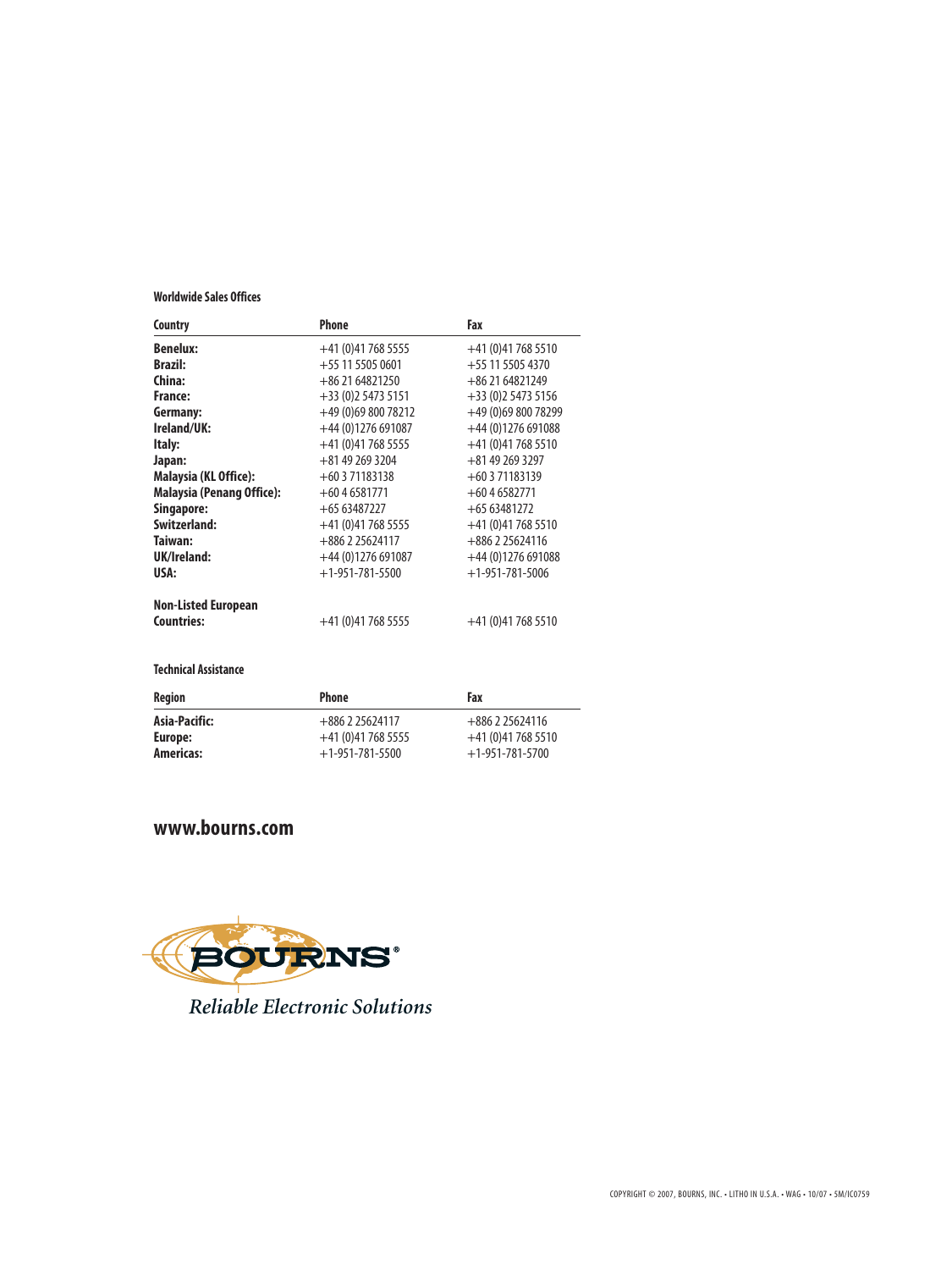**Worldwide Sales Offices**

| Country | Phone | Fax |
| --- | --- | --- |
| **Benelux:** | +41 (0)41 768 5555 | +41 (0)41 768 5510 |
| **Brazil:** | +55 11 5505 0601 | +55 11 5505 4370 |
| **China:** | +86 21 64821250 | +86 21 64821249 |
| **France:** | +33 (0)2 5473 5151 | +33 (0)2 5473 5156 |
| **Germany:** | +49 (0)69 800 78212 | +49 (0)69 800 78299 |
| **Ireland/UK:** | +44 (0)1276 691087 | +44 (0)1276 691088 |
| **Italy:** | +41 (0)41 768 5555 | +41 (0)41 768 5510 |
| **Japan:** | +81 49 269 3204 | +81 49 269 3297 |
| **Malaysia (KL Office):** | +60 3 71183138 | +60 3 71183139 |
| **Malaysia (Penang Office):** | +60 4 6581771 | +60 4 6582771 |
| **Singapore:** | +65 63487227 | +65 63481272 |
| **Switzerland:** | +41 (0)41 768 5555 | +41 (0)41 768 5510 |
| **Taiwan:** | +886 2 25624117 | +886 2 25624116 |
| **UK/Ireland:** | +44 (0)1276 691087 | +44 (0)1276 691088 |
| **USA:** | +1-951-781-5500 | +1-951-781-5006 |
| **Non-Listed European Countries:** | +41 (0)41 768 5555 | +41 (0)41 768 5510 |

**Technical Assistance**

| Region | Phone | Fax |
| --- | --- | --- |
| **Asia-Pacific:** | +886 2 25624117 | +886 2 25624116 |
| **Europe:** | +41 (0)41 768 5555 | +41 (0)41 768 5510 |
| **Americas:** | +1-951-781-5500 | +1-951-781-5700 |

**www.bourns.com**

BOURNS®

*Reliable Electronic Solutions*

COPYRIGHT © 2007, BOURNS, INC. • LITHO IN U.S.A. • WAG • 10/07 • 5M/IC0759